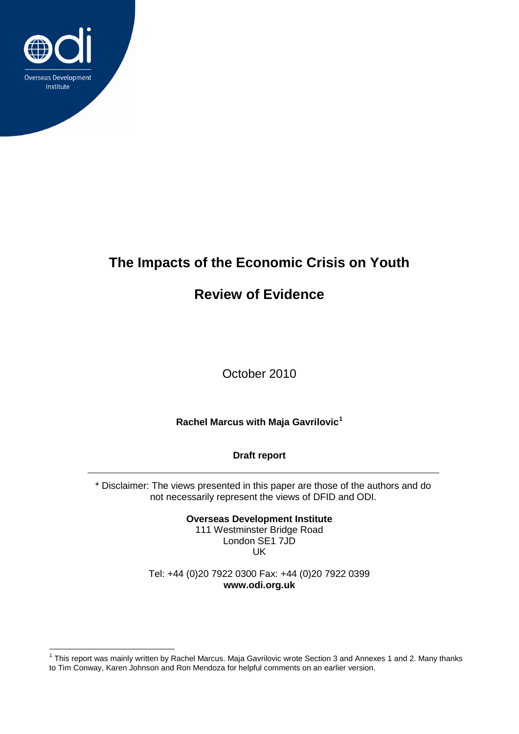Overseas Development Institute

# The Impacts of the Economic Crisis on Youth

# Review of Evidence

October 2010

**Rachel Marcus with Maja Gavrilovic**[1]

**Draft report**

---

* Disclaimer: The views presented in this paper are those of the authors and do not necessarily represent the views of DFID and ODI.

**Overseas Development Institute**
111 Westminster Bridge Road
London SE1 7JD
UK

Tel: +44 (0)20 7922 0300 Fax: +44 (0)20 7922 0399
**www.odi.org.uk**

[1] This report was mainly written by Rachel Marcus. Maja Gavrilovic wrote Section 3 and Annexes 1 and 2. Many thanks to Tim Conway, Karen Johnson and Ron Mendoza for helpful comments on an earlier version.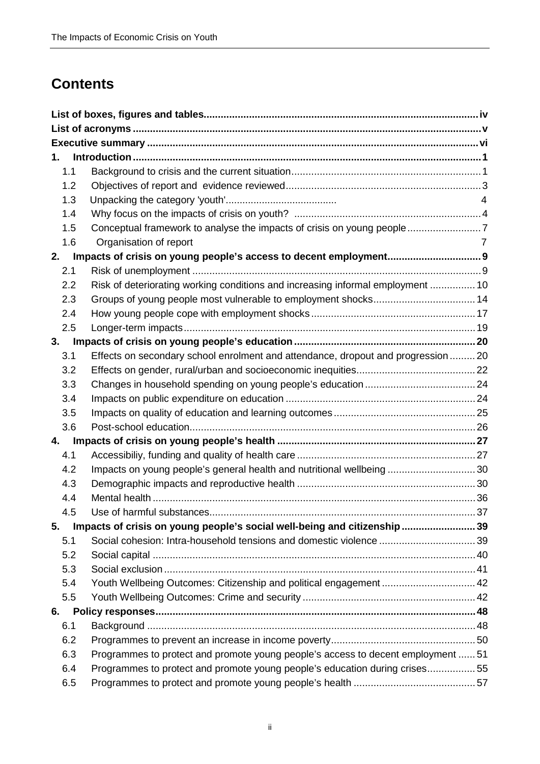## Contents

**List of boxes, figures and tables** .... iv
**List of acronyms** .... v
**Executive summary** .... vi
**1. Introduction** .... 1
- 1.1 Background to crisis and the current situation .... 1
- 1.2 Objectives of report and evidence reviewed .... 3
- 1.3 Unpacking the category 'youth' .... 4
- 1.4 Why focus on the impacts of crisis on youth? .... 4
- 1.5 Conceptual framework to analyse the impacts of crisis on young people .... 7
- 1.6 Organisation of report .... 7

**2. Impacts of crisis on young people's access to decent employment** .... 9
- 2.1 Risk of unemployment .... 9
- 2.2 Risk of deteriorating working conditions and increasing informal employment .... 10
- 2.3 Groups of young people most vulnerable to employment shocks .... 14
- 2.4 How young people cope with employment shocks .... 17
- 2.5 Longer-term impacts .... 19

**3. Impacts of crisis on young people's education** .... 20
- 3.1 Effects on secondary school enrolment and attendance, dropout and progression .... 20
- 3.2 Effects on gender, rural/urban and socioeconomic inequities .... 22
- 3.3 Changes in household spending on young people's education .... 24
- 3.4 Impacts on public expenditure on education .... 24
- 3.5 Impacts on quality of education and learning outcomes .... 25
- 3.6 Post-school education .... 26

**4. Impacts of crisis on young people's health** .... 27
- 4.1 Accessibiliy, funding and quality of health care .... 27
- 4.2 Impacts on young people's general health and nutritional wellbeing .... 30
- 4.3 Demographic impacts and reproductive health .... 30
- 4.4 Mental health .... 36
- 4.5 Use of harmful substances .... 37

**5. Impacts of crisis on young people's social well-being and citizenship** .... 39
- 5.1 Social cohesion: Intra-household tensions and domestic violence .... 39
- 5.2 Social capital .... 40
- 5.3 Social exclusion .... 41
- 5.4 Youth Wellbeing Outcomes: Citizenship and political engagement .... 42
- 5.5 Youth Wellbeing Outcomes: Crime and security .... 42

**6. Policy responses** .... 48
- 6.1 Background .... 48
- 6.2 Programmes to prevent an increase in income poverty .... 50
- 6.3 Programmes to protect and promote young people's access to decent employment .... 51
- 6.4 Programmes to protect and promote young people's education during crises .... 55
- 6.5 Programmes to protect and promote young people's health .... 57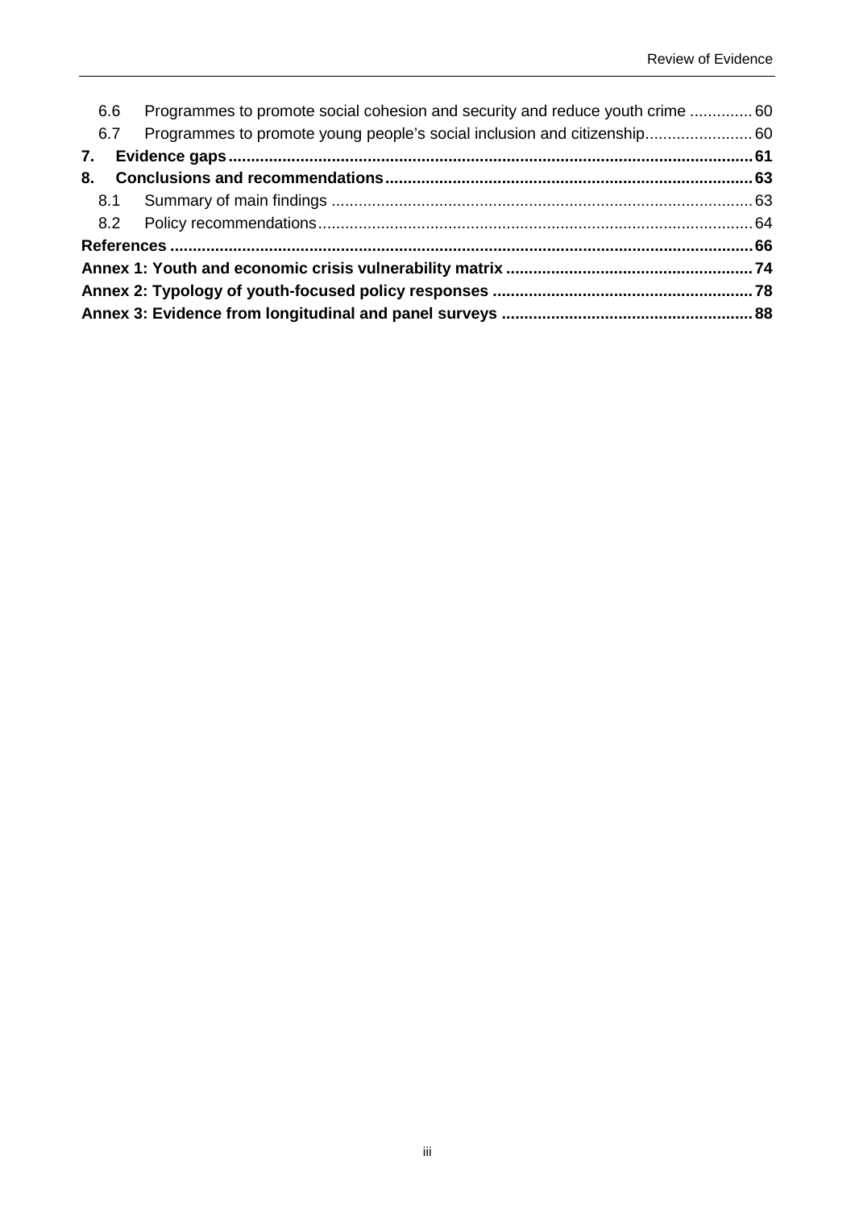6.6 Programmes to promote social cohesion and security and reduce youth crime .............. 60

6.7 Programmes to promote young people's social inclusion and citizenship........................ 60

**7. Evidence gaps ..................................................................................................................... 61**

**8. Conclusions and recommendations ................................................................................. 63**

8.1 Summary of main findings ............................................................................................ 63

8.2 Policy recommendations ................................................................................................ 64

**References ............................................................................................................................... 66**

**Annex 1: Youth and economic crisis vulnerability matrix ....................................................... 74**

**Annex 2: Typology of youth-focused policy responses .......................................................... 78**

**Annex 3: Evidence from longitudinal and panel surveys ........................................................ 88**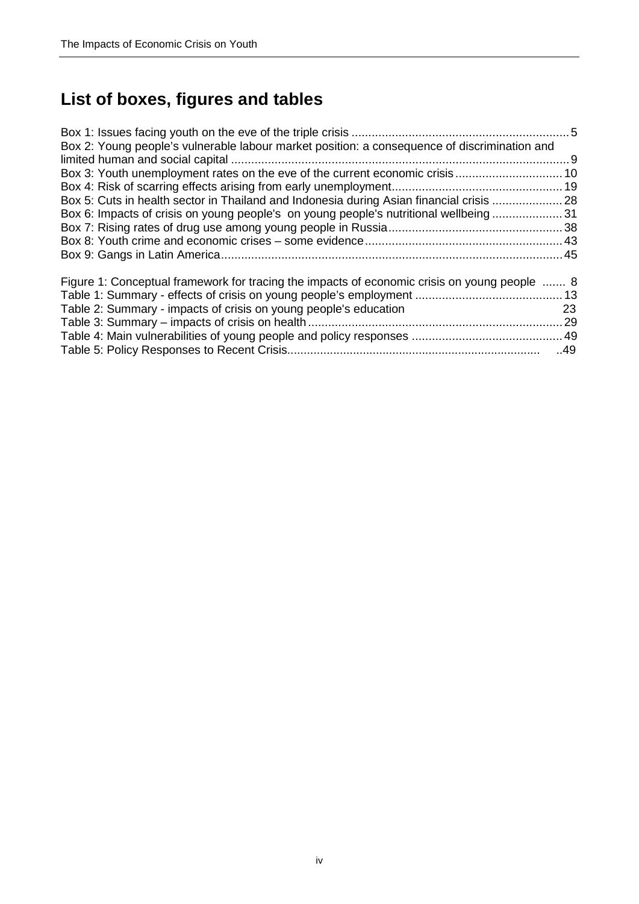## List of boxes, figures and tables

Box 1: Issues facing youth on the eve of the triple crisis ................................................................. 5
Box 2: Young people's vulnerable labour market position: a consequence of discrimination and limited human and social capital ..................................................................................................... 9
Box 3: Youth unemployment rates on the eve of the current economic crisis ................................ 10
Box 4: Risk of scarring effects arising from early unemployment.................................................. 19
Box 5: Cuts in health sector in Thailand and Indonesia during Asian financial crisis ..................... 28
Box 6: Impacts of crisis on young people's on young people's nutritional wellbeing ..................... 31
Box 7: Rising rates of drug use among young people in Russia.................................................... 38
Box 8: Youth crime and economic crises – some evidence........................................................... 43
Box 9: Gangs in Latin America...................................................................................................... 45

Figure 1: Conceptual framework for tracing the impacts of economic crisis on young people ....... 8
Table 1: Summary - effects of crisis on young people's employment ............................................ 13
Table 2: Summary - impacts of crisis on young people's education 23
Table 3: Summary – impacts of crisis on health ............................................................................ 29
Table 4: Main vulnerabilities of young people and policy responses ............................................ 49
Table 5: Policy Responses to Recent Crisis.............................................................................. ..49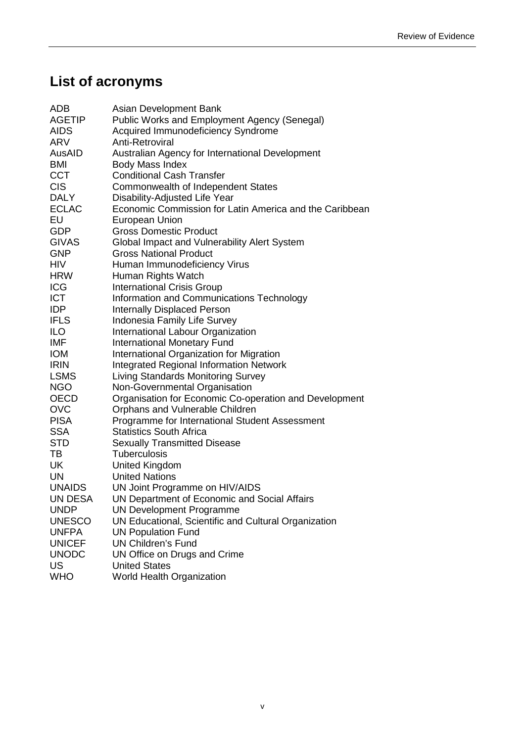## List of acronyms

| | |
|---|---|
| ADB | Asian Development Bank |
| AGETIP | Public Works and Employment Agency (Senegal) |
| AIDS | Acquired Immunodeficiency Syndrome |
| ARV | Anti-Retroviral |
| AusAID | Australian Agency for International Development |
| BMI | Body Mass Index |
| CCT | Conditional Cash Transfer |
| CIS | Commonwealth of Independent States |
| DALY | Disability-Adjusted Life Year |
| ECLAC | Economic Commission for Latin America and the Caribbean |
| EU | European Union |
| GDP | Gross Domestic Product |
| GIVAS | Global Impact and Vulnerability Alert System |
| GNP | Gross National Product |
| HIV | Human Immunodeficiency Virus |
| HRW | Human Rights Watch |
| ICG | International Crisis Group |
| ICT | Information and Communications Technology |
| IDP | Internally Displaced Person |
| IFLS | Indonesia Family Life Survey |
| ILO | International Labour Organization |
| IMF | International Monetary Fund |
| IOM | International Organization for Migration |
| IRIN | Integrated Regional Information Network |
| LSMS | Living Standards Monitoring Survey |
| NGO | Non-Governmental Organisation |
| OECD | Organisation for Economic Co-operation and Development |
| OVC | Orphans and Vulnerable Children |
| PISA | Programme for International Student Assessment |
| SSA | Statistics South Africa |
| STD | Sexually Transmitted Disease |
| TB | Tuberculosis |
| UK | United Kingdom |
| UN | United Nations |
| UNAIDS | UN Joint Programme on HIV/AIDS |
| UN DESA | UN Department of Economic and Social Affairs |
| UNDP | UN Development Programme |
| UNESCO | UN Educational, Scientific and Cultural Organization |
| UNFPA | UN Population Fund |
| UNICEF | UN Children's Fund |
| UNODC | UN Office on Drugs and Crime |
| US | United States |
| WHO | World Health Organization |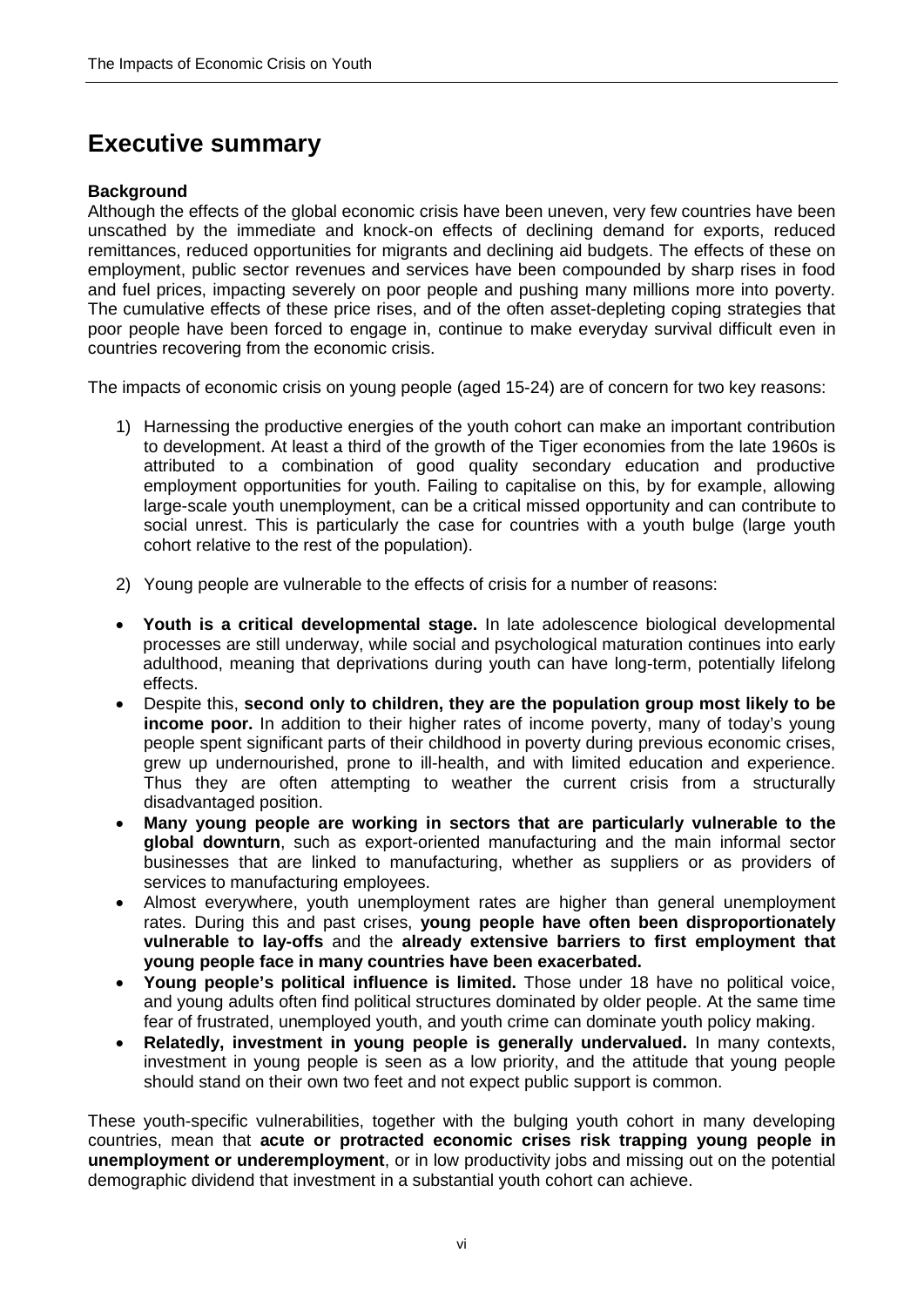# Executive summary

**Background**

Although the effects of the global economic crisis have been uneven, very few countries have been unscathed by the immediate and knock-on effects of declining demand for exports, reduced remittances, reduced opportunities for migrants and declining aid budgets. The effects of these on employment, public sector revenues and services have been compounded by sharp rises in food and fuel prices, impacting severely on poor people and pushing many millions more into poverty. The cumulative effects of these price rises, and of the often asset-depleting coping strategies that poor people have been forced to engage in, continue to make everyday survival difficult even in countries recovering from the economic crisis.

The impacts of economic crisis on young people (aged 15-24) are of concern for two key reasons:

1) Harnessing the productive energies of the youth cohort can make an important contribution to development. At least a third of the growth of the Tiger economies from the late 1960s is attributed to a combination of good quality secondary education and productive employment opportunities for youth. Failing to capitalise on this, by for example, allowing large-scale youth unemployment, can be a critical missed opportunity and can contribute to social unrest. This is particularly the case for countries with a youth bulge (large youth cohort relative to the rest of the population).

2) Young people are vulnerable to the effects of crisis for a number of reasons:

- **Youth is a critical developmental stage.** In late adolescence biological developmental processes are still underway, while social and psychological maturation continues into early adulthood, meaning that deprivations during youth can have long-term, potentially lifelong effects.
- Despite this, **second only to children, they are the population group most likely to be income poor.** In addition to their higher rates of income poverty, many of today's young people spent significant parts of their childhood in poverty during previous economic crises, grew up undernourished, prone to ill-health, and with limited education and experience. Thus they are often attempting to weather the current crisis from a structurally disadvantaged position.
- **Many young people are working in sectors that are particularly vulnerable to the global downturn**, such as export-oriented manufacturing and the main informal sector businesses that are linked to manufacturing, whether as suppliers or as providers of services to manufacturing employees.
- Almost everywhere, youth unemployment rates are higher than general unemployment rates. During this and past crises, **young people have often been disproportionately vulnerable to lay-offs** and the **already extensive barriers to first employment that young people face in many countries have been exacerbated.**
- **Young people's political influence is limited.** Those under 18 have no political voice, and young adults often find political structures dominated by older people. At the same time fear of frustrated, unemployed youth, and youth crime can dominate youth policy making.
- **Relatedly, investment in young people is generally undervalued.** In many contexts, investment in young people is seen as a low priority, and the attitude that young people should stand on their own two feet and not expect public support is common.

These youth-specific vulnerabilities, together with the bulging youth cohort in many developing countries, mean that **acute or protracted economic crises risk trapping young people in unemployment or underemployment**, or in low productivity jobs and missing out on the potential demographic dividend that investment in a substantial youth cohort can achieve.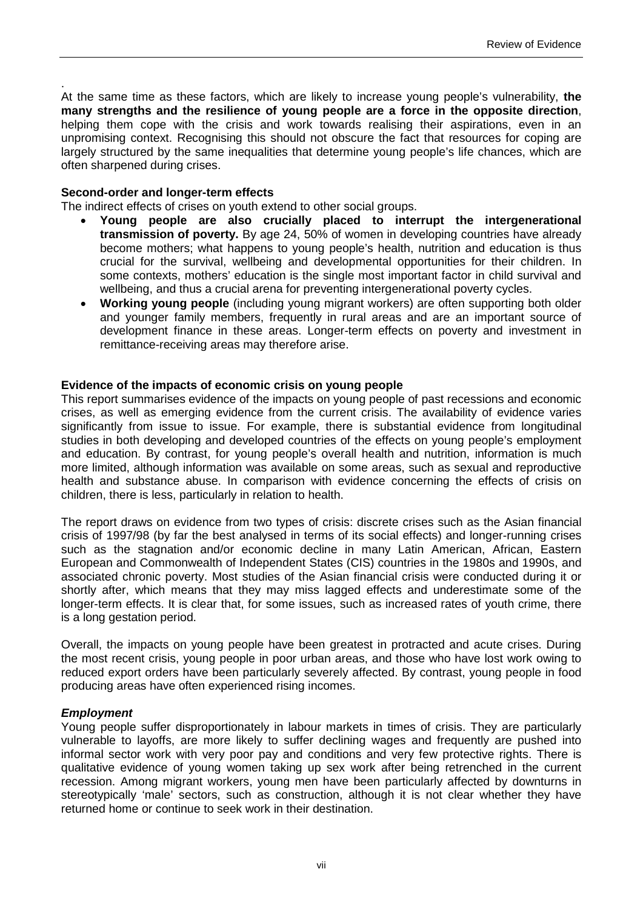.
At the same time as these factors, which are likely to increase young people's vulnerability, **the many strengths and the resilience of young people are a force in the opposite direction**, helping them cope with the crisis and work towards realising their aspirations, even in an unpromising context. Recognising this should not obscure the fact that resources for coping are largely structured by the same inequalities that determine young people's life chances, which are often sharpened during crises.

**Second-order and longer-term effects**

The indirect effects of crises on youth extend to other social groups.

- **Young people are also crucially placed to interrupt the intergenerational transmission of poverty.** By age 24, 50% of women in developing countries have already become mothers; what happens to young people's health, nutrition and education is thus crucial for the survival, wellbeing and developmental opportunities for their children. In some contexts, mothers' education is the single most important factor in child survival and wellbeing, and thus a crucial arena for preventing intergenerational poverty cycles.
- **Working young people** (including young migrant workers) are often supporting both older and younger family members, frequently in rural areas and are an important source of development finance in these areas. Longer-term effects on poverty and investment in remittance-receiving areas may therefore arise.

**Evidence of the impacts of economic crisis on young people**

This report summarises evidence of the impacts on young people of past recessions and economic crises, as well as emerging evidence from the current crisis. The availability of evidence varies significantly from issue to issue. For example, there is substantial evidence from longitudinal studies in both developing and developed countries of the effects on young people's employment and education. By contrast, for young people's overall health and nutrition, information is much more limited, although information was available on some areas, such as sexual and reproductive health and substance abuse. In comparison with evidence concerning the effects of crisis on children, there is less, particularly in relation to health.

The report draws on evidence from two types of crisis: discrete crises such as the Asian financial crisis of 1997/98 (by far the best analysed in terms of its social effects) and longer-running crises such as the stagnation and/or economic decline in many Latin American, African, Eastern European and Commonwealth of Independent States (CIS) countries in the 1980s and 1990s, and associated chronic poverty. Most studies of the Asian financial crisis were conducted during it or shortly after, which means that they may miss lagged effects and underestimate some of the longer-term effects. It is clear that, for some issues, such as increased rates of youth crime, there is a long gestation period.

Overall, the impacts on young people have been greatest in protracted and acute crises. During the most recent crisis, young people in poor urban areas, and those who have lost work owing to reduced export orders have been particularly severely affected. By contrast, young people in food producing areas have often experienced rising incomes.

***Employment***

Young people suffer disproportionately in labour markets in times of crisis. They are particularly vulnerable to layoffs, are more likely to suffer declining wages and frequently are pushed into informal sector work with very poor pay and conditions and very few protective rights. There is qualitative evidence of young women taking up sex work after being retrenched in the current recession. Among migrant workers, young men have been particularly affected by downturns in stereotypically 'male' sectors, such as construction, although it is not clear whether they have returned home or continue to seek work in their destination.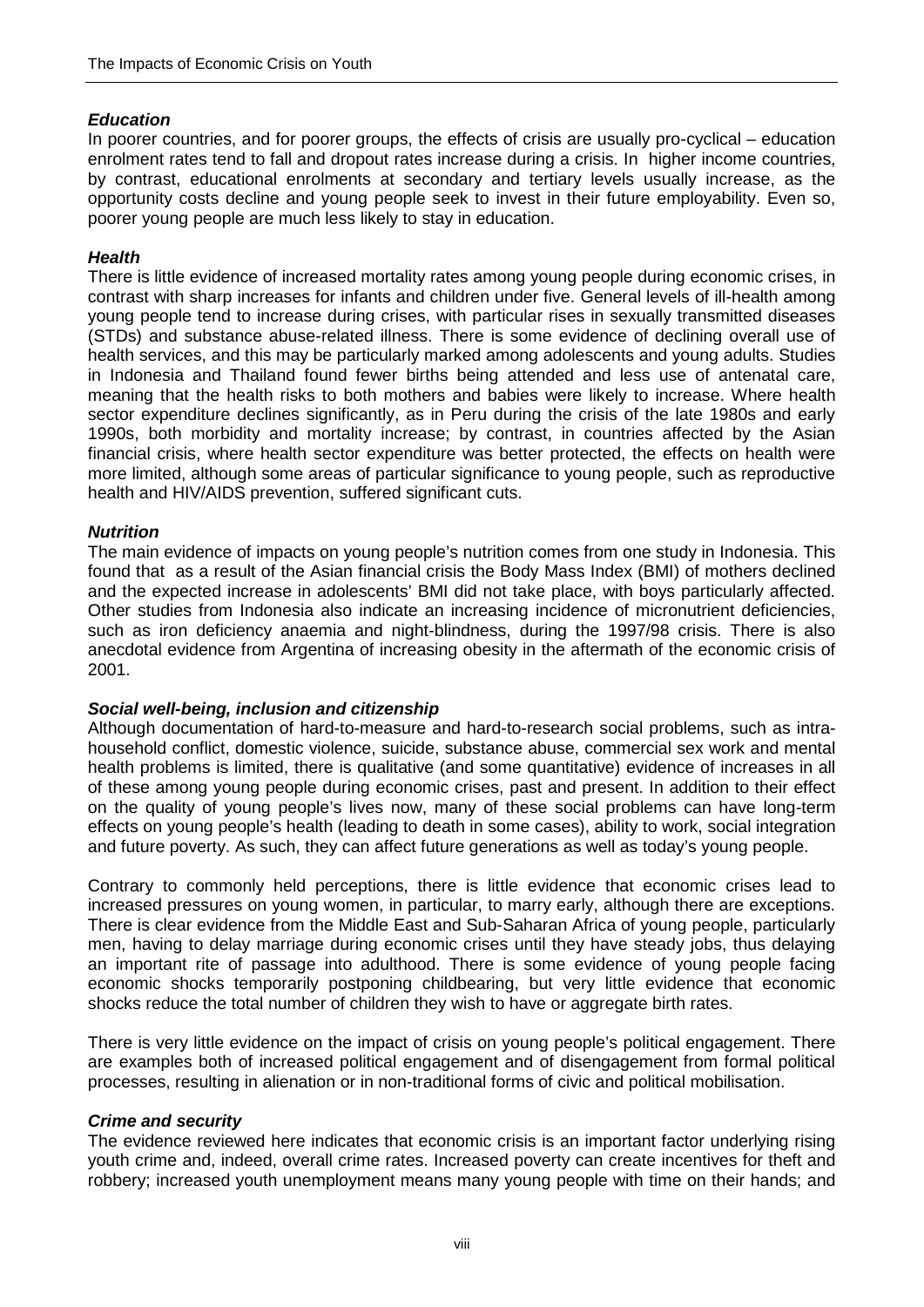### *Education*

In poorer countries, and for poorer groups, the effects of crisis are usually pro-cyclical – education enrolment rates tend to fall and dropout rates increase during a crisis. In higher income countries, by contrast, educational enrolments at secondary and tertiary levels usually increase, as the opportunity costs decline and young people seek to invest in their future employability. Even so, poorer young people are much less likely to stay in education.

### *Health*

There is little evidence of increased mortality rates among young people during economic crises, in contrast with sharp increases for infants and children under five. General levels of ill-health among young people tend to increase during crises, with particular rises in sexually transmitted diseases (STDs) and substance abuse-related illness. There is some evidence of declining overall use of health services, and this may be particularly marked among adolescents and young adults. Studies in Indonesia and Thailand found fewer births being attended and less use of antenatal care, meaning that the health risks to both mothers and babies were likely to increase. Where health sector expenditure declines significantly, as in Peru during the crisis of the late 1980s and early 1990s, both morbidity and mortality increase; by contrast, in countries affected by the Asian financial crisis, where health sector expenditure was better protected, the effects on health were more limited, although some areas of particular significance to young people, such as reproductive health and HIV/AIDS prevention, suffered significant cuts.

### *Nutrition*

The main evidence of impacts on young people's nutrition comes from one study in Indonesia. This found that as a result of the Asian financial crisis the Body Mass Index (BMI) of mothers declined and the expected increase in adolescents' BMI did not take place, with boys particularly affected. Other studies from Indonesia also indicate an increasing incidence of micronutrient deficiencies, such as iron deficiency anaemia and night-blindness, during the 1997/98 crisis. There is also anecdotal evidence from Argentina of increasing obesity in the aftermath of the economic crisis of 2001.

### *Social well-being, inclusion and citizenship*

Although documentation of hard-to-measure and hard-to-research social problems, such as intra-household conflict, domestic violence, suicide, substance abuse, commercial sex work and mental health problems is limited, there is qualitative (and some quantitative) evidence of increases in all of these among young people during economic crises, past and present. In addition to their effect on the quality of young people's lives now, many of these social problems can have long-term effects on young people's health (leading to death in some cases), ability to work, social integration and future poverty. As such, they can affect future generations as well as today's young people.

Contrary to commonly held perceptions, there is little evidence that economic crises lead to increased pressures on young women, in particular, to marry early, although there are exceptions. There is clear evidence from the Middle East and Sub-Saharan Africa of young people, particularly men, having to delay marriage during economic crises until they have steady jobs, thus delaying an important rite of passage into adulthood. There is some evidence of young people facing economic shocks temporarily postponing childbearing, but very little evidence that economic shocks reduce the total number of children they wish to have or aggregate birth rates.

There is very little evidence on the impact of crisis on young people's political engagement. There are examples both of increased political engagement and of disengagement from formal political processes, resulting in alienation or in non-traditional forms of civic and political mobilisation.

### *Crime and security*

The evidence reviewed here indicates that economic crisis is an important factor underlying rising youth crime and, indeed, overall crime rates. Increased poverty can create incentives for theft and robbery; increased youth unemployment means many young people with time on their hands; and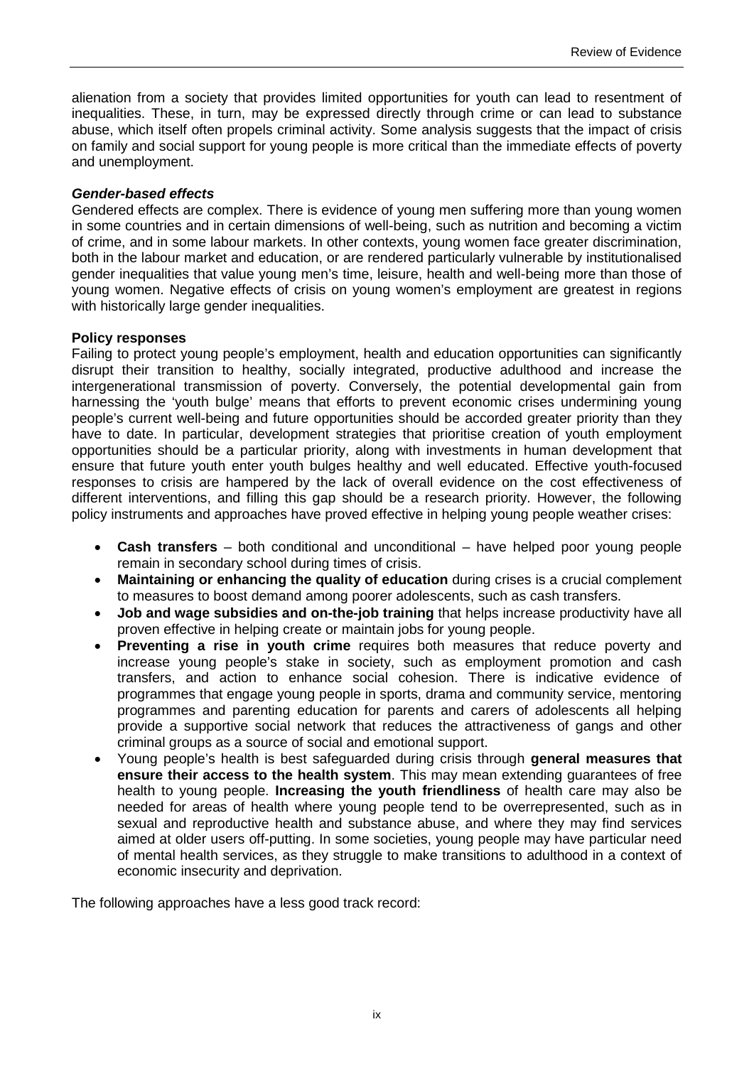alienation from a society that provides limited opportunities for youth can lead to resentment of inequalities. These, in turn, may be expressed directly through crime or can lead to substance abuse, which itself often propels criminal activity. Some analysis suggests that the impact of crisis on family and social support for young people is more critical than the immediate effects of poverty and unemployment.

***Gender-based effects***

Gendered effects are complex. There is evidence of young men suffering more than young women in some countries and in certain dimensions of well-being, such as nutrition and becoming a victim of crime, and in some labour markets. In other contexts, young women face greater discrimination, both in the labour market and education, or are rendered particularly vulnerable by institutionalised gender inequalities that value young men's time, leisure, health and well-being more than those of young women. Negative effects of crisis on young women's employment are greatest in regions with historically large gender inequalities.

**Policy responses**

Failing to protect young people's employment, health and education opportunities can significantly disrupt their transition to healthy, socially integrated, productive adulthood and increase the intergenerational transmission of poverty. Conversely, the potential developmental gain from harnessing the 'youth bulge' means that efforts to prevent economic crises undermining young people's current well-being and future opportunities should be accorded greater priority than they have to date. In particular, development strategies that prioritise creation of youth employment opportunities should be a particular priority, along with investments in human development that ensure that future youth enter youth bulges healthy and well educated. Effective youth-focused responses to crisis are hampered by the lack of overall evidence on the cost effectiveness of different interventions, and filling this gap should be a research priority. However, the following policy instruments and approaches have proved effective in helping young people weather crises:

- **Cash transfers** – both conditional and unconditional – have helped poor young people remain in secondary school during times of crisis.
- **Maintaining or enhancing the quality of education** during crises is a crucial complement to measures to boost demand among poorer adolescents, such as cash transfers.
- **Job and wage subsidies and on-the-job training** that helps increase productivity have all proven effective in helping create or maintain jobs for young people.
- **Preventing a rise in youth crime** requires both measures that reduce poverty and increase young people's stake in society, such as employment promotion and cash transfers, and action to enhance social cohesion. There is indicative evidence of programmes that engage young people in sports, drama and community service, mentoring programmes and parenting education for parents and carers of adolescents all helping provide a supportive social network that reduces the attractiveness of gangs and other criminal groups as a source of social and emotional support.
- Young people's health is best safeguarded during crisis through **general measures that ensure their access to the health system**. This may mean extending guarantees of free health to young people. **Increasing the youth friendliness** of health care may also be needed for areas of health where young people tend to be overrepresented, such as in sexual and reproductive health and substance abuse, and where they may find services aimed at older users off-putting. In some societies, young people may have particular need of mental health services, as they struggle to make transitions to adulthood in a context of economic insecurity and deprivation.

The following approaches have a less good track record: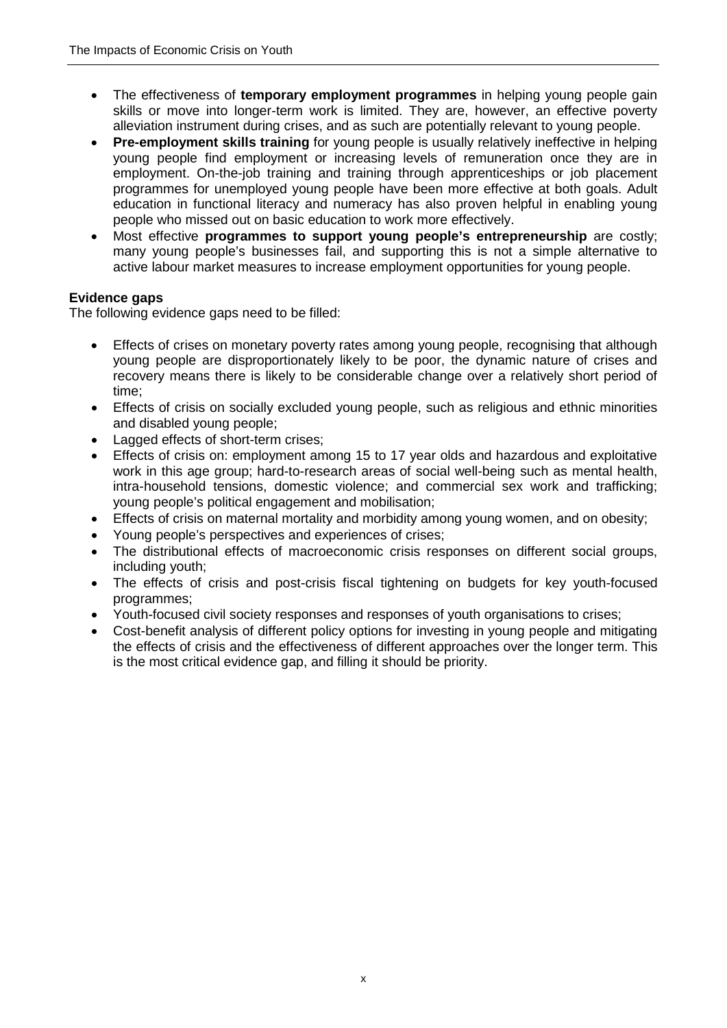- The effectiveness of **temporary employment programmes** in helping young people gain skills or move into longer-term work is limited. They are, however, an effective poverty alleviation instrument during crises, and as such are potentially relevant to young people.
- **Pre-employment skills training** for young people is usually relatively ineffective in helping young people find employment or increasing levels of remuneration once they are in employment. On-the-job training and training through apprenticeships or job placement programmes for unemployed young people have been more effective at both goals. Adult education in functional literacy and numeracy has also proven helpful in enabling young people who missed out on basic education to work more effectively.
- Most effective **programmes to support young people's entrepreneurship** are costly; many young people's businesses fail, and supporting this is not a simple alternative to active labour market measures to increase employment opportunities for young people.

**Evidence gaps**

The following evidence gaps need to be filled:

- Effects of crises on monetary poverty rates among young people, recognising that although young people are disproportionately likely to be poor, the dynamic nature of crises and recovery means there is likely to be considerable change over a relatively short period of time;
- Effects of crisis on socially excluded young people, such as religious and ethnic minorities and disabled young people;
- Lagged effects of short-term crises;
- Effects of crisis on: employment among 15 to 17 year olds and hazardous and exploitative work in this age group; hard-to-research areas of social well-being such as mental health, intra-household tensions, domestic violence; and commercial sex work and trafficking; young people's political engagement and mobilisation;
- Effects of crisis on maternal mortality and morbidity among young women, and on obesity;
- Young people's perspectives and experiences of crises;
- The distributional effects of macroeconomic crisis responses on different social groups, including youth;
- The effects of crisis and post-crisis fiscal tightening on budgets for key youth-focused programmes;
- Youth-focused civil society responses and responses of youth organisations to crises;
- Cost-benefit analysis of different policy options for investing in young people and mitigating the effects of crisis and the effectiveness of different approaches over the longer term. This is the most critical evidence gap, and filling it should be priority.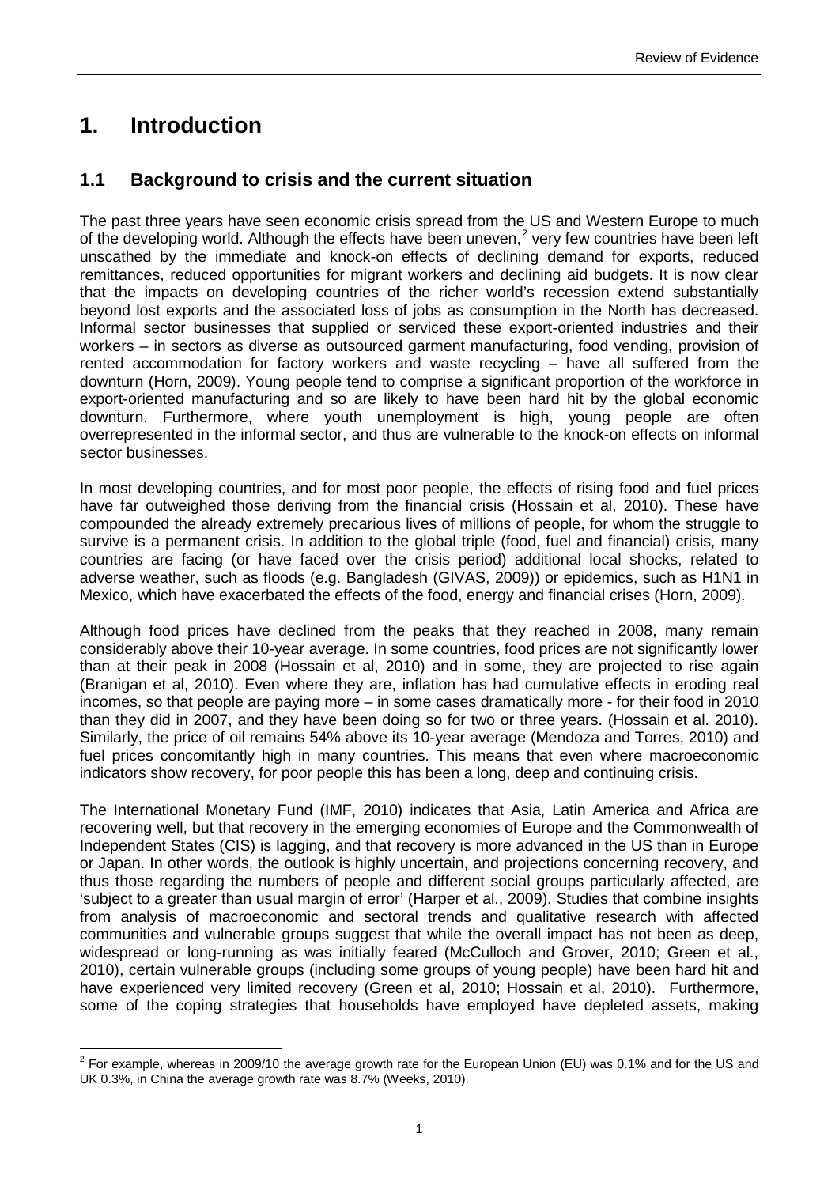# 1. Introduction

## 1.1 Background to crisis and the current situation

The past three years have seen economic crisis spread from the US and Western Europe to much of the developing world. Although the effects have been uneven,[2] very few countries have been left unscathed by the immediate and knock-on effects of declining demand for exports, reduced remittances, reduced opportunities for migrant workers and declining aid budgets. It is now clear that the impacts on developing countries of the richer world's recession extend substantially beyond lost exports and the associated loss of jobs as consumption in the North has decreased. Informal sector businesses that supplied or serviced these export-oriented industries and their workers – in sectors as diverse as outsourced garment manufacturing, food vending, provision of rented accommodation for factory workers and waste recycling – have all suffered from the downturn (Horn, 2009). Young people tend to comprise a significant proportion of the workforce in export-oriented manufacturing and so are likely to have been hard hit by the global economic downturn. Furthermore, where youth unemployment is high, young people are often overrepresented in the informal sector, and thus are vulnerable to the knock-on effects on informal sector businesses.

In most developing countries, and for most poor people, the effects of rising food and fuel prices have far outweighed those deriving from the financial crisis (Hossain et al, 2010). These have compounded the already extremely precarious lives of millions of people, for whom the struggle to survive is a permanent crisis. In addition to the global triple (food, fuel and financial) crisis, many countries are facing (or have faced over the crisis period) additional local shocks, related to adverse weather, such as floods (e.g. Bangladesh (GIVAS, 2009)) or epidemics, such as H1N1 in Mexico, which have exacerbated the effects of the food, energy and financial crises (Horn, 2009).

Although food prices have declined from the peaks that they reached in 2008, many remain considerably above their 10-year average. In some countries, food prices are not significantly lower than at their peak in 2008 (Hossain et al, 2010) and in some, they are projected to rise again (Branigan et al, 2010). Even where they are, inflation has had cumulative effects in eroding real incomes, so that people are paying more – in some cases dramatically more - for their food in 2010 than they did in 2007, and they have been doing so for two or three years. (Hossain et al. 2010). Similarly, the price of oil remains 54% above its 10-year average (Mendoza and Torres, 2010) and fuel prices concomitantly high in many countries. This means that even where macroeconomic indicators show recovery, for poor people this has been a long, deep and continuing crisis.

The International Monetary Fund (IMF, 2010) indicates that Asia, Latin America and Africa are recovering well, but that recovery in the emerging economies of Europe and the Commonwealth of Independent States (CIS) is lagging, and that recovery is more advanced in the US than in Europe or Japan. In other words, the outlook is highly uncertain, and projections concerning recovery, and thus those regarding the numbers of people and different social groups particularly affected, are 'subject to a greater than usual margin of error' (Harper et al., 2009). Studies that combine insights from analysis of macroeconomic and sectoral trends and qualitative research with affected communities and vulnerable groups suggest that while the overall impact has not been as deep, widespread or long-running as was initially feared (McCulloch and Grover, 2010; Green et al., 2010), certain vulnerable groups (including some groups of young people) have been hard hit and have experienced very limited recovery (Green et al, 2010; Hossain et al, 2010). Furthermore, some of the coping strategies that households have employed have depleted assets, making

[2] For example, whereas in 2009/10 the average growth rate for the European Union (EU) was 0.1% and for the US and UK 0.3%, in China the average growth rate was 8.7% (Weeks, 2010).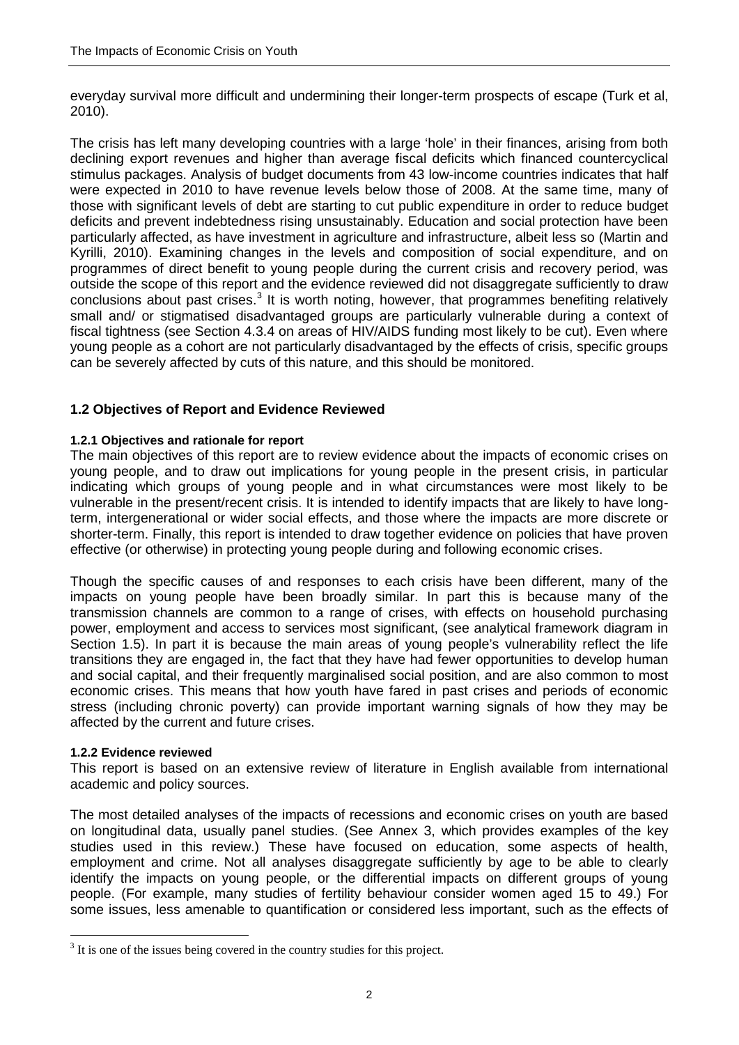everyday survival more difficult and undermining their longer-term prospects of escape (Turk et al, 2010).

The crisis has left many developing countries with a large 'hole' in their finances, arising from both declining export revenues and higher than average fiscal deficits which financed countercyclical stimulus packages. Analysis of budget documents from 43 low-income countries indicates that half were expected in 2010 to have revenue levels below those of 2008. At the same time, many of those with significant levels of debt are starting to cut public expenditure in order to reduce budget deficits and prevent indebtedness rising unsustainably. Education and social protection have been particularly affected, as have investment in agriculture and infrastructure, albeit less so (Martin and Kyrilli, 2010). Examining changes in the levels and composition of social expenditure, and on programmes of direct benefit to young people during the current crisis and recovery period, was outside the scope of this report and the evidence reviewed did not disaggregate sufficiently to draw conclusions about past crises.[3] It is worth noting, however, that programmes benefiting relatively small and/ or stigmatised disadvantaged groups are particularly vulnerable during a context of fiscal tightness (see Section 4.3.4 on areas of HIV/AIDS funding most likely to be cut). Even where young people as a cohort are not particularly disadvantaged by the effects of crisis, specific groups can be severely affected by cuts of this nature, and this should be monitored.

## 1.2 Objectives of Report and Evidence Reviewed

### 1.2.1 Objectives and rationale for report

The main objectives of this report are to review evidence about the impacts of economic crises on young people, and to draw out implications for young people in the present crisis, in particular indicating which groups of young people and in what circumstances were most likely to be vulnerable in the present/recent crisis. It is intended to identify impacts that are likely to have long-term, intergenerational or wider social effects, and those where the impacts are more discrete or shorter-term. Finally, this report is intended to draw together evidence on policies that have proven effective (or otherwise) in protecting young people during and following economic crises.

Though the specific causes of and responses to each crisis have been different, many of the impacts on young people have been broadly similar. In part this is because many of the transmission channels are common to a range of crises, with effects on household purchasing power, employment and access to services most significant, (see analytical framework diagram in Section 1.5). In part it is because the main areas of young people's vulnerability reflect the life transitions they are engaged in, the fact that they have had fewer opportunities to develop human and social capital, and their frequently marginalised social position, and are also common to most economic crises. This means that how youth have fared in past crises and periods of economic stress (including chronic poverty) can provide important warning signals of how they may be affected by the current and future crises.

### 1.2.2 Evidence reviewed

This report is based on an extensive review of literature in English available from international academic and policy sources.

The most detailed analyses of the impacts of recessions and economic crises on youth are based on longitudinal data, usually panel studies. (See Annex 3, which provides examples of the key studies used in this review.) These have focused on education, some aspects of health, employment and crime. Not all analyses disaggregate sufficiently by age to be able to clearly identify the impacts on young people, or the differential impacts on different groups of young people. (For example, many studies of fertility behaviour consider women aged 15 to 49.) For some issues, less amenable to quantification or considered less important, such as the effects of

---

[3] It is one of the issues being covered in the country studies for this project.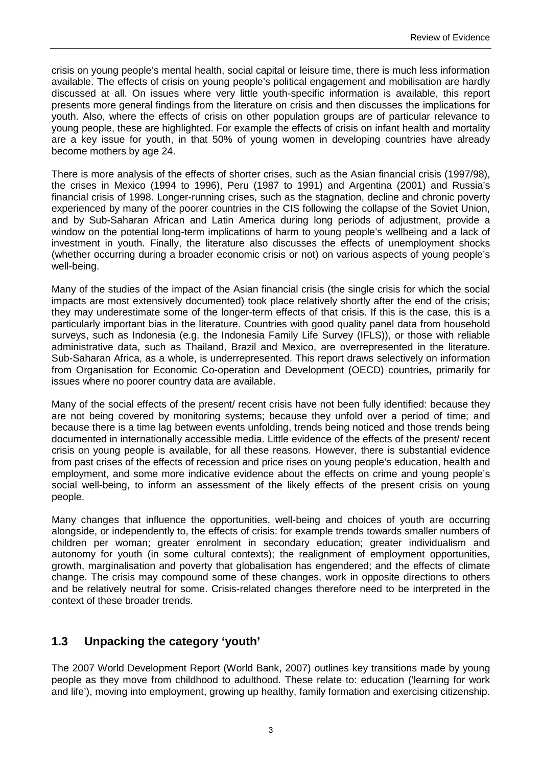crisis on young people's mental health, social capital or leisure time, there is much less information available. The effects of crisis on young people's political engagement and mobilisation are hardly discussed at all. On issues where very little youth-specific information is available, this report presents more general findings from the literature on crisis and then discusses the implications for youth. Also, where the effects of crisis on other population groups are of particular relevance to young people, these are highlighted. For example the effects of crisis on infant health and mortality are a key issue for youth, in that 50% of young women in developing countries have already become mothers by age 24.

There is more analysis of the effects of shorter crises, such as the Asian financial crisis (1997/98), the crises in Mexico (1994 to 1996), Peru (1987 to 1991) and Argentina (2001) and Russia's financial crisis of 1998. Longer-running crises, such as the stagnation, decline and chronic poverty experienced by many of the poorer countries in the CIS following the collapse of the Soviet Union, and by Sub-Saharan African and Latin America during long periods of adjustment, provide a window on the potential long-term implications of harm to young people's wellbeing and a lack of investment in youth. Finally, the literature also discusses the effects of unemployment shocks (whether occurring during a broader economic crisis or not) on various aspects of young people's well-being.

Many of the studies of the impact of the Asian financial crisis (the single crisis for which the social impacts are most extensively documented) took place relatively shortly after the end of the crisis; they may underestimate some of the longer-term effects of that crisis. If this is the case, this is a particularly important bias in the literature. Countries with good quality panel data from household surveys, such as Indonesia (e.g. the Indonesia Family Life Survey (IFLS)), or those with reliable administrative data, such as Thailand, Brazil and Mexico, are overrepresented in the literature. Sub-Saharan Africa, as a whole, is underrepresented. This report draws selectively on information from Organisation for Economic Co-operation and Development (OECD) countries, primarily for issues where no poorer country data are available.

Many of the social effects of the present/ recent crisis have not been fully identified: because they are not being covered by monitoring systems; because they unfold over a period of time; and because there is a time lag between events unfolding, trends being noticed and those trends being documented in internationally accessible media. Little evidence of the effects of the present/ recent crisis on young people is available, for all these reasons. However, there is substantial evidence from past crises of the effects of recession and price rises on young people's education, health and employment, and some more indicative evidence about the effects on crime and young people's social well-being, to inform an assessment of the likely effects of the present crisis on young people.

Many changes that influence the opportunities, well-being and choices of youth are occurring alongside, or independently to, the effects of crisis: for example trends towards smaller numbers of children per woman; greater enrolment in secondary education; greater individualism and autonomy for youth (in some cultural contexts); the realignment of employment opportunities, growth, marginalisation and poverty that globalisation has engendered; and the effects of climate change. The crisis may compound some of these changes, work in opposite directions to others and be relatively neutral for some. Crisis-related changes therefore need to be interpreted in the context of these broader trends.

## 1.3 Unpacking the category 'youth'

The 2007 World Development Report (World Bank, 2007) outlines key transitions made by young people as they move from childhood to adulthood. These relate to: education ('learning for work and life'), moving into employment, growing up healthy, family formation and exercising citizenship.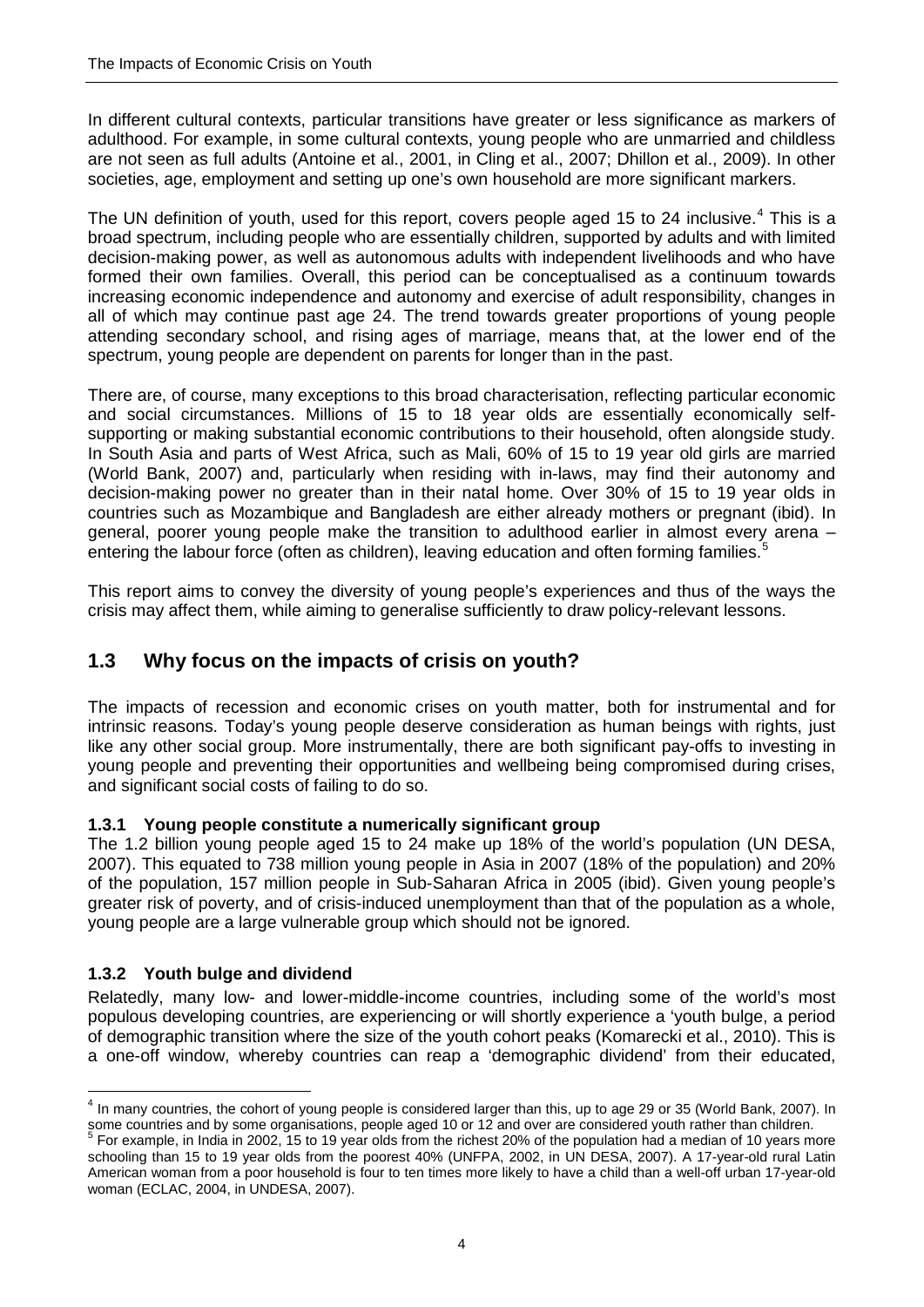In different cultural contexts, particular transitions have greater or less significance as markers of adulthood. For example, in some cultural contexts, young people who are unmarried and childless are not seen as full adults (Antoine et al., 2001, in Cling et al., 2007; Dhillon et al., 2009). In other societies, age, employment and setting up one's own household are more significant markers.

The UN definition of youth, used for this report, covers people aged 15 to 24 inclusive.[4] This is a broad spectrum, including people who are essentially children, supported by adults and with limited decision-making power, as well as autonomous adults with independent livelihoods and who have formed their own families. Overall, this period can be conceptualised as a continuum towards increasing economic independence and autonomy and exercise of adult responsibility, changes in all of which may continue past age 24. The trend towards greater proportions of young people attending secondary school, and rising ages of marriage, means that, at the lower end of the spectrum, young people are dependent on parents for longer than in the past.

There are, of course, many exceptions to this broad characterisation, reflecting particular economic and social circumstances. Millions of 15 to 18 year olds are essentially economically self-supporting or making substantial economic contributions to their household, often alongside study. In South Asia and parts of West Africa, such as Mali, 60% of 15 to 19 year old girls are married (World Bank, 2007) and, particularly when residing with in-laws, may find their autonomy and decision-making power no greater than in their natal home. Over 30% of 15 to 19 year olds in countries such as Mozambique and Bangladesh are either already mothers or pregnant (ibid). In general, poorer young people make the transition to adulthood earlier in almost every arena – entering the labour force (often as children), leaving education and often forming families.[5]

This report aims to convey the diversity of young people's experiences and thus of the ways the crisis may affect them, while aiming to generalise sufficiently to draw policy-relevant lessons.

## 1.3 Why focus on the impacts of crisis on youth?

The impacts of recession and economic crises on youth matter, both for instrumental and for intrinsic reasons. Today's young people deserve consideration as human beings with rights, just like any other social group. More instrumentally, there are both significant pay-offs to investing in young people and preventing their opportunities and wellbeing being compromised during crises, and significant social costs of failing to do so.

### 1.3.1 Young people constitute a numerically significant group

The 1.2 billion young people aged 15 to 24 make up 18% of the world's population (UN DESA, 2007). This equated to 738 million young people in Asia in 2007 (18% of the population) and 20% of the population, 157 million people in Sub-Saharan Africa in 2005 (ibid). Given young people's greater risk of poverty, and of crisis-induced unemployment than that of the population as a whole, young people are a large vulnerable group which should not be ignored.

### 1.3.2 Youth bulge and dividend

Relatedly, many low- and lower-middle-income countries, including some of the world's most populous developing countries, are experiencing or will shortly experience a 'youth bulge, a period of demographic transition where the size of the youth cohort peaks (Komarecki et al., 2010). This is a one-off window, whereby countries can reap a 'demographic dividend' from their educated,

---

[4] In many countries, the cohort of young people is considered larger than this, up to age 29 or 35 (World Bank, 2007). In some countries and by some organisations, people aged 10 or 12 and over are considered youth rather than children.

[5] For example, in India in 2002, 15 to 19 year olds from the richest 20% of the population had a median of 10 years more schooling than 15 to 19 year olds from the poorest 40% (UNFPA, 2002, in UN DESA, 2007). A 17-year-old rural Latin American woman from a poor household is four to ten times more likely to have a child than a well-off urban 17-year-old woman (ECLAC, 2004, in UNDESA, 2007).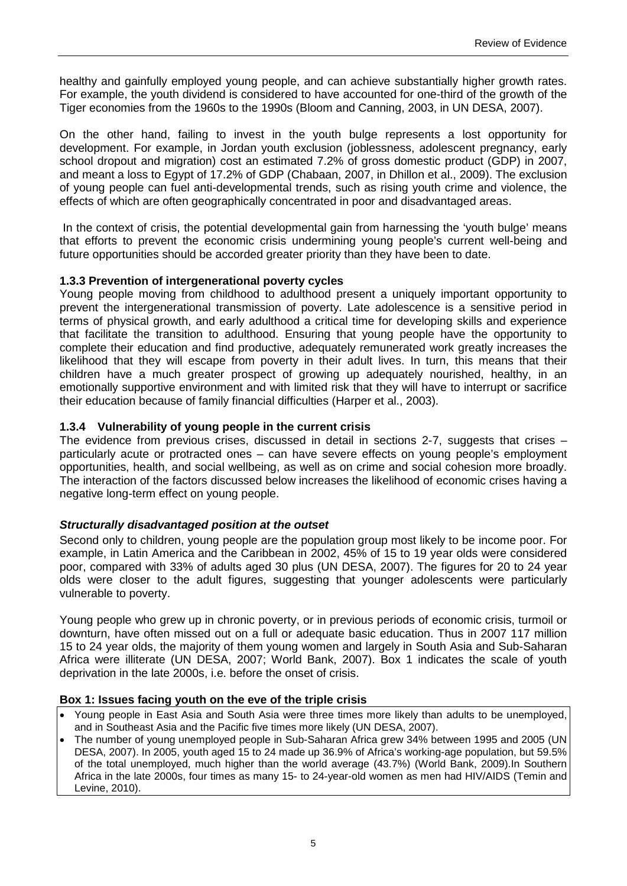healthy and gainfully employed young people, and can achieve substantially higher growth rates. For example, the youth dividend is considered to have accounted for one-third of the growth of the Tiger economies from the 1960s to the 1990s (Bloom and Canning, 2003, in UN DESA, 2007).

On the other hand, failing to invest in the youth bulge represents a lost opportunity for development. For example, in Jordan youth exclusion (joblessness, adolescent pregnancy, early school dropout and migration) cost an estimated 7.2% of gross domestic product (GDP) in 2007, and meant a loss to Egypt of 17.2% of GDP (Chabaan, 2007, in Dhillon et al., 2009). The exclusion of young people can fuel anti-developmental trends, such as rising youth crime and violence, the effects of which are often geographically concentrated in poor and disadvantaged areas.

In the context of crisis, the potential developmental gain from harnessing the 'youth bulge' means that efforts to prevent the economic crisis undermining young people's current well-being and future opportunities should be accorded greater priority than they have been to date.

### 1.3.3 Prevention of intergenerational poverty cycles

Young people moving from childhood to adulthood present a uniquely important opportunity to prevent the intergenerational transmission of poverty. Late adolescence is a sensitive period in terms of physical growth, and early adulthood a critical time for developing skills and experience that facilitate the transition to adulthood. Ensuring that young people have the opportunity to complete their education and find productive, adequately remunerated work greatly increases the likelihood that they will escape from poverty in their adult lives. In turn, this means that their children have a much greater prospect of growing up adequately nourished, healthy, in an emotionally supportive environment and with limited risk that they will have to interrupt or sacrifice their education because of family financial difficulties (Harper et al., 2003).

### 1.3.4 Vulnerability of young people in the current crisis

The evidence from previous crises, discussed in detail in sections 2-7, suggests that crises – particularly acute or protracted ones – can have severe effects on young people's employment opportunities, health, and social wellbeing, as well as on crime and social cohesion more broadly. The interaction of the factors discussed below increases the likelihood of economic crises having a negative long-term effect on young people.

#### *Structurally disadvantaged position at the outset*

Second only to children, young people are the population group most likely to be income poor. For example, in Latin America and the Caribbean in 2002, 45% of 15 to 19 year olds were considered poor, compared with 33% of adults aged 30 plus (UN DESA, 2007). The figures for 20 to 24 year olds were closer to the adult figures, suggesting that younger adolescents were particularly vulnerable to poverty.

Young people who grew up in chronic poverty, or in previous periods of economic crisis, turmoil or downturn, have often missed out on a full or adequate basic education. Thus in 2007 117 million 15 to 24 year olds, the majority of them young women and largely in South Asia and Sub-Saharan Africa were illiterate (UN DESA, 2007; World Bank, 2007). Box 1 indicates the scale of youth deprivation in the late 2000s, i.e. before the onset of crisis.

**Box 1: Issues facing youth on the eve of the triple crisis**

- Young people in East Asia and South Asia were three times more likely than adults to be unemployed, and in Southeast Asia and the Pacific five times more likely (UN DESA, 2007).
- The number of young unemployed people in Sub-Saharan Africa grew 34% between 1995 and 2005 (UN DESA, 2007). In 2005, youth aged 15 to 24 made up 36.9% of Africa's working-age population, but 59.5% of the total unemployed, much higher than the world average (43.7%) (World Bank, 2009).In Southern Africa in the late 2000s, four times as many 15- to 24-year-old women as men had HIV/AIDS (Temin and Levine, 2010).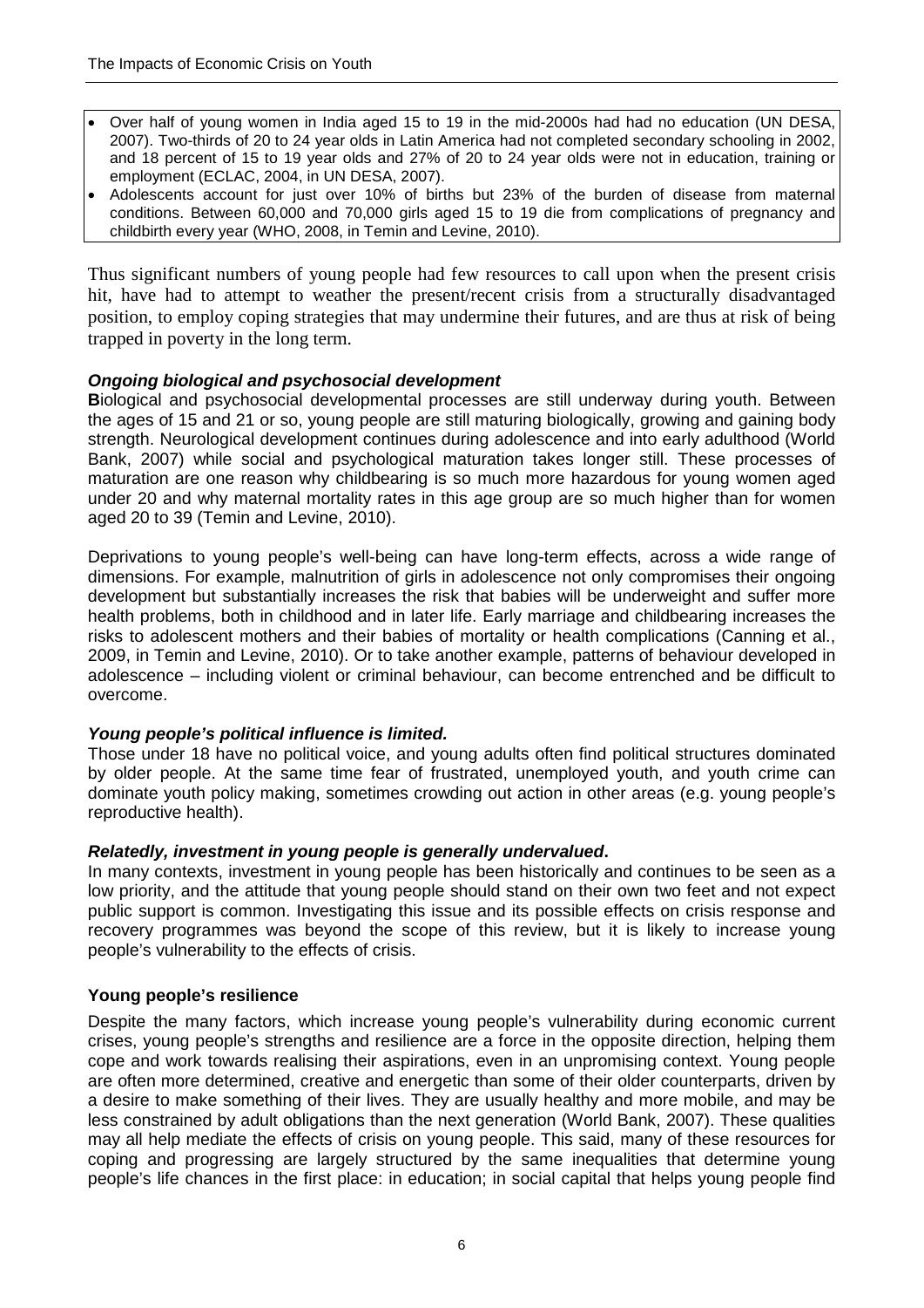- Over half of young women in India aged 15 to 19 in the mid-2000s had had no education (UN DESA, 2007). Two-thirds of 20 to 24 year olds in Latin America had not completed secondary schooling in 2002, and 18 percent of 15 to 19 year olds and 27% of 20 to 24 year olds were not in education, training or employment (ECLAC, 2004, in UN DESA, 2007).
- Adolescents account for just over 10% of births but 23% of the burden of disease from maternal conditions. Between 60,000 and 70,000 girls aged 15 to 19 die from complications of pregnancy and childbirth every year (WHO, 2008, in Temin and Levine, 2010).

Thus significant numbers of young people had few resources to call upon when the present crisis hit, have had to attempt to weather the present/recent crisis from a structurally disadvantaged position, to employ coping strategies that may undermine their futures, and are thus at risk of being trapped in poverty in the long term.

***Ongoing biological and psychosocial development***

**B**iological and psychosocial developmental processes are still underway during youth. Between the ages of 15 and 21 or so, young people are still maturing biologically, growing and gaining body strength. Neurological development continues during adolescence and into early adulthood (World Bank, 2007) while social and psychological maturation takes longer still. These processes of maturation are one reason why childbearing is so much more hazardous for young women aged under 20 and why maternal mortality rates in this age group are so much higher than for women aged 20 to 39 (Temin and Levine, 2010).

Deprivations to young people's well-being can have long-term effects, across a wide range of dimensions. For example, malnutrition of girls in adolescence not only compromises their ongoing development but substantially increases the risk that babies will be underweight and suffer more health problems, both in childhood and in later life. Early marriage and childbearing increases the risks to adolescent mothers and their babies of mortality or health complications (Canning et al., 2009, in Temin and Levine, 2010). Or to take another example, patterns of behaviour developed in adolescence – including violent or criminal behaviour, can become entrenched and be difficult to overcome.

***Young people's political influence is limited.***

Those under 18 have no political voice, and young adults often find political structures dominated by older people. At the same time fear of frustrated, unemployed youth, and youth crime can dominate youth policy making, sometimes crowding out action in other areas (e.g. young people's reproductive health).

***Relatedly, investment in young people is generally undervalued.***

In many contexts, investment in young people has been historically and continues to be seen as a low priority, and the attitude that young people should stand on their own two feet and not expect public support is common. Investigating this issue and its possible effects on crisis response and recovery programmes was beyond the scope of this review, but it is likely to increase young people's vulnerability to the effects of crisis.

**Young people's resilience**

Despite the many factors, which increase young people's vulnerability during economic current crises, young people's strengths and resilience are a force in the opposite direction, helping them cope and work towards realising their aspirations, even in an unpromising context. Young people are often more determined, creative and energetic than some of their older counterparts, driven by a desire to make something of their lives. They are usually healthy and more mobile, and may be less constrained by adult obligations than the next generation (World Bank, 2007). These qualities may all help mediate the effects of crisis on young people. This said, many of these resources for coping and progressing are largely structured by the same inequalities that determine young people's life chances in the first place: in education; in social capital that helps young people find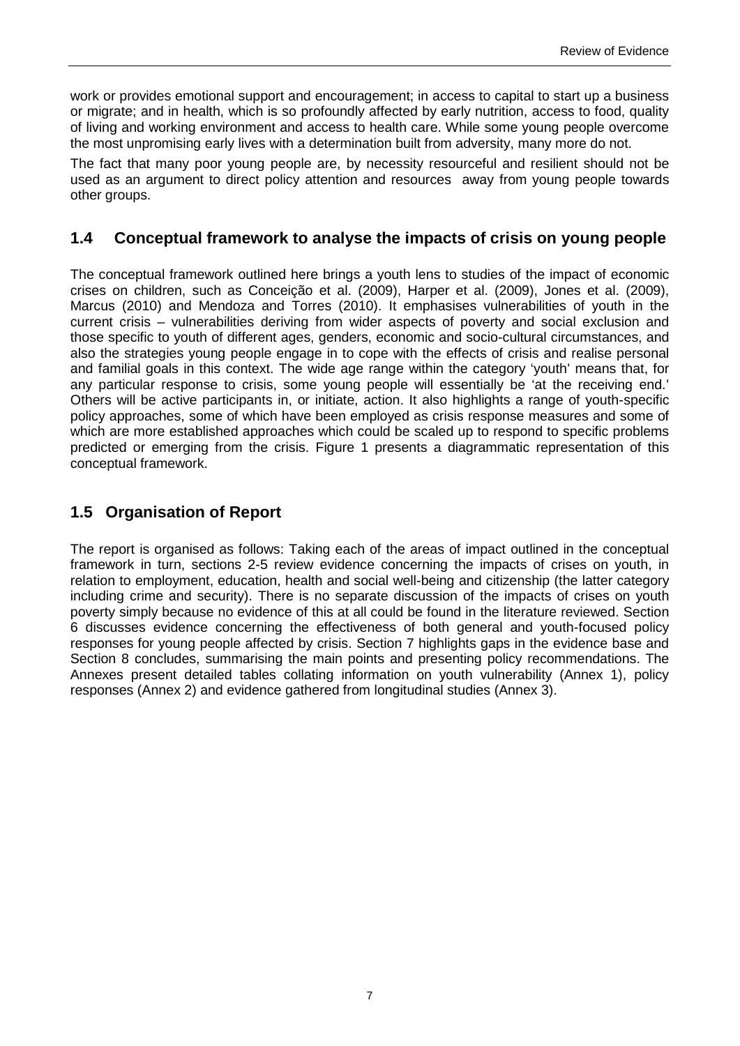work or provides emotional support and encouragement; in access to capital to start up a business or migrate; and in health, which is so profoundly affected by early nutrition, access to food, quality of living and working environment and access to health care. While some young people overcome the most unpromising early lives with a determination built from adversity, many more do not.

The fact that many poor young people are, by necessity resourceful and resilient should not be used as an argument to direct policy attention and resources away from young people towards other groups.

## 1.4 Conceptual framework to analyse the impacts of crisis on young people

The conceptual framework outlined here brings a youth lens to studies of the impact of economic crises on children, such as Conceição et al. (2009), Harper et al. (2009), Jones et al. (2009), Marcus (2010) and Mendoza and Torres (2010). It emphasises vulnerabilities of youth in the current crisis – vulnerabilities deriving from wider aspects of poverty and social exclusion and those specific to youth of different ages, genders, economic and socio-cultural circumstances, and also the strategies young people engage in to cope with the effects of crisis and realise personal and familial goals in this context. The wide age range within the category 'youth' means that, for any particular response to crisis, some young people will essentially be 'at the receiving end.' Others will be active participants in, or initiate, action. It also highlights a range of youth-specific policy approaches, some of which have been employed as crisis response measures and some of which are more established approaches which could be scaled up to respond to specific problems predicted or emerging from the crisis. Figure 1 presents a diagrammatic representation of this conceptual framework.

## 1.5 Organisation of Report

The report is organised as follows: Taking each of the areas of impact outlined in the conceptual framework in turn, sections 2-5 review evidence concerning the impacts of crises on youth, in relation to employment, education, health and social well-being and citizenship (the latter category including crime and security). There is no separate discussion of the impacts of crises on youth poverty simply because no evidence of this at all could be found in the literature reviewed. Section 6 discusses evidence concerning the effectiveness of both general and youth-focused policy responses for young people affected by crisis. Section 7 highlights gaps in the evidence base and Section 8 concludes, summarising the main points and presenting policy recommendations. The Annexes present detailed tables collating information on youth vulnerability (Annex 1), policy responses (Annex 2) and evidence gathered from longitudinal studies (Annex 3).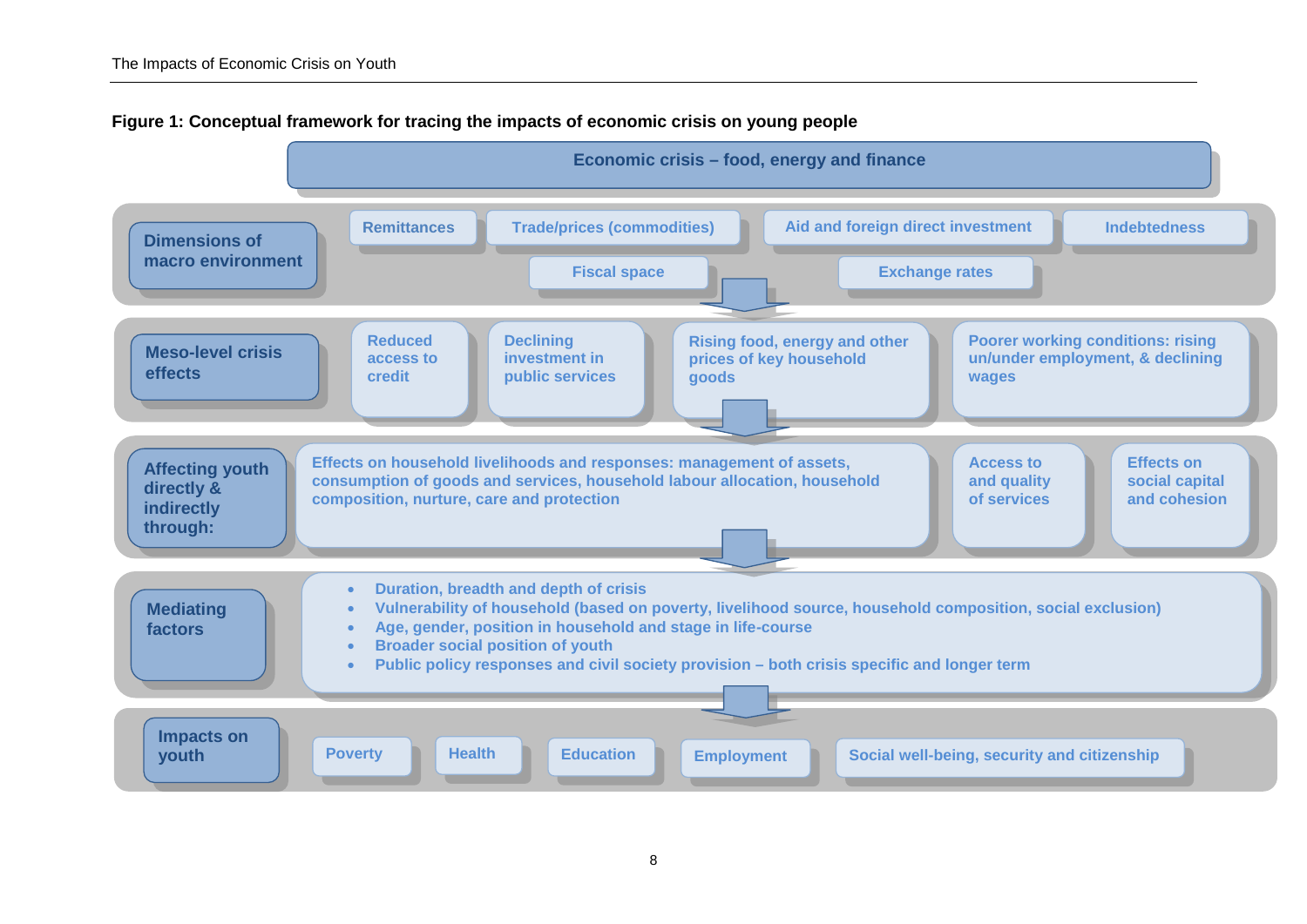**Figure 1: Conceptual framework for tracing the impacts of economic crisis on young people**

Economic crisis – food, energy and finance

**Dimensions of macro environment**

Remittances

Trade/prices (commodities)

Aid and foreign direct investment

Indebtedness

Fiscal space

Exchange rates

**Meso-level crisis effects**

Reduced access to credit

Declining investment in public services

Rising food, energy and other prices of key household goods

Poorer working conditions: rising un/under employment, & declining wages

**Affecting youth directly & indirectly through:**

Effects on household livelihoods and responses: management of assets, consumption of goods and services, household labour allocation, household composition, nurture, care and protection

Access to and quality of services

Effects on social capital and cohesion

**Mediating factors**

- Duration, breadth and depth of crisis
- Vulnerability of household (based on poverty, livelihood source, household composition, social exclusion)
- Age, gender, position in household and stage in life-course
- Broader social position of youth
- Public policy responses and civil society provision – both crisis specific and longer term

**Impacts on youth**

Poverty

Health

Education

Employment

Social well-being, security and citizenship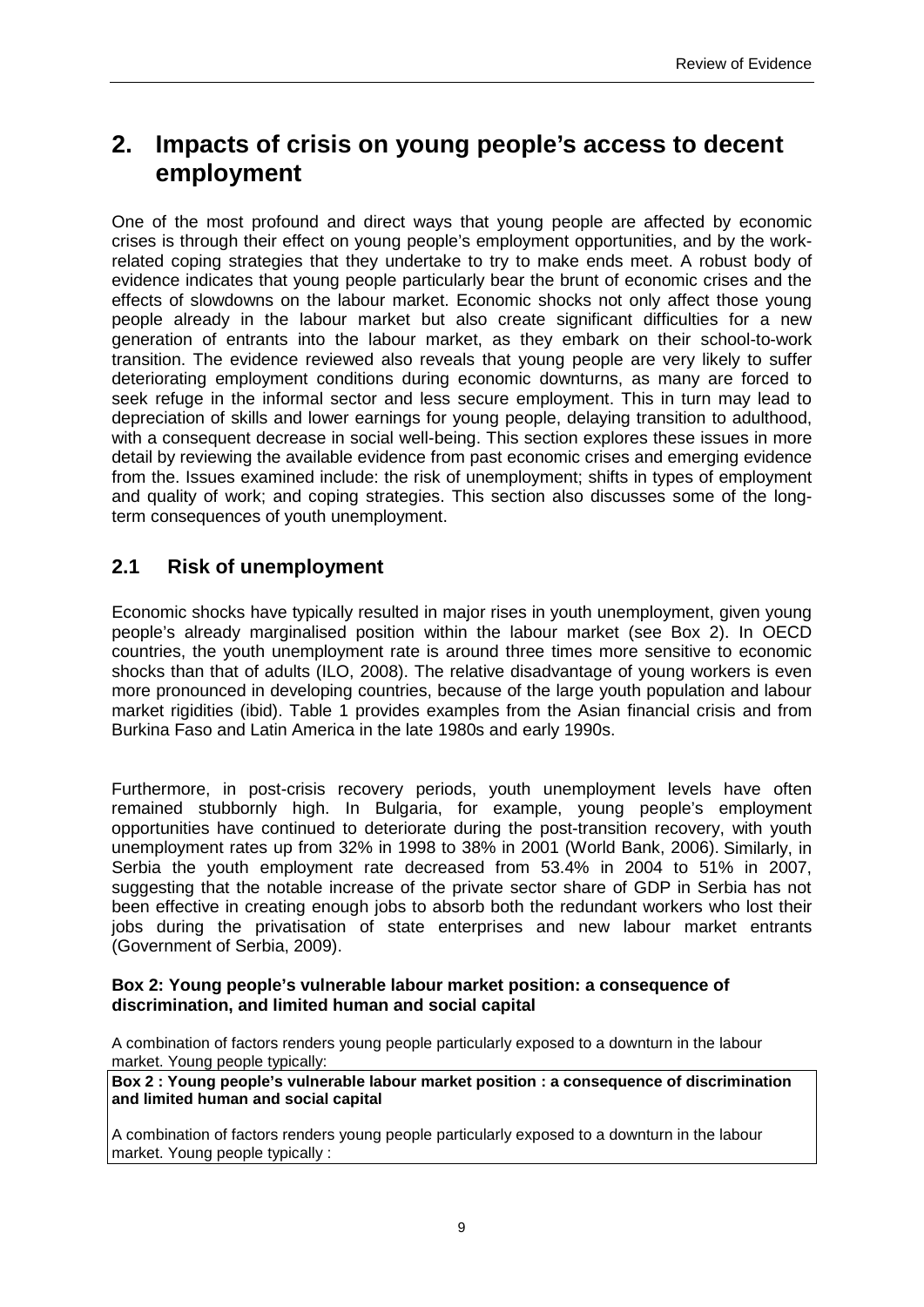# 2. Impacts of crisis on young people's access to decent employment

One of the most profound and direct ways that young people are affected by economic crises is through their effect on young people's employment opportunities, and by the work-related coping strategies that they undertake to try to make ends meet. A robust body of evidence indicates that young people particularly bear the brunt of economic crises and the effects of slowdowns on the labour market. Economic shocks not only affect those young people already in the labour market but also create significant difficulties for a new generation of entrants into the labour market, as they embark on their school-to-work transition. The evidence reviewed also reveals that young people are very likely to suffer deteriorating employment conditions during economic downturns, as many are forced to seek refuge in the informal sector and less secure employment. This in turn may lead to depreciation of skills and lower earnings for young people, delaying transition to adulthood, with a consequent decrease in social well-being. This section explores these issues in more detail by reviewing the available evidence from past economic crises and emerging evidence from the. Issues examined include: the risk of unemployment; shifts in types of employment and quality of work; and coping strategies. This section also discusses some of the long-term consequences of youth unemployment.

## 2.1 Risk of unemployment

Economic shocks have typically resulted in major rises in youth unemployment, given young people's already marginalised position within the labour market (see Box 2). In OECD countries, the youth unemployment rate is around three times more sensitive to economic shocks than that of adults (ILO, 2008). The relative disadvantage of young workers is even more pronounced in developing countries, because of the large youth population and labour market rigidities (ibid). Table 1 provides examples from the Asian financial crisis and from Burkina Faso and Latin America in the late 1980s and early 1990s.

Furthermore, in post-crisis recovery periods, youth unemployment levels have often remained stubbornly high. In Bulgaria, for example, young people's employment opportunities have continued to deteriorate during the post-transition recovery, with youth unemployment rates up from 32% in 1998 to 38% in 2001 (World Bank, 2006). Similarly, in Serbia the youth employment rate decreased from 53.4% in 2004 to 51% in 2007, suggesting that the notable increase of the private sector share of GDP in Serbia has not been effective in creating enough jobs to absorb both the redundant workers who lost their jobs during the privatisation of state enterprises and new labour market entrants (Government of Serbia, 2009).

**Box 2: Young people's vulnerable labour market position: a consequence of discrimination, and limited human and social capital**

A combination of factors renders young people particularly exposed to a downturn in the labour market. Young people typically:

**Box 2 : Young people's vulnerable labour market position : a consequence of discrimination and limited human and social capital**

A combination of factors renders young people particularly exposed to a downturn in the labour market. Young people typically :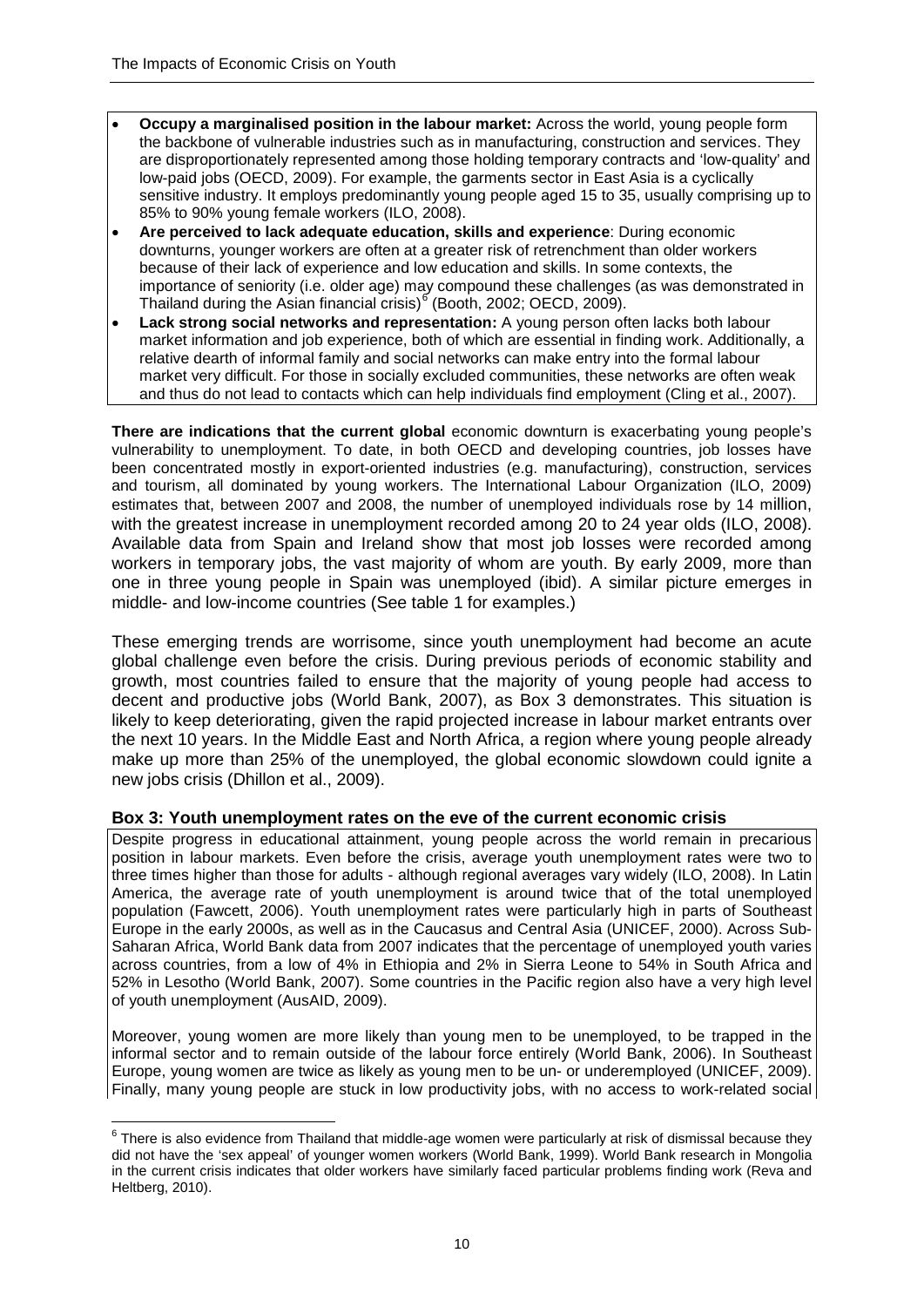- **Occupy a marginalised position in the labour market:** Across the world, young people form the backbone of vulnerable industries such as in manufacturing, construction and services. They are disproportionately represented among those holding temporary contracts and 'low-quality' and low-paid jobs (OECD, 2009). For example, the garments sector in East Asia is a cyclically sensitive industry. It employs predominantly young people aged 15 to 35, usually comprising up to 85% to 90% young female workers (ILO, 2008).
- **Are perceived to lack adequate education, skills and experience**: During economic downturns, younger workers are often at a greater risk of retrenchment than older workers because of their lack of experience and low education and skills. In some contexts, the importance of seniority (i.e. older age) may compound these challenges (as was demonstrated in Thailand during the Asian financial crisis)[6] (Booth, 2002; OECD, 2009).
- **Lack strong social networks and representation:** A young person often lacks both labour market information and job experience, both of which are essential in finding work. Additionally, a relative dearth of informal family and social networks can make entry into the formal labour market very difficult. For those in socially excluded communities, these networks are often weak and thus do not lead to contacts which can help individuals find employment (Cling et al., 2007).

**There are indications that the current global** economic downturn is exacerbating young people's vulnerability to unemployment. To date, in both OECD and developing countries, job losses have been concentrated mostly in export-oriented industries (e.g. manufacturing), construction, services and tourism, all dominated by young workers. The International Labour Organization (ILO, 2009) estimates that, between 2007 and 2008, the number of unemployed individuals rose by 14 million, with the greatest increase in unemployment recorded among 20 to 24 year olds (ILO, 2008). Available data from Spain and Ireland show that most job losses were recorded among workers in temporary jobs, the vast majority of whom are youth. By early 2009, more than one in three young people in Spain was unemployed (ibid). A similar picture emerges in middle- and low-income countries (See table 1 for examples.)

These emerging trends are worrisome, since youth unemployment had become an acute global challenge even before the crisis. During previous periods of economic stability and growth, most countries failed to ensure that the majority of young people had access to decent and productive jobs (World Bank, 2007), as Box 3 demonstrates. This situation is likely to keep deteriorating, given the rapid projected increase in labour market entrants over the next 10 years. In the Middle East and North Africa, a region where young people already make up more than 25% of the unemployed, the global economic slowdown could ignite a new jobs crisis (Dhillon et al., 2009).

**Box 3: Youth unemployment rates on the eve of the current economic crisis**

Despite progress in educational attainment, young people across the world remain in precarious position in labour markets. Even before the crisis, average youth unemployment rates were two to three times higher than those for adults - although regional averages vary widely (ILO, 2008). In Latin America, the average rate of youth unemployment is around twice that of the total unemployed population (Fawcett, 2006). Youth unemployment rates were particularly high in parts of Southeast Europe in the early 2000s, as well as in the Caucasus and Central Asia (UNICEF, 2000). Across Sub-Saharan Africa, World Bank data from 2007 indicates that the percentage of unemployed youth varies across countries, from a low of 4% in Ethiopia and 2% in Sierra Leone to 54% in South Africa and 52% in Lesotho (World Bank, 2007). Some countries in the Pacific region also have a very high level of youth unemployment (AusAID, 2009).

Moreover, young women are more likely than young men to be unemployed, to be trapped in the informal sector and to remain outside of the labour force entirely (World Bank, 2006). In Southeast Europe, young women are twice as likely as young men to be un- or underemployed (UNICEF, 2009). Finally, many young people are stuck in low productivity jobs, with no access to work-related social

[6] There is also evidence from Thailand that middle-age women were particularly at risk of dismissal because they did not have the 'sex appeal' of younger women workers (World Bank, 1999). World Bank research in Mongolia in the current crisis indicates that older workers have similarly faced particular problems finding work (Reva and Heltberg, 2010).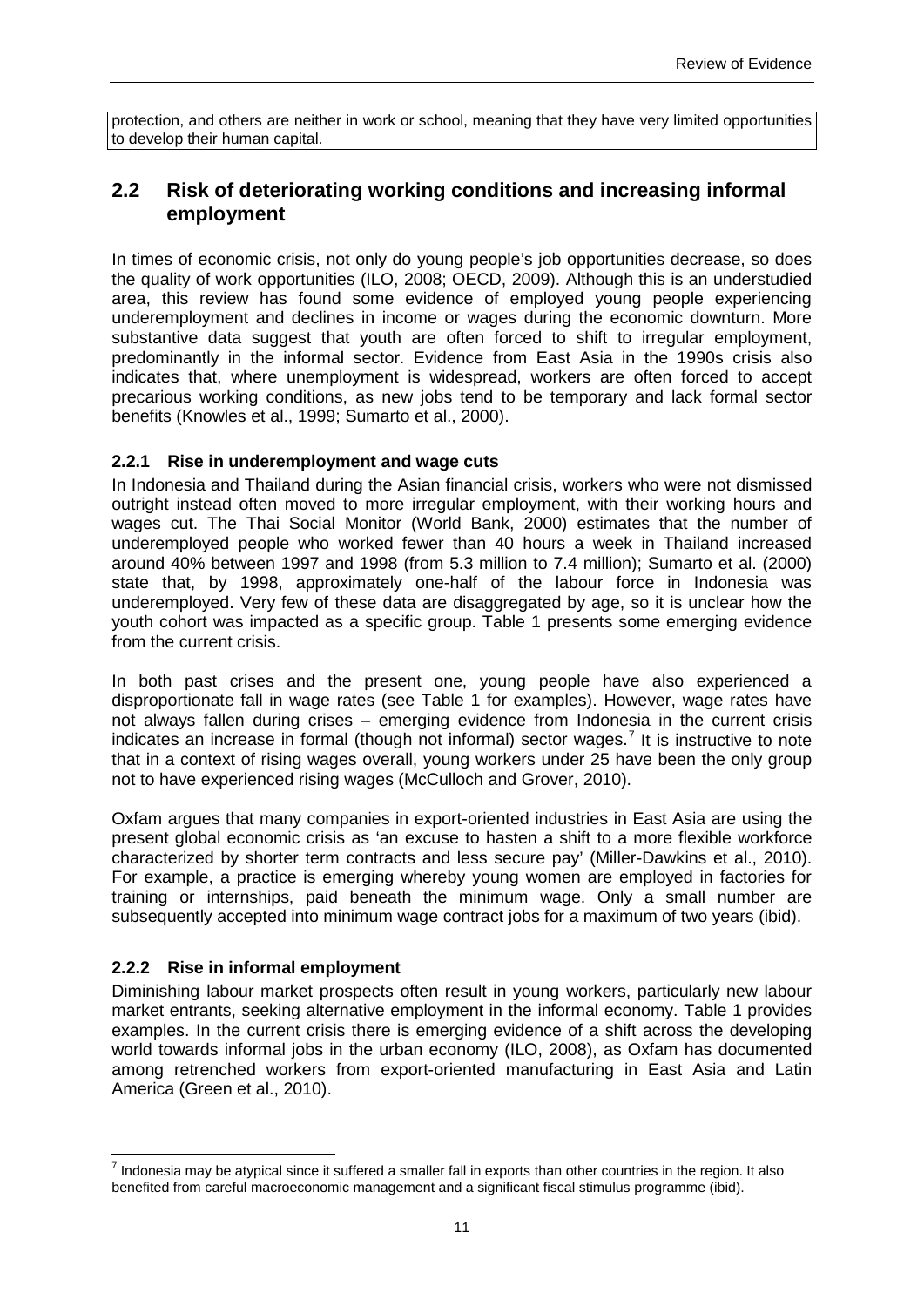protection, and others are neither in work or school, meaning that they have very limited opportunities to develop their human capital.

## 2.2 Risk of deteriorating working conditions and increasing informal employment

In times of economic crisis, not only do young people's job opportunities decrease, so does the quality of work opportunities (ILO, 2008; OECD, 2009). Although this is an understudied area, this review has found some evidence of employed young people experiencing underemployment and declines in income or wages during the economic downturn. More substantive data suggest that youth are often forced to shift to irregular employment, predominantly in the informal sector. Evidence from East Asia in the 1990s crisis also indicates that, where unemployment is widespread, workers are often forced to accept precarious working conditions, as new jobs tend to be temporary and lack formal sector benefits (Knowles et al., 1999; Sumarto et al., 2000).

### 2.2.1 Rise in underemployment and wage cuts

In Indonesia and Thailand during the Asian financial crisis, workers who were not dismissed outright instead often moved to more irregular employment, with their working hours and wages cut. The Thai Social Monitor (World Bank, 2000) estimates that the number of underemployed people who worked fewer than 40 hours a week in Thailand increased around 40% between 1997 and 1998 (from 5.3 million to 7.4 million); Sumarto et al. (2000) state that, by 1998, approximately one-half of the labour force in Indonesia was underemployed. Very few of these data are disaggregated by age, so it is unclear how the youth cohort was impacted as a specific group. Table 1 presents some emerging evidence from the current crisis.

In both past crises and the present one, young people have also experienced a disproportionate fall in wage rates (see Table 1 for examples). However, wage rates have not always fallen during crises – emerging evidence from Indonesia in the current crisis indicates an increase in formal (though not informal) sector wages.[7] It is instructive to note that in a context of rising wages overall, young workers under 25 have been the only group not to have experienced rising wages (McCulloch and Grover, 2010).

Oxfam argues that many companies in export-oriented industries in East Asia are using the present global economic crisis as 'an excuse to hasten a shift to a more flexible workforce characterized by shorter term contracts and less secure pay' (Miller-Dawkins et al., 2010). For example, a practice is emerging whereby young women are employed in factories for training or internships, paid beneath the minimum wage. Only a small number are subsequently accepted into minimum wage contract jobs for a maximum of two years (ibid).

### 2.2.2 Rise in informal employment

Diminishing labour market prospects often result in young workers, particularly new labour market entrants, seeking alternative employment in the informal economy. Table 1 provides examples. In the current crisis there is emerging evidence of a shift across the developing world towards informal jobs in the urban economy (ILO, 2008), as Oxfam has documented among retrenched workers from export-oriented manufacturing in East Asia and Latin America (Green et al., 2010).

[7] Indonesia may be atypical since it suffered a smaller fall in exports than other countries in the region. It also benefited from careful macroeconomic management and a significant fiscal stimulus programme (ibid).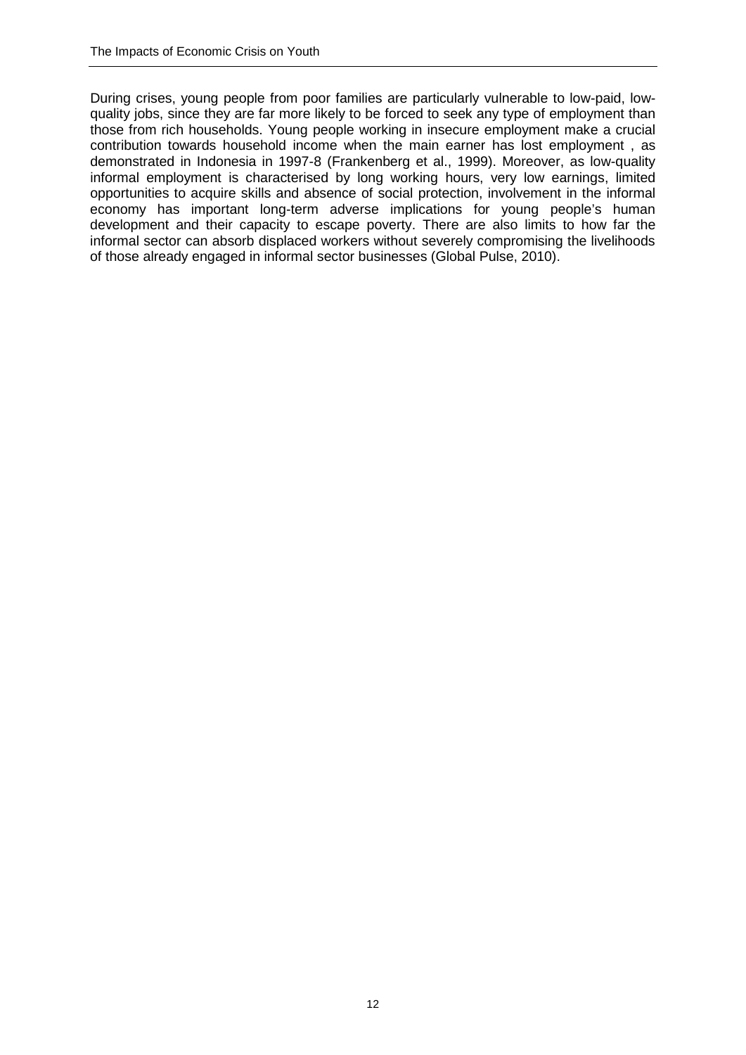During crises, young people from poor families are particularly vulnerable to low-paid, low-quality jobs, since they are far more likely to be forced to seek any type of employment than those from rich households. Young people working in insecure employment make a crucial contribution towards household income when the main earner has lost employment , as demonstrated in Indonesia in 1997-8 (Frankenberg et al., 1999). Moreover, as low-quality informal employment is characterised by long working hours, very low earnings, limited opportunities to acquire skills and absence of social protection, involvement in the informal economy has important long-term adverse implications for young people's human development and their capacity to escape poverty. There are also limits to how far the informal sector can absorb displaced workers without severely compromising the livelihoods of those already engaged in informal sector businesses (Global Pulse, 2010).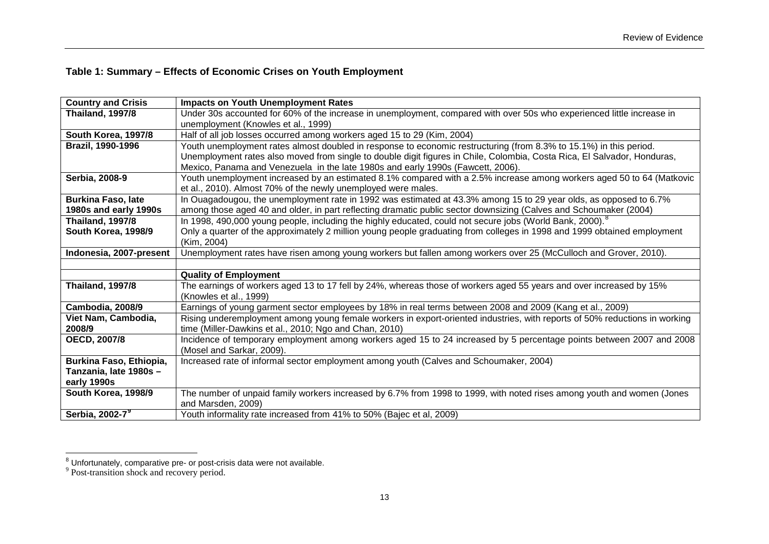## Table 1: Summary – Effects of Economic Crises on Youth Employment

| Country and Crisis | Impacts on Youth Unemployment Rates |
|---|---|
| **Thailand, 1997/8** | Under 30s accounted for 60% of the increase in unemployment, compared with over 50s who experienced little increase in unemployment (Knowles et al., 1999) |
| **South Korea, 1997/8** | Half of all job losses occurred among workers aged 15 to 29 (Kim, 2004) |
| **Brazil, 1990-1996** | Youth unemployment rates almost doubled in response to economic restructuring (from 8.3% to 15.1%) in this period. Unemployment rates also moved from single to double digit figures in Chile, Colombia, Costa Rica, El Salvador, Honduras, Mexico, Panama and Venezuela in the late 1980s and early 1990s (Fawcett, 2006). |
| **Serbia, 2008-9** | Youth unemployment increased by an estimated 8.1% compared with a 2.5% increase among workers aged 50 to 64 (Matkovic et al., 2010). Almost 70% of the newly unemployed were males. |
| **Burkina Faso, late 1980s and early 1990s** | In Ouagadougou, the unemployment rate in 1992 was estimated at 43.3% among 15 to 29 year olds, as opposed to 6.7% among those aged 40 and older, in part reflecting dramatic public sector downsizing (Calves and Schoumaker (2004) |
| **Thailand, 1997/8** **South Korea, 1998/9** | In 1998, 490,000 young people, including the highly educated, could not secure jobs (World Bank, 2000).[8] Only a quarter of the approximately 2 million young people graduating from colleges in 1998 and 1999 obtained employment (Kim, 2004) |
| **Indonesia, 2007-present** | Unemployment rates have risen among young workers but fallen among workers over 25 (McCulloch and Grover, 2010). |
| | |
| | **Quality of Employment** |
| **Thailand, 1997/8** | The earnings of workers aged 13 to 17 fell by 24%, whereas those of workers aged 55 years and over increased by 15% (Knowles et al., 1999) |
| **Cambodia, 2008/9** | Earnings of young garment sector employees by 18% in real terms between 2008 and 2009 (Kang et al., 2009) |
| **Viet Nam, Cambodia, 2008/9** | Rising underemployment among young female workers in export-oriented industries, with reports of 50% reductions in working time (Miller-Dawkins et al., 2010; Ngo and Chan, 2010) |
| **OECD, 2007/8** | Incidence of temporary employment among workers aged 15 to 24 increased by 5 percentage points between 2007 and 2008 (Mosel and Sarkar, 2009). |
| **Burkina Faso, Ethiopia, Tanzania, late 1980s – early 1990s** | Increased rate of informal sector employment among youth (Calves and Schoumaker, 2004) |
| **South Korea, 1998/9** | The number of unpaid family workers increased by 6.7% from 1998 to 1999, with noted rises among youth and women (Jones and Marsden, 2009) |
| **Serbia, 2002-7**[9] | Youth informality rate increased from 41% to 50% (Bajec et al, 2009) |

[8] Unfortunately, comparative pre- or post-crisis data were not available.

[9] Post-transition shock and recovery period.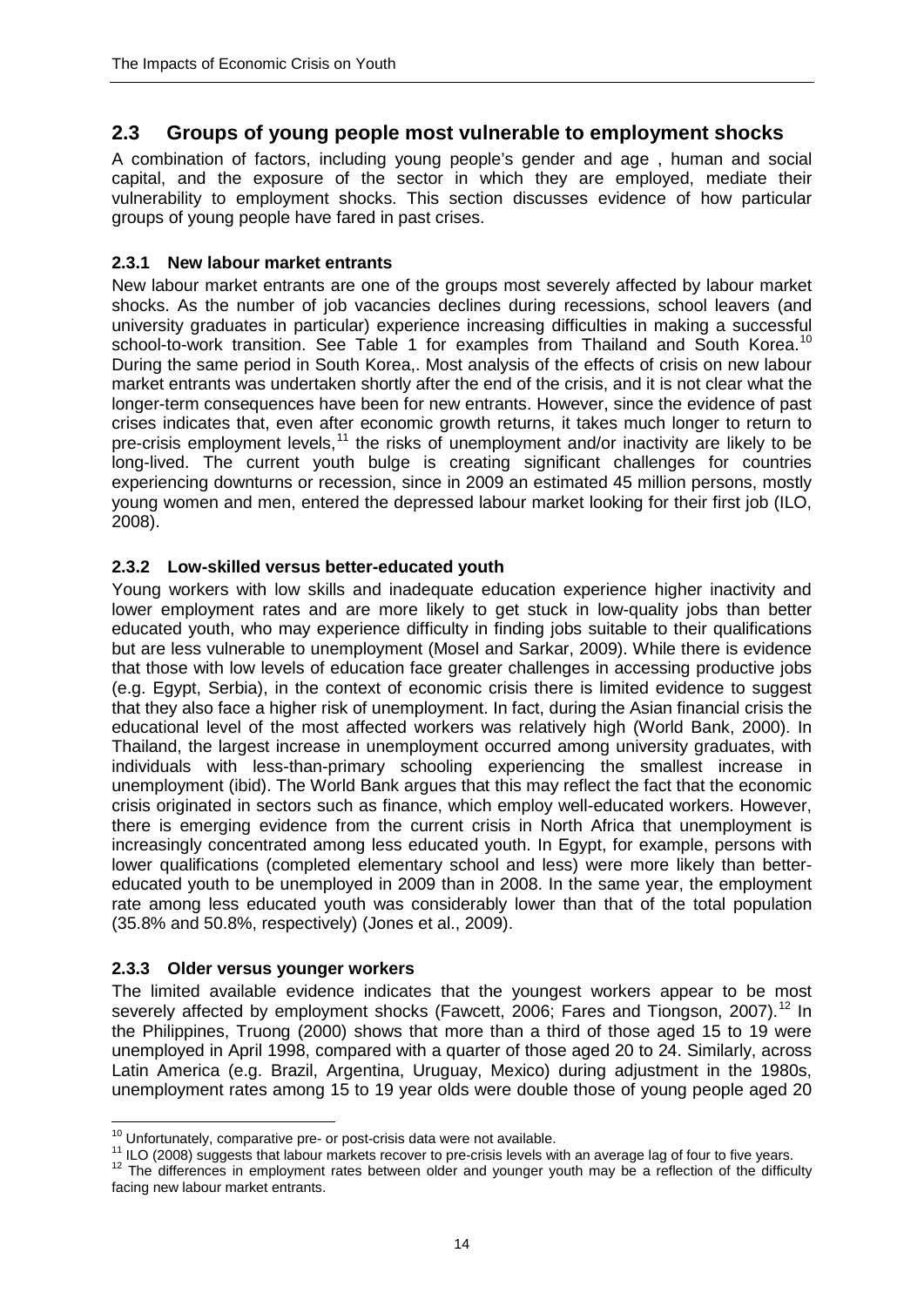## 2.3 Groups of young people most vulnerable to employment shocks

A combination of factors, including young people's gender and age , human and social capital, and the exposure of the sector in which they are employed, mediate their vulnerability to employment shocks. This section discusses evidence of how particular groups of young people have fared in past crises.

### 2.3.1 New labour market entrants

New labour market entrants are one of the groups most severely affected by labour market shocks. As the number of job vacancies declines during recessions, school leavers (and university graduates in particular) experience increasing difficulties in making a successful school-to-work transition. See Table 1 for examples from Thailand and South Korea.[10] During the same period in South Korea,. Most analysis of the effects of crisis on new labour market entrants was undertaken shortly after the end of the crisis, and it is not clear what the longer-term consequences have been for new entrants. However, since the evidence of past crises indicates that, even after economic growth returns, it takes much longer to return to pre-crisis employment levels,[11] the risks of unemployment and/or inactivity are likely to be long-lived. The current youth bulge is creating significant challenges for countries experiencing downturns or recession, since in 2009 an estimated 45 million persons, mostly young women and men, entered the depressed labour market looking for their first job (ILO, 2008).

### 2.3.2 Low-skilled versus better-educated youth

Young workers with low skills and inadequate education experience higher inactivity and lower employment rates and are more likely to get stuck in low-quality jobs than better educated youth, who may experience difficulty in finding jobs suitable to their qualifications but are less vulnerable to unemployment (Mosel and Sarkar, 2009). While there is evidence that those with low levels of education face greater challenges in accessing productive jobs (e.g. Egypt, Serbia), in the context of economic crisis there is limited evidence to suggest that they also face a higher risk of unemployment. In fact, during the Asian financial crisis the educational level of the most affected workers was relatively high (World Bank, 2000). In Thailand, the largest increase in unemployment occurred among university graduates, with individuals with less-than-primary schooling experiencing the smallest increase in unemployment (ibid). The World Bank argues that this may reflect the fact that the economic crisis originated in sectors such as finance, which employ well-educated workers. However, there is emerging evidence from the current crisis in North Africa that unemployment is increasingly concentrated among less educated youth. In Egypt, for example, persons with lower qualifications (completed elementary school and less) were more likely than better-educated youth to be unemployed in 2009 than in 2008. In the same year, the employment rate among less educated youth was considerably lower than that of the total population (35.8% and 50.8%, respectively) (Jones et al., 2009).

### 2.3.3 Older versus younger workers

The limited available evidence indicates that the youngest workers appear to be most severely affected by employment shocks (Fawcett, 2006; Fares and Tiongson, 2007).[12] In the Philippines, Truong (2000) shows that more than a third of those aged 15 to 19 were unemployed in April 1998, compared with a quarter of those aged 20 to 24. Similarly, across Latin America (e.g. Brazil, Argentina, Uruguay, Mexico) during adjustment in the 1980s, unemployment rates among 15 to 19 year olds were double those of young people aged 20

---

[10] Unfortunately, comparative pre- or post-crisis data were not available.

[11] ILO (2008) suggests that labour markets recover to pre-crisis levels with an average lag of four to five years.

[12] The differences in employment rates between older and younger youth may be a reflection of the difficulty facing new labour market entrants.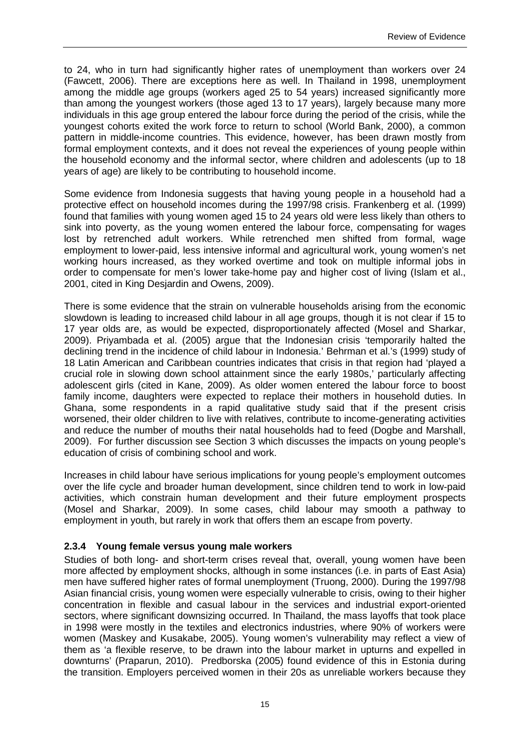to 24, who in turn had significantly higher rates of unemployment than workers over 24 (Fawcett, 2006). There are exceptions here as well. In Thailand in 1998, unemployment among the middle age groups (workers aged 25 to 54 years) increased significantly more than among the youngest workers (those aged 13 to 17 years), largely because many more individuals in this age group entered the labour force during the period of the crisis, while the youngest cohorts exited the work force to return to school (World Bank, 2000), a common pattern in middle-income countries. This evidence, however, has been drawn mostly from formal employment contexts, and it does not reveal the experiences of young people within the household economy and the informal sector, where children and adolescents (up to 18 years of age) are likely to be contributing to household income.

Some evidence from Indonesia suggests that having young people in a household had a protective effect on household incomes during the 1997/98 crisis. Frankenberg et al. (1999) found that families with young women aged 15 to 24 years old were less likely than others to sink into poverty, as the young women entered the labour force, compensating for wages lost by retrenched adult workers. While retrenched men shifted from formal, wage employment to lower-paid, less intensive informal and agricultural work, young women's net working hours increased, as they worked overtime and took on multiple informal jobs in order to compensate for men's lower take-home pay and higher cost of living (Islam et al., 2001, cited in King Desjardin and Owens, 2009).

There is some evidence that the strain on vulnerable households arising from the economic slowdown is leading to increased child labour in all age groups, though it is not clear if 15 to 17 year olds are, as would be expected, disproportionately affected (Mosel and Sharkar, 2009). Priyambada et al. (2005) argue that the Indonesian crisis 'temporarily halted the declining trend in the incidence of child labour in Indonesia.' Behrman et al.'s (1999) study of 18 Latin American and Caribbean countries indicates that crisis in that region had 'played a crucial role in slowing down school attainment since the early 1980s,' particularly affecting adolescent girls (cited in Kane, 2009). As older women entered the labour force to boost family income, daughters were expected to replace their mothers in household duties. In Ghana, some respondents in a rapid qualitative study said that if the present crisis worsened, their older children to live with relatives, contribute to income-generating activities and reduce the number of mouths their natal households had to feed (Dogbe and Marshall, 2009). For further discussion see Section 3 which discusses the impacts on young people's education of crisis of combining school and work.

Increases in child labour have serious implications for young people's employment outcomes over the life cycle and broader human development, since children tend to work in low-paid activities, which constrain human development and their future employment prospects (Mosel and Sharkar, 2009). In some cases, child labour may smooth a pathway to employment in youth, but rarely in work that offers them an escape from poverty.

### 2.3.4 Young female versus young male workers

Studies of both long- and short-term crises reveal that, overall, young women have been more affected by employment shocks, although in some instances (i.e. in parts of East Asia) men have suffered higher rates of formal unemployment (Truong, 2000). During the 1997/98 Asian financial crisis, young women were especially vulnerable to crisis, owing to their higher concentration in flexible and casual labour in the services and industrial export-oriented sectors, where significant downsizing occurred. In Thailand, the mass layoffs that took place in 1998 were mostly in the textiles and electronics industries, where 90% of workers were women (Maskey and Kusakabe, 2005). Young women's vulnerability may reflect a view of them as 'a flexible reserve, to be drawn into the labour market in upturns and expelled in downturns' (Praparun, 2010). Predborska (2005) found evidence of this in Estonia during the transition. Employers perceived women in their 20s as unreliable workers because they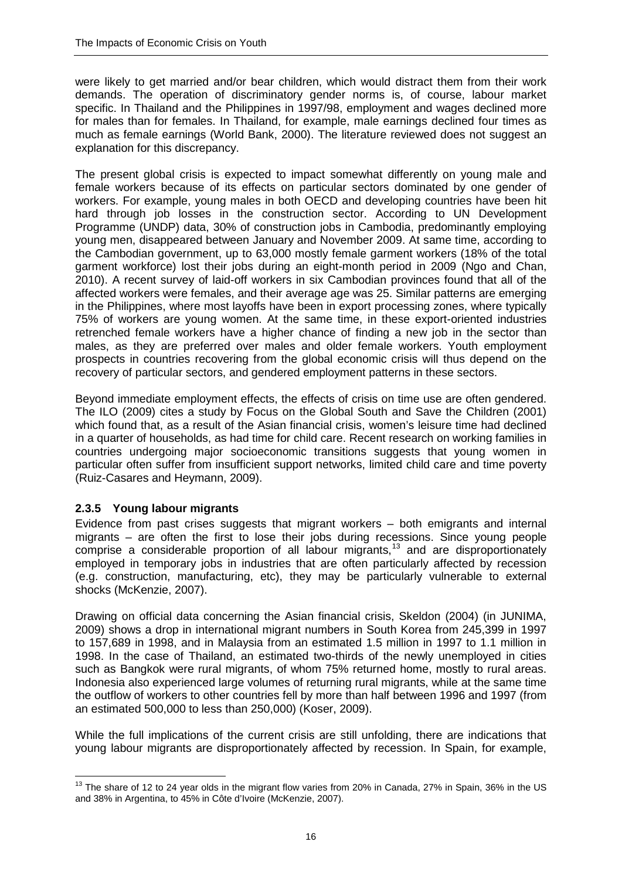were likely to get married and/or bear children, which would distract them from their work demands. The operation of discriminatory gender norms is, of course, labour market specific. In Thailand and the Philippines in 1997/98, employment and wages declined more for males than for females. In Thailand, for example, male earnings declined four times as much as female earnings (World Bank, 2000). The literature reviewed does not suggest an explanation for this discrepancy.

The present global crisis is expected to impact somewhat differently on young male and female workers because of its effects on particular sectors dominated by one gender of workers. For example, young males in both OECD and developing countries have been hit hard through job losses in the construction sector. According to UN Development Programme (UNDP) data, 30% of construction jobs in Cambodia, predominantly employing young men, disappeared between January and November 2009. At same time, according to the Cambodian government, up to 63,000 mostly female garment workers (18% of the total garment workforce) lost their jobs during an eight-month period in 2009 (Ngo and Chan, 2010). A recent survey of laid-off workers in six Cambodian provinces found that all of the affected workers were females, and their average age was 25. Similar patterns are emerging in the Philippines, where most layoffs have been in export processing zones, where typically 75% of workers are young women. At the same time, in these export-oriented industries retrenched female workers have a higher chance of finding a new job in the sector than males, as they are preferred over males and older female workers. Youth employment prospects in countries recovering from the global economic crisis will thus depend on the recovery of particular sectors, and gendered employment patterns in these sectors.

Beyond immediate employment effects, the effects of crisis on time use are often gendered. The ILO (2009) cites a study by Focus on the Global South and Save the Children (2001) which found that, as a result of the Asian financial crisis, women's leisure time had declined in a quarter of households, as had time for child care. Recent research on working families in countries undergoing major socioeconomic transitions suggests that young women in particular often suffer from insufficient support networks, limited child care and time poverty (Ruiz-Casares and Heymann, 2009).

### 2.3.5 Young labour migrants

Evidence from past crises suggests that migrant workers – both emigrants and internal migrants – are often the first to lose their jobs during recessions. Since young people comprise a considerable proportion of all labour migrants,[13] and are disproportionately employed in temporary jobs in industries that are often particularly affected by recession (e.g. construction, manufacturing, etc), they may be particularly vulnerable to external shocks (McKenzie, 2007).

Drawing on official data concerning the Asian financial crisis, Skeldon (2004) (in JUNIMA, 2009) shows a drop in international migrant numbers in South Korea from 245,399 in 1997 to 157,689 in 1998, and in Malaysia from an estimated 1.5 million in 1997 to 1.1 million in 1998. In the case of Thailand, an estimated two-thirds of the newly unemployed in cities such as Bangkok were rural migrants, of whom 75% returned home, mostly to rural areas. Indonesia also experienced large volumes of returning rural migrants, while at the same time the outflow of workers to other countries fell by more than half between 1996 and 1997 (from an estimated 500,000 to less than 250,000) (Koser, 2009).

While the full implications of the current crisis are still unfolding, there are indications that young labour migrants are disproportionately affected by recession. In Spain, for example,

[13] The share of 12 to 24 year olds in the migrant flow varies from 20% in Canada, 27% in Spain, 36% in the US and 38% in Argentina, to 45% in Côte d'Ivoire (McKenzie, 2007).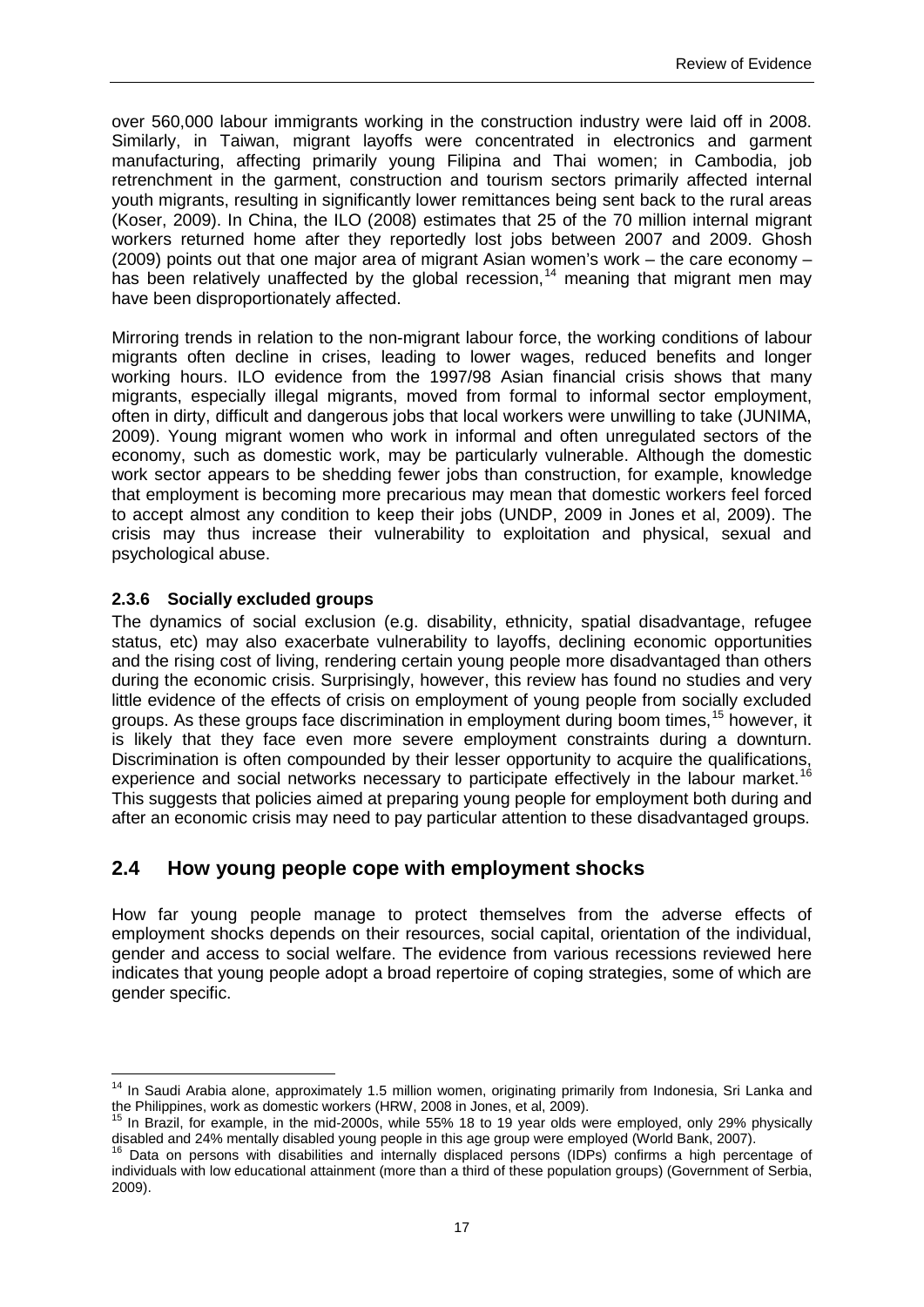over 560,000 labour immigrants working in the construction industry were laid off in 2008. Similarly, in Taiwan, migrant layoffs were concentrated in electronics and garment manufacturing, affecting primarily young Filipina and Thai women; in Cambodia, job retrenchment in the garment, construction and tourism sectors primarily affected internal youth migrants, resulting in significantly lower remittances being sent back to the rural areas (Koser, 2009). In China, the ILO (2008) estimates that 25 of the 70 million internal migrant workers returned home after they reportedly lost jobs between 2007 and 2009. Ghosh (2009) points out that one major area of migrant Asian women's work – the care economy – has been relatively unaffected by the global recession,[14] meaning that migrant men may have been disproportionately affected.

Mirroring trends in relation to the non-migrant labour force, the working conditions of labour migrants often decline in crises, leading to lower wages, reduced benefits and longer working hours. ILO evidence from the 1997/98 Asian financial crisis shows that many migrants, especially illegal migrants, moved from formal to informal sector employment, often in dirty, difficult and dangerous jobs that local workers were unwilling to take (JUNIMA, 2009). Young migrant women who work in informal and often unregulated sectors of the economy, such as domestic work, may be particularly vulnerable. Although the domestic work sector appears to be shedding fewer jobs than construction, for example, knowledge that employment is becoming more precarious may mean that domestic workers feel forced to accept almost any condition to keep their jobs (UNDP, 2009 in Jones et al, 2009). The crisis may thus increase their vulnerability to exploitation and physical, sexual and psychological abuse.

### 2.3.6 Socially excluded groups

The dynamics of social exclusion (e.g. disability, ethnicity, spatial disadvantage, refugee status, etc) may also exacerbate vulnerability to layoffs, declining economic opportunities and the rising cost of living, rendering certain young people more disadvantaged than others during the economic crisis. Surprisingly, however, this review has found no studies and very little evidence of the effects of crisis on employment of young people from socially excluded groups. As these groups face discrimination in employment during boom times,[15] however, it is likely that they face even more severe employment constraints during a downturn. Discrimination is often compounded by their lesser opportunity to acquire the qualifications, experience and social networks necessary to participate effectively in the labour market.[16] This suggests that policies aimed at preparing young people for employment both during and after an economic crisis may need to pay particular attention to these disadvantaged groups.

## 2.4 How young people cope with employment shocks

How far young people manage to protect themselves from the adverse effects of employment shocks depends on their resources, social capital, orientation of the individual, gender and access to social welfare. The evidence from various recessions reviewed here indicates that young people adopt a broad repertoire of coping strategies, some of which are gender specific.

---

[14] In Saudi Arabia alone, approximately 1.5 million women, originating primarily from Indonesia, Sri Lanka and the Philippines, work as domestic workers (HRW, 2008 in Jones, et al, 2009).

[15] In Brazil, for example, in the mid-2000s, while 55% 18 to 19 year olds were employed, only 29% physically disabled and 24% mentally disabled young people in this age group were employed (World Bank, 2007).

[16] Data on persons with disabilities and internally displaced persons (IDPs) confirms a high percentage of individuals with low educational attainment (more than a third of these population groups) (Government of Serbia, 2009).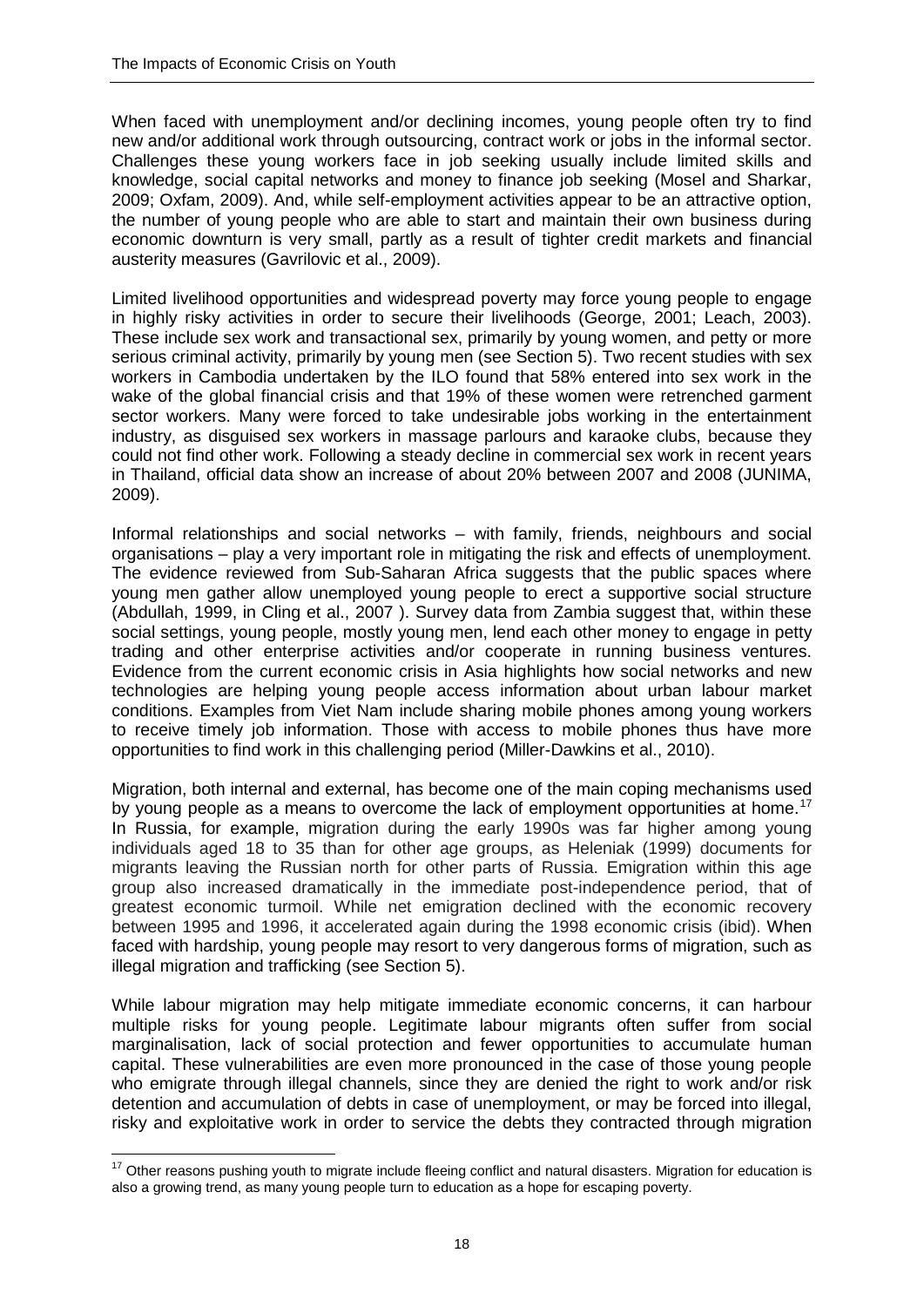When faced with unemployment and/or declining incomes, young people often try to find new and/or additional work through outsourcing, contract work or jobs in the informal sector. Challenges these young workers face in job seeking usually include limited skills and knowledge, social capital networks and money to finance job seeking (Mosel and Sharkar, 2009; Oxfam, 2009). And, while self-employment activities appear to be an attractive option, the number of young people who are able to start and maintain their own business during economic downturn is very small, partly as a result of tighter credit markets and financial austerity measures (Gavrilovic et al., 2009).

Limited livelihood opportunities and widespread poverty may force young people to engage in highly risky activities in order to secure their livelihoods (George, 2001; Leach, 2003). These include sex work and transactional sex, primarily by young women, and petty or more serious criminal activity, primarily by young men (see Section 5). Two recent studies with sex workers in Cambodia undertaken by the ILO found that 58% entered into sex work in the wake of the global financial crisis and that 19% of these women were retrenched garment sector workers. Many were forced to take undesirable jobs working in the entertainment industry, as disguised sex workers in massage parlours and karaoke clubs, because they could not find other work. Following a steady decline in commercial sex work in recent years in Thailand, official data show an increase of about 20% between 2007 and 2008 (JUNIMA, 2009).

Informal relationships and social networks – with family, friends, neighbours and social organisations – play a very important role in mitigating the risk and effects of unemployment. The evidence reviewed from Sub-Saharan Africa suggests that the public spaces where young men gather allow unemployed young people to erect a supportive social structure (Abdullah, 1999, in Cling et al., 2007 ). Survey data from Zambia suggest that, within these social settings, young people, mostly young men, lend each other money to engage in petty trading and other enterprise activities and/or cooperate in running business ventures. Evidence from the current economic crisis in Asia highlights how social networks and new technologies are helping young people access information about urban labour market conditions. Examples from Viet Nam include sharing mobile phones among young workers to receive timely job information. Those with access to mobile phones thus have more opportunities to find work in this challenging period (Miller-Dawkins et al., 2010).

Migration, both internal and external, has become one of the main coping mechanisms used by young people as a means to overcome the lack of employment opportunities at home.[17] In Russia, for example, migration during the early 1990s was far higher among young individuals aged 18 to 35 than for other age groups, as Heleniak (1999) documents for migrants leaving the Russian north for other parts of Russia. Emigration within this age group also increased dramatically in the immediate post-independence period, that of greatest economic turmoil. While net emigration declined with the economic recovery between 1995 and 1996, it accelerated again during the 1998 economic crisis (ibid). When faced with hardship, young people may resort to very dangerous forms of migration, such as illegal migration and trafficking (see Section 5).

While labour migration may help mitigate immediate economic concerns, it can harbour multiple risks for young people. Legitimate labour migrants often suffer from social marginalisation, lack of social protection and fewer opportunities to accumulate human capital. These vulnerabilities are even more pronounced in the case of those young people who emigrate through illegal channels, since they are denied the right to work and/or risk detention and accumulation of debts in case of unemployment, or may be forced into illegal, risky and exploitative work in order to service the debts they contracted through migration

[17] Other reasons pushing youth to migrate include fleeing conflict and natural disasters. Migration for education is also a growing trend, as many young people turn to education as a hope for escaping poverty.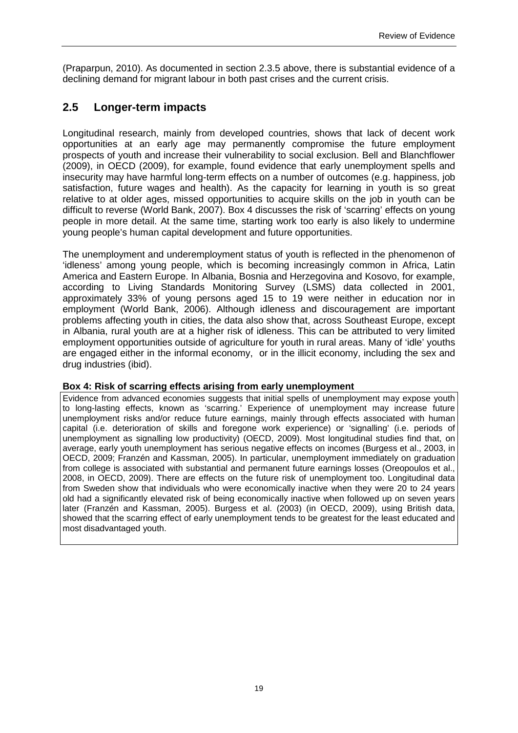(Praparpun, 2010). As documented in section 2.3.5 above, there is substantial evidence of a declining demand for migrant labour in both past crises and the current crisis.

## 2.5 Longer-term impacts

Longitudinal research, mainly from developed countries, shows that lack of decent work opportunities at an early age may permanently compromise the future employment prospects of youth and increase their vulnerability to social exclusion. Bell and Blanchflower (2009), in OECD (2009), for example, found evidence that early unemployment spells and insecurity may have harmful long-term effects on a number of outcomes (e.g. happiness, job satisfaction, future wages and health). As the capacity for learning in youth is so great relative to at older ages, missed opportunities to acquire skills on the job in youth can be difficult to reverse (World Bank, 2007). Box 4 discusses the risk of 'scarring' effects on young people in more detail. At the same time, starting work too early is also likely to undermine young people's human capital development and future opportunities.

The unemployment and underemployment status of youth is reflected in the phenomenon of 'idleness' among young people, which is becoming increasingly common in Africa, Latin America and Eastern Europe. In Albania, Bosnia and Herzegovina and Kosovo, for example, according to Living Standards Monitoring Survey (LSMS) data collected in 2001, approximately 33% of young persons aged 15 to 19 were neither in education nor in employment (World Bank, 2006). Although idleness and discouragement are important problems affecting youth in cities, the data also show that, across Southeast Europe, except in Albania, rural youth are at a higher risk of idleness. This can be attributed to very limited employment opportunities outside of agriculture for youth in rural areas. Many of 'idle' youths are engaged either in the informal economy, or in the illicit economy, including the sex and drug industries (ibid).

**Box 4: Risk of scarring effects arising from early unemployment**

Evidence from advanced economies suggests that initial spells of unemployment may expose youth to long-lasting effects, known as 'scarring.' Experience of unemployment may increase future unemployment risks and/or reduce future earnings, mainly through effects associated with human capital (i.e. deterioration of skills and foregone work experience) or 'signalling' (i.e. periods of unemployment as signalling low productivity) (OECD, 2009). Most longitudinal studies find that, on average, early youth unemployment has serious negative effects on incomes (Burgess et al., 2003, in OECD, 2009; Franzén and Kassman, 2005). In particular, unemployment immediately on graduation from college is associated with substantial and permanent future earnings losses (Oreopoulos et al., 2008, in OECD, 2009). There are effects on the future risk of unemployment too. Longitudinal data from Sweden show that individuals who were economically inactive when they were 20 to 24 years old had a significantly elevated risk of being economically inactive when followed up on seven years later (Franzén and Kassman, 2005). Burgess et al. (2003) (in OECD, 2009), using British data, showed that the scarring effect of early unemployment tends to be greatest for the least educated and most disadvantaged youth.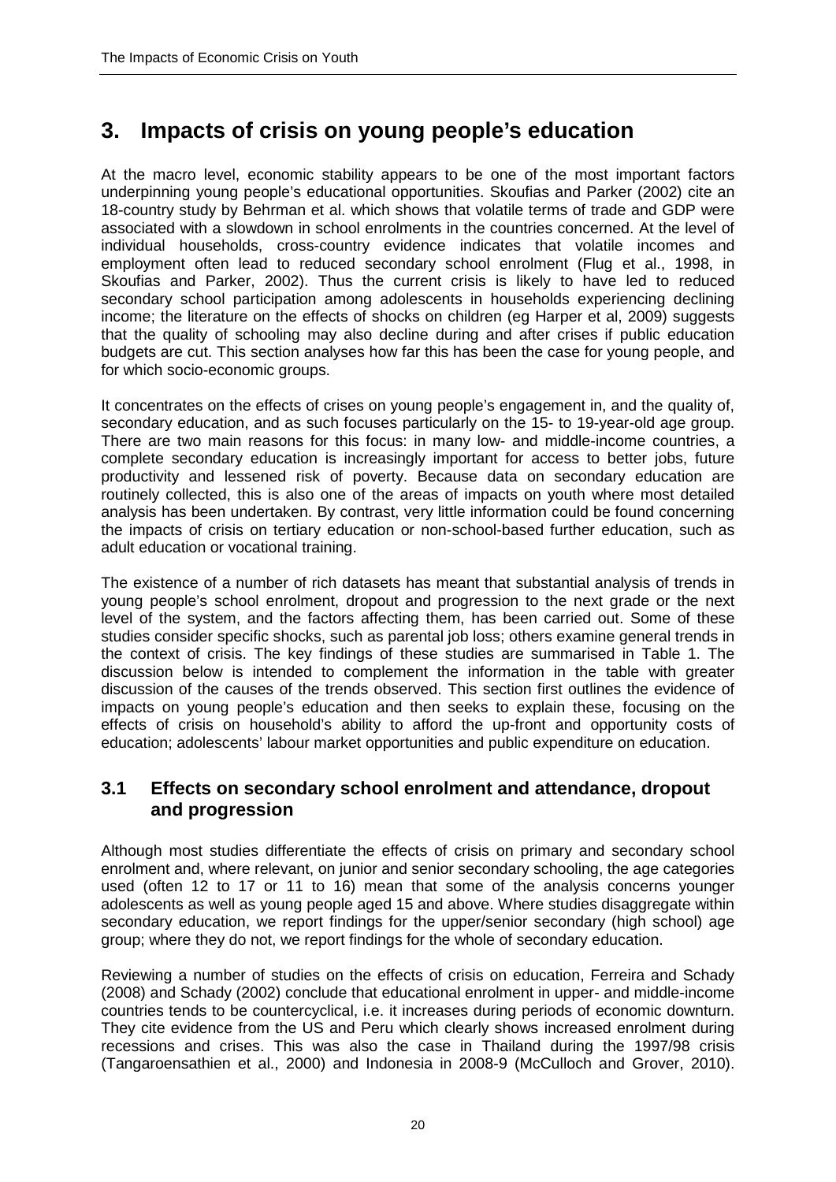# 3. Impacts of crisis on young people's education

At the macro level, economic stability appears to be one of the most important factors underpinning young people's educational opportunities. Skoufias and Parker (2002) cite an 18-country study by Behrman et al. which shows that volatile terms of trade and GDP were associated with a slowdown in school enrolments in the countries concerned. At the level of individual households, cross-country evidence indicates that volatile incomes and employment often lead to reduced secondary school enrolment (Flug et al., 1998, in Skoufias and Parker, 2002). Thus the current crisis is likely to have led to reduced secondary school participation among adolescents in households experiencing declining income; the literature on the effects of shocks on children (eg Harper et al, 2009) suggests that the quality of schooling may also decline during and after crises if public education budgets are cut. This section analyses how far this has been the case for young people, and for which socio-economic groups.

It concentrates on the effects of crises on young people's engagement in, and the quality of, secondary education, and as such focuses particularly on the 15- to 19-year-old age group. There are two main reasons for this focus: in many low- and middle-income countries, a complete secondary education is increasingly important for access to better jobs, future productivity and lessened risk of poverty. Because data on secondary education are routinely collected, this is also one of the areas of impacts on youth where most detailed analysis has been undertaken. By contrast, very little information could be found concerning the impacts of crisis on tertiary education or non-school-based further education, such as adult education or vocational training.

The existence of a number of rich datasets has meant that substantial analysis of trends in young people's school enrolment, dropout and progression to the next grade or the next level of the system, and the factors affecting them, has been carried out. Some of these studies consider specific shocks, such as parental job loss; others examine general trends in the context of crisis. The key findings of these studies are summarised in Table 1. The discussion below is intended to complement the information in the table with greater discussion of the causes of the trends observed. This section first outlines the evidence of impacts on young people's education and then seeks to explain these, focusing on the effects of crisis on household's ability to afford the up-front and opportunity costs of education; adolescents' labour market opportunities and public expenditure on education.

## 3.1 Effects on secondary school enrolment and attendance, dropout and progression

Although most studies differentiate the effects of crisis on primary and secondary school enrolment and, where relevant, on junior and senior secondary schooling, the age categories used (often 12 to 17 or 11 to 16) mean that some of the analysis concerns younger adolescents as well as young people aged 15 and above. Where studies disaggregate within secondary education, we report findings for the upper/senior secondary (high school) age group; where they do not, we report findings for the whole of secondary education.

Reviewing a number of studies on the effects of crisis on education, Ferreira and Schady (2008) and Schady (2002) conclude that educational enrolment in upper- and middle-income countries tends to be countercyclical, i.e. it increases during periods of economic downturn. They cite evidence from the US and Peru which clearly shows increased enrolment during recessions and crises. This was also the case in Thailand during the 1997/98 crisis (Tangaroensathien et al., 2000) and Indonesia in 2008-9 (McCulloch and Grover, 2010).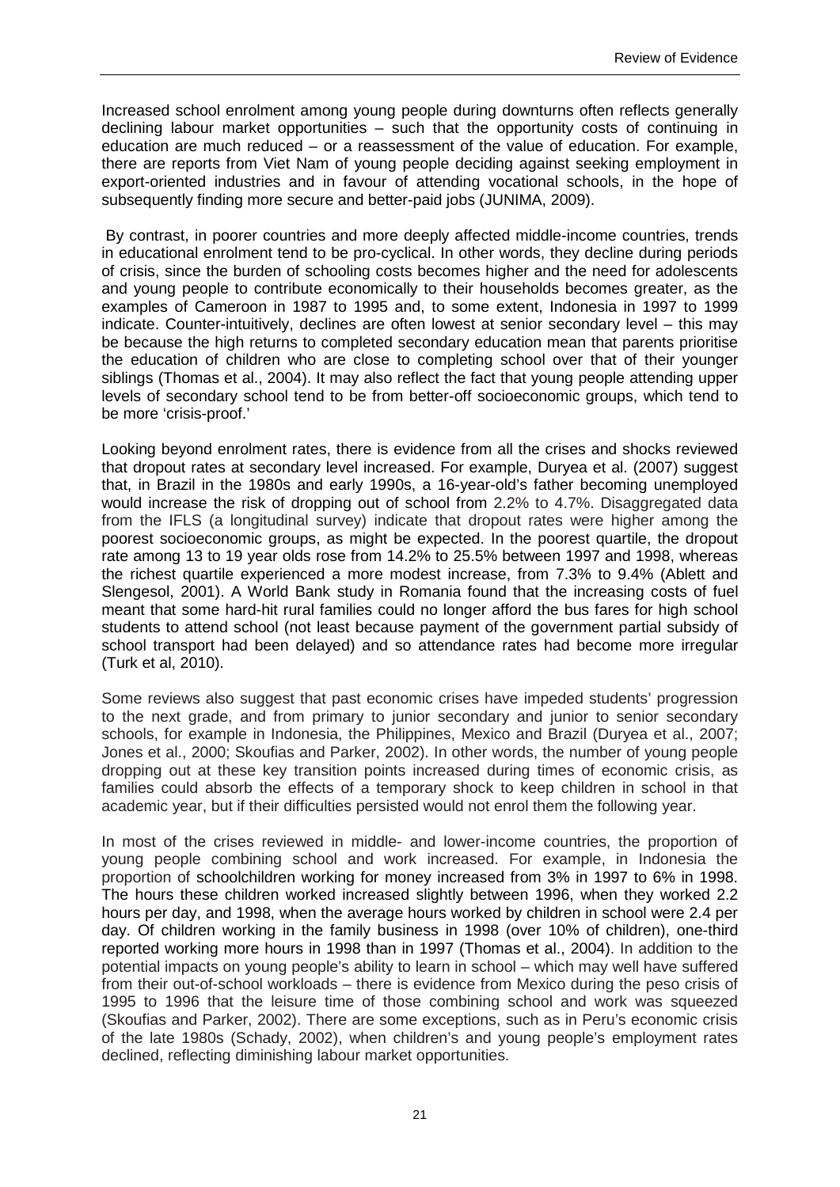Increased school enrolment among young people during downturns often reflects generally declining labour market opportunities – such that the opportunity costs of continuing in education are much reduced – or a reassessment of the value of education. For example, there are reports from Viet Nam of young people deciding against seeking employment in export-oriented industries and in favour of attending vocational schools, in the hope of subsequently finding more secure and better-paid jobs (JUNIMA, 2009).

By contrast, in poorer countries and more deeply affected middle-income countries, trends in educational enrolment tend to be pro-cyclical. In other words, they decline during periods of crisis, since the burden of schooling costs becomes higher and the need for adolescents and young people to contribute economically to their households becomes greater, as the examples of Cameroon in 1987 to 1995 and, to some extent, Indonesia in 1997 to 1999 indicate. Counter-intuitively, declines are often lowest at senior secondary level – this may be because the high returns to completed secondary education mean that parents prioritise the education of children who are close to completing school over that of their younger siblings (Thomas et al., 2004). It may also reflect the fact that young people attending upper levels of secondary school tend to be from better-off socioeconomic groups, which tend to be more 'crisis-proof.'

Looking beyond enrolment rates, there is evidence from all the crises and shocks reviewed that dropout rates at secondary level increased. For example, Duryea et al. (2007) suggest that, in Brazil in the 1980s and early 1990s, a 16-year-old's father becoming unemployed would increase the risk of dropping out of school from 2.2% to 4.7%. Disaggregated data from the IFLS (a longitudinal survey) indicate that dropout rates were higher among the poorest socioeconomic groups, as might be expected. In the poorest quartile, the dropout rate among 13 to 19 year olds rose from 14.2% to 25.5% between 1997 and 1998, whereas the richest quartile experienced a more modest increase, from 7.3% to 9.4% (Ablett and Slengesol, 2001). A World Bank study in Romania found that the increasing costs of fuel meant that some hard-hit rural families could no longer afford the bus fares for high school students to attend school (not least because payment of the government partial subsidy of school transport had been delayed) and so attendance rates had become more irregular (Turk et al, 2010).

Some reviews also suggest that past economic crises have impeded students' progression to the next grade, and from primary to junior secondary and junior to senior secondary schools, for example in Indonesia, the Philippines, Mexico and Brazil (Duryea et al., 2007; Jones et al., 2000; Skoufias and Parker, 2002). In other words, the number of young people dropping out at these key transition points increased during times of economic crisis, as families could absorb the effects of a temporary shock to keep children in school in that academic year, but if their difficulties persisted would not enrol them the following year.

In most of the crises reviewed in middle- and lower-income countries, the proportion of young people combining school and work increased. For example, in Indonesia the proportion of schoolchildren working for money increased from 3% in 1997 to 6% in 1998. The hours these children worked increased slightly between 1996, when they worked 2.2 hours per day, and 1998, when the average hours worked by children in school were 2.4 per day. Of children working in the family business in 1998 (over 10% of children), one-third reported working more hours in 1998 than in 1997 (Thomas et al., 2004). In addition to the potential impacts on young people's ability to learn in school – which may well have suffered from their out-of-school workloads – there is evidence from Mexico during the peso crisis of 1995 to 1996 that the leisure time of those combining school and work was squeezed (Skoufias and Parker, 2002). There are some exceptions, such as in Peru's economic crisis of the late 1980s (Schady, 2002), when children's and young people's employment rates declined, reflecting diminishing labour market opportunities.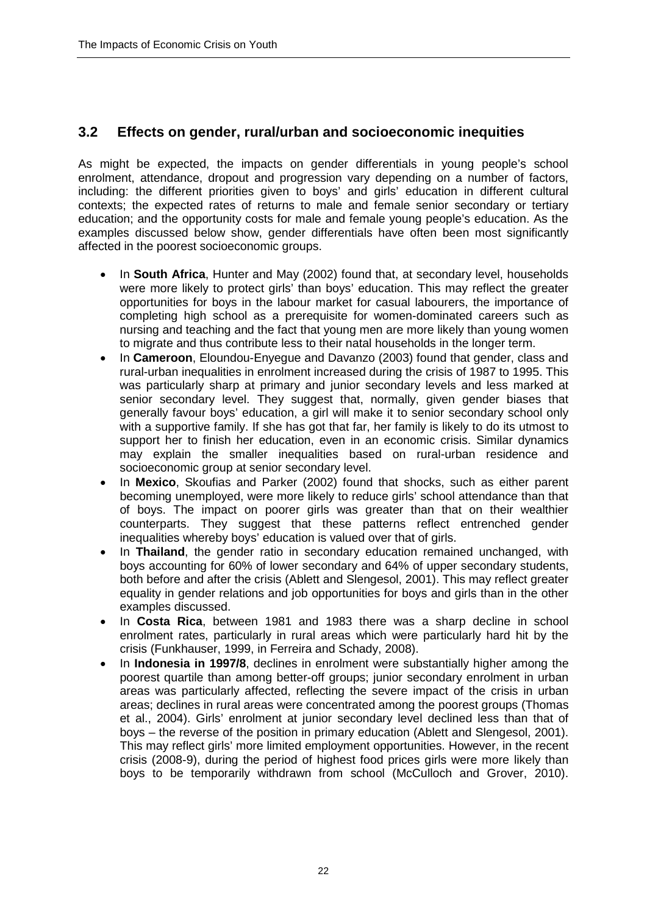## 3.2 Effects on gender, rural/urban and socioeconomic inequities

As might be expected, the impacts on gender differentials in young people's school enrolment, attendance, dropout and progression vary depending on a number of factors, including: the different priorities given to boys' and girls' education in different cultural contexts; the expected rates of returns to male and female senior secondary or tertiary education; and the opportunity costs for male and female young people's education. As the examples discussed below show, gender differentials have often been most significantly affected in the poorest socioeconomic groups.

- In **South Africa**, Hunter and May (2002) found that, at secondary level, households were more likely to protect girls' than boys' education. This may reflect the greater opportunities for boys in the labour market for casual labourers, the importance of completing high school as a prerequisite for women-dominated careers such as nursing and teaching and the fact that young men are more likely than young women to migrate and thus contribute less to their natal households in the longer term.
- In **Cameroon**, Eloundou-Enyegue and Davanzo (2003) found that gender, class and rural-urban inequalities in enrolment increased during the crisis of 1987 to 1995. This was particularly sharp at primary and junior secondary levels and less marked at senior secondary level. They suggest that, normally, given gender biases that generally favour boys' education, a girl will make it to senior secondary school only with a supportive family. If she has got that far, her family is likely to do its utmost to support her to finish her education, even in an economic crisis. Similar dynamics may explain the smaller inequalities based on rural-urban residence and socioeconomic group at senior secondary level.
- In **Mexico**, Skoufias and Parker (2002) found that shocks, such as either parent becoming unemployed, were more likely to reduce girls' school attendance than that of boys. The impact on poorer girls was greater than that on their wealthier counterparts. They suggest that these patterns reflect entrenched gender inequalities whereby boys' education is valued over that of girls.
- In **Thailand**, the gender ratio in secondary education remained unchanged, with boys accounting for 60% of lower secondary and 64% of upper secondary students, both before and after the crisis (Ablett and Slengesol, 2001). This may reflect greater equality in gender relations and job opportunities for boys and girls than in the other examples discussed.
- In **Costa Rica**, between 1981 and 1983 there was a sharp decline in school enrolment rates, particularly in rural areas which were particularly hard hit by the crisis (Funkhauser, 1999, in Ferreira and Schady, 2008).
- In **Indonesia in 1997/8**, declines in enrolment were substantially higher among the poorest quartile than among better-off groups; junior secondary enrolment in urban areas was particularly affected, reflecting the severe impact of the crisis in urban areas; declines in rural areas were concentrated among the poorest groups (Thomas et al., 2004). Girls' enrolment at junior secondary level declined less than that of boys – the reverse of the position in primary education (Ablett and Slengesol, 2001). This may reflect girls' more limited employment opportunities. However, in the recent crisis (2008-9), during the period of highest food prices girls were more likely than boys to be temporarily withdrawn from school (McCulloch and Grover, 2010).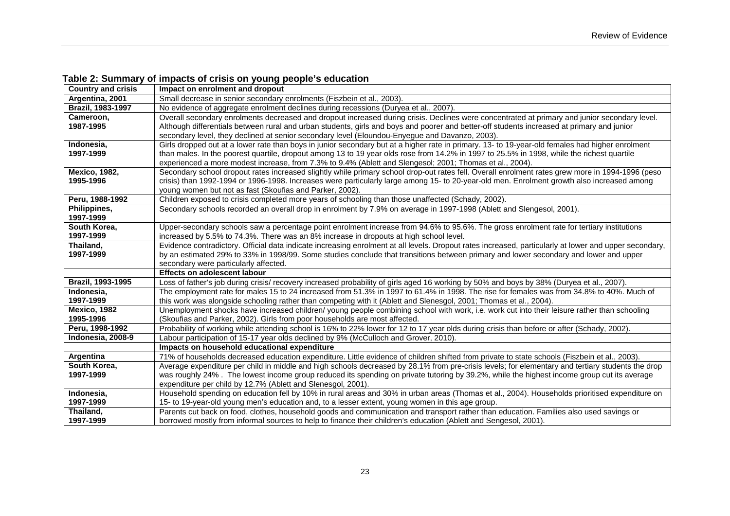**Table 2: Summary of impacts of crisis on young people's education**

| Country and crisis | Impact on enrolment and dropout |
|---|---|
| Argentina, 2001 | Small decrease in senior secondary enrolments (Fiszbein et al., 2003). |
| Brazil, 1983-1997 | No evidence of aggregate enrolment declines during recessions (Duryea et al., 2007). |
| Cameroon, 1987-1995 | Overall secondary enrolments decreased and dropout increased during crisis. Declines were concentrated at primary and junior secondary level. Although differentials between rural and urban students, girls and boys and poorer and better-off students increased at primary and junior secondary level, they declined at senior secondary level (Eloundou-Enyegue and Davanzo, 2003). |
| Indonesia, 1997-1999 | Girls dropped out at a lower rate than boys in junior secondary but at a higher rate in primary. 13- to 19-year-old females had higher enrolment than males. In the poorest quartile, dropout among 13 to 19 year olds rose from 14.2% in 1997 to 25.5% in 1998, while the richest quartile experienced a more modest increase, from 7.3% to 9.4% (Ablett and Slengesol; 2001; Thomas et al., 2004). |
| Mexico, 1982, 1995-1996 | Secondary school dropout rates increased slightly while primary school drop-out rates fell. Overall enrolment rates grew more in 1994-1996 (peso crisis) than 1992-1994 or 1996-1998. Increases were particularly large among 15- to 20-year-old men. Enrolment growth also increased among young women but not as fast (Skoufias and Parker, 2002). |
| Peru, 1988-1992 | Children exposed to crisis completed more years of schooling than those unaffected (Schady, 2002). |
| Philippines, 1997-1999 | Secondary schools recorded an overall drop in enrolment by 7.9% on average in 1997-1998 (Ablett and Slengesol, 2001). |
| South Korea, 1997-1999 | Upper-secondary schools saw a percentage point enrolment increase from 94.6% to 95.6%. The gross enrolment rate for tertiary institutions increased by 5.5% to 74.3%. There was an 8% increase in dropouts at high school level. |
| Thailand, 1997-1999 | Evidence contradictory. Official data indicate increasing enrolment at all levels. Dropout rates increased, particularly at lower and upper secondary, by an estimated 29% to 33% in 1998/99. Some studies conclude that transitions between primary and lower secondary and lower and upper secondary were particularly affected. |
| | **Effects on adolescent labour** |
| Brazil, 1993-1995 | Loss of father's job during crisis/ recovery increased probability of girls aged 16 working by 50% and boys by 38% (Duryea et al., 2007). |
| Indonesia, 1997-1999 | The employment rate for males 15 to 24 increased from 51.3% in 1997 to 61.4% in 1998. The rise for females was from 34.8% to 40%. Much of this work was alongside schooling rather than competing with it (Ablett and Slenesgol, 2001; Thomas et al., 2004). |
| Mexico, 1982 1995-1996 | Unemployment shocks have increased children/ young people combining school with work, i.e. work cut into their leisure rather than schooling (Skoufias and Parker, 2002). Girls from poor households are most affected. |
| Peru, 1998-1992 | Probability of working while attending school is 16% to 22% lower for 12 to 17 year olds during crisis than before or after (Schady, 2002). |
| Indonesia, 2008-9 | Labour participation of 15-17 year olds declined by 9% (McCulloch and Grover, 2010). |
| | **Impacts on household educational expenditure** |
| Argentina | 71% of households decreased education expenditure. Little evidence of children shifted from private to state schools (Fiszbein et al., 2003). |
| South Korea, 1997-1999 | Average expenditure per child in middle and high schools decreased by 28.1% from pre-crisis levels; for elementary and tertiary students the drop was roughly 24% . The lowest income group reduced its spending on private tutoring by 39.2%, while the highest income group cut its average expenditure per child by 12.7% (Ablett and Slenesgol, 2001). |
| Indonesia, 1997-1999 | Household spending on education fell by 10% in rural areas and 30% in urban areas (Thomas et al., 2004). Households prioritised expenditure on 15- to 19-year-old young men's education and, to a lesser extent, young women in this age group. |
| Thailand, 1997-1999 | Parents cut back on food, clothes, household goods and communication and transport rather than education. Families also used savings or borrowed mostly from informal sources to help to finance their children's education (Ablett and Sengesol, 2001). |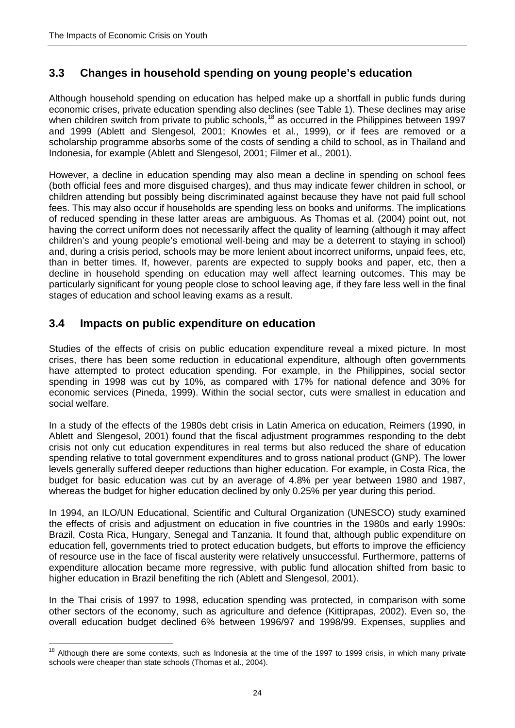## 3.3 Changes in household spending on young people's education

Although household spending on education has helped make up a shortfall in public funds during economic crises, private education spending also declines (see Table 1). These declines may arise when children switch from private to public schools,[18] as occurred in the Philippines between 1997 and 1999 (Ablett and Slengesol, 2001; Knowles et al., 1999), or if fees are removed or a scholarship programme absorbs some of the costs of sending a child to school, as in Thailand and Indonesia, for example (Ablett and Slengesol, 2001; Filmer et al., 2001).

However, a decline in education spending may also mean a decline in spending on school fees (both official fees and more disguised charges), and thus may indicate fewer children in school, or children attending but possibly being discriminated against because they have not paid full school fees. This may also occur if households are spending less on books and uniforms. The implications of reduced spending in these latter areas are ambiguous. As Thomas et al. (2004) point out, not having the correct uniform does not necessarily affect the quality of learning (although it may affect children's and young people's emotional well-being and may be a deterrent to staying in school) and, during a crisis period, schools may be more lenient about incorrect uniforms, unpaid fees, etc, than in better times. If, however, parents are expected to supply books and paper, etc, then a decline in household spending on education may well affect learning outcomes. This may be particularly significant for young people close to school leaving age, if they fare less well in the final stages of education and school leaving exams as a result.

## 3.4 Impacts on public expenditure on education

Studies of the effects of crisis on public education expenditure reveal a mixed picture. In most crises, there has been some reduction in educational expenditure, although often governments have attempted to protect education spending. For example, in the Philippines, social sector spending in 1998 was cut by 10%, as compared with 17% for national defence and 30% for economic services (Pineda, 1999). Within the social sector, cuts were smallest in education and social welfare.

In a study of the effects of the 1980s debt crisis in Latin America on education, Reimers (1990, in Ablett and Slengesol, 2001) found that the fiscal adjustment programmes responding to the debt crisis not only cut education expenditures in real terms but also reduced the share of education spending relative to total government expenditures and to gross national product (GNP). The lower levels generally suffered deeper reductions than higher education. For example, in Costa Rica, the budget for basic education was cut by an average of 4.8% per year between 1980 and 1987, whereas the budget for higher education declined by only 0.25% per year during this period.

In 1994, an ILO/UN Educational, Scientific and Cultural Organization (UNESCO) study examined the effects of crisis and adjustment on education in five countries in the 1980s and early 1990s: Brazil, Costa Rica, Hungary, Senegal and Tanzania. It found that, although public expenditure on education fell, governments tried to protect education budgets, but efforts to improve the efficiency of resource use in the face of fiscal austerity were relatively unsuccessful. Furthermore, patterns of expenditure allocation became more regressive, with public fund allocation shifted from basic to higher education in Brazil benefiting the rich (Ablett and Slengesol, 2001).

In the Thai crisis of 1997 to 1998, education spending was protected, in comparison with some other sectors of the economy, such as agriculture and defence (Kittiprapas, 2002). Even so, the overall education budget declined 6% between 1996/97 and 1998/99. Expenses, supplies and

[18] Although there are some contexts, such as Indonesia at the time of the 1997 to 1999 crisis, in which many private schools were cheaper than state schools (Thomas et al., 2004).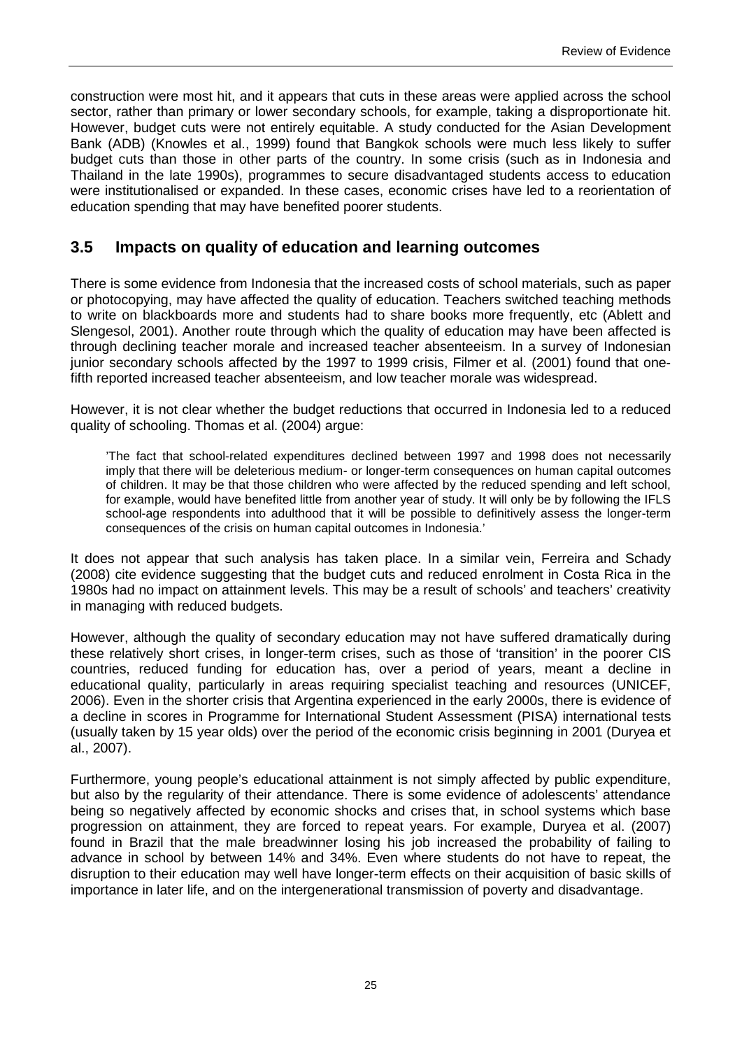construction were most hit, and it appears that cuts in these areas were applied across the school sector, rather than primary or lower secondary schools, for example, taking a disproportionate hit. However, budget cuts were not entirely equitable. A study conducted for the Asian Development Bank (ADB) (Knowles et al., 1999) found that Bangkok schools were much less likely to suffer budget cuts than those in other parts of the country. In some crisis (such as in Indonesia and Thailand in the late 1990s), programmes to secure disadvantaged students access to education were institutionalised or expanded. In these cases, economic crises have led to a reorientation of education spending that may have benefited poorer students.

## 3.5 Impacts on quality of education and learning outcomes

There is some evidence from Indonesia that the increased costs of school materials, such as paper or photocopying, may have affected the quality of education. Teachers switched teaching methods to write on blackboards more and students had to share books more frequently, etc (Ablett and Slengesol, 2001). Another route through which the quality of education may have been affected is through declining teacher morale and increased teacher absenteeism. In a survey of Indonesian junior secondary schools affected by the 1997 to 1999 crisis, Filmer et al. (2001) found that one-fifth reported increased teacher absenteeism, and low teacher morale was widespread.

However, it is not clear whether the budget reductions that occurred in Indonesia led to a reduced quality of schooling. Thomas et al. (2004) argue:

> 'The fact that school-related expenditures declined between 1997 and 1998 does not necessarily imply that there will be deleterious medium- or longer-term consequences on human capital outcomes of children. It may be that those children who were affected by the reduced spending and left school, for example, would have benefited little from another year of study. It will only be by following the IFLS school-age respondents into adulthood that it will be possible to definitively assess the longer-term consequences of the crisis on human capital outcomes in Indonesia.'

It does not appear that such analysis has taken place. In a similar vein, Ferreira and Schady (2008) cite evidence suggesting that the budget cuts and reduced enrolment in Costa Rica in the 1980s had no impact on attainment levels. This may be a result of schools' and teachers' creativity in managing with reduced budgets.

However, although the quality of secondary education may not have suffered dramatically during these relatively short crises, in longer-term crises, such as those of 'transition' in the poorer CIS countries, reduced funding for education has, over a period of years, meant a decline in educational quality, particularly in areas requiring specialist teaching and resources (UNICEF, 2006). Even in the shorter crisis that Argentina experienced in the early 2000s, there is evidence of a decline in scores in Programme for International Student Assessment (PISA) international tests (usually taken by 15 year olds) over the period of the economic crisis beginning in 2001 (Duryea et al., 2007).

Furthermore, young people's educational attainment is not simply affected by public expenditure, but also by the regularity of their attendance. There is some evidence of adolescents' attendance being so negatively affected by economic shocks and crises that, in school systems which base progression on attainment, they are forced to repeat years. For example, Duryea et al. (2007) found in Brazil that the male breadwinner losing his job increased the probability of failing to advance in school by between 14% and 34%. Even where students do not have to repeat, the disruption to their education may well have longer-term effects on their acquisition of basic skills of importance in later life, and on the intergenerational transmission of poverty and disadvantage.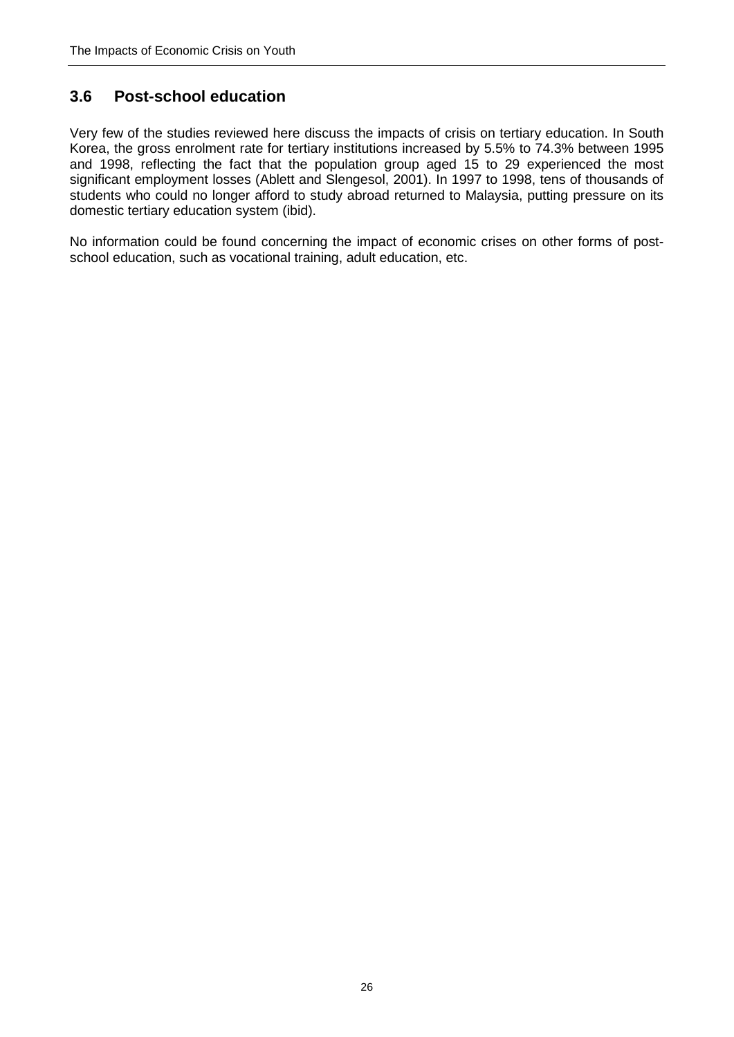## 3.6 Post-school education

Very few of the studies reviewed here discuss the impacts of crisis on tertiary education. In South Korea, the gross enrolment rate for tertiary institutions increased by 5.5% to 74.3% between 1995 and 1998, reflecting the fact that the population group aged 15 to 29 experienced the most significant employment losses (Ablett and Slengesol, 2001). In 1997 to 1998, tens of thousands of students who could no longer afford to study abroad returned to Malaysia, putting pressure on its domestic tertiary education system (ibid).

No information could be found concerning the impact of economic crises on other forms of post-school education, such as vocational training, adult education, etc.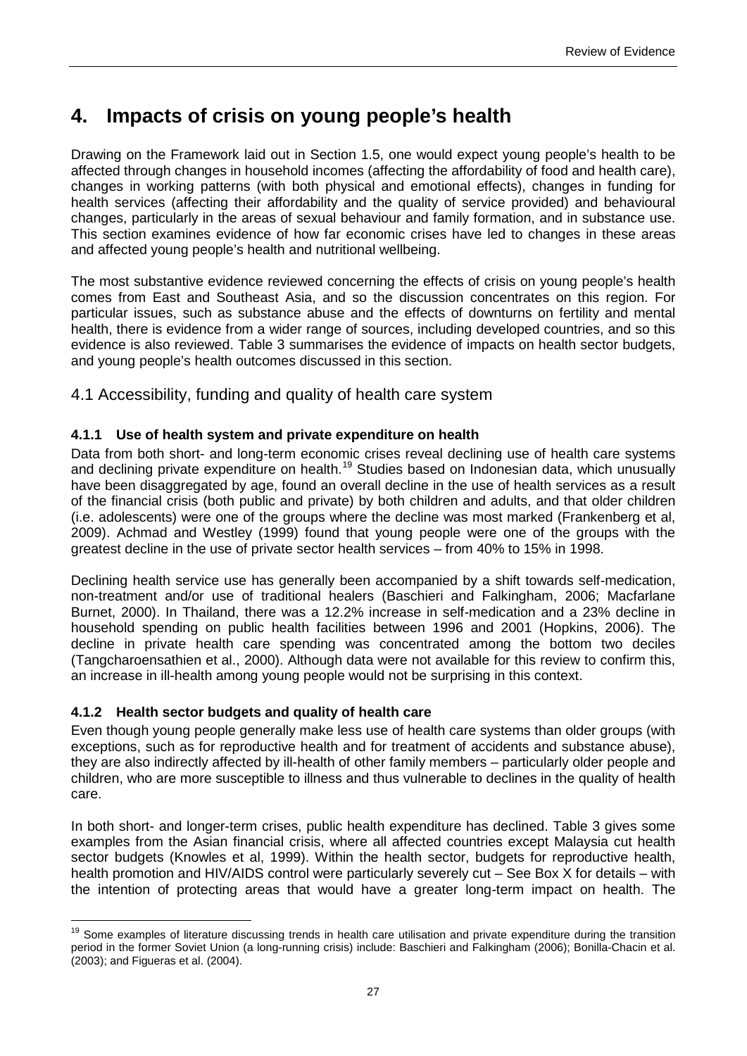# 4. Impacts of crisis on young people's health

Drawing on the Framework laid out in Section 1.5, one would expect young people's health to be affected through changes in household incomes (affecting the affordability of food and health care), changes in working patterns (with both physical and emotional effects), changes in funding for health services (affecting their affordability and the quality of service provided) and behavioural changes, particularly in the areas of sexual behaviour and family formation, and in substance use. This section examines evidence of how far economic crises have led to changes in these areas and affected young people's health and nutritional wellbeing.

The most substantive evidence reviewed concerning the effects of crisis on young people's health comes from East and Southeast Asia, and so the discussion concentrates on this region. For particular issues, such as substance abuse and the effects of downturns on fertility and mental health, there is evidence from a wider range of sources, including developed countries, and so this evidence is also reviewed. Table 3 summarises the evidence of impacts on health sector budgets, and young people's health outcomes discussed in this section.

## 4.1 Accessibility, funding and quality of health care system

### 4.1.1 Use of health system and private expenditure on health

Data from both short- and long-term economic crises reveal declining use of health care systems and declining private expenditure on health.[19] Studies based on Indonesian data, which unusually have been disaggregated by age, found an overall decline in the use of health services as a result of the financial crisis (both public and private) by both children and adults, and that older children (i.e. adolescents) were one of the groups where the decline was most marked (Frankenberg et al, 2009). Achmad and Westley (1999) found that young people were one of the groups with the greatest decline in the use of private sector health services – from 40% to 15% in 1998.

Declining health service use has generally been accompanied by a shift towards self-medication, non-treatment and/or use of traditional healers (Baschieri and Falkingham, 2006; Macfarlane Burnet, 2000). In Thailand, there was a 12.2% increase in self-medication and a 23% decline in household spending on public health facilities between 1996 and 2001 (Hopkins, 2006). The decline in private health care spending was concentrated among the bottom two deciles (Tangcharoensathien et al., 2000). Although data were not available for this review to confirm this, an increase in ill-health among young people would not be surprising in this context.

### 4.1.2 Health sector budgets and quality of health care

Even though young people generally make less use of health care systems than older groups (with exceptions, such as for reproductive health and for treatment of accidents and substance abuse), they are also indirectly affected by ill-health of other family members – particularly older people and children, who are more susceptible to illness and thus vulnerable to declines in the quality of health care.

In both short- and longer-term crises, public health expenditure has declined. Table 3 gives some examples from the Asian financial crisis, where all affected countries except Malaysia cut health sector budgets (Knowles et al, 1999). Within the health sector, budgets for reproductive health, health promotion and HIV/AIDS control were particularly severely cut – See Box X for details – with the intention of protecting areas that would have a greater long-term impact on health. The

[19] Some examples of literature discussing trends in health care utilisation and private expenditure during the transition period in the former Soviet Union (a long-running crisis) include: Baschieri and Falkingham (2006); Bonilla-Chacin et al. (2003); and Figueras et al. (2004).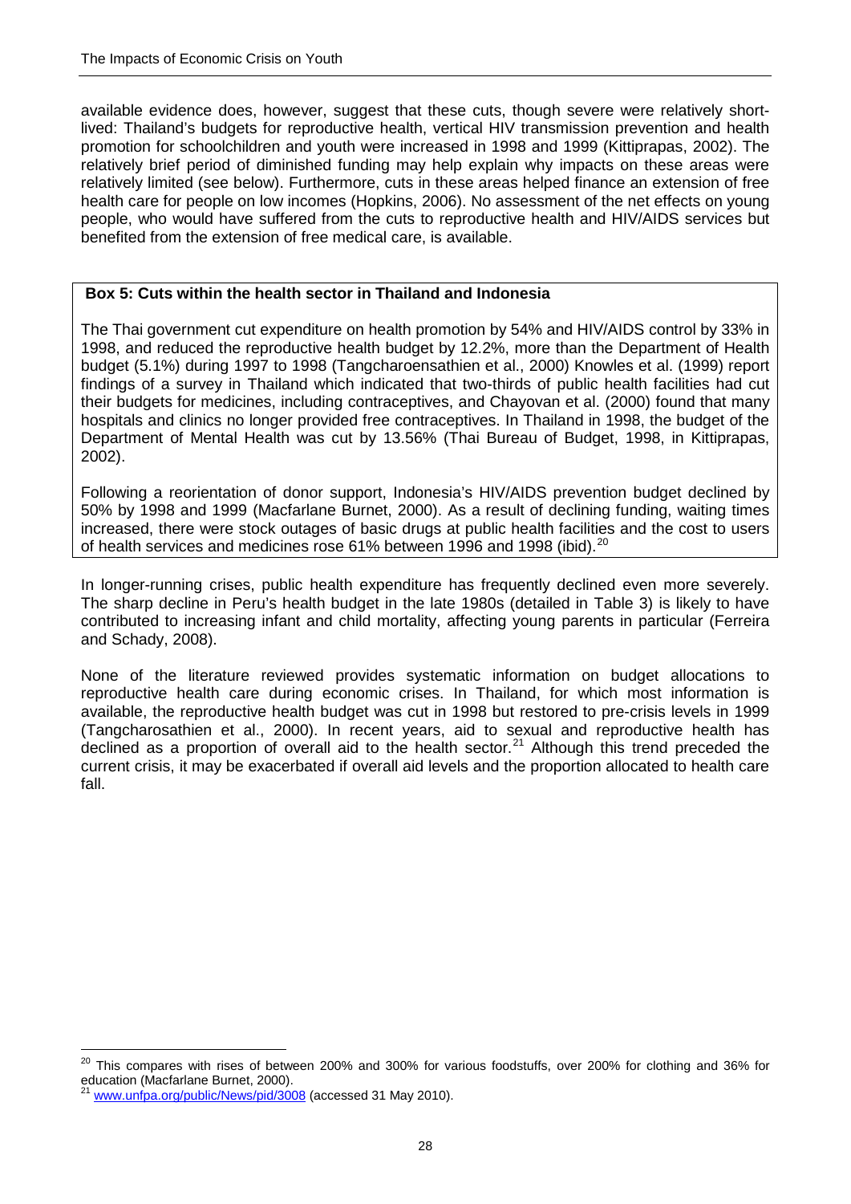available evidence does, however, suggest that these cuts, though severe were relatively short-lived: Thailand's budgets for reproductive health, vertical HIV transmission prevention and health promotion for schoolchildren and youth were increased in 1998 and 1999 (Kittiprapas, 2002). The relatively brief period of diminished funding may help explain why impacts on these areas were relatively limited (see below). Furthermore, cuts in these areas helped finance an extension of free health care for people on low incomes (Hopkins, 2006). No assessment of the net effects on young people, who would have suffered from the cuts to reproductive health and HIV/AIDS services but benefited from the extension of free medical care, is available.

**Box 5: Cuts within the health sector in Thailand and Indonesia**

The Thai government cut expenditure on health promotion by 54% and HIV/AIDS control by 33% in 1998, and reduced the reproductive health budget by 12.2%, more than the Department of Health budget (5.1%) during 1997 to 1998 (Tangcharoensathien et al., 2000) Knowles et al. (1999) report findings of a survey in Thailand which indicated that two-thirds of public health facilities had cut their budgets for medicines, including contraceptives, and Chayovan et al. (2000) found that many hospitals and clinics no longer provided free contraceptives. In Thailand in 1998, the budget of the Department of Mental Health was cut by 13.56% (Thai Bureau of Budget, 1998, in Kittiprapas, 2002).

Following a reorientation of donor support, Indonesia's HIV/AIDS prevention budget declined by 50% by 1998 and 1999 (Macfarlane Burnet, 2000). As a result of declining funding, waiting times increased, there were stock outages of basic drugs at public health facilities and the cost to users of health services and medicines rose 61% between 1996 and 1998 (ibid).[20]

In longer-running crises, public health expenditure has frequently declined even more severely. The sharp decline in Peru's health budget in the late 1980s (detailed in Table 3) is likely to have contributed to increasing infant and child mortality, affecting young parents in particular (Ferreira and Schady, 2008).

None of the literature reviewed provides systematic information on budget allocations to reproductive health care during economic crises. In Thailand, for which most information is available, the reproductive health budget was cut in 1998 but restored to pre-crisis levels in 1999 (Tangcharosathien et al., 2000). In recent years, aid to sexual and reproductive health has declined as a proportion of overall aid to the health sector.[21] Although this trend preceded the current crisis, it may be exacerbated if overall aid levels and the proportion allocated to health care fall.

[20] This compares with rises of between 200% and 300% for various foodstuffs, over 200% for clothing and 36% for education (Macfarlane Burnet, 2000).

[21] www.unfpa.org/public/News/pid/3008 (accessed 31 May 2010).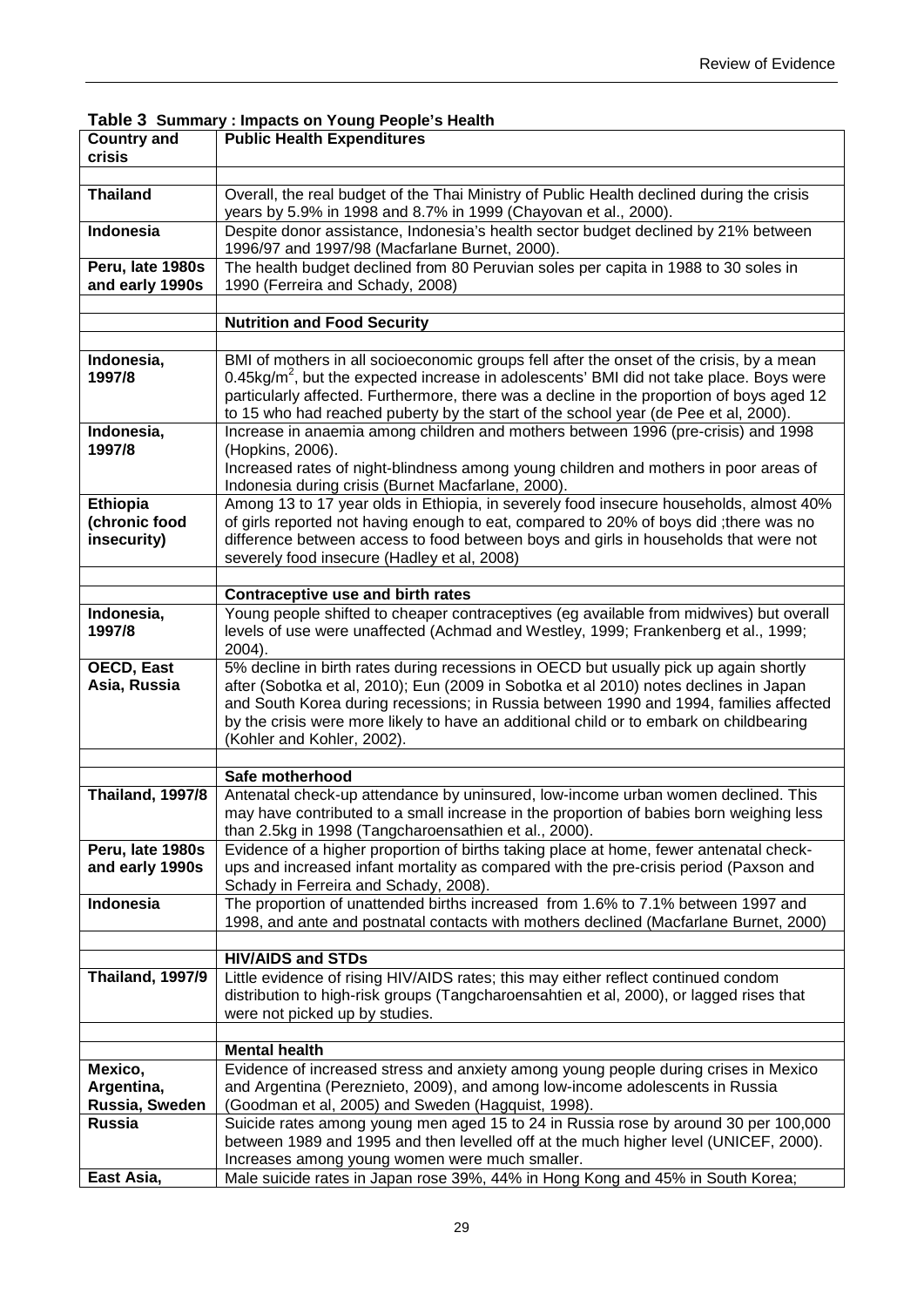**Table 3 Summary : Impacts on Young People's Health**

| **Country and crisis** | **Public Health Expenditures** |
|---|---|
| | |
| **Thailand** | Overall, the real budget of the Thai Ministry of Public Health declined during the crisis years by 5.9% in 1998 and 8.7% in 1999 (Chayovan et al., 2000). |
| **Indonesia** | Despite donor assistance, Indonesia's health sector budget declined by 21% between 1996/97 and 1997/98 (Macfarlane Burnet, 2000). |
| **Peru, late 1980s and early 1990s** | The health budget declined from 80 Peruvian soles per capita in 1988 to 30 soles in 1990 (Ferreira and Schady, 2008) |
| | |
| | **Nutrition and Food Security** |
| | |
| **Indonesia, 1997/8** | BMI of mothers in all socioeconomic groups fell after the onset of the crisis, by a mean 0.45kg/m$^2$, but the expected increase in adolescents' BMI did not take place. Boys were particularly affected. Furthermore, there was a decline in the proportion of boys aged 12 to 15 who had reached puberty by the start of the school year (de Pee et al, 2000). |
| **Indonesia, 1997/8** | Increase in anaemia among children and mothers between 1996 (pre-crisis) and 1998 (Hopkins, 2006).<br>Increased rates of night-blindness among young children and mothers in poor areas of Indonesia during crisis (Burnet Macfarlane, 2000). |
| **Ethiopia (chronic food insecurity)** | Among 13 to 17 year olds in Ethiopia, in severely food insecure households, almost 40% of girls reported not having enough to eat, compared to 20% of boys did ;there was no difference between access to food between boys and girls in households that were not severely food insecure (Hadley et al, 2008) |
| | |
| | **Contraceptive use and birth rates** |
| **Indonesia, 1997/8** | Young people shifted to cheaper contraceptives (eg available from midwives) but overall levels of use were unaffected (Achmad and Westley, 1999; Frankenberg et al., 1999; 2004). |
| **OECD, East Asia, Russia** | 5% decline in birth rates during recessions in OECD but usually pick up again shortly after (Sobotka et al, 2010); Eun (2009 in Sobotka et al 2010) notes declines in Japan and South Korea during recessions; in Russia between 1990 and 1994, families affected by the crisis were more likely to have an additional child or to embark on childbearing (Kohler and Kohler, 2002). |
| | |
| | **Safe motherhood** |
| **Thailand, 1997/8** | Antenatal check-up attendance by uninsured, low-income urban women declined. This may have contributed to a small increase in the proportion of babies born weighing less than 2.5kg in 1998 (Tangcharoensathien et al., 2000). |
| **Peru, late 1980s and early 1990s** | Evidence of a higher proportion of births taking place at home, fewer antenatal check-ups and increased infant mortality as compared with the pre-crisis period (Paxson and Schady in Ferreira and Schady, 2008). |
| **Indonesia** | The proportion of unattended births increased from 1.6% to 7.1% between 1997 and 1998, and ante and postnatal contacts with mothers declined (Macfarlane Burnet, 2000) |
| | |
| | **HIV/AIDS and STDs** |
| **Thailand, 1997/9** | Little evidence of rising HIV/AIDS rates; this may either reflect continued condom distribution to high-risk groups (Tangcharoensahtien et al, 2000), or lagged rises that were not picked up by studies. |
| | |
| | **Mental health** |
| **Mexico, Argentina, Russia, Sweden** | Evidence of increased stress and anxiety among young people during crises in Mexico and Argentina (Pereznieto, 2009), and among low-income adolescents in Russia (Goodman et al, 2005) and Sweden (Hagquist, 1998). |
| **Russia** | Suicide rates among young men aged 15 to 24 in Russia rose by around 30 per 100,000 between 1989 and 1995 and then levelled off at the much higher level (UNICEF, 2000). Increases among young women were much smaller. |
| **East Asia,** | Male suicide rates in Japan rose 39%, 44% in Hong Kong and 45% in South Korea; |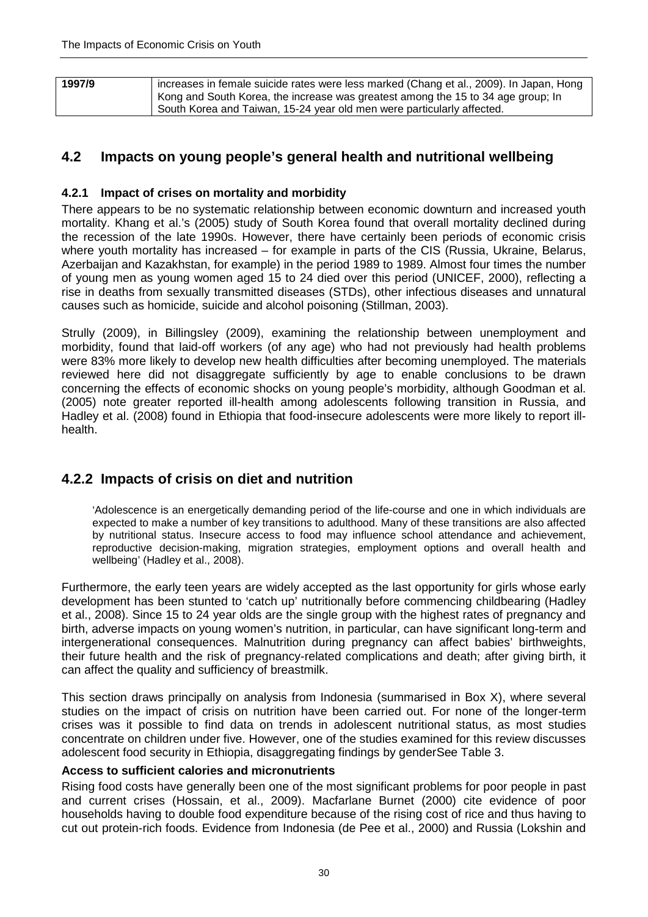| | |
|---|---|
| **1997/9** | increases in female suicide rates were less marked (Chang et al., 2009). In Japan, Hong Kong and South Korea, the increase was greatest among the 15 to 34 age group; In South Korea and Taiwan, 15-24 year old men were particularly affected. |

## 4.2 Impacts on young people's general health and nutritional wellbeing

### 4.2.1 Impact of crises on mortality and morbidity

There appears to be no systematic relationship between economic downturn and increased youth mortality. Khang et al.'s (2005) study of South Korea found that overall mortality declined during the recession of the late 1990s. However, there have certainly been periods of economic crisis where youth mortality has increased – for example in parts of the CIS (Russia, Ukraine, Belarus, Azerbaijan and Kazakhstan, for example) in the period 1989 to 1989. Almost four times the number of young men as young women aged 15 to 24 died over this period (UNICEF, 2000), reflecting a rise in deaths from sexually transmitted diseases (STDs), other infectious diseases and unnatural causes such as homicide, suicide and alcohol poisoning (Stillman, 2003).

Strully (2009), in Billingsley (2009), examining the relationship between unemployment and morbidity, found that laid-off workers (of any age) who had not previously had health problems were 83% more likely to develop new health difficulties after becoming unemployed. The materials reviewed here did not disaggregate sufficiently by age to enable conclusions to be drawn concerning the effects of economic shocks on young people's morbidity, although Goodman et al. (2005) note greater reported ill-health among adolescents following transition in Russia, and Hadley et al. (2008) found in Ethiopia that food-insecure adolescents were more likely to report ill-health.

## 4.2.2 Impacts of crisis on diet and nutrition

> 'Adolescence is an energetically demanding period of the life-course and one in which individuals are expected to make a number of key transitions to adulthood. Many of these transitions are also affected by nutritional status. Insecure access to food may influence school attendance and achievement, reproductive decision-making, migration strategies, employment options and overall health and wellbeing' (Hadley et al., 2008).

Furthermore, the early teen years are widely accepted as the last opportunity for girls whose early development has been stunted to 'catch up' nutritionally before commencing childbearing (Hadley et al., 2008). Since 15 to 24 year olds are the single group with the highest rates of pregnancy and birth, adverse impacts on young women's nutrition, in particular, can have significant long-term and intergenerational consequences. Malnutrition during pregnancy can affect babies' birthweights, their future health and the risk of pregnancy-related complications and death; after giving birth, it can affect the quality and sufficiency of breastmilk.

This section draws principally on analysis from Indonesia (summarised in Box X), where several studies on the impact of crisis on nutrition have been carried out. For none of the longer-term crises was it possible to find data on trends in adolescent nutritional status, as most studies concentrate on children under five. However, one of the studies examined for this review discusses adolescent food security in Ethiopia, disaggregating findings by genderSee Table 3.

**Access to sufficient calories and micronutrients**

Rising food costs have generally been one of the most significant problems for poor people in past and current crises (Hossain, et al., 2009). Macfarlane Burnet (2000) cite evidence of poor households having to double food expenditure because of the rising cost of rice and thus having to cut out protein-rich foods. Evidence from Indonesia (de Pee et al., 2000) and Russia (Lokshin and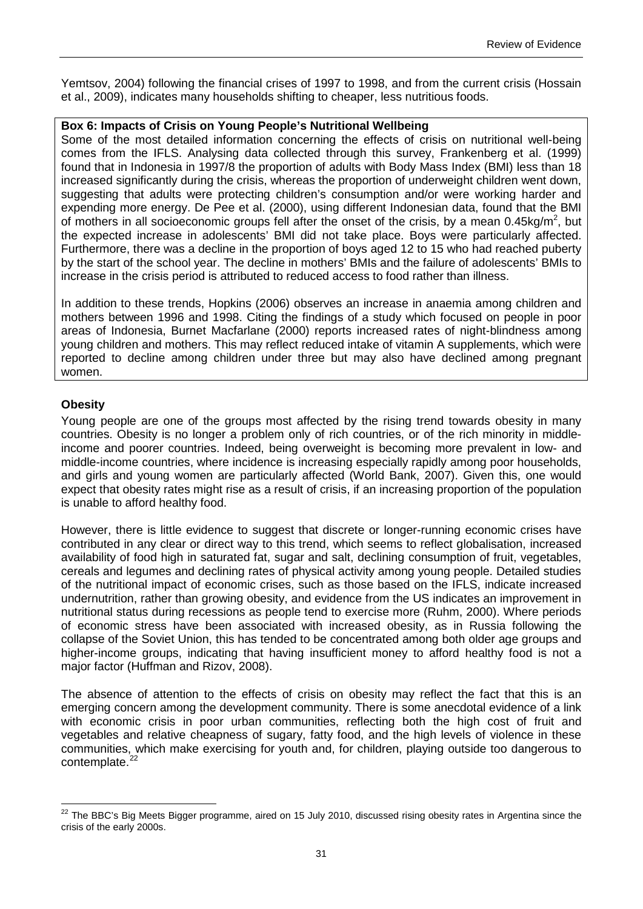Yemtsov, 2004) following the financial crises of 1997 to 1998, and from the current crisis (Hossain et al., 2009), indicates many households shifting to cheaper, less nutritious foods.

**Box 6: Impacts of Crisis on Young People's Nutritional Wellbeing**

Some of the most detailed information concerning the effects of crisis on nutritional well-being comes from the IFLS. Analysing data collected through this survey, Frankenberg et al. (1999) found that in Indonesia in 1997/8 the proportion of adults with Body Mass Index (BMI) less than 18 increased significantly during the crisis, whereas the proportion of underweight children went down, suggesting that adults were protecting children's consumption and/or were working harder and expending more energy. De Pee et al. (2000), using different Indonesian data, found that the BMI of mothers in all socioeconomic groups fell after the onset of the crisis, by a mean 0.45kg/m$^2$, but the expected increase in adolescents' BMI did not take place. Boys were particularly affected. Furthermore, there was a decline in the proportion of boys aged 12 to 15 who had reached puberty by the start of the school year. The decline in mothers' BMIs and the failure of adolescents' BMIs to increase in the crisis period is attributed to reduced access to food rather than illness.

In addition to these trends, Hopkins (2006) observes an increase in anaemia among children and mothers between 1996 and 1998. Citing the findings of a study which focused on people in poor areas of Indonesia, Burnet Macfarlane (2000) reports increased rates of night-blindness among young children and mothers. This may reflect reduced intake of vitamin A supplements, which were reported to decline among children under three but may also have declined among pregnant women.

**Obesity**

Young people are one of the groups most affected by the rising trend towards obesity in many countries. Obesity is no longer a problem only of rich countries, or of the rich minority in middle-income and poorer countries. Indeed, being overweight is becoming more prevalent in low- and middle-income countries, where incidence is increasing especially rapidly among poor households, and girls and young women are particularly affected (World Bank, 2007). Given this, one would expect that obesity rates might rise as a result of crisis, if an increasing proportion of the population is unable to afford healthy food.

However, there is little evidence to suggest that discrete or longer-running economic crises have contributed in any clear or direct way to this trend, which seems to reflect globalisation, increased availability of food high in saturated fat, sugar and salt, declining consumption of fruit, vegetables, cereals and legumes and declining rates of physical activity among young people. Detailed studies of the nutritional impact of economic crises, such as those based on the IFLS, indicate increased undernutrition, rather than growing obesity, and evidence from the US indicates an improvement in nutritional status during recessions as people tend to exercise more (Ruhm, 2000). Where periods of economic stress have been associated with increased obesity, as in Russia following the collapse of the Soviet Union, this has tended to be concentrated among both older age groups and higher-income groups, indicating that having insufficient money to afford healthy food is not a major factor (Huffman and Rizov, 2008).

The absence of attention to the effects of crisis on obesity may reflect the fact that this is an emerging concern among the development community. There is some anecdotal evidence of a link with economic crisis in poor urban communities, reflecting both the high cost of fruit and vegetables and relative cheapness of sugary, fatty food, and the high levels of violence in these communities, which make exercising for youth and, for children, playing outside too dangerous to contemplate.[22]

[22] The BBC's Big Meets Bigger programme, aired on 15 July 2010, discussed rising obesity rates in Argentina since the crisis of the early 2000s.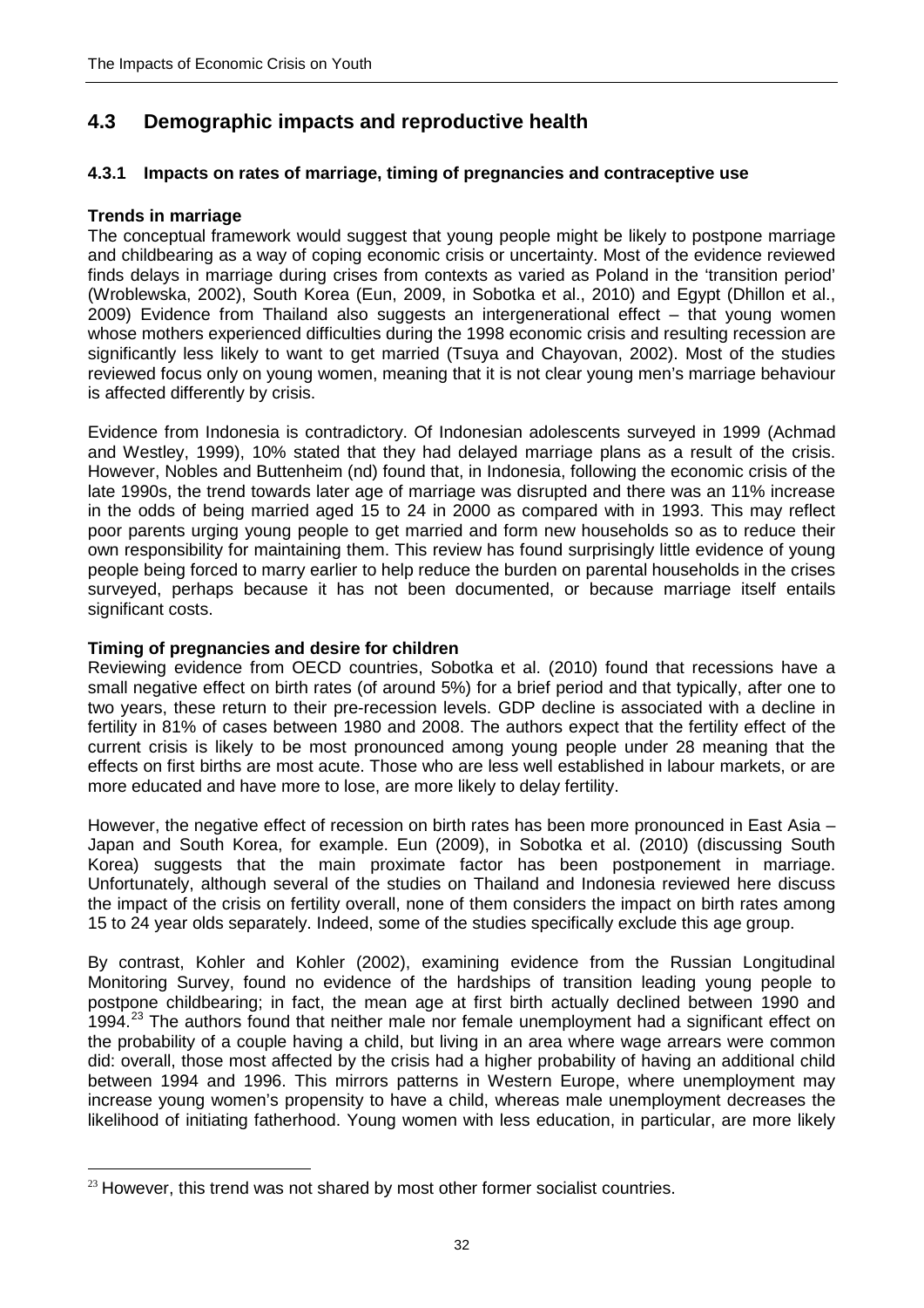## 4.3 Demographic impacts and reproductive health

### 4.3.1 Impacts on rates of marriage, timing of pregnancies and contraceptive use

**Trends in marriage**

The conceptual framework would suggest that young people might be likely to postpone marriage and childbearing as a way of coping economic crisis or uncertainty. Most of the evidence reviewed finds delays in marriage during crises from contexts as varied as Poland in the 'transition period' (Wroblewska, 2002), South Korea (Eun, 2009, in Sobotka et al., 2010) and Egypt (Dhillon et al., 2009) Evidence from Thailand also suggests an intergenerational effect – that young women whose mothers experienced difficulties during the 1998 economic crisis and resulting recession are significantly less likely to want to get married (Tsuya and Chayovan, 2002). Most of the studies reviewed focus only on young women, meaning that it is not clear young men's marriage behaviour is affected differently by crisis.

Evidence from Indonesia is contradictory. Of Indonesian adolescents surveyed in 1999 (Achmad and Westley, 1999), 10% stated that they had delayed marriage plans as a result of the crisis. However, Nobles and Buttenheim (nd) found that, in Indonesia, following the economic crisis of the late 1990s, the trend towards later age of marriage was disrupted and there was an 11% increase in the odds of being married aged 15 to 24 in 2000 as compared with in 1993. This may reflect poor parents urging young people to get married and form new households so as to reduce their own responsibility for maintaining them. This review has found surprisingly little evidence of young people being forced to marry earlier to help reduce the burden on parental households in the crises surveyed, perhaps because it has not been documented, or because marriage itself entails significant costs.

**Timing of pregnancies and desire for children**

Reviewing evidence from OECD countries, Sobotka et al. (2010) found that recessions have a small negative effect on birth rates (of around 5%) for a brief period and that typically, after one to two years, these return to their pre-recession levels. GDP decline is associated with a decline in fertility in 81% of cases between 1980 and 2008. The authors expect that the fertility effect of the current crisis is likely to be most pronounced among young people under 28 meaning that the effects on first births are most acute. Those who are less well established in labour markets, or are more educated and have more to lose, are more likely to delay fertility.

However, the negative effect of recession on birth rates has been more pronounced in East Asia – Japan and South Korea, for example. Eun (2009), in Sobotka et al. (2010) (discussing South Korea) suggests that the main proximate factor has been postponement in marriage. Unfortunately, although several of the studies on Thailand and Indonesia reviewed here discuss the impact of the crisis on fertility overall, none of them considers the impact on birth rates among 15 to 24 year olds separately. Indeed, some of the studies specifically exclude this age group.

By contrast, Kohler and Kohler (2002), examining evidence from the Russian Longitudinal Monitoring Survey, found no evidence of the hardships of transition leading young people to postpone childbearing; in fact, the mean age at first birth actually declined between 1990 and 1994.[23] The authors found that neither male nor female unemployment had a significant effect on the probability of a couple having a child, but living in an area where wage arrears were common did: overall, those most affected by the crisis had a higher probability of having an additional child between 1994 and 1996. This mirrors patterns in Western Europe, where unemployment may increase young women's propensity to have a child, whereas male unemployment decreases the likelihood of initiating fatherhood. Young women with less education, in particular, are more likely

[23] However, this trend was not shared by most other former socialist countries.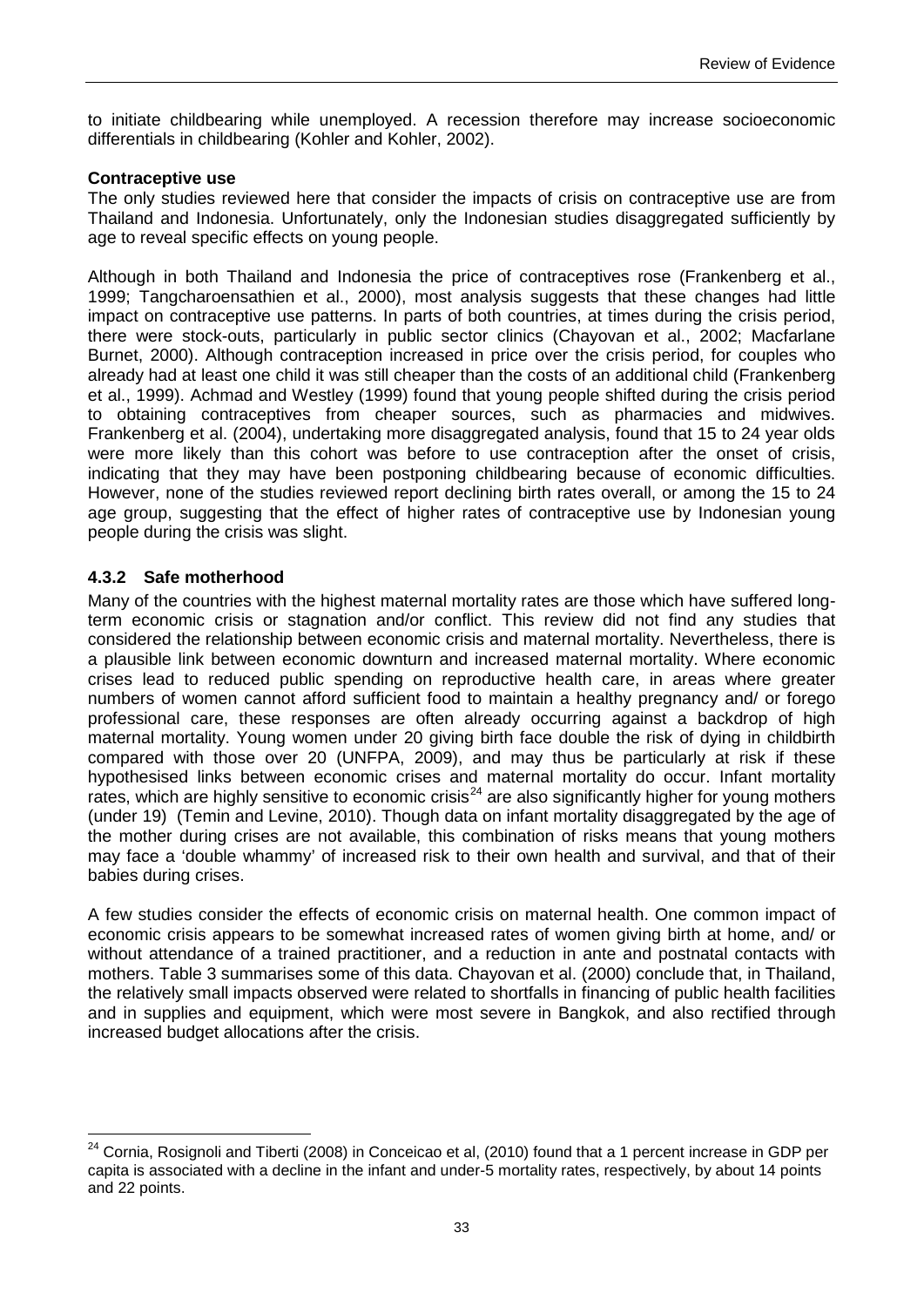to initiate childbearing while unemployed. A recession therefore may increase socioeconomic differentials in childbearing (Kohler and Kohler, 2002).

**Contraceptive use**

The only studies reviewed here that consider the impacts of crisis on contraceptive use are from Thailand and Indonesia. Unfortunately, only the Indonesian studies disaggregated sufficiently by age to reveal specific effects on young people.

Although in both Thailand and Indonesia the price of contraceptives rose (Frankenberg et al., 1999; Tangcharoensathien et al., 2000), most analysis suggests that these changes had little impact on contraceptive use patterns. In parts of both countries, at times during the crisis period, there were stock-outs, particularly in public sector clinics (Chayovan et al., 2002; Macfarlane Burnet, 2000). Although contraception increased in price over the crisis period, for couples who already had at least one child it was still cheaper than the costs of an additional child (Frankenberg et al., 1999). Achmad and Westley (1999) found that young people shifted during the crisis period to obtaining contraceptives from cheaper sources, such as pharmacies and midwives. Frankenberg et al. (2004), undertaking more disaggregated analysis, found that 15 to 24 year olds were more likely than this cohort was before to use contraception after the onset of crisis, indicating that they may have been postponing childbearing because of economic difficulties. However, none of the studies reviewed report declining birth rates overall, or among the 15 to 24 age group, suggesting that the effect of higher rates of contraceptive use by Indonesian young people during the crisis was slight.

### 4.3.2 Safe motherhood

Many of the countries with the highest maternal mortality rates are those which have suffered long-term economic crisis or stagnation and/or conflict. This review did not find any studies that considered the relationship between economic crisis and maternal mortality. Nevertheless, there is a plausible link between economic downturn and increased maternal mortality. Where economic crises lead to reduced public spending on reproductive health care, in areas where greater numbers of women cannot afford sufficient food to maintain a healthy pregnancy and/ or forego professional care, these responses are often already occurring against a backdrop of high maternal mortality. Young women under 20 giving birth face double the risk of dying in childbirth compared with those over 20 (UNFPA, 2009), and may thus be particularly at risk if these hypothesised links between economic crises and maternal mortality do occur. Infant mortality rates, which are highly sensitive to economic crisis[24] are also significantly higher for young mothers (under 19) (Temin and Levine, 2010). Though data on infant mortality disaggregated by the age of the mother during crises are not available, this combination of risks means that young mothers may face a 'double whammy' of increased risk to their own health and survival, and that of their babies during crises.

A few studies consider the effects of economic crisis on maternal health. One common impact of economic crisis appears to be somewhat increased rates of women giving birth at home, and/ or without attendance of a trained practitioner, and a reduction in ante and postnatal contacts with mothers. Table 3 summarises some of this data. Chayovan et al. (2000) conclude that, in Thailand, the relatively small impacts observed were related to shortfalls in financing of public health facilities and in supplies and equipment, which were most severe in Bangkok, and also rectified through increased budget allocations after the crisis.

---

[24] Cornia, Rosignoli and Tiberti (2008) in Conceicao et al, (2010) found that a 1 percent increase in GDP per capita is associated with a decline in the infant and under-5 mortality rates, respectively, by about 14 points and 22 points.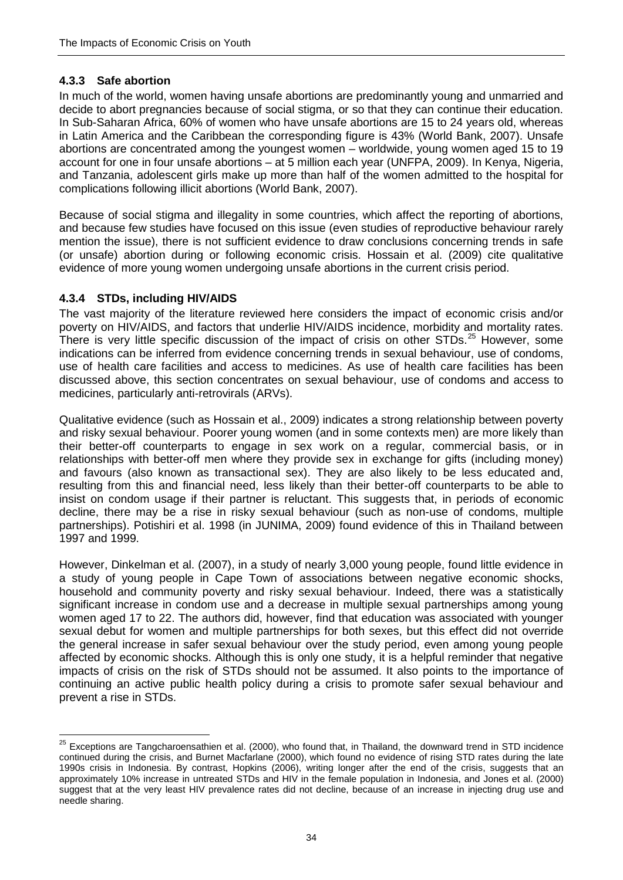### 4.3.3 Safe abortion

In much of the world, women having unsafe abortions are predominantly young and unmarried and decide to abort pregnancies because of social stigma, or so that they can continue their education. In Sub-Saharan Africa, 60% of women who have unsafe abortions are 15 to 24 years old, whereas in Latin America and the Caribbean the corresponding figure is 43% (World Bank, 2007). Unsafe abortions are concentrated among the youngest women – worldwide, young women aged 15 to 19 account for one in four unsafe abortions – at 5 million each year (UNFPA, 2009). In Kenya, Nigeria, and Tanzania, adolescent girls make up more than half of the women admitted to the hospital for complications following illicit abortions (World Bank, 2007).

Because of social stigma and illegality in some countries, which affect the reporting of abortions, and because few studies have focused on this issue (even studies of reproductive behaviour rarely mention the issue), there is not sufficient evidence to draw conclusions concerning trends in safe (or unsafe) abortion during or following economic crisis. Hossain et al. (2009) cite qualitative evidence of more young women undergoing unsafe abortions in the current crisis period.

### 4.3.4 STDs, including HIV/AIDS

The vast majority of the literature reviewed here considers the impact of economic crisis and/or poverty on HIV/AIDS, and factors that underlie HIV/AIDS incidence, morbidity and mortality rates. There is very little specific discussion of the impact of crisis on other STDs.[25] However, some indications can be inferred from evidence concerning trends in sexual behaviour, use of condoms, use of health care facilities and access to medicines. As use of health care facilities has been discussed above, this section concentrates on sexual behaviour, use of condoms and access to medicines, particularly anti-retrovirals (ARVs).

Qualitative evidence (such as Hossain et al., 2009) indicates a strong relationship between poverty and risky sexual behaviour. Poorer young women (and in some contexts men) are more likely than their better-off counterparts to engage in sex work on a regular, commercial basis, or in relationships with better-off men where they provide sex in exchange for gifts (including money) and favours (also known as transactional sex). They are also likely to be less educated and, resulting from this and financial need, less likely than their better-off counterparts to be able to insist on condom usage if their partner is reluctant. This suggests that, in periods of economic decline, there may be a rise in risky sexual behaviour (such as non-use of condoms, multiple partnerships). Potishiri et al. 1998 (in JUNIMA, 2009) found evidence of this in Thailand between 1997 and 1999.

However, Dinkelman et al. (2007), in a study of nearly 3,000 young people, found little evidence in a study of young people in Cape Town of associations between negative economic shocks, household and community poverty and risky sexual behaviour. Indeed, there was a statistically significant increase in condom use and a decrease in multiple sexual partnerships among young women aged 17 to 22. The authors did, however, find that education was associated with younger sexual debut for women and multiple partnerships for both sexes, but this effect did not override the general increase in safer sexual behaviour over the study period, even among young people affected by economic shocks. Although this is only one study, it is a helpful reminder that negative impacts of crisis on the risk of STDs should not be assumed. It also points to the importance of continuing an active public health policy during a crisis to promote safer sexual behaviour and prevent a rise in STDs.

---

[25] Exceptions are Tangcharoensathien et al. (2000), who found that, in Thailand, the downward trend in STD incidence continued during the crisis, and Burnet Macfarlane (2000), which found no evidence of rising STD rates during the late 1990s crisis in Indonesia. By contrast, Hopkins (2006), writing longer after the end of the crisis, suggests that an approximately 10% increase in untreated STDs and HIV in the female population in Indonesia, and Jones et al. (2000) suggest that at the very least HIV prevalence rates did not decline, because of an increase in injecting drug use and needle sharing.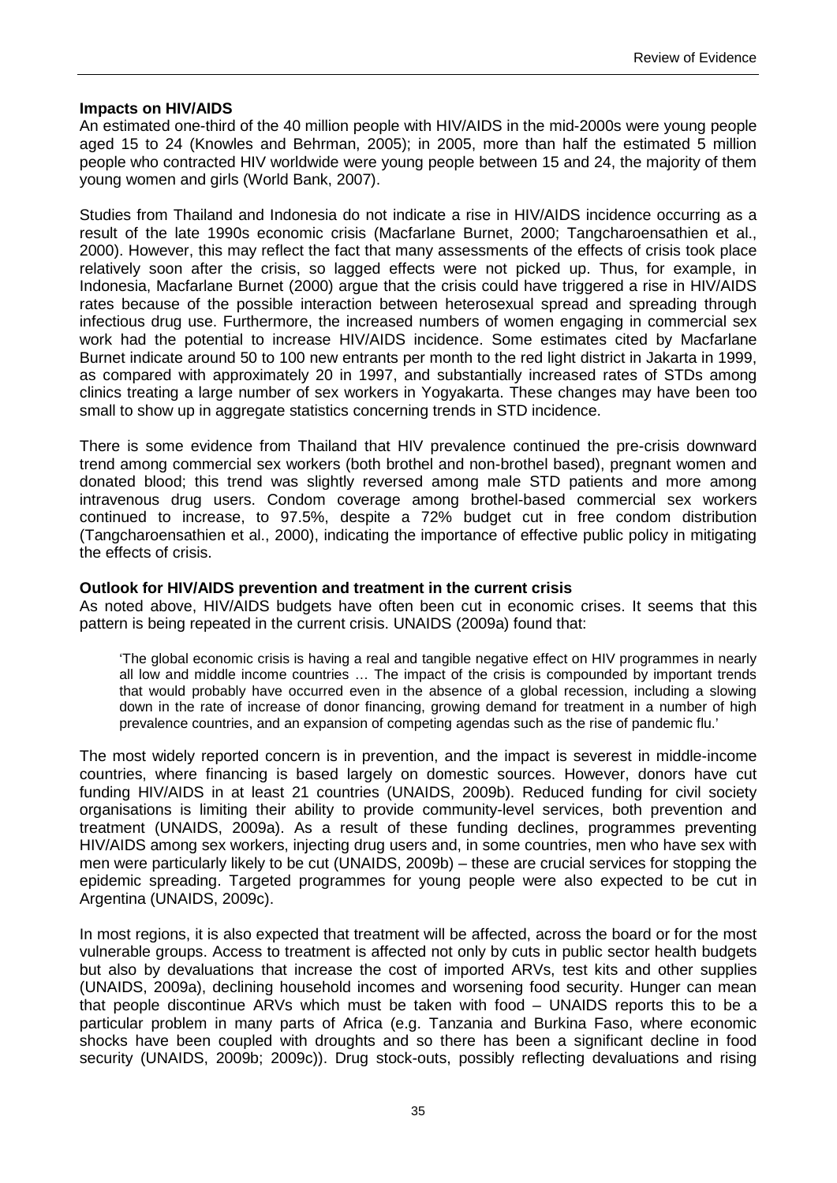**Impacts on HIV/AIDS**

An estimated one-third of the 40 million people with HIV/AIDS in the mid-2000s were young people aged 15 to 24 (Knowles and Behrman, 2005); in 2005, more than half the estimated 5 million people who contracted HIV worldwide were young people between 15 and 24, the majority of them young women and girls (World Bank, 2007).

Studies from Thailand and Indonesia do not indicate a rise in HIV/AIDS incidence occurring as a result of the late 1990s economic crisis (Macfarlane Burnet, 2000; Tangcharoensathien et al., 2000). However, this may reflect the fact that many assessments of the effects of crisis took place relatively soon after the crisis, so lagged effects were not picked up. Thus, for example, in Indonesia, Macfarlane Burnet (2000) argue that the crisis could have triggered a rise in HIV/AIDS rates because of the possible interaction between heterosexual spread and spreading through infectious drug use. Furthermore, the increased numbers of women engaging in commercial sex work had the potential to increase HIV/AIDS incidence. Some estimates cited by Macfarlane Burnet indicate around 50 to 100 new entrants per month to the red light district in Jakarta in 1999, as compared with approximately 20 in 1997, and substantially increased rates of STDs among clinics treating a large number of sex workers in Yogyakarta. These changes may have been too small to show up in aggregate statistics concerning trends in STD incidence.

There is some evidence from Thailand that HIV prevalence continued the pre-crisis downward trend among commercial sex workers (both brothel and non-brothel based), pregnant women and donated blood; this trend was slightly reversed among male STD patients and more among intravenous drug users. Condom coverage among brothel-based commercial sex workers continued to increase, to 97.5%, despite a 72% budget cut in free condom distribution (Tangcharoensathien et al., 2000), indicating the importance of effective public policy in mitigating the effects of crisis.

**Outlook for HIV/AIDS prevention and treatment in the current crisis**

As noted above, HIV/AIDS budgets have often been cut in economic crises. It seems that this pattern is being repeated in the current crisis. UNAIDS (2009a) found that:

> 'The global economic crisis is having a real and tangible negative effect on HIV programmes in nearly all low and middle income countries … The impact of the crisis is compounded by important trends that would probably have occurred even in the absence of a global recession, including a slowing down in the rate of increase of donor financing, growing demand for treatment in a number of high prevalence countries, and an expansion of competing agendas such as the rise of pandemic flu.'

The most widely reported concern is in prevention, and the impact is severest in middle-income countries, where financing is based largely on domestic sources. However, donors have cut funding HIV/AIDS in at least 21 countries (UNAIDS, 2009b). Reduced funding for civil society organisations is limiting their ability to provide community-level services, both prevention and treatment (UNAIDS, 2009a). As a result of these funding declines, programmes preventing HIV/AIDS among sex workers, injecting drug users and, in some countries, men who have sex with men were particularly likely to be cut (UNAIDS, 2009b) – these are crucial services for stopping the epidemic spreading. Targeted programmes for young people were also expected to be cut in Argentina (UNAIDS, 2009c).

In most regions, it is also expected that treatment will be affected, across the board or for the most vulnerable groups. Access to treatment is affected not only by cuts in public sector health budgets but also by devaluations that increase the cost of imported ARVs, test kits and other supplies (UNAIDS, 2009a), declining household incomes and worsening food security. Hunger can mean that people discontinue ARVs which must be taken with food – UNAIDS reports this to be a particular problem in many parts of Africa (e.g. Tanzania and Burkina Faso, where economic shocks have been coupled with droughts and so there has been a significant decline in food security (UNAIDS, 2009b; 2009c)). Drug stock-outs, possibly reflecting devaluations and rising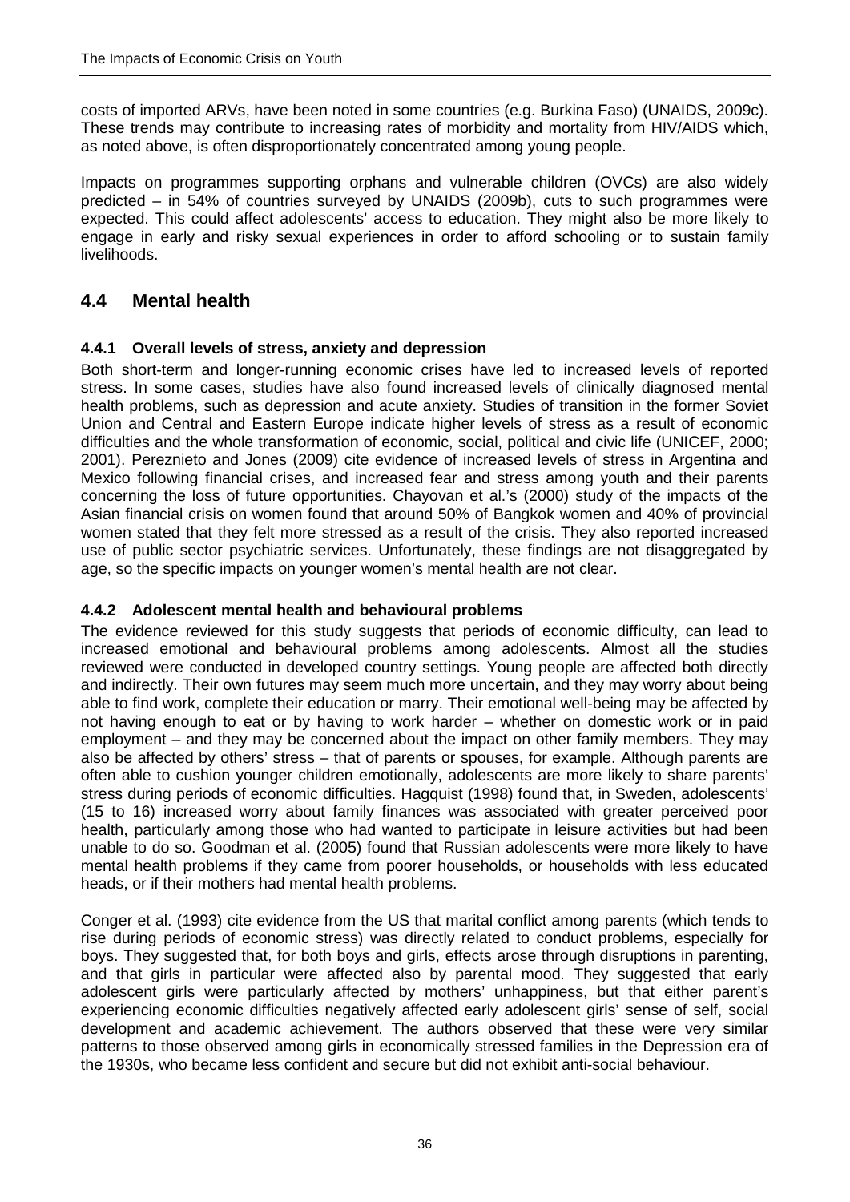costs of imported ARVs, have been noted in some countries (e.g. Burkina Faso) (UNAIDS, 2009c). These trends may contribute to increasing rates of morbidity and mortality from HIV/AIDS which, as noted above, is often disproportionately concentrated among young people.

Impacts on programmes supporting orphans and vulnerable children (OVCs) are also widely predicted – in 54% of countries surveyed by UNAIDS (2009b), cuts to such programmes were expected. This could affect adolescents' access to education. They might also be more likely to engage in early and risky sexual experiences in order to afford schooling or to sustain family livelihoods.

## 4.4 Mental health

### 4.4.1 Overall levels of stress, anxiety and depression

Both short-term and longer-running economic crises have led to increased levels of reported stress. In some cases, studies have also found increased levels of clinically diagnosed mental health problems, such as depression and acute anxiety. Studies of transition in the former Soviet Union and Central and Eastern Europe indicate higher levels of stress as a result of economic difficulties and the whole transformation of economic, social, political and civic life (UNICEF, 2000; 2001). Pereznieto and Jones (2009) cite evidence of increased levels of stress in Argentina and Mexico following financial crises, and increased fear and stress among youth and their parents concerning the loss of future opportunities. Chayovan et al.'s (2000) study of the impacts of the Asian financial crisis on women found that around 50% of Bangkok women and 40% of provincial women stated that they felt more stressed as a result of the crisis. They also reported increased use of public sector psychiatric services. Unfortunately, these findings are not disaggregated by age, so the specific impacts on younger women's mental health are not clear.

### 4.4.2 Adolescent mental health and behavioural problems

The evidence reviewed for this study suggests that periods of economic difficulty, can lead to increased emotional and behavioural problems among adolescents. Almost all the studies reviewed were conducted in developed country settings. Young people are affected both directly and indirectly. Their own futures may seem much more uncertain, and they may worry about being able to find work, complete their education or marry. Their emotional well-being may be affected by not having enough to eat or by having to work harder – whether on domestic work or in paid employment – and they may be concerned about the impact on other family members. They may also be affected by others' stress – that of parents or spouses, for example. Although parents are often able to cushion younger children emotionally, adolescents are more likely to share parents' stress during periods of economic difficulties. Hagquist (1998) found that, in Sweden, adolescents' (15 to 16) increased worry about family finances was associated with greater perceived poor health, particularly among those who had wanted to participate in leisure activities but had been unable to do so. Goodman et al. (2005) found that Russian adolescents were more likely to have mental health problems if they came from poorer households, or households with less educated heads, or if their mothers had mental health problems.

Conger et al. (1993) cite evidence from the US that marital conflict among parents (which tends to rise during periods of economic stress) was directly related to conduct problems, especially for boys. They suggested that, for both boys and girls, effects arose through disruptions in parenting, and that girls in particular were affected also by parental mood. They suggested that early adolescent girls were particularly affected by mothers' unhappiness, but that either parent's experiencing economic difficulties negatively affected early adolescent girls' sense of self, social development and academic achievement. The authors observed that these were very similar patterns to those observed among girls in economically stressed families in the Depression era of the 1930s, who became less confident and secure but did not exhibit anti-social behaviour.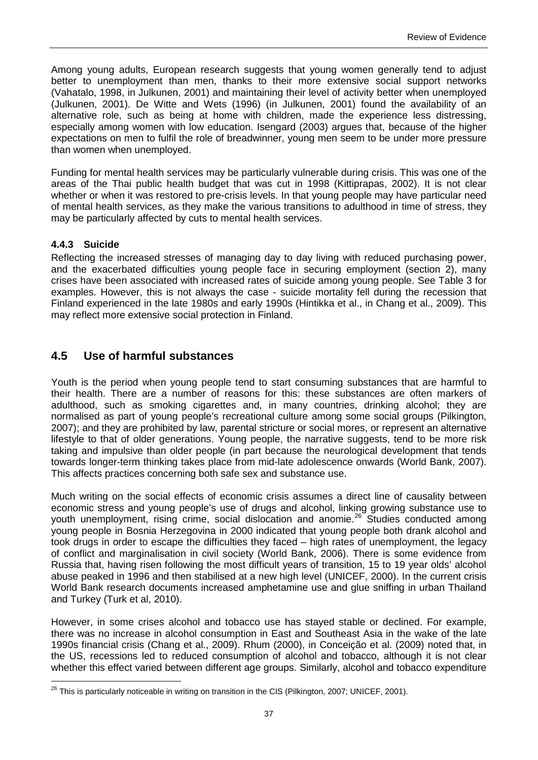Among young adults, European research suggests that young women generally tend to adjust better to unemployment than men, thanks to their more extensive social support networks (Vahatalo, 1998, in Julkunen, 2001) and maintaining their level of activity better when unemployed (Julkunen, 2001). De Witte and Wets (1996) (in Julkunen, 2001) found the availability of an alternative role, such as being at home with children, made the experience less distressing, especially among women with low education. Isengard (2003) argues that, because of the higher expectations on men to fulfil the role of breadwinner, young men seem to be under more pressure than women when unemployed.

Funding for mental health services may be particularly vulnerable during crisis. This was one of the areas of the Thai public health budget that was cut in 1998 (Kittiprapas, 2002). It is not clear whether or when it was restored to pre-crisis levels. In that young people may have particular need of mental health services, as they make the various transitions to adulthood in time of stress, they may be particularly affected by cuts to mental health services.

### 4.4.3 Suicide

Reflecting the increased stresses of managing day to day living with reduced purchasing power, and the exacerbated difficulties young people face in securing employment (section 2), many crises have been associated with increased rates of suicide among young people. See Table 3 for examples. However, this is not always the case - suicide mortality fell during the recession that Finland experienced in the late 1980s and early 1990s (Hintikka et al., in Chang et al., 2009). This may reflect more extensive social protection in Finland.

## 4.5 Use of harmful substances

Youth is the period when young people tend to start consuming substances that are harmful to their health. There are a number of reasons for this: these substances are often markers of adulthood, such as smoking cigarettes and, in many countries, drinking alcohol; they are normalised as part of young people's recreational culture among some social groups (Pilkington, 2007); and they are prohibited by law, parental stricture or social mores, or represent an alternative lifestyle to that of older generations. Young people, the narrative suggests, tend to be more risk taking and impulsive than older people (in part because the neurological development that tends towards longer-term thinking takes place from mid-late adolescence onwards (World Bank, 2007). This affects practices concerning both safe sex and substance use.

Much writing on the social effects of economic crisis assumes a direct line of causality between economic stress and young people's use of drugs and alcohol, linking growing substance use to youth unemployment, rising crime, social dislocation and anomie.[26] Studies conducted among young people in Bosnia Herzegovina in 2000 indicated that young people both drank alcohol and took drugs in order to escape the difficulties they faced – high rates of unemployment, the legacy of conflict and marginalisation in civil society (World Bank, 2006). There is some evidence from Russia that, having risen following the most difficult years of transition, 15 to 19 year olds' alcohol abuse peaked in 1996 and then stabilised at a new high level (UNICEF, 2000). In the current crisis World Bank research documents increased amphetamine use and glue sniffing in urban Thailand and Turkey (Turk et al, 2010).

However, in some crises alcohol and tobacco use has stayed stable or declined. For example, there was no increase in alcohol consumption in East and Southeast Asia in the wake of the late 1990s financial crisis (Chang et al., 2009). Rhum (2000), in Conceição et al. (2009) noted that, in the US, recessions led to reduced consumption of alcohol and tobacco, although it is not clear whether this effect varied between different age groups. Similarly, alcohol and tobacco expenditure

[26] This is particularly noticeable in writing on transition in the CIS (Pilkington, 2007; UNICEF, 2001).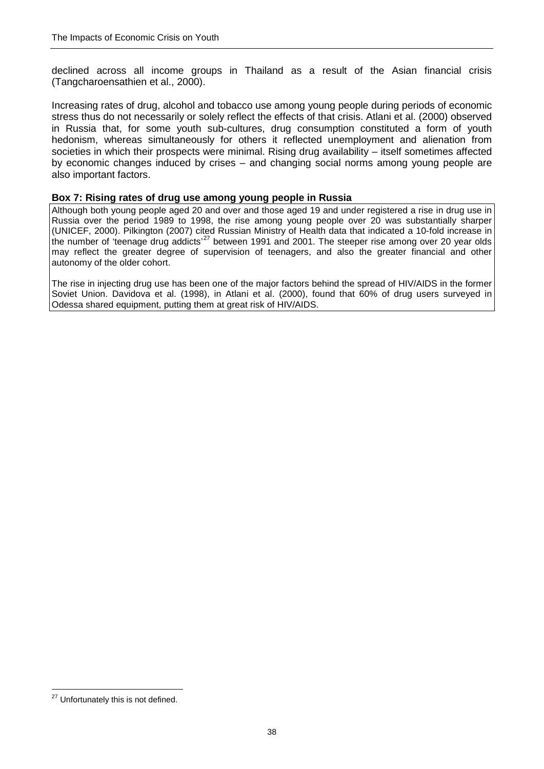declined across all income groups in Thailand as a result of the Asian financial crisis (Tangcharoensathien et al., 2000).

Increasing rates of drug, alcohol and tobacco use among young people during periods of economic stress thus do not necessarily or solely reflect the effects of that crisis. Atlani et al. (2000) observed in Russia that, for some youth sub-cultures, drug consumption constituted a form of youth hedonism, whereas simultaneously for others it reflected unemployment and alienation from societies in which their prospects were minimal. Rising drug availability – itself sometimes affected by economic changes induced by crises – and changing social norms among young people are also important factors.

**Box 7: Rising rates of drug use among young people in Russia**

Although both young people aged 20 and over and those aged 19 and under registered a rise in drug use in Russia over the period 1989 to 1998, the rise among young people over 20 was substantially sharper (UNICEF, 2000). Pilkington (2007) cited Russian Ministry of Health data that indicated a 10-fold increase in the number of 'teenage drug addicts'[27] between 1991 and 2001. The steeper rise among over 20 year olds may reflect the greater degree of supervision of teenagers, and also the greater financial and other autonomy of the older cohort.

The rise in injecting drug use has been one of the major factors behind the spread of HIV/AIDS in the former Soviet Union. Davidova et al. (1998), in Atlani et al. (2000), found that 60% of drug users surveyed in Odessa shared equipment, putting them at great risk of HIV/AIDS.

[27] Unfortunately this is not defined.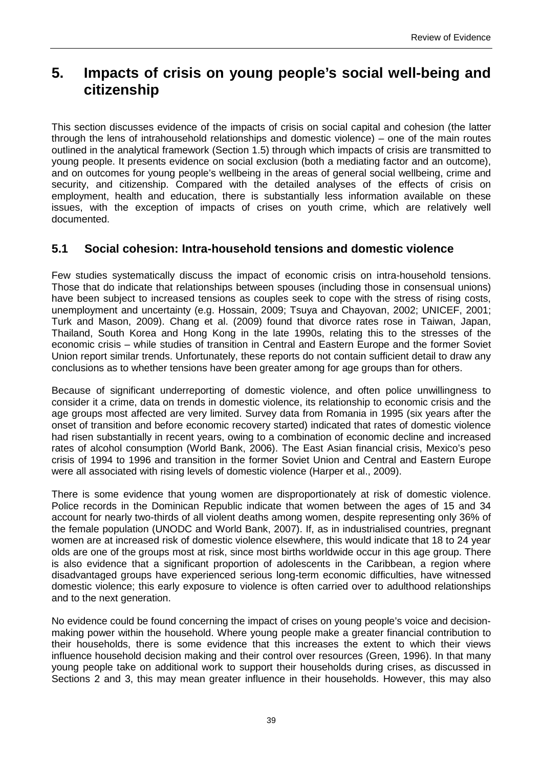# 5. Impacts of crisis on young people's social well-being and citizenship

This section discusses evidence of the impacts of crisis on social capital and cohesion (the latter through the lens of intrahousehold relationships and domestic violence) – one of the main routes outlined in the analytical framework (Section 1.5) through which impacts of crisis are transmitted to young people. It presents evidence on social exclusion (both a mediating factor and an outcome), and on outcomes for young people's wellbeing in the areas of general social wellbeing, crime and security, and citizenship. Compared with the detailed analyses of the effects of crisis on employment, health and education, there is substantially less information available on these issues, with the exception of impacts of crises on youth crime, which are relatively well documented.

## 5.1 Social cohesion: Intra-household tensions and domestic violence

Few studies systematically discuss the impact of economic crisis on intra-household tensions. Those that do indicate that relationships between spouses (including those in consensual unions) have been subject to increased tensions as couples seek to cope with the stress of rising costs, unemployment and uncertainty (e.g. Hossain, 2009; Tsuya and Chayovan, 2002; UNICEF, 2001; Turk and Mason, 2009). Chang et al. (2009) found that divorce rates rose in Taiwan, Japan, Thailand, South Korea and Hong Kong in the late 1990s, relating this to the stresses of the economic crisis – while studies of transition in Central and Eastern Europe and the former Soviet Union report similar trends. Unfortunately, these reports do not contain sufficient detail to draw any conclusions as to whether tensions have been greater among for age groups than for others.

Because of significant underreporting of domestic violence, and often police unwillingness to consider it a crime, data on trends in domestic violence, its relationship to economic crisis and the age groups most affected are very limited. Survey data from Romania in 1995 (six years after the onset of transition and before economic recovery started) indicated that rates of domestic violence had risen substantially in recent years, owing to a combination of economic decline and increased rates of alcohol consumption (World Bank, 2006). The East Asian financial crisis, Mexico's peso crisis of 1994 to 1996 and transition in the former Soviet Union and Central and Eastern Europe were all associated with rising levels of domestic violence (Harper et al., 2009).

There is some evidence that young women are disproportionately at risk of domestic violence. Police records in the Dominican Republic indicate that women between the ages of 15 and 34 account for nearly two-thirds of all violent deaths among women, despite representing only 36% of the female population (UNODC and World Bank, 2007). If, as in industrialised countries, pregnant women are at increased risk of domestic violence elsewhere, this would indicate that 18 to 24 year olds are one of the groups most at risk, since most births worldwide occur in this age group. There is also evidence that a significant proportion of adolescents in the Caribbean, a region where disadvantaged groups have experienced serious long-term economic difficulties, have witnessed domestic violence; this early exposure to violence is often carried over to adulthood relationships and to the next generation.

No evidence could be found concerning the impact of crises on young people's voice and decision-making power within the household. Where young people make a greater financial contribution to their households, there is some evidence that this increases the extent to which their views influence household decision making and their control over resources (Green, 1996). In that many young people take on additional work to support their households during crises, as discussed in Sections 2 and 3, this may mean greater influence in their households. However, this may also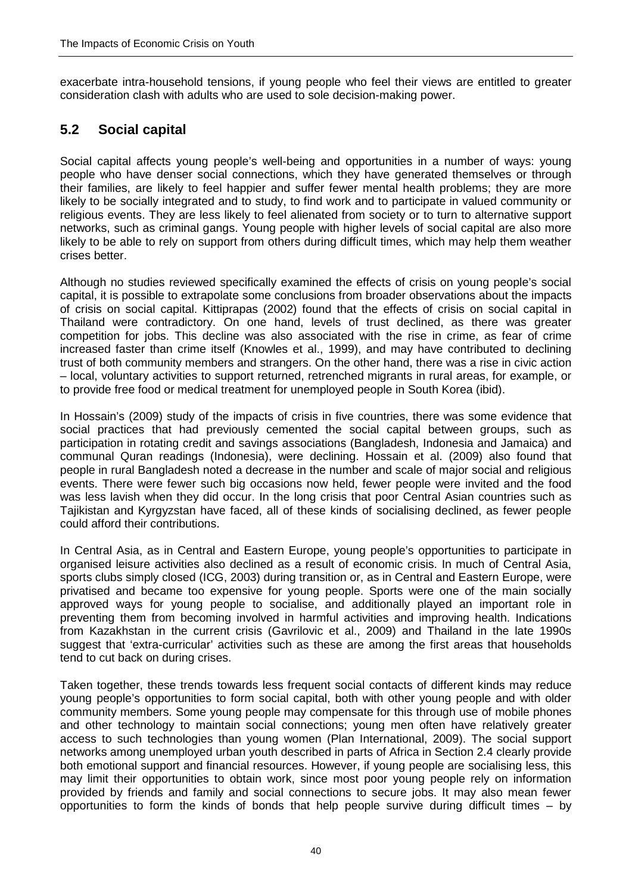exacerbate intra-household tensions, if young people who feel their views are entitled to greater consideration clash with adults who are used to sole decision-making power.

## 5.2 Social capital

Social capital affects young people's well-being and opportunities in a number of ways: young people who have denser social connections, which they have generated themselves or through their families, are likely to feel happier and suffer fewer mental health problems; they are more likely to be socially integrated and to study, to find work and to participate in valued community or religious events. They are less likely to feel alienated from society or to turn to alternative support networks, such as criminal gangs. Young people with higher levels of social capital are also more likely to be able to rely on support from others during difficult times, which may help them weather crises better.

Although no studies reviewed specifically examined the effects of crisis on young people's social capital, it is possible to extrapolate some conclusions from broader observations about the impacts of crisis on social capital. Kittiprapas (2002) found that the effects of crisis on social capital in Thailand were contradictory. On one hand, levels of trust declined, as there was greater competition for jobs. This decline was also associated with the rise in crime, as fear of crime increased faster than crime itself (Knowles et al., 1999), and may have contributed to declining trust of both community members and strangers. On the other hand, there was a rise in civic action – local, voluntary activities to support returned, retrenched migrants in rural areas, for example, or to provide free food or medical treatment for unemployed people in South Korea (ibid).

In Hossain's (2009) study of the impacts of crisis in five countries, there was some evidence that social practices that had previously cemented the social capital between groups, such as participation in rotating credit and savings associations (Bangladesh, Indonesia and Jamaica) and communal Quran readings (Indonesia), were declining. Hossain et al. (2009) also found that people in rural Bangladesh noted a decrease in the number and scale of major social and religious events. There were fewer such big occasions now held, fewer people were invited and the food was less lavish when they did occur. In the long crisis that poor Central Asian countries such as Tajikistan and Kyrgyzstan have faced, all of these kinds of socialising declined, as fewer people could afford their contributions.

In Central Asia, as in Central and Eastern Europe, young people's opportunities to participate in organised leisure activities also declined as a result of economic crisis. In much of Central Asia, sports clubs simply closed (ICG, 2003) during transition or, as in Central and Eastern Europe, were privatised and became too expensive for young people. Sports were one of the main socially approved ways for young people to socialise, and additionally played an important role in preventing them from becoming involved in harmful activities and improving health. Indications from Kazakhstan in the current crisis (Gavrilovic et al., 2009) and Thailand in the late 1990s suggest that 'extra-curricular' activities such as these are among the first areas that households tend to cut back on during crises.

Taken together, these trends towards less frequent social contacts of different kinds may reduce young people's opportunities to form social capital, both with other young people and with older community members. Some young people may compensate for this through use of mobile phones and other technology to maintain social connections; young men often have relatively greater access to such technologies than young women (Plan International, 2009). The social support networks among unemployed urban youth described in parts of Africa in Section 2.4 clearly provide both emotional support and financial resources. However, if young people are socialising less, this may limit their opportunities to obtain work, since most poor young people rely on information provided by friends and family and social connections to secure jobs. It may also mean fewer opportunities to form the kinds of bonds that help people survive during difficult times – by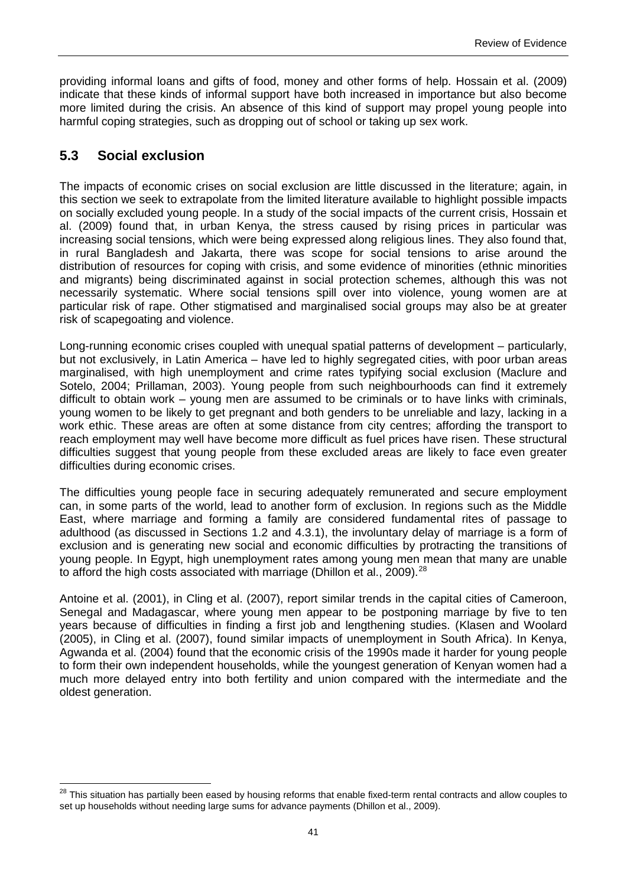providing informal loans and gifts of food, money and other forms of help. Hossain et al. (2009) indicate that these kinds of informal support have both increased in importance but also become more limited during the crisis. An absence of this kind of support may propel young people into harmful coping strategies, such as dropping out of school or taking up sex work.

## 5.3 Social exclusion

The impacts of economic crises on social exclusion are little discussed in the literature; again, in this section we seek to extrapolate from the limited literature available to highlight possible impacts on socially excluded young people. In a study of the social impacts of the current crisis, Hossain et al. (2009) found that, in urban Kenya, the stress caused by rising prices in particular was increasing social tensions, which were being expressed along religious lines. They also found that, in rural Bangladesh and Jakarta, there was scope for social tensions to arise around the distribution of resources for coping with crisis, and some evidence of minorities (ethnic minorities and migrants) being discriminated against in social protection schemes, although this was not necessarily systematic. Where social tensions spill over into violence, young women are at particular risk of rape. Other stigmatised and marginalised social groups may also be at greater risk of scapegoating and violence.

Long-running economic crises coupled with unequal spatial patterns of development – particularly, but not exclusively, in Latin America – have led to highly segregated cities, with poor urban areas marginalised, with high unemployment and crime rates typifying social exclusion (Maclure and Sotelo, 2004; Prillaman, 2003). Young people from such neighbourhoods can find it extremely difficult to obtain work – young men are assumed to be criminals or to have links with criminals, young women to be likely to get pregnant and both genders to be unreliable and lazy, lacking in a work ethic. These areas are often at some distance from city centres; affording the transport to reach employment may well have become more difficult as fuel prices have risen. These structural difficulties suggest that young people from these excluded areas are likely to face even greater difficulties during economic crises.

The difficulties young people face in securing adequately remunerated and secure employment can, in some parts of the world, lead to another form of exclusion. In regions such as the Middle East, where marriage and forming a family are considered fundamental rites of passage to adulthood (as discussed in Sections 1.2 and 4.3.1), the involuntary delay of marriage is a form of exclusion and is generating new social and economic difficulties by protracting the transitions of young people. In Egypt, high unemployment rates among young men mean that many are unable to afford the high costs associated with marriage (Dhillon et al., 2009).[28]

Antoine et al. (2001), in Cling et al. (2007), report similar trends in the capital cities of Cameroon, Senegal and Madagascar, where young men appear to be postponing marriage by five to ten years because of difficulties in finding a first job and lengthening studies. (Klasen and Woolard (2005), in Cling et al. (2007), found similar impacts of unemployment in South Africa). In Kenya, Agwanda et al. (2004) found that the economic crisis of the 1990s made it harder for young people to form their own independent households, while the youngest generation of Kenyan women had a much more delayed entry into both fertility and union compared with the intermediate and the oldest generation.

[28] This situation has partially been eased by housing reforms that enable fixed-term rental contracts and allow couples to set up households without needing large sums for advance payments (Dhillon et al., 2009).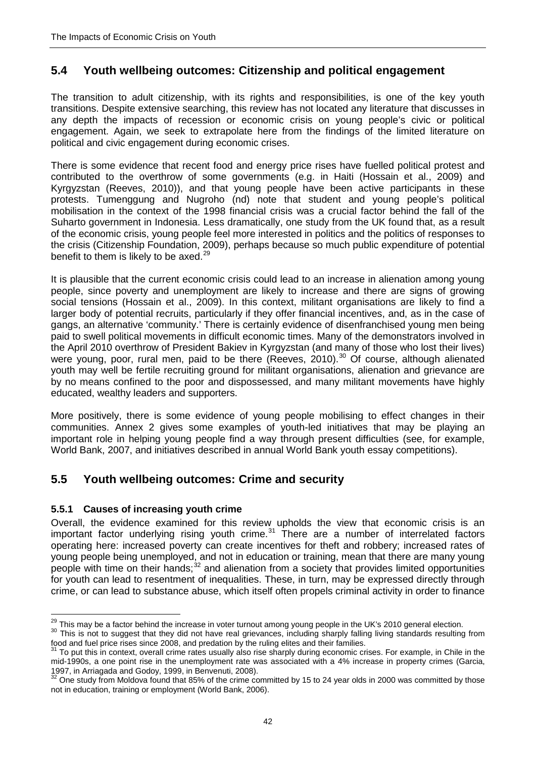## 5.4 Youth wellbeing outcomes: Citizenship and political engagement

The transition to adult citizenship, with its rights and responsibilities, is one of the key youth transitions. Despite extensive searching, this review has not located any literature that discusses in any depth the impacts of recession or economic crisis on young people's civic or political engagement. Again, we seek to extrapolate here from the findings of the limited literature on political and civic engagement during economic crises.

There is some evidence that recent food and energy price rises have fuelled political protest and contributed to the overthrow of some governments (e.g. in Haiti (Hossain et al., 2009) and Kyrgyzstan (Reeves, 2010)), and that young people have been active participants in these protests. Tumenggung and Nugroho (nd) note that student and young people's political mobilisation in the context of the 1998 financial crisis was a crucial factor behind the fall of the Suharto government in Indonesia. Less dramatically, one study from the UK found that, as a result of the economic crisis, young people feel more interested in politics and the politics of responses to the crisis (Citizenship Foundation, 2009), perhaps because so much public expenditure of potential benefit to them is likely to be axed.[29]

It is plausible that the current economic crisis could lead to an increase in alienation among young people, since poverty and unemployment are likely to increase and there are signs of growing social tensions (Hossain et al., 2009). In this context, militant organisations are likely to find a larger body of potential recruits, particularly if they offer financial incentives, and, as in the case of gangs, an alternative 'community.' There is certainly evidence of disenfranchised young men being paid to swell political movements in difficult economic times. Many of the demonstrators involved in the April 2010 overthrow of President Bakiev in Kyrgyzstan (and many of those who lost their lives) were young, poor, rural men, paid to be there (Reeves, 2010).[30] Of course, although alienated youth may well be fertile recruiting ground for militant organisations, alienation and grievance are by no means confined to the poor and dispossessed, and many militant movements have highly educated, wealthy leaders and supporters.

More positively, there is some evidence of young people mobilising to effect changes in their communities. Annex 2 gives some examples of youth-led initiatives that may be playing an important role in helping young people find a way through present difficulties (see, for example, World Bank, 2007, and initiatives described in annual World Bank youth essay competitions).

## 5.5 Youth wellbeing outcomes: Crime and security

### 5.5.1 Causes of increasing youth crime

Overall, the evidence examined for this review upholds the view that economic crisis is an important factor underlying rising youth crime.[31] There are a number of interrelated factors operating here: increased poverty can create incentives for theft and robbery; increased rates of young people being unemployed, and not in education or training, mean that there are many young people with time on their hands;[32] and alienation from a society that provides limited opportunities for youth can lead to resentment of inequalities. These, in turn, may be expressed directly through crime, or can lead to substance abuse, which itself often propels criminal activity in order to finance

---

[29] This may be a factor behind the increase in voter turnout among young people in the UK's 2010 general election.

[30] This is not to suggest that they did not have real grievances, including sharply falling living standards resulting from food and fuel price rises since 2008, and predation by the ruling elites and their families.

[31] To put this in context, overall crime rates usually also rise sharply during economic crises. For example, in Chile in the mid-1990s, a one point rise in the unemployment rate was associated with a 4% increase in property crimes (Garcia, 1997, in Arriagada and Godoy, 1999, in Benvenuti, 2008).

[32] One study from Moldova found that 85% of the crime committed by 15 to 24 year olds in 2000 was committed by those not in education, training or employment (World Bank, 2006).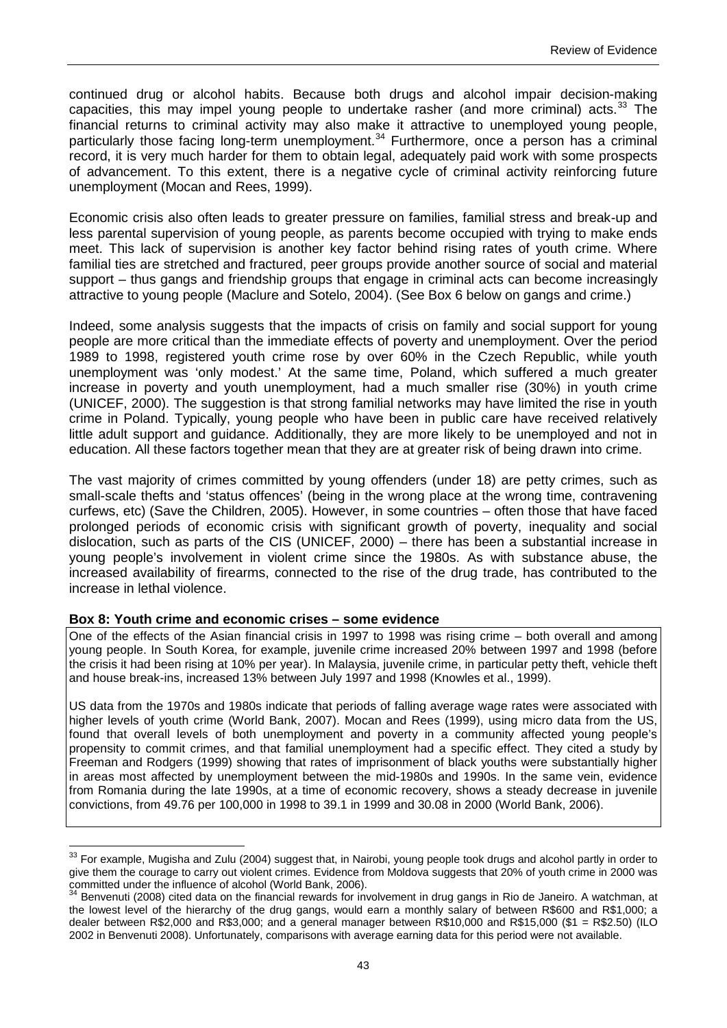continued drug or alcohol habits. Because both drugs and alcohol impair decision-making capacities, this may impel young people to undertake rasher (and more criminal) acts.[33] The financial returns to criminal activity may also make it attractive to unemployed young people, particularly those facing long-term unemployment.[34] Furthermore, once a person has a criminal record, it is very much harder for them to obtain legal, adequately paid work with some prospects of advancement. To this extent, there is a negative cycle of criminal activity reinforcing future unemployment (Mocan and Rees, 1999).

Economic crisis also often leads to greater pressure on families, familial stress and break-up and less parental supervision of young people, as parents become occupied with trying to make ends meet. This lack of supervision is another key factor behind rising rates of youth crime. Where familial ties are stretched and fractured, peer groups provide another source of social and material support – thus gangs and friendship groups that engage in criminal acts can become increasingly attractive to young people (Maclure and Sotelo, 2004). (See Box 6 below on gangs and crime.)

Indeed, some analysis suggests that the impacts of crisis on family and social support for young people are more critical than the immediate effects of poverty and unemployment. Over the period 1989 to 1998, registered youth crime rose by over 60% in the Czech Republic, while youth unemployment was 'only modest.' At the same time, Poland, which suffered a much greater increase in poverty and youth unemployment, had a much smaller rise (30%) in youth crime (UNICEF, 2000). The suggestion is that strong familial networks may have limited the rise in youth crime in Poland. Typically, young people who have been in public care have received relatively little adult support and guidance. Additionally, they are more likely to be unemployed and not in education. All these factors together mean that they are at greater risk of being drawn into crime.

The vast majority of crimes committed by young offenders (under 18) are petty crimes, such as small-scale thefts and 'status offences' (being in the wrong place at the wrong time, contravening curfews, etc) (Save the Children, 2005). However, in some countries – often those that have faced prolonged periods of economic crisis with significant growth of poverty, inequality and social dislocation, such as parts of the CIS (UNICEF, 2000) – there has been a substantial increase in young people's involvement in violent crime since the 1980s. As with substance abuse, the increased availability of firearms, connected to the rise of the drug trade, has contributed to the increase in lethal violence.

**Box 8: Youth crime and economic crises – some evidence**

One of the effects of the Asian financial crisis in 1997 to 1998 was rising crime – both overall and among young people. In South Korea, for example, juvenile crime increased 20% between 1997 and 1998 (before the crisis it had been rising at 10% per year). In Malaysia, juvenile crime, in particular petty theft, vehicle theft and house break-ins, increased 13% between July 1997 and 1998 (Knowles et al., 1999).

US data from the 1970s and 1980s indicate that periods of falling average wage rates were associated with higher levels of youth crime (World Bank, 2007). Mocan and Rees (1999), using micro data from the US, found that overall levels of both unemployment and poverty in a community affected young people's propensity to commit crimes, and that familial unemployment had a specific effect. They cited a study by Freeman and Rodgers (1999) showing that rates of imprisonment of black youths were substantially higher in areas most affected by unemployment between the mid-1980s and 1990s. In the same vein, evidence from Romania during the late 1990s, at a time of economic recovery, shows a steady decrease in juvenile convictions, from 49.76 per 100,000 in 1998 to 39.1 in 1999 and 30.08 in 2000 (World Bank, 2006).

---

[33] For example, Mugisha and Zulu (2004) suggest that, in Nairobi, young people took drugs and alcohol partly in order to give them the courage to carry out violent crimes. Evidence from Moldova suggests that 20% of youth crime in 2000 was committed under the influence of alcohol (World Bank, 2006).

[34] Benvenuti (2008) cited data on the financial rewards for involvement in drug gangs in Rio de Janeiro. A watchman, at the lowest level of the hierarchy of the drug gangs, would earn a monthly salary of between R$600 and R$1,000; a dealer between R$2,000 and R$3,000; and a general manager between R$10,000 and R$15,000 ($1 = R$2.50) (ILO 2002 in Benvenuti 2008). Unfortunately, comparisons with average earning data for this period were not available.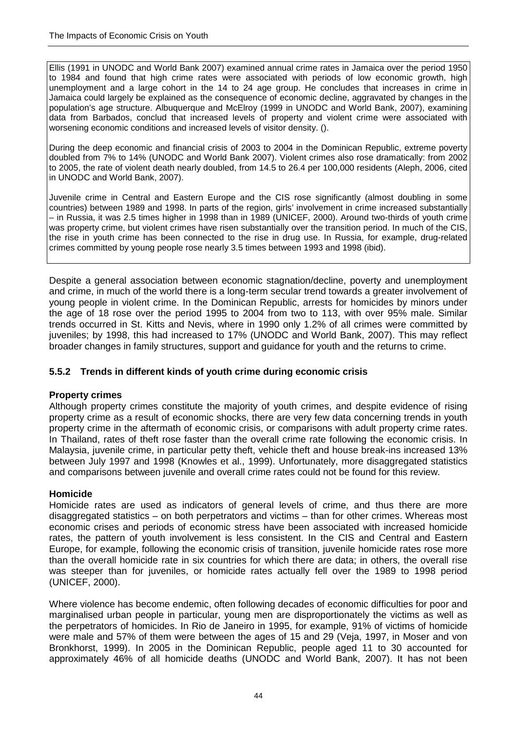Ellis (1991 in UNODC and World Bank 2007) examined annual crime rates in Jamaica over the period 1950 to 1984 and found that high crime rates were associated with periods of low economic growth, high unemployment and a large cohort in the 14 to 24 age group. He concludes that increases in crime in Jamaica could largely be explained as the consequence of economic decline, aggravated by changes in the population's age structure. Albuquerque and McElroy (1999 in UNODC and World Bank, 2007), examining data from Barbados, conclud that increased levels of property and violent crime were associated with worsening economic conditions and increased levels of visitor density. ().

During the deep economic and financial crisis of 2003 to 2004 in the Dominican Republic, extreme poverty doubled from 7% to 14% (UNODC and World Bank 2007). Violent crimes also rose dramatically: from 2002 to 2005, the rate of violent death nearly doubled, from 14.5 to 26.4 per 100,000 residents (Aleph, 2006, cited in UNODC and World Bank, 2007).

Juvenile crime in Central and Eastern Europe and the CIS rose significantly (almost doubling in some countries) between 1989 and 1998. In parts of the region, girls' involvement in crime increased substantially – in Russia, it was 2.5 times higher in 1998 than in 1989 (UNICEF, 2000). Around two-thirds of youth crime was property crime, but violent crimes have risen substantially over the transition period. In much of the CIS, the rise in youth crime has been connected to the rise in drug use. In Russia, for example, drug-related crimes committed by young people rose nearly 3.5 times between 1993 and 1998 (ibid).

Despite a general association between economic stagnation/decline, poverty and unemployment and crime, in much of the world there is a long-term secular trend towards a greater involvement of young people in violent crime. In the Dominican Republic, arrests for homicides by minors under the age of 18 rose over the period 1995 to 2004 from two to 113, with over 95% male. Similar trends occurred in St. Kitts and Nevis, where in 1990 only 1.2% of all crimes were committed by juveniles; by 1998, this had increased to 17% (UNODC and World Bank, 2007). This may reflect broader changes in family structures, support and guidance for youth and the returns to crime.

### 5.5.2 Trends in different kinds of youth crime during economic crisis

**Property crimes**

Although property crimes constitute the majority of youth crimes, and despite evidence of rising property crime as a result of economic shocks, there are very few data concerning trends in youth property crime in the aftermath of economic crisis, or comparisons with adult property crime rates. In Thailand, rates of theft rose faster than the overall crime rate following the economic crisis. In Malaysia, juvenile crime, in particular petty theft, vehicle theft and house break-ins increased 13% between July 1997 and 1998 (Knowles et al., 1999). Unfortunately, more disaggregated statistics and comparisons between juvenile and overall crime rates could not be found for this review.

**Homicide**

Homicide rates are used as indicators of general levels of crime, and thus there are more disaggregated statistics – on both perpetrators and victims – than for other crimes. Whereas most economic crises and periods of economic stress have been associated with increased homicide rates, the pattern of youth involvement is less consistent. In the CIS and Central and Eastern Europe, for example, following the economic crisis of transition, juvenile homicide rates rose more than the overall homicide rate in six countries for which there are data; in others, the overall rise was steeper than for juveniles, or homicide rates actually fell over the 1989 to 1998 period (UNICEF, 2000).

Where violence has become endemic, often following decades of economic difficulties for poor and marginalised urban people in particular, young men are disproportionately the victims as well as the perpetrators of homicides. In Rio de Janeiro in 1995, for example, 91% of victims of homicide were male and 57% of them were between the ages of 15 and 29 (Veja, 1997, in Moser and von Bronkhorst, 1999). In 2005 in the Dominican Republic, people aged 11 to 30 accounted for approximately 46% of all homicide deaths (UNODC and World Bank, 2007). It has not been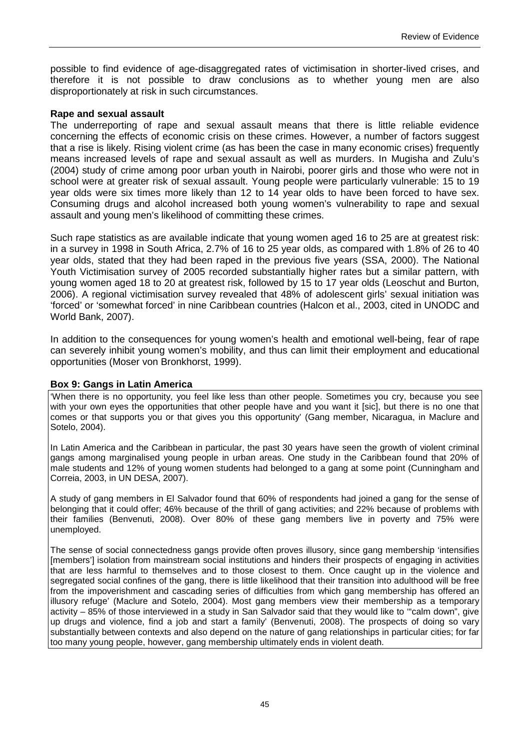possible to find evidence of age-disaggregated rates of victimisation in shorter-lived crises, and therefore it is not possible to draw conclusions as to whether young men are also disproportionately at risk in such circumstances.

**Rape and sexual assault**

The underreporting of rape and sexual assault means that there is little reliable evidence concerning the effects of economic crisis on these crimes. However, a number of factors suggest that a rise is likely. Rising violent crime (as has been the case in many economic crises) frequently means increased levels of rape and sexual assault as well as murders. In Mugisha and Zulu's (2004) study of crime among poor urban youth in Nairobi, poorer girls and those who were not in school were at greater risk of sexual assault. Young people were particularly vulnerable: 15 to 19 year olds were six times more likely than 12 to 14 year olds to have been forced to have sex. Consuming drugs and alcohol increased both young women's vulnerability to rape and sexual assault and young men's likelihood of committing these crimes.

Such rape statistics as are available indicate that young women aged 16 to 25 are at greatest risk: in a survey in 1998 in South Africa, 2.7% of 16 to 25 year olds, as compared with 1.8% of 26 to 40 year olds, stated that they had been raped in the previous five years (SSA, 2000). The National Youth Victimisation survey of 2005 recorded substantially higher rates but a similar pattern, with young women aged 18 to 20 at greatest risk, followed by 15 to 17 year olds (Leoschut and Burton, 2006). A regional victimisation survey revealed that 48% of adolescent girls' sexual initiation was 'forced' or 'somewhat forced' in nine Caribbean countries (Halcon et al., 2003, cited in UNODC and World Bank, 2007).

In addition to the consequences for young women's health and emotional well-being, fear of rape can severely inhibit young women's mobility, and thus can limit their employment and educational opportunities (Moser von Bronkhorst, 1999).

**Box 9: Gangs in Latin America**

'When there is no opportunity, you feel like less than other people. Sometimes you cry, because you see with your own eyes the opportunities that other people have and you want it [sic], but there is no one that comes or that supports you or that gives you this opportunity' (Gang member, Nicaragua, in Maclure and Sotelo, 2004).

In Latin America and the Caribbean in particular, the past 30 years have seen the growth of violent criminal gangs among marginalised young people in urban areas. One study in the Caribbean found that 20% of male students and 12% of young women students had belonged to a gang at some point (Cunningham and Correia, 2003, in UN DESA, 2007).

A study of gang members in El Salvador found that 60% of respondents had joined a gang for the sense of belonging that it could offer; 46% because of the thrill of gang activities; and 22% because of problems with their families (Benvenuti, 2008). Over 80% of these gang members live in poverty and 75% were unemployed.

The sense of social connectedness gangs provide often proves illusory, since gang membership 'intensifies [members'] isolation from mainstream social institutions and hinders their prospects of engaging in activities that are less harmful to themselves and to those closest to them. Once caught up in the violence and segregated social confines of the gang, there is little likelihood that their transition into adulthood will be free from the impoverishment and cascading series of difficulties from which gang membership has offered an illusory refuge' (Maclure and Sotelo, 2004). Most gang members view their membership as a temporary activity – 85% of those interviewed in a study in San Salvador said that they would like to '"calm down", give up drugs and violence, find a job and start a family' (Benvenuti, 2008). The prospects of doing so vary substantially between contexts and also depend on the nature of gang relationships in particular cities; for far too many young people, however, gang membership ultimately ends in violent death.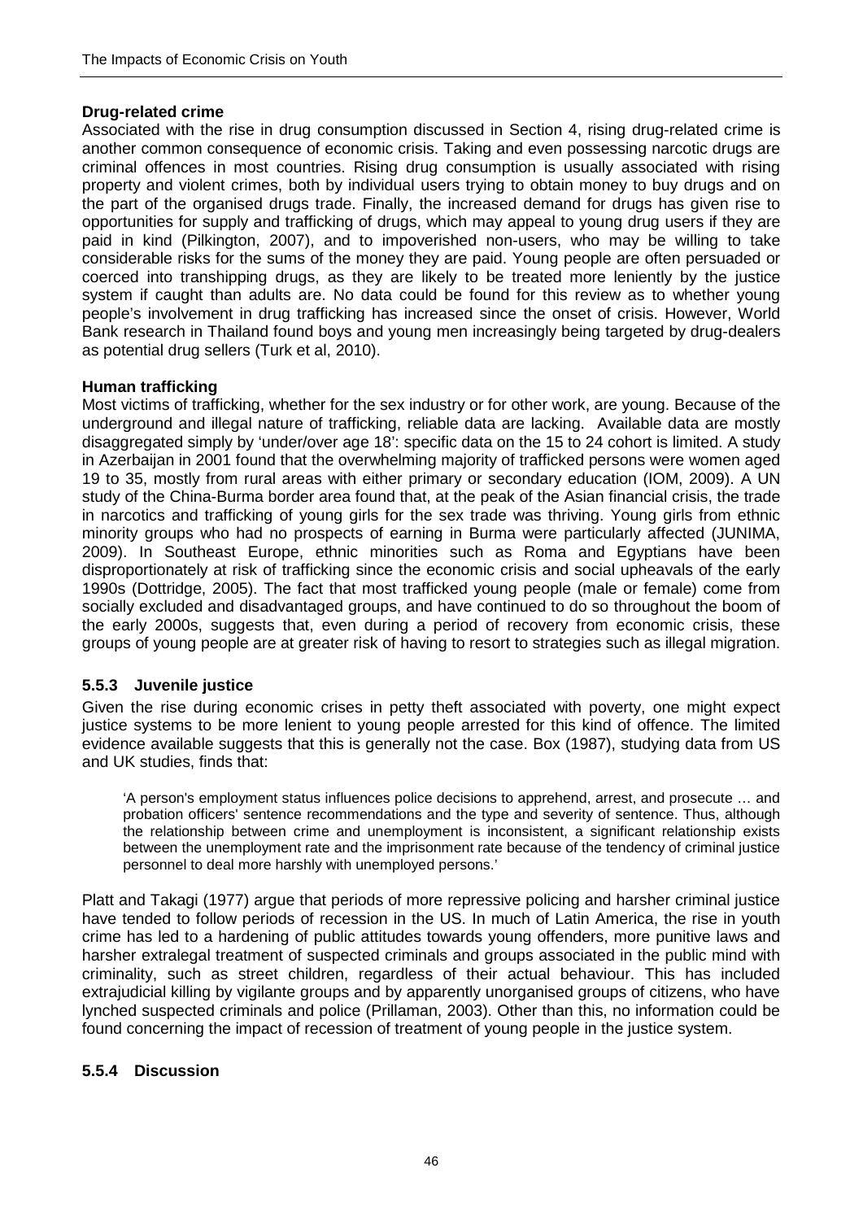**Drug-related crime**

Associated with the rise in drug consumption discussed in Section 4, rising drug-related crime is another common consequence of economic crisis. Taking and even possessing narcotic drugs are criminal offences in most countries. Rising drug consumption is usually associated with rising property and violent crimes, both by individual users trying to obtain money to buy drugs and on the part of the organised drugs trade. Finally, the increased demand for drugs has given rise to opportunities for supply and trafficking of drugs, which may appeal to young drug users if they are paid in kind (Pilkington, 2007), and to impoverished non-users, who may be willing to take considerable risks for the sums of the money they are paid. Young people are often persuaded or coerced into transhipping drugs, as they are likely to be treated more leniently by the justice system if caught than adults are. No data could be found for this review as to whether young people's involvement in drug trafficking has increased since the onset of crisis. However, World Bank research in Thailand found boys and young men increasingly being targeted by drug-dealers as potential drug sellers (Turk et al, 2010).

**Human trafficking**

Most victims of trafficking, whether for the sex industry or for other work, are young. Because of the underground and illegal nature of trafficking, reliable data are lacking. Available data are mostly disaggregated simply by 'under/over age 18': specific data on the 15 to 24 cohort is limited. A study in Azerbaijan in 2001 found that the overwhelming majority of trafficked persons were women aged 19 to 35, mostly from rural areas with either primary or secondary education (IOM, 2009). A UN study of the China-Burma border area found that, at the peak of the Asian financial crisis, the trade in narcotics and trafficking of young girls for the sex trade was thriving. Young girls from ethnic minority groups who had no prospects of earning in Burma were particularly affected (JUNIMA, 2009). In Southeast Europe, ethnic minorities such as Roma and Egyptians have been disproportionately at risk of trafficking since the economic crisis and social upheavals of the early 1990s (Dottridge, 2005). The fact that most trafficked young people (male or female) come from socially excluded and disadvantaged groups, and have continued to do so throughout the boom of the early 2000s, suggests that, even during a period of recovery from economic crisis, these groups of young people are at greater risk of having to resort to strategies such as illegal migration.

### 5.5.3 Juvenile justice

Given the rise during economic crises in petty theft associated with poverty, one might expect justice systems to be more lenient to young people arrested for this kind of offence. The limited evidence available suggests that this is generally not the case. Box (1987), studying data from US and UK studies, finds that:

> 'A person's employment status influences police decisions to apprehend, arrest, and prosecute … and probation officers' sentence recommendations and the type and severity of sentence. Thus, although the relationship between crime and unemployment is inconsistent, a significant relationship exists between the unemployment rate and the imprisonment rate because of the tendency of criminal justice personnel to deal more harshly with unemployed persons.'

Platt and Takagi (1977) argue that periods of more repressive policing and harsher criminal justice have tended to follow periods of recession in the US. In much of Latin America, the rise in youth crime has led to a hardening of public attitudes towards young offenders, more punitive laws and harsher extralegal treatment of suspected criminals and groups associated in the public mind with criminality, such as street children, regardless of their actual behaviour. This has included extrajudicial killing by vigilante groups and by apparently unorganised groups of citizens, who have lynched suspected criminals and police (Prillaman, 2003). Other than this, no information could be found concerning the impact of recession of treatment of young people in the justice system.

### 5.5.4 Discussion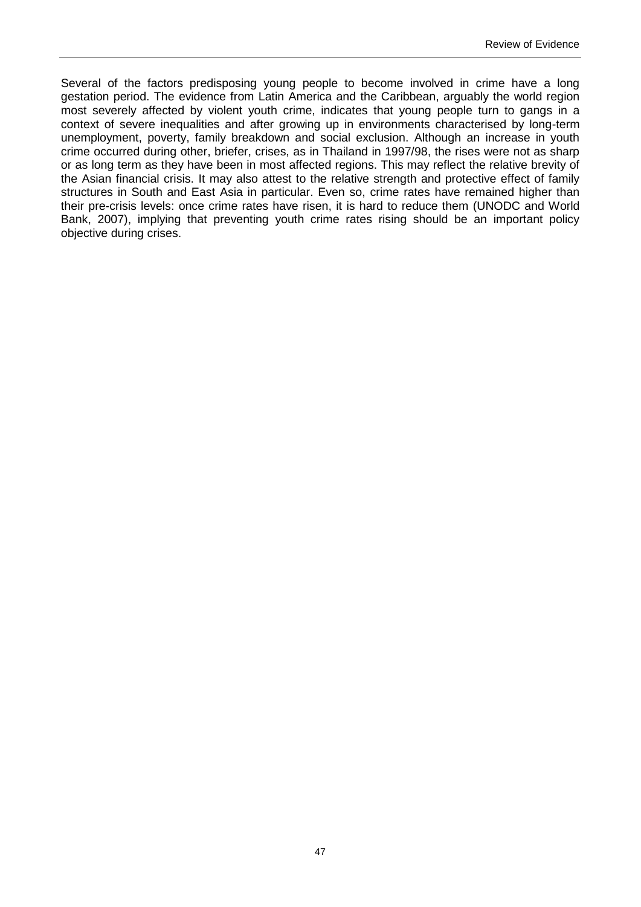Several of the factors predisposing young people to become involved in crime have a long gestation period. The evidence from Latin America and the Caribbean, arguably the world region most severely affected by violent youth crime, indicates that young people turn to gangs in a context of severe inequalities and after growing up in environments characterised by long-term unemployment, poverty, family breakdown and social exclusion. Although an increase in youth crime occurred during other, briefer, crises, as in Thailand in 1997/98, the rises were not as sharp or as long term as they have been in most affected regions. This may reflect the relative brevity of the Asian financial crisis. It may also attest to the relative strength and protective effect of family structures in South and East Asia in particular. Even so, crime rates have remained higher than their pre-crisis levels: once crime rates have risen, it is hard to reduce them (UNODC and World Bank, 2007), implying that preventing youth crime rates rising should be an important policy objective during crises.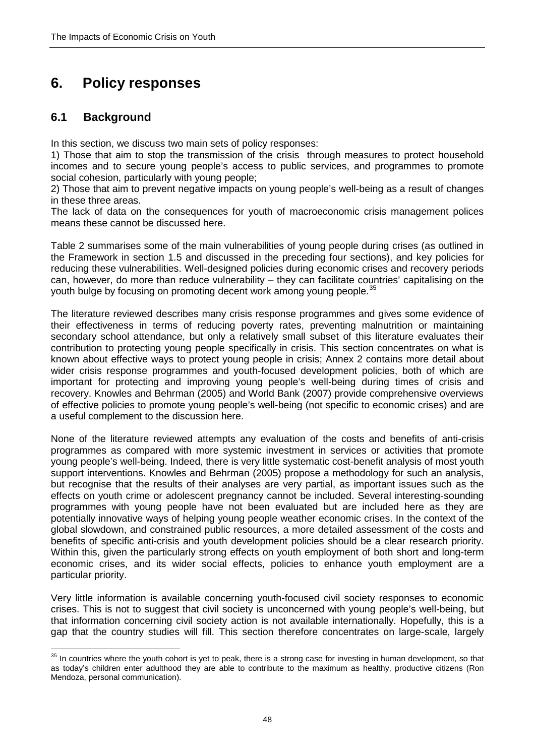# 6. Policy responses

## 6.1 Background

In this section, we discuss two main sets of policy responses:

1) Those that aim to stop the transmission of the crisis through measures to protect household incomes and to secure young people's access to public services, and programmes to promote social cohesion, particularly with young people;

2) Those that aim to prevent negative impacts on young people's well-being as a result of changes in these three areas.

The lack of data on the consequences for youth of macroeconomic crisis management polices means these cannot be discussed here.

Table 2 summarises some of the main vulnerabilities of young people during crises (as outlined in the Framework in section 1.5 and discussed in the preceding four sections), and key policies for reducing these vulnerabilities. Well-designed policies during economic crises and recovery periods can, however, do more than reduce vulnerability – they can facilitate countries' capitalising on the youth bulge by focusing on promoting decent work among young people.[35]

The literature reviewed describes many crisis response programmes and gives some evidence of their effectiveness in terms of reducing poverty rates, preventing malnutrition or maintaining secondary school attendance, but only a relatively small subset of this literature evaluates their contribution to protecting young people specifically in crisis. This section concentrates on what is known about effective ways to protect young people in crisis; Annex 2 contains more detail about wider crisis response programmes and youth-focused development policies, both of which are important for protecting and improving young people's well-being during times of crisis and recovery. Knowles and Behrman (2005) and World Bank (2007) provide comprehensive overviews of effective policies to promote young people's well-being (not specific to economic crises) and are a useful complement to the discussion here.

None of the literature reviewed attempts any evaluation of the costs and benefits of anti-crisis programmes as compared with more systemic investment in services or activities that promote young people's well-being. Indeed, there is very little systematic cost-benefit analysis of most youth support interventions. Knowles and Behrman (2005) propose a methodology for such an analysis, but recognise that the results of their analyses are very partial, as important issues such as the effects on youth crime or adolescent pregnancy cannot be included. Several interesting-sounding programmes with young people have not been evaluated but are included here as they are potentially innovative ways of helping young people weather economic crises. In the context of the global slowdown, and constrained public resources, a more detailed assessment of the costs and benefits of specific anti-crisis and youth development policies should be a clear research priority. Within this, given the particularly strong effects on youth employment of both short and long-term economic crises, and its wider social effects, policies to enhance youth employment are a particular priority.

Very little information is available concerning youth-focused civil society responses to economic crises. This is not to suggest that civil society is unconcerned with young people's well-being, but that information concerning civil society action is not available internationally. Hopefully, this is a gap that the country studies will fill. This section therefore concentrates on large-scale, largely

[35] In countries where the youth cohort is yet to peak, there is a strong case for investing in human development, so that as today's children enter adulthood they are able to contribute to the maximum as healthy, productive citizens (Ron Mendoza, personal communication).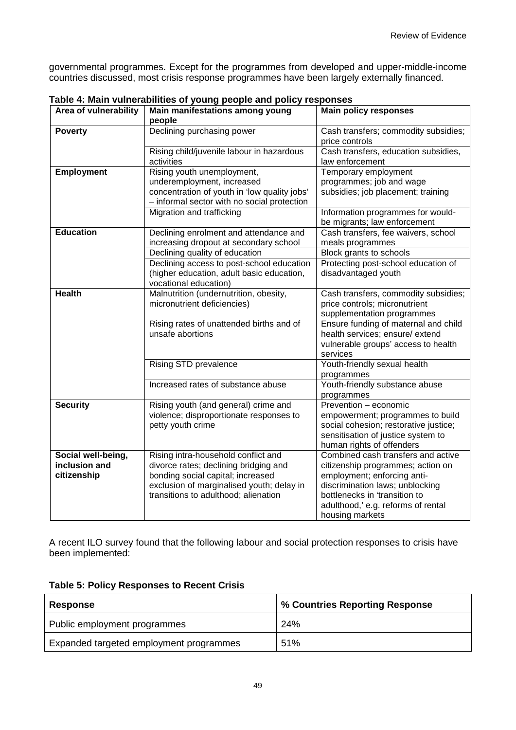governmental programmes. Except for the programmes from developed and upper-middle-income countries discussed, most crisis response programmes have been largely externally financed.

**Table 4: Main vulnerabilities of young people and policy responses**

| Area of vulnerability | Main manifestations among young people | Main policy responses |
|---|---|---|
| **Poverty** | Declining purchasing power | Cash transfers; commodity subsidies; price controls |
| | Rising child/juvenile labour in hazardous activities | Cash transfers, education subsidies, law enforcement |
| **Employment** | Rising youth unemployment, underemployment, increased concentration of youth in 'low quality jobs' – informal sector with no social protection | Temporary employment programmes; job and wage subsidies; job placement; training |
| | Migration and trafficking | Information programmes for would-be migrants; law enforcement |
| **Education** | Declining enrolment and attendance and increasing dropout at secondary school | Cash transfers, fee waivers, school meals programmes |
| | Declining quality of education | Block grants to schools |
| | Declining access to post-school education (higher education, adult basic education, vocational education) | Protecting post-school education of disadvantaged youth |
| **Health** | Malnutrition (undernutrition, obesity, micronutrient deficiencies) | Cash transfers, commodity subsidies; price controls; micronutrient supplementation programmes |
| | Rising rates of unattended births and of unsafe abortions | Ensure funding of maternal and child health services; ensure/ extend vulnerable groups' access to health services |
| | Rising STD prevalence | Youth-friendly sexual health programmes |
| | Increased rates of substance abuse | Youth-friendly substance abuse programmes |
| **Security** | Rising youth (and general) crime and violence; disproportionate responses to petty youth crime | Prevention – economic empowerment; programmes to build social cohesion; restorative justice; sensitisation of justice system to human rights of offenders |
| **Social well-being, inclusion and citizenship** | Rising intra-household conflict and divorce rates; declining bridging and bonding social capital; increased exclusion of marginalised youth; delay in transitions to adulthood; alienation | Combined cash transfers and active citizenship programmes; action on employment; enforcing anti-discrimination laws; unblocking bottlenecks in 'transition to adulthood,' e.g. reforms of rental housing markets |

A recent ILO survey found that the following labour and social protection responses to crisis have been implemented:

**Table 5: Policy Responses to Recent Crisis**

| Response | % Countries Reporting Response |
|---|---|
| Public employment programmes | 24% |
| Expanded targeted employment programmes | 51% |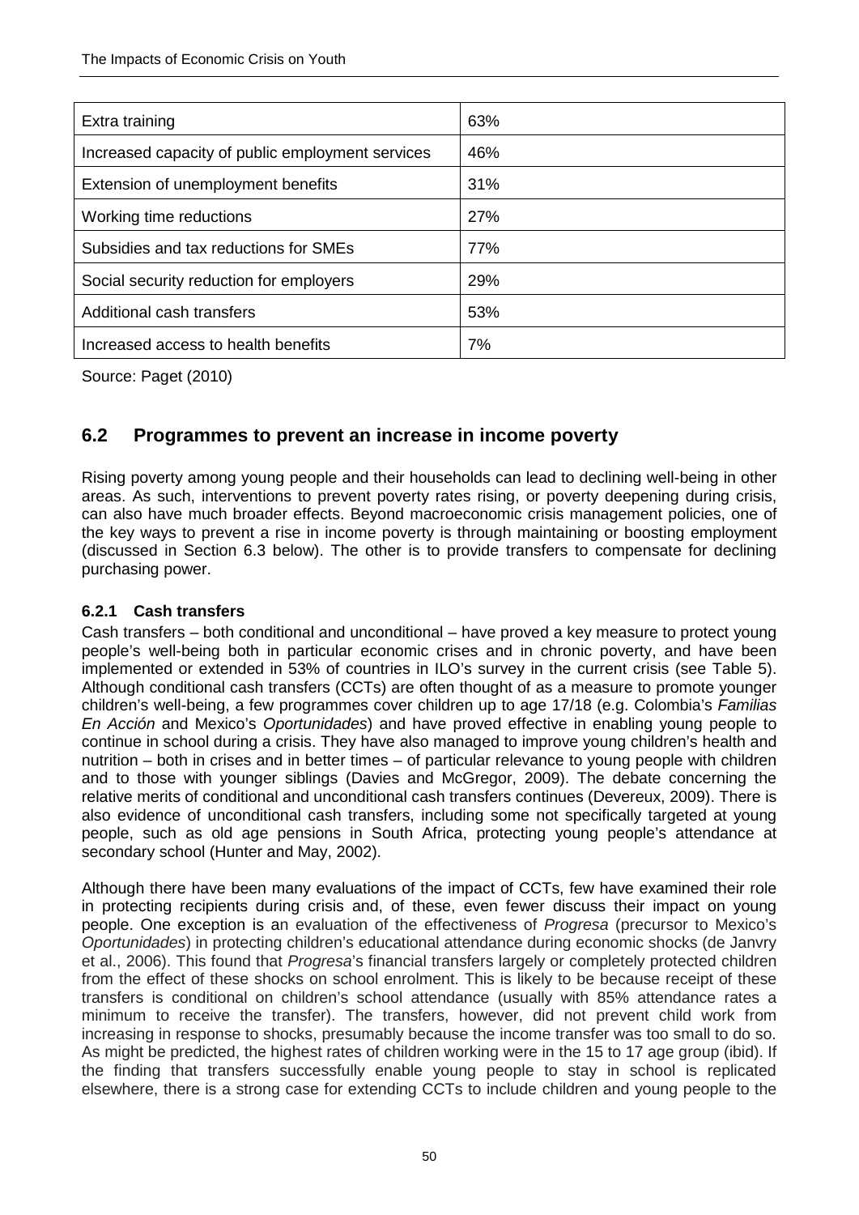| | |
|---|---|
| Extra training | 63% |
| Increased capacity of public employment services | 46% |
| Extension of unemployment benefits | 31% |
| Working time reductions | 27% |
| Subsidies and tax reductions for SMEs | 77% |
| Social security reduction for employers | 29% |
| Additional cash transfers | 53% |
| Increased access to health benefits | 7% |

Source: Paget (2010)

## 6.2 Programmes to prevent an increase in income poverty

Rising poverty among young people and their households can lead to declining well-being in other areas. As such, interventions to prevent poverty rates rising, or poverty deepening during crisis, can also have much broader effects. Beyond macroeconomic crisis management policies, one of the key ways to prevent a rise in income poverty is through maintaining or boosting employment (discussed in Section 6.3 below). The other is to provide transfers to compensate for declining purchasing power.

### 6.2.1 Cash transfers

Cash transfers – both conditional and unconditional – have proved a key measure to protect young people's well-being both in particular economic crises and in chronic poverty, and have been implemented or extended in 53% of countries in ILO's survey in the current crisis (see Table 5). Although conditional cash transfers (CCTs) are often thought of as a measure to promote younger children's well-being, a few programmes cover children up to age 17/18 (e.g. Colombia's *Familias En Acción* and Mexico's *Oportunidades*) and have proved effective in enabling young people to continue in school during a crisis. They have also managed to improve young children's health and nutrition – both in crises and in better times – of particular relevance to young people with children and to those with younger siblings (Davies and McGregor, 2009). The debate concerning the relative merits of conditional and unconditional cash transfers continues (Devereux, 2009). There is also evidence of unconditional cash transfers, including some not specifically targeted at young people, such as old age pensions in South Africa, protecting young people's attendance at secondary school (Hunter and May, 2002).

Although there have been many evaluations of the impact of CCTs, few have examined their role in protecting recipients during crisis and, of these, even fewer discuss their impact on young people. One exception is an evaluation of the effectiveness of *Progresa* (precursor to Mexico's *Oportunidades*) in protecting children's educational attendance during economic shocks (de Janvry et al., 2006). This found that *Progresa*'s financial transfers largely or completely protected children from the effect of these shocks on school enrolment. This is likely to be because receipt of these transfers is conditional on children's school attendance (usually with 85% attendance rates a minimum to receive the transfer). The transfers, however, did not prevent child work from increasing in response to shocks, presumably because the income transfer was too small to do so. As might be predicted, the highest rates of children working were in the 15 to 17 age group (ibid). If the finding that transfers successfully enable young people to stay in school is replicated elsewhere, there is a strong case for extending CCTs to include children and young people to the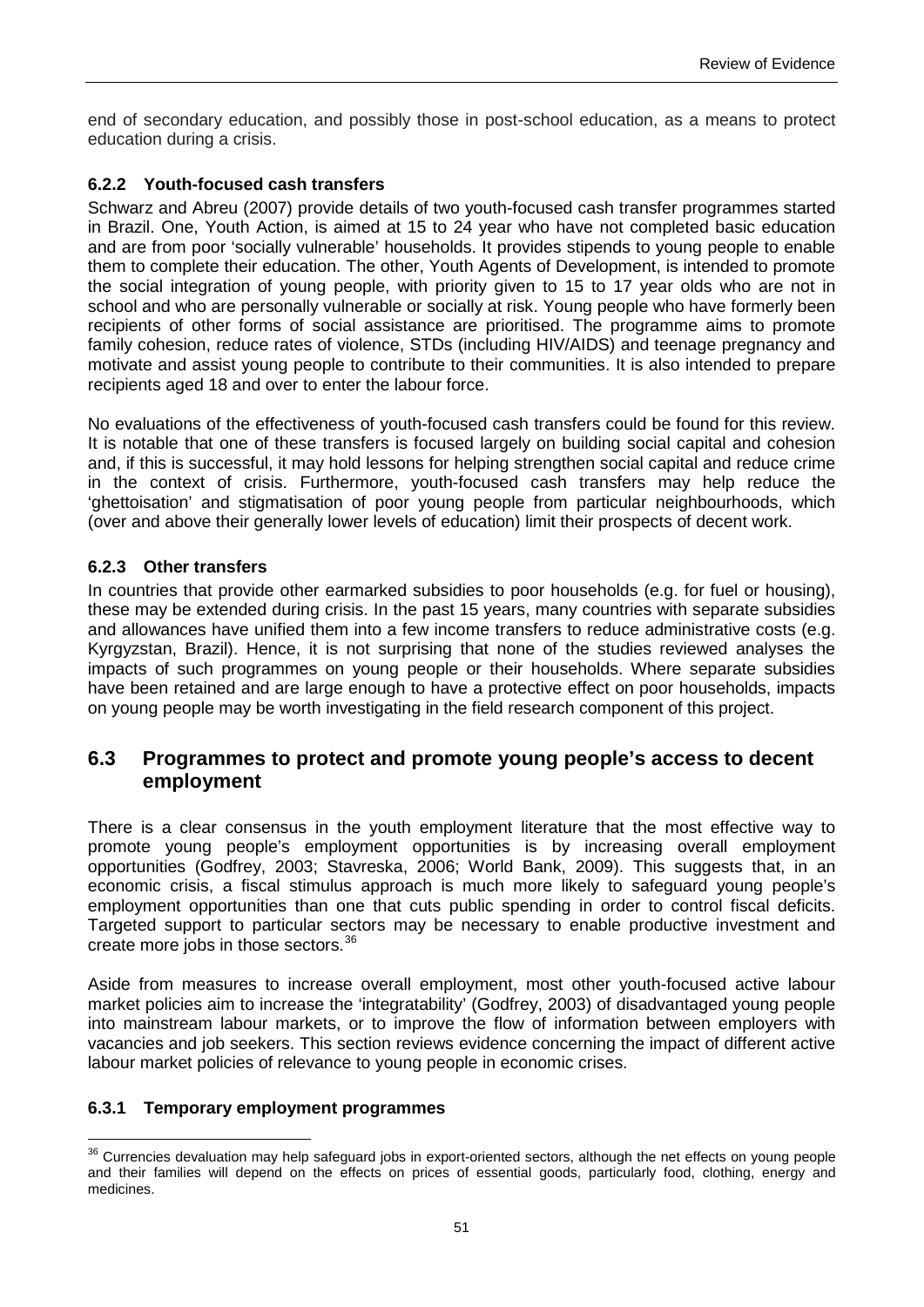end of secondary education, and possibly those in post-school education, as a means to protect education during a crisis.

### 6.2.2 Youth-focused cash transfers

Schwarz and Abreu (2007) provide details of two youth-focused cash transfer programmes started in Brazil. One, Youth Action, is aimed at 15 to 24 year who have not completed basic education and are from poor 'socially vulnerable' households. It provides stipends to young people to enable them to complete their education. The other, Youth Agents of Development, is intended to promote the social integration of young people, with priority given to 15 to 17 year olds who are not in school and who are personally vulnerable or socially at risk. Young people who have formerly been recipients of other forms of social assistance are prioritised. The programme aims to promote family cohesion, reduce rates of violence, STDs (including HIV/AIDS) and teenage pregnancy and motivate and assist young people to contribute to their communities. It is also intended to prepare recipients aged 18 and over to enter the labour force.

No evaluations of the effectiveness of youth-focused cash transfers could be found for this review. It is notable that one of these transfers is focused largely on building social capital and cohesion and, if this is successful, it may hold lessons for helping strengthen social capital and reduce crime in the context of crisis. Furthermore, youth-focused cash transfers may help reduce the 'ghettoisation' and stigmatisation of poor young people from particular neighbourhoods, which (over and above their generally lower levels of education) limit their prospects of decent work.

### 6.2.3 Other transfers

In countries that provide other earmarked subsidies to poor households (e.g. for fuel or housing), these may be extended during crisis. In the past 15 years, many countries with separate subsidies and allowances have unified them into a few income transfers to reduce administrative costs (e.g. Kyrgyzstan, Brazil). Hence, it is not surprising that none of the studies reviewed analyses the impacts of such programmes on young people or their households. Where separate subsidies have been retained and are large enough to have a protective effect on poor households, impacts on young people may be worth investigating in the field research component of this project.

## 6.3 Programmes to protect and promote young people's access to decent employment

There is a clear consensus in the youth employment literature that the most effective way to promote young people's employment opportunities is by increasing overall employment opportunities (Godfrey, 2003; Stavreska, 2006; World Bank, 2009). This suggests that, in an economic crisis, a fiscal stimulus approach is much more likely to safeguard young people's employment opportunities than one that cuts public spending in order to control fiscal deficits. Targeted support to particular sectors may be necessary to enable productive investment and create more jobs in those sectors.[36]

Aside from measures to increase overall employment, most other youth-focused active labour market policies aim to increase the 'integratability' (Godfrey, 2003) of disadvantaged young people into mainstream labour markets, or to improve the flow of information between employers with vacancies and job seekers. This section reviews evidence concerning the impact of different active labour market policies of relevance to young people in economic crises.

### 6.3.1 Temporary employment programmes

[36] Currencies devaluation may help safeguard jobs in export-oriented sectors, although the net effects on young people and their families will depend on the effects on prices of essential goods, particularly food, clothing, energy and medicines.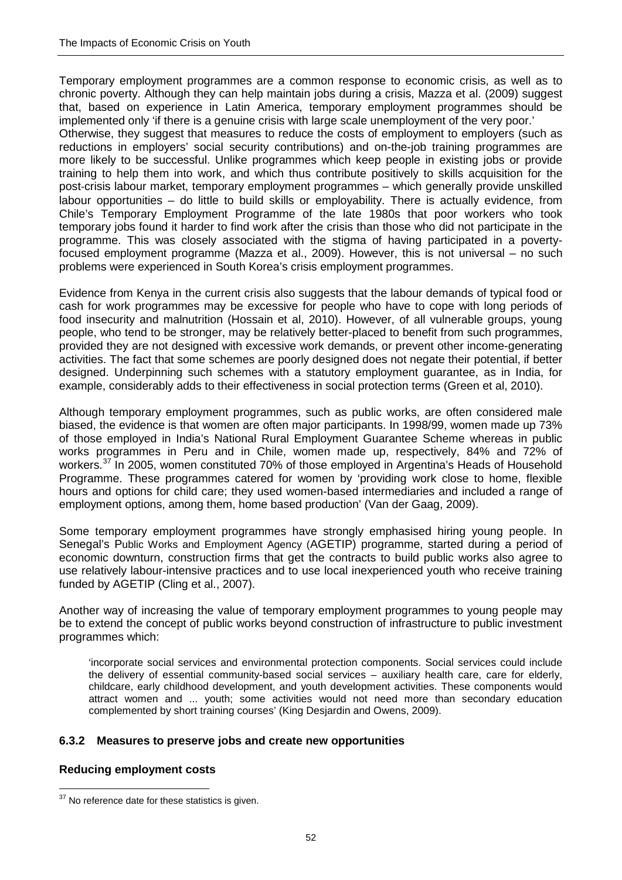Temporary employment programmes are a common response to economic crisis, as well as to chronic poverty. Although they can help maintain jobs during a crisis, Mazza et al. (2009) suggest that, based on experience in Latin America, temporary employment programmes should be implemented only 'if there is a genuine crisis with large scale unemployment of the very poor.' Otherwise, they suggest that measures to reduce the costs of employment to employers (such as reductions in employers' social security contributions) and on-the-job training programmes are more likely to be successful. Unlike programmes which keep people in existing jobs or provide training to help them into work, and which thus contribute positively to skills acquisition for the post-crisis labour market, temporary employment programmes – which generally provide unskilled labour opportunities – do little to build skills or employability. There is actually evidence, from Chile's Temporary Employment Programme of the late 1980s that poor workers who took temporary jobs found it harder to find work after the crisis than those who did not participate in the programme. This was closely associated with the stigma of having participated in a poverty-focused employment programme (Mazza et al., 2009). However, this is not universal – no such problems were experienced in South Korea's crisis employment programmes.

Evidence from Kenya in the current crisis also suggests that the labour demands of typical food or cash for work programmes may be excessive for people who have to cope with long periods of food insecurity and malnutrition (Hossain et al, 2010). However, of all vulnerable groups, young people, who tend to be stronger, may be relatively better-placed to benefit from such programmes, provided they are not designed with excessive work demands, or prevent other income-generating activities. The fact that some schemes are poorly designed does not negate their potential, if better designed. Underpinning such schemes with a statutory employment guarantee, as in India, for example, considerably adds to their effectiveness in social protection terms (Green et al, 2010).

Although temporary employment programmes, such as public works, are often considered male biased, the evidence is that women are often major participants. In 1998/99, women made up 73% of those employed in India's National Rural Employment Guarantee Scheme whereas in public works programmes in Peru and in Chile, women made up, respectively, 84% and 72% of workers.[37] In 2005, women constituted 70% of those employed in Argentina's Heads of Household Programme. These programmes catered for women by 'providing work close to home, flexible hours and options for child care; they used women-based intermediaries and included a range of employment options, among them, home based production' (Van der Gaag, 2009).

Some temporary employment programmes have strongly emphasised hiring young people. In Senegal's Public Works and Employment Agency (AGETIP) programme, started during a period of economic downturn, construction firms that get the contracts to build public works also agree to use relatively labour-intensive practices and to use local inexperienced youth who receive training funded by AGETIP (Cling et al., 2007).

Another way of increasing the value of temporary employment programmes to young people may be to extend the concept of public works beyond construction of infrastructure to public investment programmes which:

> 'incorporate social services and environmental protection components. Social services could include the delivery of essential community-based social services – auxiliary health care, care for elderly, childcare, early childhood development, and youth development activities. These components would attract women and ... youth; some activities would not need more than secondary education complemented by short training courses' (King Desjardin and Owens, 2009).

### 6.3.2 Measures to preserve jobs and create new opportunities

**Reducing employment costs**

[37] No reference date for these statistics is given.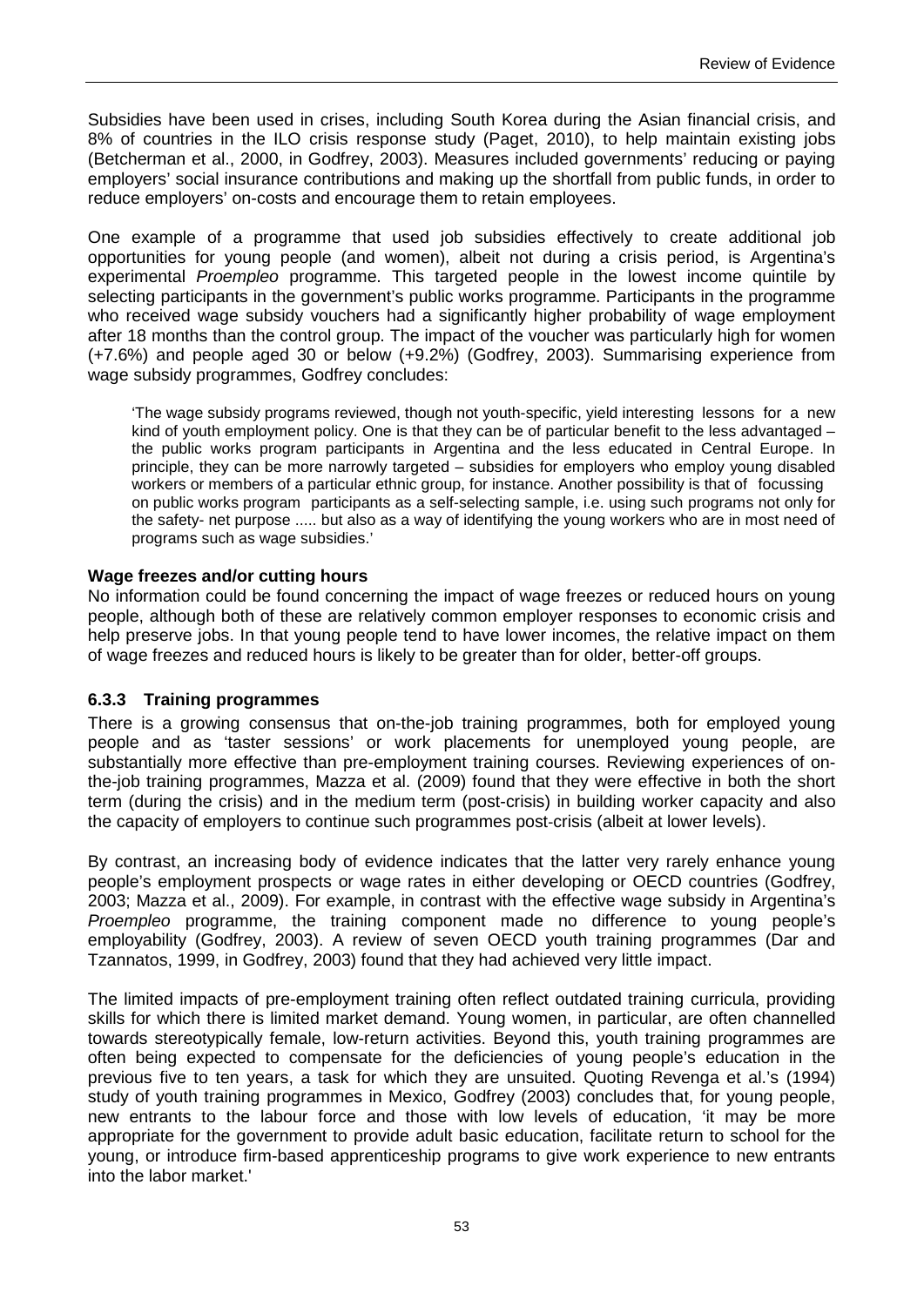Subsidies have been used in crises, including South Korea during the Asian financial crisis, and 8% of countries in the ILO crisis response study (Paget, 2010), to help maintain existing jobs (Betcherman et al., 2000, in Godfrey, 2003). Measures included governments' reducing or paying employers' social insurance contributions and making up the shortfall from public funds, in order to reduce employers' on-costs and encourage them to retain employees.

One example of a programme that used job subsidies effectively to create additional job opportunities for young people (and women), albeit not during a crisis period, is Argentina's experimental *Proempleo* programme. This targeted people in the lowest income quintile by selecting participants in the government's public works programme. Participants in the programme who received wage subsidy vouchers had a significantly higher probability of wage employment after 18 months than the control group. The impact of the voucher was particularly high for women (+7.6%) and people aged 30 or below (+9.2%) (Godfrey, 2003). Summarising experience from wage subsidy programmes, Godfrey concludes:

> 'The wage subsidy programs reviewed, though not youth-specific, yield interesting lessons for a new kind of youth employment policy. One is that they can be of particular benefit to the less advantaged – the public works program participants in Argentina and the less educated in Central Europe. In principle, they can be more narrowly targeted – subsidies for employers who employ young disabled workers or members of a particular ethnic group, for instance. Another possibility is that of focussing on public works program participants as a self-selecting sample, i.e. using such programs not only for the safety- net purpose ..... but also as a way of identifying the young workers who are in most need of programs such as wage subsidies.'

**Wage freezes and/or cutting hours**

No information could be found concerning the impact of wage freezes or reduced hours on young people, although both of these are relatively common employer responses to economic crisis and help preserve jobs. In that young people tend to have lower incomes, the relative impact on them of wage freezes and reduced hours is likely to be greater than for older, better-off groups.

### 6.3.3 Training programmes

There is a growing consensus that on-the-job training programmes, both for employed young people and as 'taster sessions' or work placements for unemployed young people, are substantially more effective than pre-employment training courses. Reviewing experiences of on-the-job training programmes, Mazza et al. (2009) found that they were effective in both the short term (during the crisis) and in the medium term (post-crisis) in building worker capacity and also the capacity of employers to continue such programmes post-crisis (albeit at lower levels).

By contrast, an increasing body of evidence indicates that the latter very rarely enhance young people's employment prospects or wage rates in either developing or OECD countries (Godfrey, 2003; Mazza et al., 2009). For example, in contrast with the effective wage subsidy in Argentina's *Proempleo* programme, the training component made no difference to young people's employability (Godfrey, 2003). A review of seven OECD youth training programmes (Dar and Tzannatos, 1999, in Godfrey, 2003) found that they had achieved very little impact.

The limited impacts of pre-employment training often reflect outdated training curricula, providing skills for which there is limited market demand. Young women, in particular, are often channelled towards stereotypically female, low-return activities. Beyond this, youth training programmes are often being expected to compensate for the deficiencies of young people's education in the previous five to ten years, a task for which they are unsuited. Quoting Revenga et al.'s (1994) study of youth training programmes in Mexico, Godfrey (2003) concludes that, for young people, new entrants to the labour force and those with low levels of education, 'it may be more appropriate for the government to provide adult basic education, facilitate return to school for the young, or introduce firm-based apprenticeship programs to give work experience to new entrants into the labor market.'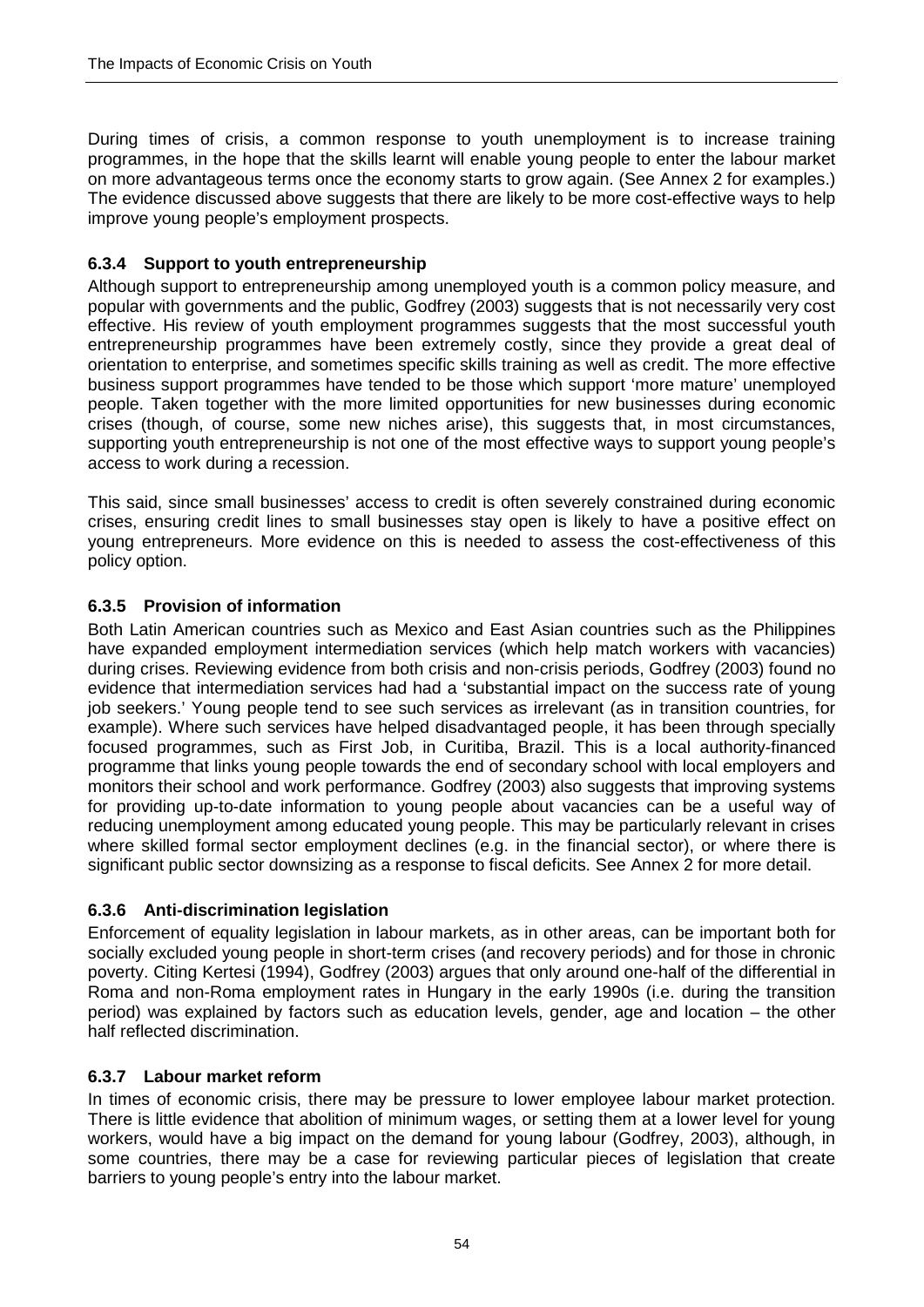During times of crisis, a common response to youth unemployment is to increase training programmes, in the hope that the skills learnt will enable young people to enter the labour market on more advantageous terms once the economy starts to grow again. (See Annex 2 for examples.) The evidence discussed above suggests that there are likely to be more cost-effective ways to help improve young people's employment prospects.

### 6.3.4 Support to youth entrepreneurship

Although support to entrepreneurship among unemployed youth is a common policy measure, and popular with governments and the public, Godfrey (2003) suggests that is not necessarily very cost effective. His review of youth employment programmes suggests that the most successful youth entrepreneurship programmes have been extremely costly, since they provide a great deal of orientation to enterprise, and sometimes specific skills training as well as credit. The more effective business support programmes have tended to be those which support 'more mature' unemployed people. Taken together with the more limited opportunities for new businesses during economic crises (though, of course, some new niches arise), this suggests that, in most circumstances, supporting youth entrepreneurship is not one of the most effective ways to support young people's access to work during a recession.

This said, since small businesses' access to credit is often severely constrained during economic crises, ensuring credit lines to small businesses stay open is likely to have a positive effect on young entrepreneurs. More evidence on this is needed to assess the cost-effectiveness of this policy option.

### 6.3.5 Provision of information

Both Latin American countries such as Mexico and East Asian countries such as the Philippines have expanded employment intermediation services (which help match workers with vacancies) during crises. Reviewing evidence from both crisis and non-crisis periods, Godfrey (2003) found no evidence that intermediation services had had a 'substantial impact on the success rate of young job seekers.' Young people tend to see such services as irrelevant (as in transition countries, for example). Where such services have helped disadvantaged people, it has been through specially focused programmes, such as First Job, in Curitiba, Brazil. This is a local authority-financed programme that links young people towards the end of secondary school with local employers and monitors their school and work performance. Godfrey (2003) also suggests that improving systems for providing up-to-date information to young people about vacancies can be a useful way of reducing unemployment among educated young people. This may be particularly relevant in crises where skilled formal sector employment declines (e.g. in the financial sector), or where there is significant public sector downsizing as a response to fiscal deficits. See Annex 2 for more detail.

### 6.3.6 Anti-discrimination legislation

Enforcement of equality legislation in labour markets, as in other areas, can be important both for socially excluded young people in short-term crises (and recovery periods) and for those in chronic poverty. Citing Kertesi (1994), Godfrey (2003) argues that only around one-half of the differential in Roma and non-Roma employment rates in Hungary in the early 1990s (i.e. during the transition period) was explained by factors such as education levels, gender, age and location – the other half reflected discrimination.

### 6.3.7 Labour market reform

In times of economic crisis, there may be pressure to lower employee labour market protection. There is little evidence that abolition of minimum wages, or setting them at a lower level for young workers, would have a big impact on the demand for young labour (Godfrey, 2003), although, in some countries, there may be a case for reviewing particular pieces of legislation that create barriers to young people's entry into the labour market.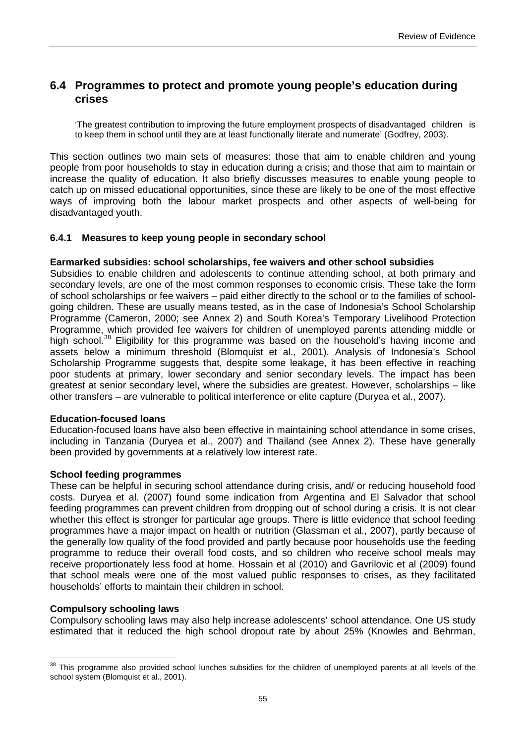## 6.4 Programmes to protect and promote young people's education during crises

> 'The greatest contribution to improving the future employment prospects of disadvantaged children is to keep them in school until they are at least functionally literate and numerate' (Godfrey, 2003).

This section outlines two main sets of measures: those that aim to enable children and young people from poor households to stay in education during a crisis; and those that aim to maintain or increase the quality of education. It also briefly discusses measures to enable young people to catch up on missed educational opportunities, since these are likely to be one of the most effective ways of improving both the labour market prospects and other aspects of well-being for disadvantaged youth.

### 6.4.1 Measures to keep young people in secondary school

**Earmarked subsidies: school scholarships, fee waivers and other school subsidies**

Subsidies to enable children and adolescents to continue attending school, at both primary and secondary levels, are one of the most common responses to economic crisis. These take the form of school scholarships or fee waivers – paid either directly to the school or to the families of school-going children. These are usually means tested, as in the case of Indonesia's School Scholarship Programme (Cameron, 2000; see Annex 2) and South Korea's Temporary Livelihood Protection Programme, which provided fee waivers for children of unemployed parents attending middle or high school.[38] Eligibility for this programme was based on the household's having income and assets below a minimum threshold (Blomquist et al., 2001). Analysis of Indonesia's School Scholarship Programme suggests that, despite some leakage, it has been effective in reaching poor students at primary, lower secondary and senior secondary levels. The impact has been greatest at senior secondary level, where the subsidies are greatest. However, scholarships – like other transfers – are vulnerable to political interference or elite capture (Duryea et al., 2007).

**Education-focused loans**

Education-focused loans have also been effective in maintaining school attendance in some crises, including in Tanzania (Duryea et al., 2007) and Thailand (see Annex 2). These have generally been provided by governments at a relatively low interest rate.

**School feeding programmes**

These can be helpful in securing school attendance during crisis, and/ or reducing household food costs. Duryea et al. (2007) found some indication from Argentina and El Salvador that school feeding programmes can prevent children from dropping out of school during a crisis. It is not clear whether this effect is stronger for particular age groups. There is little evidence that school feeding programmes have a major impact on health or nutrition (Glassman et al., 2007), partly because of the generally low quality of the food provided and partly because poor households use the feeding programme to reduce their overall food costs, and so children who receive school meals may receive proportionately less food at home. Hossain et al (2010) and Gavrilovic et al (2009) found that school meals were one of the most valued public responses to crises, as they facilitated households' efforts to maintain their children in school.

**Compulsory schooling laws**

Compulsory schooling laws may also help increase adolescents' school attendance. One US study estimated that it reduced the high school dropout rate by about 25% (Knowles and Behrman,

---

[38] This programme also provided school lunches subsidies for the children of unemployed parents at all levels of the school system (Blomquist et al., 2001).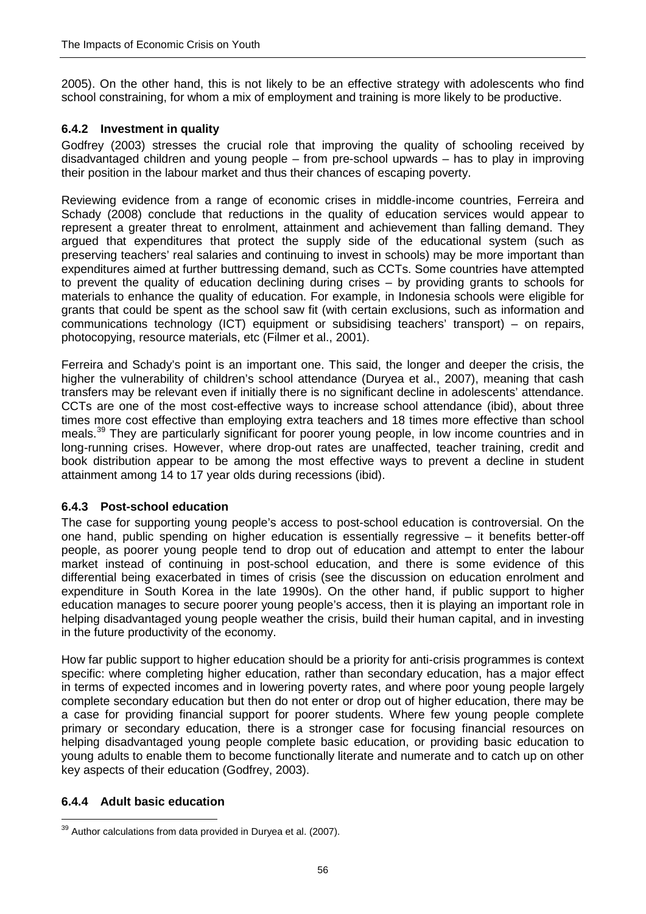2005). On the other hand, this is not likely to be an effective strategy with adolescents who find school constraining, for whom a mix of employment and training is more likely to be productive.

### 6.4.2 Investment in quality

Godfrey (2003) stresses the crucial role that improving the quality of schooling received by disadvantaged children and young people – from pre-school upwards – has to play in improving their position in the labour market and thus their chances of escaping poverty.

Reviewing evidence from a range of economic crises in middle-income countries, Ferreira and Schady (2008) conclude that reductions in the quality of education services would appear to represent a greater threat to enrolment, attainment and achievement than falling demand. They argued that expenditures that protect the supply side of the educational system (such as preserving teachers' real salaries and continuing to invest in schools) may be more important than expenditures aimed at further buttressing demand, such as CCTs. Some countries have attempted to prevent the quality of education declining during crises – by providing grants to schools for materials to enhance the quality of education. For example, in Indonesia schools were eligible for grants that could be spent as the school saw fit (with certain exclusions, such as information and communications technology (ICT) equipment or subsidising teachers' transport) – on repairs, photocopying, resource materials, etc (Filmer et al., 2001).

Ferreira and Schady's point is an important one. This said, the longer and deeper the crisis, the higher the vulnerability of children's school attendance (Duryea et al., 2007), meaning that cash transfers may be relevant even if initially there is no significant decline in adolescents' attendance. CCTs are one of the most cost-effective ways to increase school attendance (ibid), about three times more cost effective than employing extra teachers and 18 times more effective than school meals.[39] They are particularly significant for poorer young people, in low income countries and in long-running crises. However, where drop-out rates are unaffected, teacher training, credit and book distribution appear to be among the most effective ways to prevent a decline in student attainment among 14 to 17 year olds during recessions (ibid).

### 6.4.3 Post-school education

The case for supporting young people's access to post-school education is controversial. On the one hand, public spending on higher education is essentially regressive – it benefits better-off people, as poorer young people tend to drop out of education and attempt to enter the labour market instead of continuing in post-school education, and there is some evidence of this differential being exacerbated in times of crisis (see the discussion on education enrolment and expenditure in South Korea in the late 1990s). On the other hand, if public support to higher education manages to secure poorer young people's access, then it is playing an important role in helping disadvantaged young people weather the crisis, build their human capital, and in investing in the future productivity of the economy.

How far public support to higher education should be a priority for anti-crisis programmes is context specific: where completing higher education, rather than secondary education, has a major effect in terms of expected incomes and in lowering poverty rates, and where poor young people largely complete secondary education but then do not enter or drop out of higher education, there may be a case for providing financial support for poorer students. Where few young people complete primary or secondary education, there is a stronger case for focusing financial resources on helping disadvantaged young people complete basic education, or providing basic education to young adults to enable them to become functionally literate and numerate and to catch up on other key aspects of their education (Godfrey, 2003).

### 6.4.4 Adult basic education

[39] Author calculations from data provided in Duryea et al. (2007).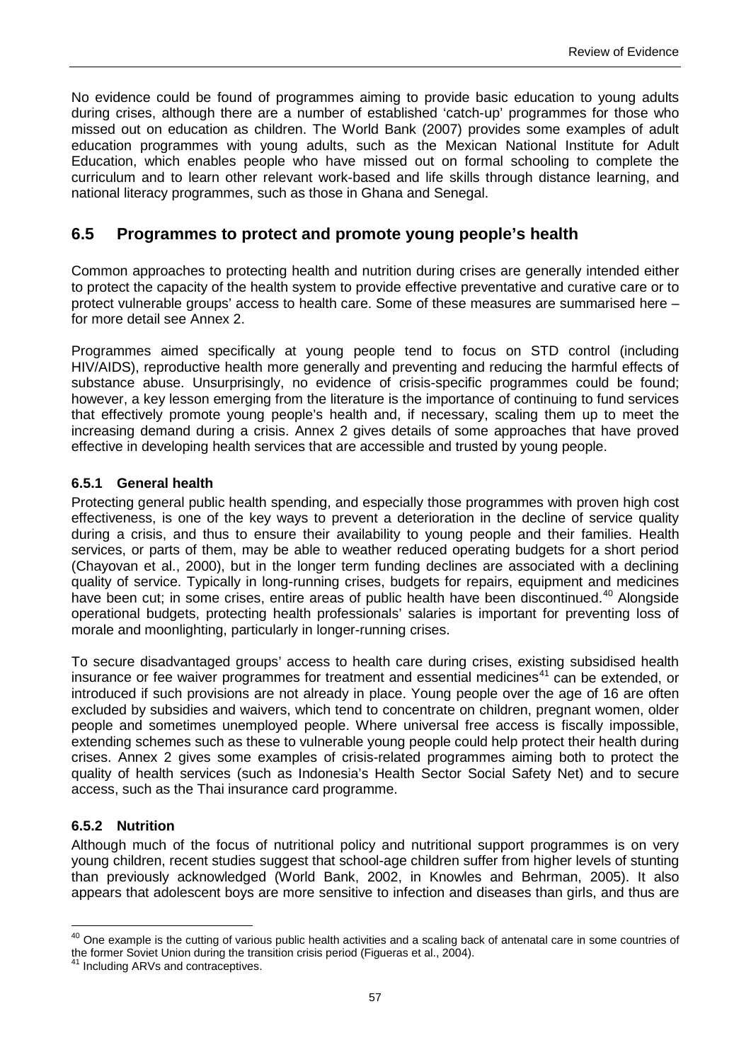No evidence could be found of programmes aiming to provide basic education to young adults during crises, although there are a number of established 'catch-up' programmes for those who missed out on education as children. The World Bank (2007) provides some examples of adult education programmes with young adults, such as the Mexican National Institute for Adult Education, which enables people who have missed out on formal schooling to complete the curriculum and to learn other relevant work-based and life skills through distance learning, and national literacy programmes, such as those in Ghana and Senegal.

## 6.5 Programmes to protect and promote young people's health

Common approaches to protecting health and nutrition during crises are generally intended either to protect the capacity of the health system to provide effective preventative and curative care or to protect vulnerable groups' access to health care. Some of these measures are summarised here – for more detail see Annex 2.

Programmes aimed specifically at young people tend to focus on STD control (including HIV/AIDS), reproductive health more generally and preventing and reducing the harmful effects of substance abuse. Unsurprisingly, no evidence of crisis-specific programmes could be found; however, a key lesson emerging from the literature is the importance of continuing to fund services that effectively promote young people's health and, if necessary, scaling them up to meet the increasing demand during a crisis. Annex 2 gives details of some approaches that have proved effective in developing health services that are accessible and trusted by young people.

### 6.5.1 General health

Protecting general public health spending, and especially those programmes with proven high cost effectiveness, is one of the key ways to prevent a deterioration in the decline of service quality during a crisis, and thus to ensure their availability to young people and their families. Health services, or parts of them, may be able to weather reduced operating budgets for a short period (Chayovan et al., 2000), but in the longer term funding declines are associated with a declining quality of service. Typically in long-running crises, budgets for repairs, equipment and medicines have been cut; in some crises, entire areas of public health have been discontinued.[40] Alongside operational budgets, protecting health professionals' salaries is important for preventing loss of morale and moonlighting, particularly in longer-running crises.

To secure disadvantaged groups' access to health care during crises, existing subsidised health insurance or fee waiver programmes for treatment and essential medicines[41] can be extended, or introduced if such provisions are not already in place. Young people over the age of 16 are often excluded by subsidies and waivers, which tend to concentrate on children, pregnant women, older people and sometimes unemployed people. Where universal free access is fiscally impossible, extending schemes such as these to vulnerable young people could help protect their health during crises. Annex 2 gives some examples of crisis-related programmes aiming both to protect the quality of health services (such as Indonesia's Health Sector Social Safety Net) and to secure access, such as the Thai insurance card programme.

### 6.5.2 Nutrition

Although much of the focus of nutritional policy and nutritional support programmes is on very young children, recent studies suggest that school-age children suffer from higher levels of stunting than previously acknowledged (World Bank, 2002, in Knowles and Behrman, 2005). It also appears that adolescent boys are more sensitive to infection and diseases than girls, and thus are

---

[40] One example is the cutting of various public health activities and a scaling back of antenatal care in some countries of the former Soviet Union during the transition crisis period (Figueras et al., 2004).

[41] Including ARVs and contraceptives.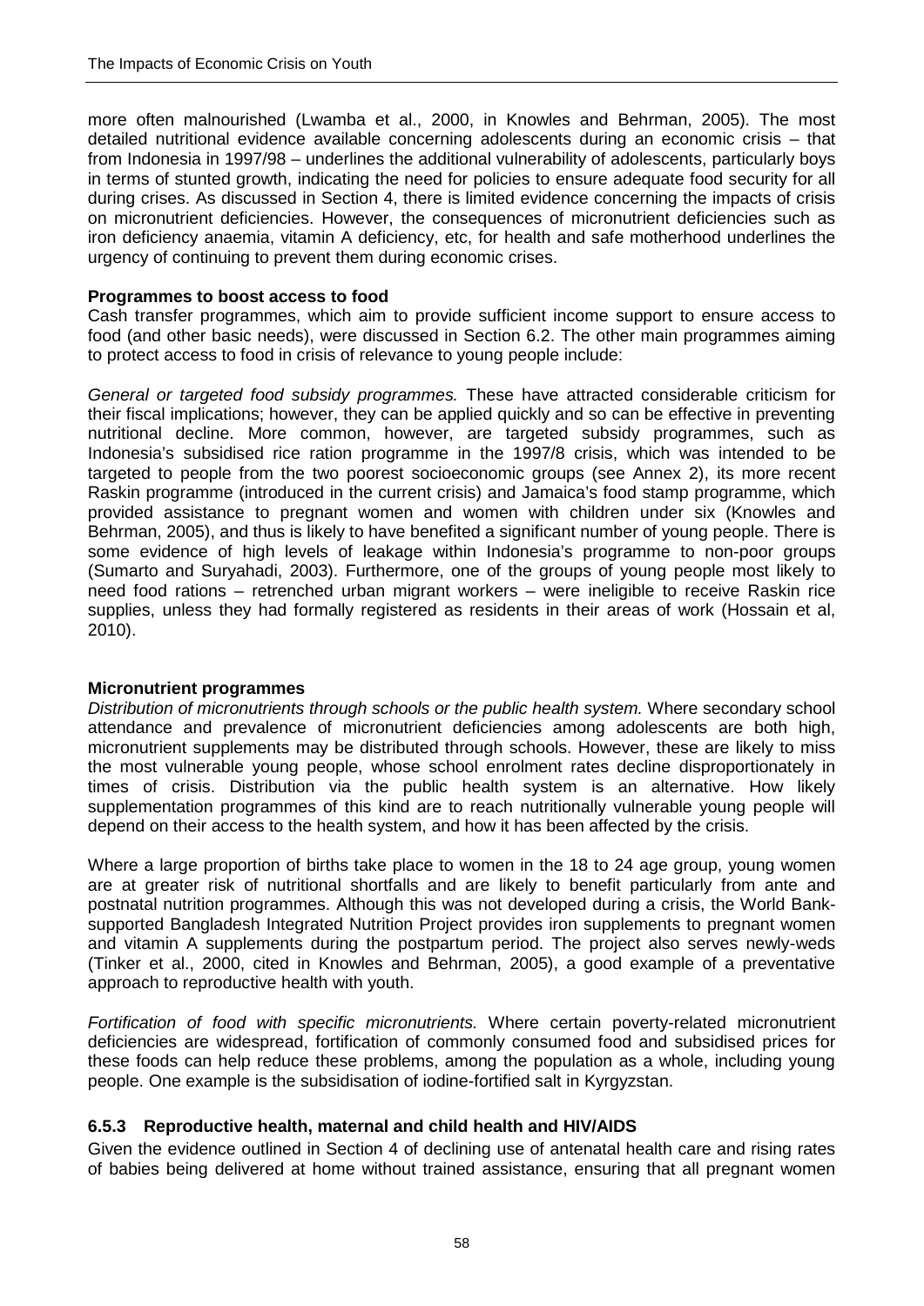more often malnourished (Lwamba et al., 2000, in Knowles and Behrman, 2005). The most detailed nutritional evidence available concerning adolescents during an economic crisis – that from Indonesia in 1997/98 – underlines the additional vulnerability of adolescents, particularly boys in terms of stunted growth, indicating the need for policies to ensure adequate food security for all during crises. As discussed in Section 4, there is limited evidence concerning the impacts of crisis on micronutrient deficiencies. However, the consequences of micronutrient deficiencies such as iron deficiency anaemia, vitamin A deficiency, etc, for health and safe motherhood underlines the urgency of continuing to prevent them during economic crises.

**Programmes to boost access to food**

Cash transfer programmes, which aim to provide sufficient income support to ensure access to food (and other basic needs), were discussed in Section 6.2. The other main programmes aiming to protect access to food in crisis of relevance to young people include:

*General or targeted food subsidy programmes.* These have attracted considerable criticism for their fiscal implications; however, they can be applied quickly and so can be effective in preventing nutritional decline. More common, however, are targeted subsidy programmes, such as Indonesia's subsidised rice ration programme in the 1997/8 crisis, which was intended to be targeted to people from the two poorest socioeconomic groups (see Annex 2), its more recent Raskin programme (introduced in the current crisis) and Jamaica's food stamp programme, which provided assistance to pregnant women and women with children under six (Knowles and Behrman, 2005), and thus is likely to have benefited a significant number of young people. There is some evidence of high levels of leakage within Indonesia's programme to non-poor groups (Sumarto and Suryahadi, 2003). Furthermore, one of the groups of young people most likely to need food rations – retrenched urban migrant workers – were ineligible to receive Raskin rice supplies, unless they had formally registered as residents in their areas of work (Hossain et al, 2010).

**Micronutrient programmes**

*Distribution of micronutrients through schools or the public health system.* Where secondary school attendance and prevalence of micronutrient deficiencies among adolescents are both high, micronutrient supplements may be distributed through schools. However, these are likely to miss the most vulnerable young people, whose school enrolment rates decline disproportionately in times of crisis. Distribution via the public health system is an alternative. How likely supplementation programmes of this kind are to reach nutritionally vulnerable young people will depend on their access to the health system, and how it has been affected by the crisis.

Where a large proportion of births take place to women in the 18 to 24 age group, young women are at greater risk of nutritional shortfalls and are likely to benefit particularly from ante and postnatal nutrition programmes. Although this was not developed during a crisis, the World Bank-supported Bangladesh Integrated Nutrition Project provides iron supplements to pregnant women and vitamin A supplements during the postpartum period. The project also serves newly-weds (Tinker et al., 2000, cited in Knowles and Behrman, 2005), a good example of a preventative approach to reproductive health with youth.

*Fortification of food with specific micronutrients.* Where certain poverty-related micronutrient deficiencies are widespread, fortification of commonly consumed food and subsidised prices for these foods can help reduce these problems, among the population as a whole, including young people. One example is the subsidisation of iodine-fortified salt in Kyrgyzstan.

### 6.5.3 Reproductive health, maternal and child health and HIV/AIDS

Given the evidence outlined in Section 4 of declining use of antenatal health care and rising rates of babies being delivered at home without trained assistance, ensuring that all pregnant women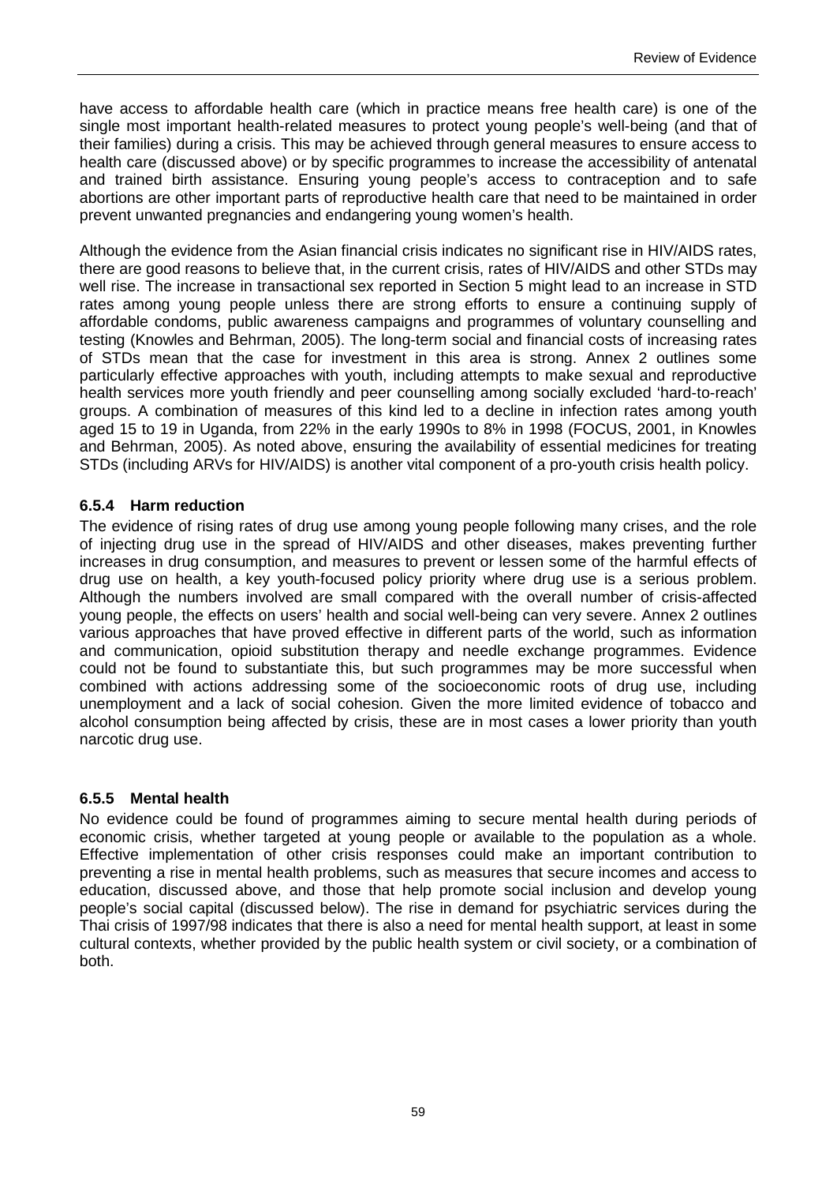have access to affordable health care (which in practice means free health care) is one of the single most important health-related measures to protect young people's well-being (and that of their families) during a crisis. This may be achieved through general measures to ensure access to health care (discussed above) or by specific programmes to increase the accessibility of antenatal and trained birth assistance. Ensuring young people's access to contraception and to safe abortions are other important parts of reproductive health care that need to be maintained in order prevent unwanted pregnancies and endangering young women's health.

Although the evidence from the Asian financial crisis indicates no significant rise in HIV/AIDS rates, there are good reasons to believe that, in the current crisis, rates of HIV/AIDS and other STDs may well rise. The increase in transactional sex reported in Section 5 might lead to an increase in STD rates among young people unless there are strong efforts to ensure a continuing supply of affordable condoms, public awareness campaigns and programmes of voluntary counselling and testing (Knowles and Behrman, 2005). The long-term social and financial costs of increasing rates of STDs mean that the case for investment in this area is strong. Annex 2 outlines some particularly effective approaches with youth, including attempts to make sexual and reproductive health services more youth friendly and peer counselling among socially excluded 'hard-to-reach' groups. A combination of measures of this kind led to a decline in infection rates among youth aged 15 to 19 in Uganda, from 22% in the early 1990s to 8% in 1998 (FOCUS, 2001, in Knowles and Behrman, 2005). As noted above, ensuring the availability of essential medicines for treating STDs (including ARVs for HIV/AIDS) is another vital component of a pro-youth crisis health policy.

### 6.5.4 Harm reduction

The evidence of rising rates of drug use among young people following many crises, and the role of injecting drug use in the spread of HIV/AIDS and other diseases, makes preventing further increases in drug consumption, and measures to prevent or lessen some of the harmful effects of drug use on health, a key youth-focused policy priority where drug use is a serious problem. Although the numbers involved are small compared with the overall number of crisis-affected young people, the effects on users' health and social well-being can very severe. Annex 2 outlines various approaches that have proved effective in different parts of the world, such as information and communication, opioid substitution therapy and needle exchange programmes. Evidence could not be found to substantiate this, but such programmes may be more successful when combined with actions addressing some of the socioeconomic roots of drug use, including unemployment and a lack of social cohesion. Given the more limited evidence of tobacco and alcohol consumption being affected by crisis, these are in most cases a lower priority than youth narcotic drug use.

### 6.5.5 Mental health

No evidence could be found of programmes aiming to secure mental health during periods of economic crisis, whether targeted at young people or available to the population as a whole. Effective implementation of other crisis responses could make an important contribution to preventing a rise in mental health problems, such as measures that secure incomes and access to education, discussed above, and those that help promote social inclusion and develop young people's social capital (discussed below). The rise in demand for psychiatric services during the Thai crisis of 1997/98 indicates that there is also a need for mental health support, at least in some cultural contexts, whether provided by the public health system or civil society, or a combination of both.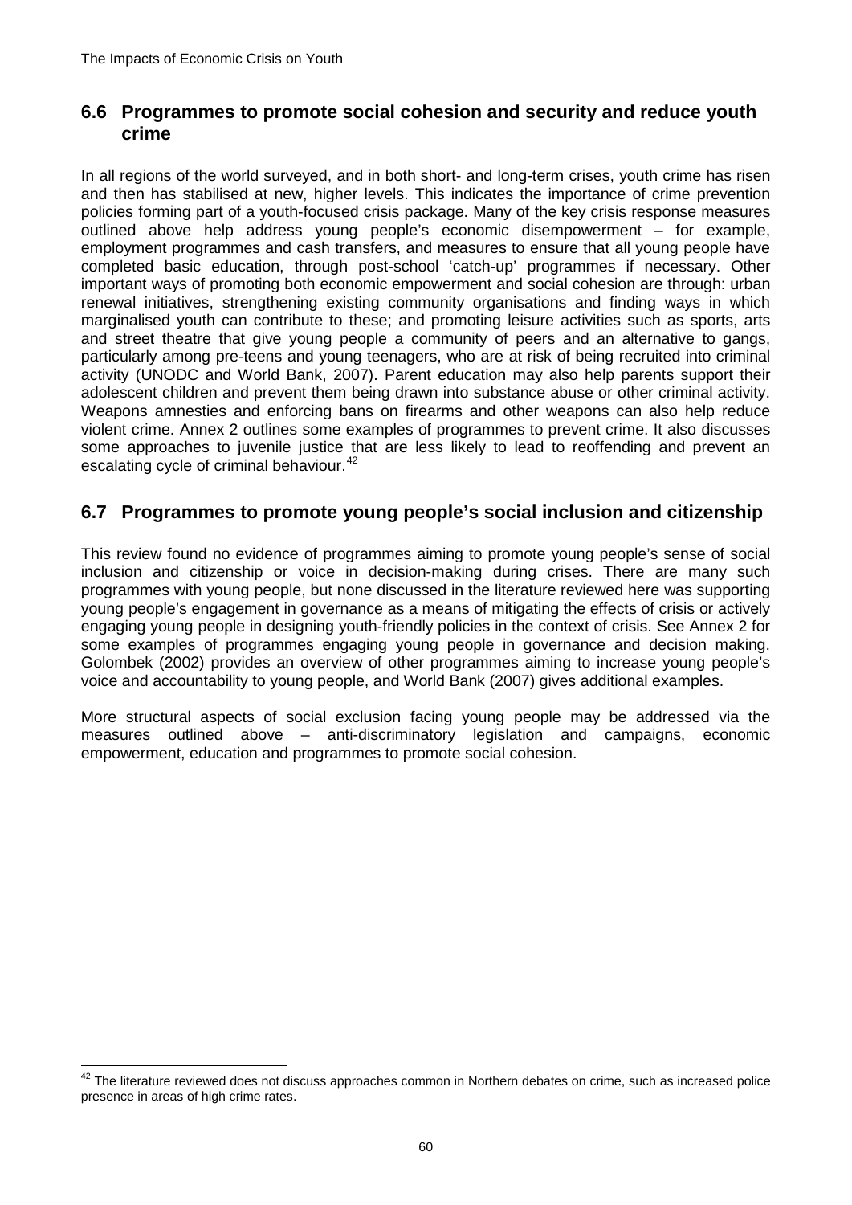## 6.6 Programmes to promote social cohesion and security and reduce youth crime

In all regions of the world surveyed, and in both short- and long-term crises, youth crime has risen and then has stabilised at new, higher levels. This indicates the importance of crime prevention policies forming part of a youth-focused crisis package. Many of the key crisis response measures outlined above help address young people's economic disempowerment – for example, employment programmes and cash transfers, and measures to ensure that all young people have completed basic education, through post-school 'catch-up' programmes if necessary. Other important ways of promoting both economic empowerment and social cohesion are through: urban renewal initiatives, strengthening existing community organisations and finding ways in which marginalised youth can contribute to these; and promoting leisure activities such as sports, arts and street theatre that give young people a community of peers and an alternative to gangs, particularly among pre-teens and young teenagers, who are at risk of being recruited into criminal activity (UNODC and World Bank, 2007). Parent education may also help parents support their adolescent children and prevent them being drawn into substance abuse or other criminal activity. Weapons amnesties and enforcing bans on firearms and other weapons can also help reduce violent crime. Annex 2 outlines some examples of programmes to prevent crime. It also discusses some approaches to juvenile justice that are less likely to lead to reoffending and prevent an escalating cycle of criminal behaviour.[42]

## 6.7 Programmes to promote young people's social inclusion and citizenship

This review found no evidence of programmes aiming to promote young people's sense of social inclusion and citizenship or voice in decision-making during crises. There are many such programmes with young people, but none discussed in the literature reviewed here was supporting young people's engagement in governance as a means of mitigating the effects of crisis or actively engaging young people in designing youth-friendly policies in the context of crisis. See Annex 2 for some examples of programmes engaging young people in governance and decision making. Golombek (2002) provides an overview of other programmes aiming to increase young people's voice and accountability to young people, and World Bank (2007) gives additional examples.

More structural aspects of social exclusion facing young people may be addressed via the measures outlined above – anti-discriminatory legislation and campaigns, economic empowerment, education and programmes to promote social cohesion.

---

[42] The literature reviewed does not discuss approaches common in Northern debates on crime, such as increased police presence in areas of high crime rates.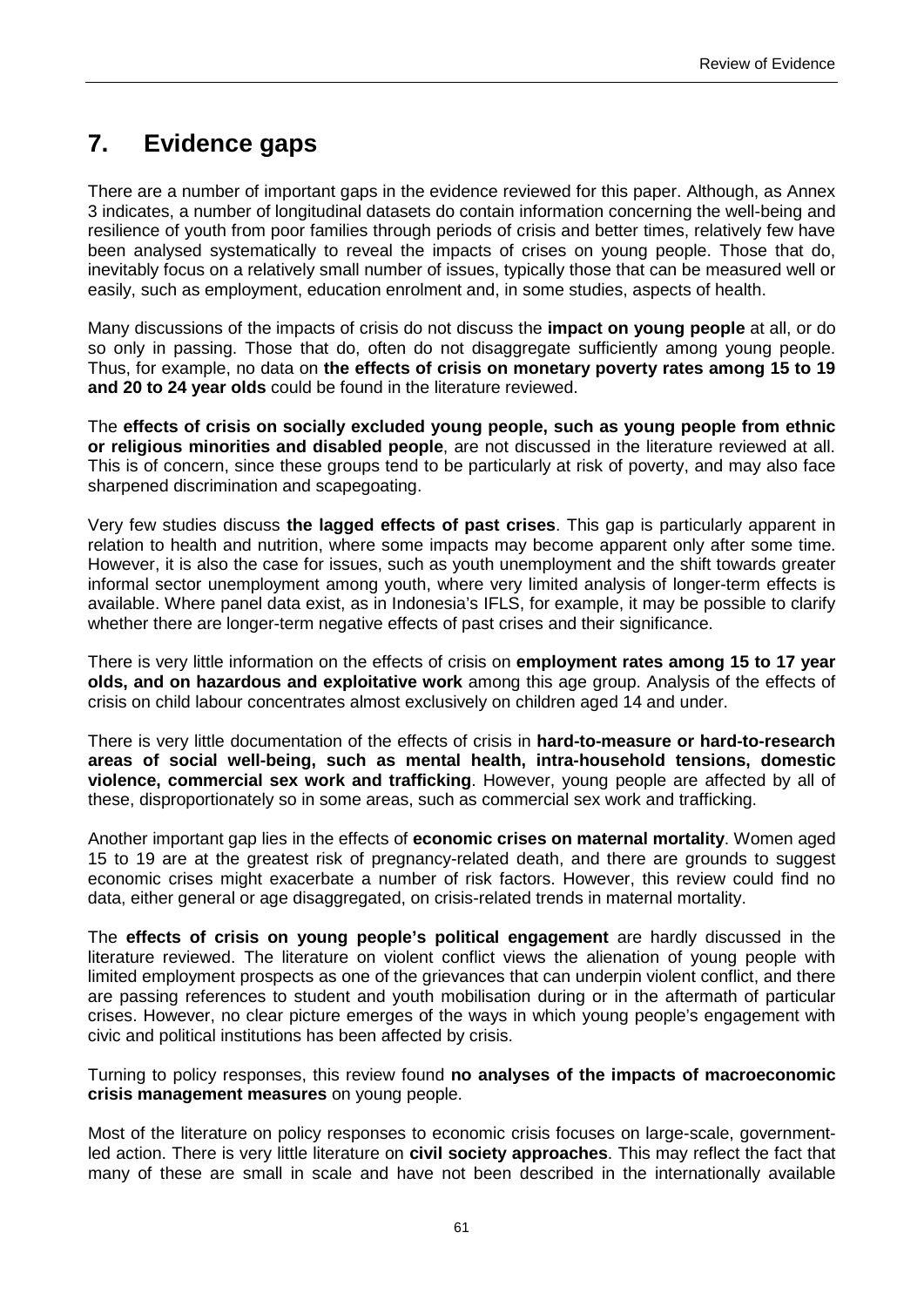# 7. Evidence gaps

There are a number of important gaps in the evidence reviewed for this paper. Although, as Annex 3 indicates, a number of longitudinal datasets do contain information concerning the well-being and resilience of youth from poor families through periods of crisis and better times, relatively few have been analysed systematically to reveal the impacts of crises on young people. Those that do, inevitably focus on a relatively small number of issues, typically those that can be measured well or easily, such as employment, education enrolment and, in some studies, aspects of health.

Many discussions of the impacts of crisis do not discuss the **impact on young people** at all, or do so only in passing. Those that do, often do not disaggregate sufficiently among young people. Thus, for example, no data on **the effects of crisis on monetary poverty rates among 15 to 19 and 20 to 24 year olds** could be found in the literature reviewed.

The **effects of crisis on socially excluded young people, such as young people from ethnic or religious minorities and disabled people**, are not discussed in the literature reviewed at all. This is of concern, since these groups tend to be particularly at risk of poverty, and may also face sharpened discrimination and scapegoating.

Very few studies discuss **the lagged effects of past crises**. This gap is particularly apparent in relation to health and nutrition, where some impacts may become apparent only after some time. However, it is also the case for issues, such as youth unemployment and the shift towards greater informal sector unemployment among youth, where very limited analysis of longer-term effects is available. Where panel data exist, as in Indonesia's IFLS, for example, it may be possible to clarify whether there are longer-term negative effects of past crises and their significance.

There is very little information on the effects of crisis on **employment rates among 15 to 17 year olds, and on hazardous and exploitative work** among this age group. Analysis of the effects of crisis on child labour concentrates almost exclusively on children aged 14 and under.

There is very little documentation of the effects of crisis in **hard-to-measure or hard-to-research areas of social well-being, such as mental health, intra-household tensions, domestic violence, commercial sex work and trafficking**. However, young people are affected by all of these, disproportionately so in some areas, such as commercial sex work and trafficking.

Another important gap lies in the effects of **economic crises on maternal mortality**. Women aged 15 to 19 are at the greatest risk of pregnancy-related death, and there are grounds to suggest economic crises might exacerbate a number of risk factors. However, this review could find no data, either general or age disaggregated, on crisis-related trends in maternal mortality.

The **effects of crisis on young people's political engagement** are hardly discussed in the literature reviewed. The literature on violent conflict views the alienation of young people with limited employment prospects as one of the grievances that can underpin violent conflict, and there are passing references to student and youth mobilisation during or in the aftermath of particular crises. However, no clear picture emerges of the ways in which young people's engagement with civic and political institutions has been affected by crisis.

Turning to policy responses, this review found **no analyses of the impacts of macroeconomic crisis management measures** on young people.

Most of the literature on policy responses to economic crisis focuses on large-scale, government-led action. There is very little literature on **civil society approaches**. This may reflect the fact that many of these are small in scale and have not been described in the internationally available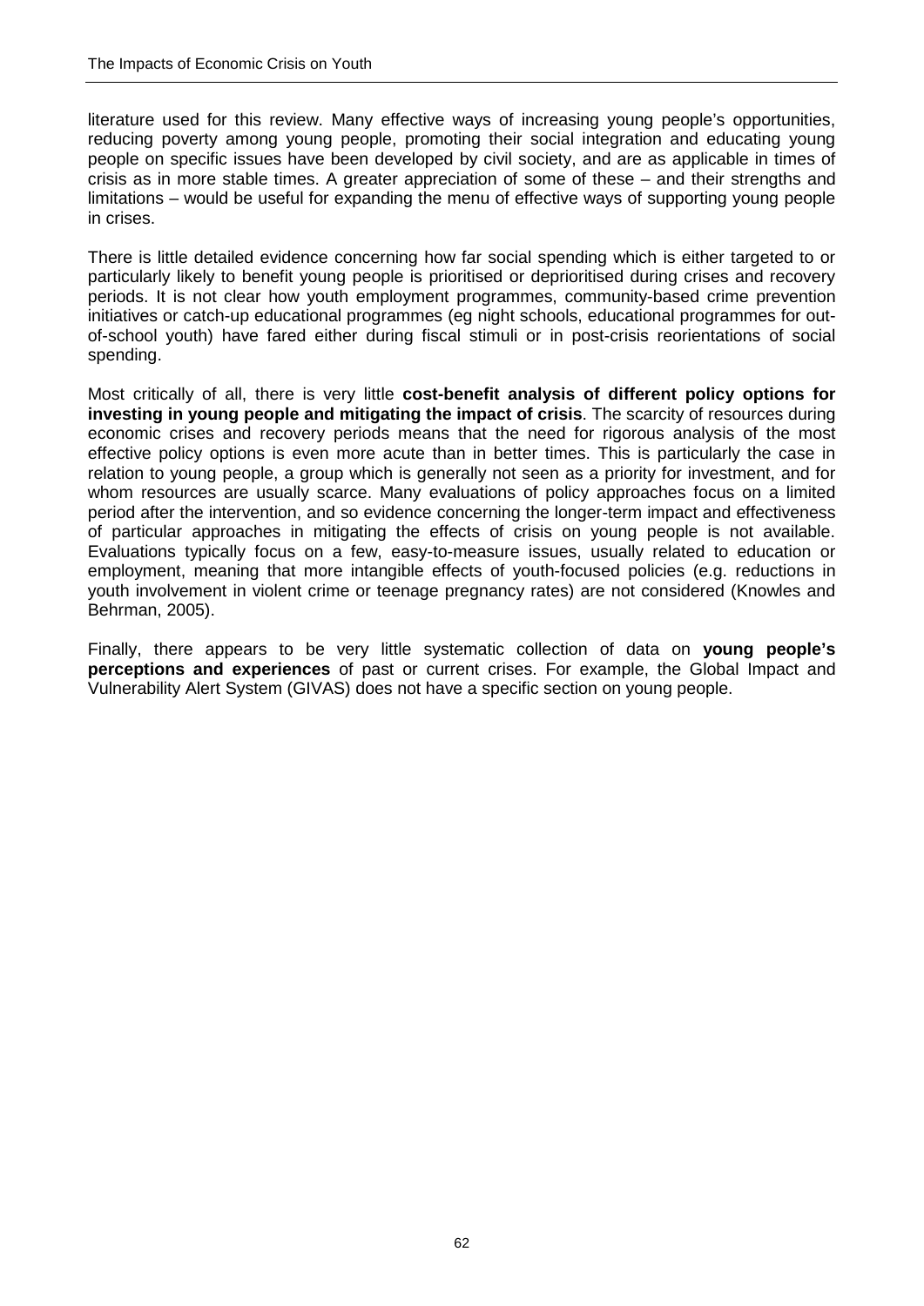literature used for this review. Many effective ways of increasing young people's opportunities, reducing poverty among young people, promoting their social integration and educating young people on specific issues have been developed by civil society, and are as applicable in times of crisis as in more stable times. A greater appreciation of some of these – and their strengths and limitations – would be useful for expanding the menu of effective ways of supporting young people in crises.

There is little detailed evidence concerning how far social spending which is either targeted to or particularly likely to benefit young people is prioritised or deprioritised during crises and recovery periods. It is not clear how youth employment programmes, community-based crime prevention initiatives or catch-up educational programmes (eg night schools, educational programmes for out-of-school youth) have fared either during fiscal stimuli or in post-crisis reorientations of social spending.

Most critically of all, there is very little **cost-benefit analysis of different policy options for investing in young people and mitigating the impact of crisis**. The scarcity of resources during economic crises and recovery periods means that the need for rigorous analysis of the most effective policy options is even more acute than in better times. This is particularly the case in relation to young people, a group which is generally not seen as a priority for investment, and for whom resources are usually scarce. Many evaluations of policy approaches focus on a limited period after the intervention, and so evidence concerning the longer-term impact and effectiveness of particular approaches in mitigating the effects of crisis on young people is not available. Evaluations typically focus on a few, easy-to-measure issues, usually related to education or employment, meaning that more intangible effects of youth-focused policies (e.g. reductions in youth involvement in violent crime or teenage pregnancy rates) are not considered (Knowles and Behrman, 2005).

Finally, there appears to be very little systematic collection of data on **young people's perceptions and experiences** of past or current crises. For example, the Global Impact and Vulnerability Alert System (GIVAS) does not have a specific section on young people.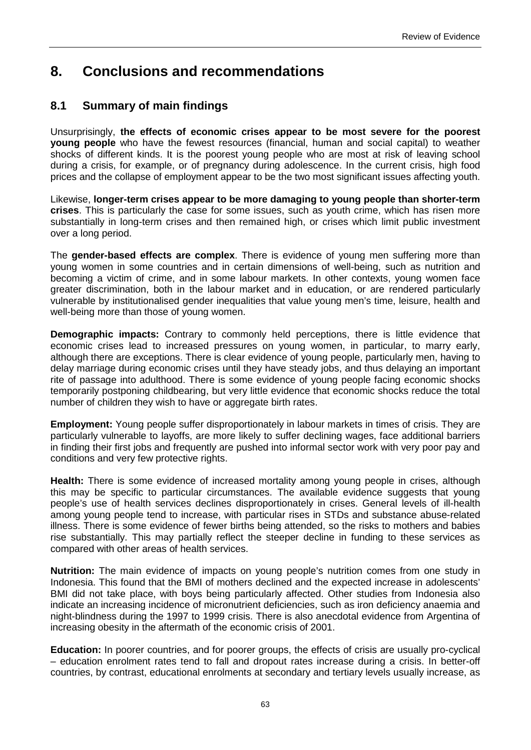# 8. Conclusions and recommendations

## 8.1 Summary of main findings

Unsurprisingly, **the effects of economic crises appear to be most severe for the poorest young people** who have the fewest resources (financial, human and social capital) to weather shocks of different kinds. It is the poorest young people who are most at risk of leaving school during a crisis, for example, or of pregnancy during adolescence. In the current crisis, high food prices and the collapse of employment appear to be the two most significant issues affecting youth.

Likewise, **longer-term crises appear to be more damaging to young people than shorter-term crises**. This is particularly the case for some issues, such as youth crime, which has risen more substantially in long-term crises and then remained high, or crises which limit public investment over a long period.

The **gender-based effects are complex**. There is evidence of young men suffering more than young women in some countries and in certain dimensions of well-being, such as nutrition and becoming a victim of crime, and in some labour markets. In other contexts, young women face greater discrimination, both in the labour market and in education, or are rendered particularly vulnerable by institutionalised gender inequalities that value young men's time, leisure, health and well-being more than those of young women.

**Demographic impacts:** Contrary to commonly held perceptions, there is little evidence that economic crises lead to increased pressures on young women, in particular, to marry early, although there are exceptions. There is clear evidence of young people, particularly men, having to delay marriage during economic crises until they have steady jobs, and thus delaying an important rite of passage into adulthood. There is some evidence of young people facing economic shocks temporarily postponing childbearing, but very little evidence that economic shocks reduce the total number of children they wish to have or aggregate birth rates.

**Employment:** Young people suffer disproportionately in labour markets in times of crisis. They are particularly vulnerable to layoffs, are more likely to suffer declining wages, face additional barriers in finding their first jobs and frequently are pushed into informal sector work with very poor pay and conditions and very few protective rights.

**Health:** There is some evidence of increased mortality among young people in crises, although this may be specific to particular circumstances. The available evidence suggests that young people's use of health services declines disproportionately in crises. General levels of ill-health among young people tend to increase, with particular rises in STDs and substance abuse-related illness. There is some evidence of fewer births being attended, so the risks to mothers and babies rise substantially. This may partially reflect the steeper decline in funding to these services as compared with other areas of health services.

**Nutrition:** The main evidence of impacts on young people's nutrition comes from one study in Indonesia. This found that the BMI of mothers declined and the expected increase in adolescents' BMI did not take place, with boys being particularly affected. Other studies from Indonesia also indicate an increasing incidence of micronutrient deficiencies, such as iron deficiency anaemia and night-blindness during the 1997 to 1999 crisis. There is also anecdotal evidence from Argentina of increasing obesity in the aftermath of the economic crisis of 2001.

**Education:** In poorer countries, and for poorer groups, the effects of crisis are usually pro-cyclical – education enrolment rates tend to fall and dropout rates increase during a crisis. In better-off countries, by contrast, educational enrolments at secondary and tertiary levels usually increase, as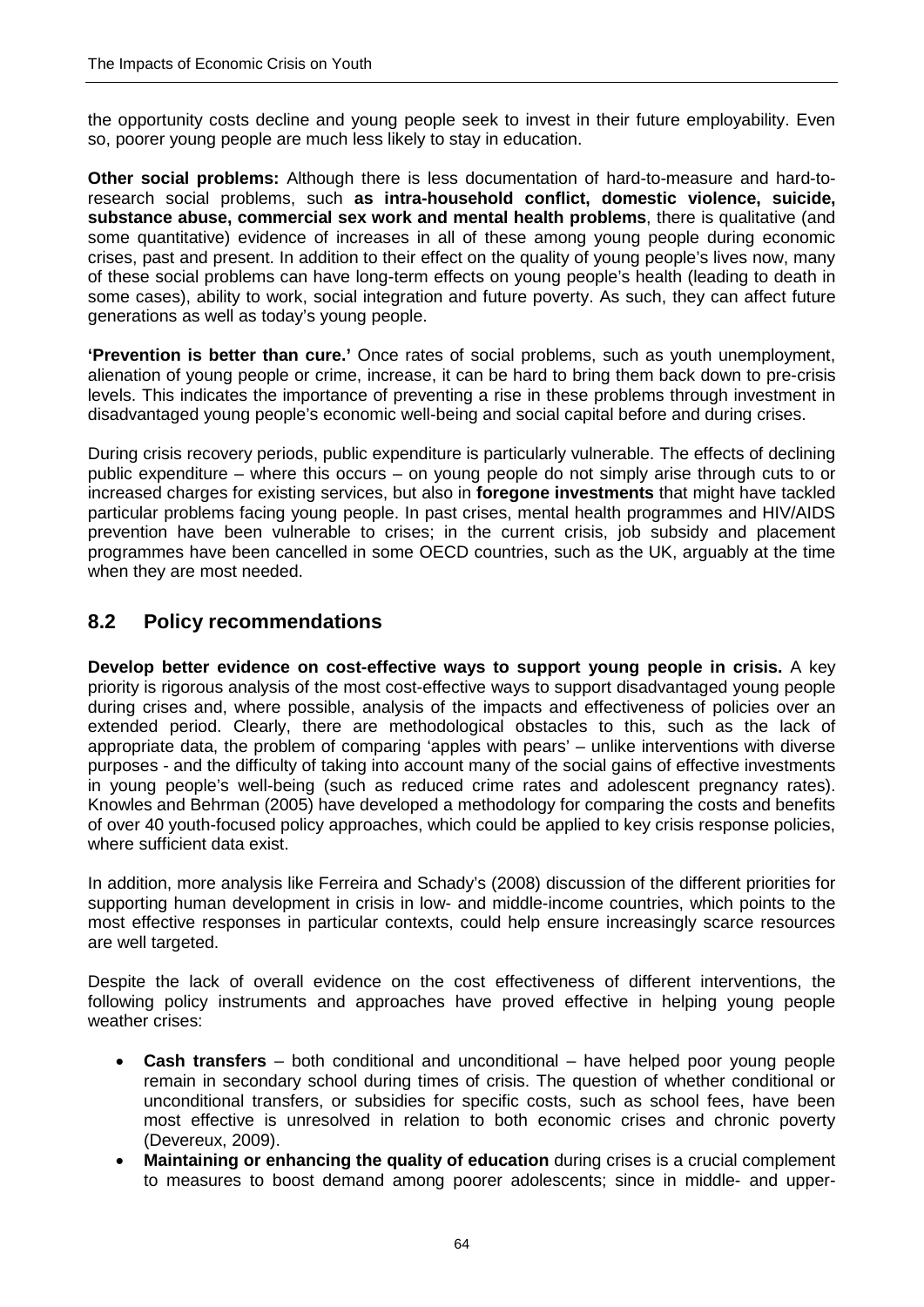the opportunity costs decline and young people seek to invest in their future employability. Even so, poorer young people are much less likely to stay in education.

**Other social problems:** Although there is less documentation of hard-to-measure and hard-to-research social problems, such **as intra-household conflict, domestic violence, suicide, substance abuse, commercial sex work and mental health problems**, there is qualitative (and some quantitative) evidence of increases in all of these among young people during economic crises, past and present. In addition to their effect on the quality of young people's lives now, many of these social problems can have long-term effects on young people's health (leading to death in some cases), ability to work, social integration and future poverty. As such, they can affect future generations as well as today's young people.

**'Prevention is better than cure.'** Once rates of social problems, such as youth unemployment, alienation of young people or crime, increase, it can be hard to bring them back down to pre-crisis levels. This indicates the importance of preventing a rise in these problems through investment in disadvantaged young people's economic well-being and social capital before and during crises.

During crisis recovery periods, public expenditure is particularly vulnerable. The effects of declining public expenditure – where this occurs – on young people do not simply arise through cuts to or increased charges for existing services, but also in **foregone investments** that might have tackled particular problems facing young people. In past crises, mental health programmes and HIV/AIDS prevention have been vulnerable to crises; in the current crisis, job subsidy and placement programmes have been cancelled in some OECD countries, such as the UK, arguably at the time when they are most needed.

## 8.2 Policy recommendations

**Develop better evidence on cost-effective ways to support young people in crisis.** A key priority is rigorous analysis of the most cost-effective ways to support disadvantaged young people during crises and, where possible, analysis of the impacts and effectiveness of policies over an extended period. Clearly, there are methodological obstacles to this, such as the lack of appropriate data, the problem of comparing 'apples with pears' – unlike interventions with diverse purposes - and the difficulty of taking into account many of the social gains of effective investments in young people's well-being (such as reduced crime rates and adolescent pregnancy rates). Knowles and Behrman (2005) have developed a methodology for comparing the costs and benefits of over 40 youth-focused policy approaches, which could be applied to key crisis response policies, where sufficient data exist.

In addition, more analysis like Ferreira and Schady's (2008) discussion of the different priorities for supporting human development in crisis in low- and middle-income countries, which points to the most effective responses in particular contexts, could help ensure increasingly scarce resources are well targeted.

Despite the lack of overall evidence on the cost effectiveness of different interventions, the following policy instruments and approaches have proved effective in helping young people weather crises:

- **Cash transfers** – both conditional and unconditional – have helped poor young people remain in secondary school during times of crisis. The question of whether conditional or unconditional transfers, or subsidies for specific costs, such as school fees, have been most effective is unresolved in relation to both economic crises and chronic poverty (Devereux, 2009).
- **Maintaining or enhancing the quality of education** during crises is a crucial complement to measures to boost demand among poorer adolescents; since in middle- and upper-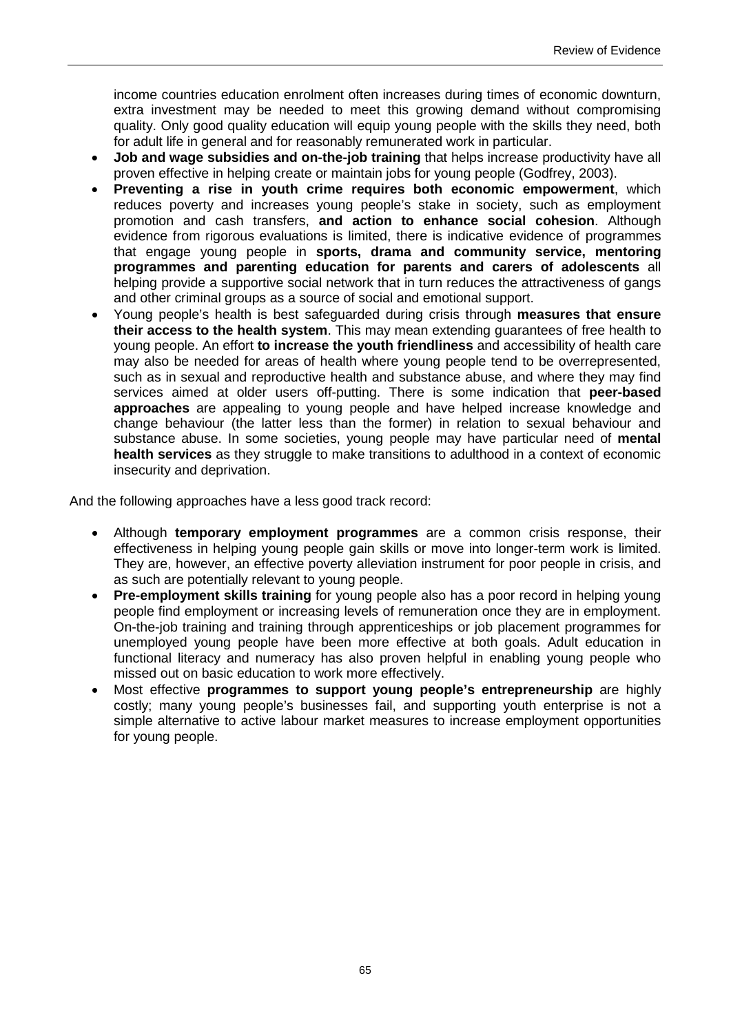income countries education enrolment often increases during times of economic downturn, extra investment may be needed to meet this growing demand without compromising quality. Only good quality education will equip young people with the skills they need, both for adult life in general and for reasonably remunerated work in particular.

- **Job and wage subsidies and on-the-job training** that helps increase productivity have all proven effective in helping create or maintain jobs for young people (Godfrey, 2003).
- **Preventing a rise in youth crime requires both economic empowerment**, which reduces poverty and increases young people's stake in society, such as employment promotion and cash transfers, **and action to enhance social cohesion**. Although evidence from rigorous evaluations is limited, there is indicative evidence of programmes that engage young people in **sports, drama and community service, mentoring programmes and parenting education for parents and carers of adolescents** all helping provide a supportive social network that in turn reduces the attractiveness of gangs and other criminal groups as a source of social and emotional support.
- Young people's health is best safeguarded during crisis through **measures that ensure their access to the health system**. This may mean extending guarantees of free health to young people. An effort **to increase the youth friendliness** and accessibility of health care may also be needed for areas of health where young people tend to be overrepresented, such as in sexual and reproductive health and substance abuse, and where they may find services aimed at older users off-putting. There is some indication that **peer-based approaches** are appealing to young people and have helped increase knowledge and change behaviour (the latter less than the former) in relation to sexual behaviour and substance abuse. In some societies, young people may have particular need of **mental health services** as they struggle to make transitions to adulthood in a context of economic insecurity and deprivation.

And the following approaches have a less good track record:

- Although **temporary employment programmes** are a common crisis response, their effectiveness in helping young people gain skills or move into longer-term work is limited. They are, however, an effective poverty alleviation instrument for poor people in crisis, and as such are potentially relevant to young people.
- **Pre-employment skills training** for young people also has a poor record in helping young people find employment or increasing levels of remuneration once they are in employment. On-the-job training and training through apprenticeships or job placement programmes for unemployed young people have been more effective at both goals. Adult education in functional literacy and numeracy has also proven helpful in enabling young people who missed out on basic education to work more effectively.
- Most effective **programmes to support young people's entrepreneurship** are highly costly; many young people's businesses fail, and supporting youth enterprise is not a simple alternative to active labour market measures to increase employment opportunities for young people.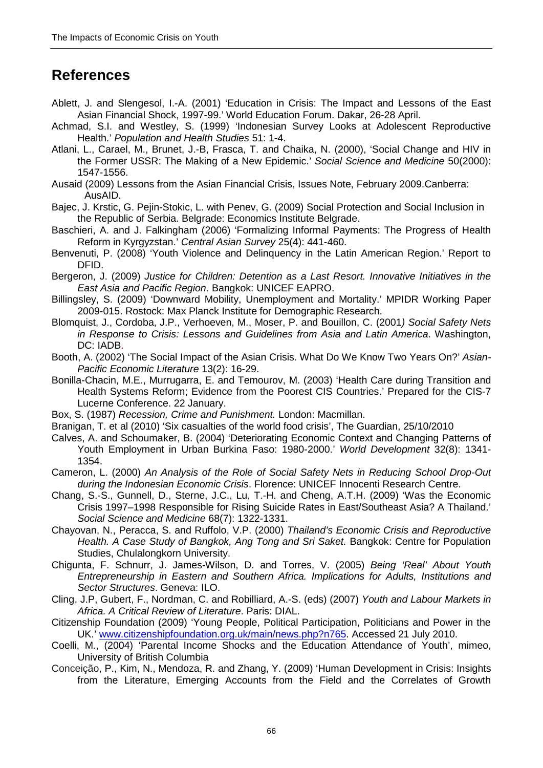## References

Ablett, J. and Slengesol, I.-A. (2001) 'Education in Crisis: The Impact and Lessons of the East Asian Financial Shock, 1997-99.' World Education Forum. Dakar, 26-28 April.

Achmad, S.I. and Westley, S. (1999) 'Indonesian Survey Looks at Adolescent Reproductive Health.' *Population and Health Studies* 51: 1-4.

Atlani, L., Carael, M., Brunet, J.-B, Frasca, T. and Chaika, N. (2000), 'Social Change and HIV in the Former USSR: The Making of a New Epidemic.' *Social Science and Medicine* 50(2000): 1547-1556.

Ausaid (2009) Lessons from the Asian Financial Crisis, Issues Note, February 2009.Canberra: AusAID.

Bajec, J. Krstic, G. Pejin-Stokic, L. with Penev, G. (2009) Social Protection and Social Inclusion in the Republic of Serbia. Belgrade: Economics Institute Belgrade.

Baschieri, A. and J. Falkingham (2006) 'Formalizing Informal Payments: The Progress of Health Reform in Kyrgyzstan.' *Central Asian Survey* 25(4): 441-460.

Benvenuti, P. (2008) 'Youth Violence and Delinquency in the Latin American Region.' Report to DFID.

Bergeron, J. (2009) *Justice for Children: Detention as a Last Resort. Innovative Initiatives in the East Asia and Pacific Region*. Bangkok: UNICEF EAPRO.

Billingsley, S. (2009) 'Downward Mobility, Unemployment and Mortality.' MPIDR Working Paper 2009-015. Rostock: Max Planck Institute for Demographic Research.

Blomquist, J., Cordoba, J.P., Verhoeven, M., Moser, P. and Bouillon, C. (2001*) Social Safety Nets in Response to Crisis: Lessons and Guidelines from Asia and Latin America*. Washington, DC: IADB.

Booth, A. (2002) 'The Social Impact of the Asian Crisis. What Do We Know Two Years On?' *Asian-Pacific Economic Literature* 13(2): 16-29.

Bonilla-Chacin, M.E., Murrugarra, E. and Temourov, M. (2003) 'Health Care during Transition and Health Systems Reform; Evidence from the Poorest CIS Countries.' Prepared for the CIS-7 Lucerne Conference. 22 January.

Box, S. (1987) *Recession, Crime and Punishment.* London: Macmillan.

Branigan, T. et al (2010) 'Six casualties of the world food crisis', The Guardian, 25/10/2010

Calves, A. and Schoumaker, B. (2004) 'Deteriorating Economic Context and Changing Patterns of Youth Employment in Urban Burkina Faso: 1980-2000.' *World Development* 32(8): 1341-1354.

Cameron, L. (2000) *An Analysis of the Role of Social Safety Nets in Reducing School Drop-Out during the Indonesian Economic Crisis*. Florence: UNICEF Innocenti Research Centre.

Chang, S.-S., Gunnell, D., Sterne, J.C., Lu, T.-H. and Cheng, A.T.H. (2009) 'Was the Economic Crisis 1997–1998 Responsible for Rising Suicide Rates in East/Southeast Asia? A Thailand.' *Social Science and Medicine* 68(7): 1322-1331.

Chayovan, N., Peracca, S. and Ruffolo, V.P. (2000) *Thailand's Economic Crisis and Reproductive Health. A Case Study of Bangkok, Ang Tong and Sri Saket.* Bangkok: Centre for Population Studies, Chulalongkorn University.

Chigunta, F. Schnurr, J. James-Wilson, D. and Torres, V. (2005) *Being 'Real' About Youth Entrepreneurship in Eastern and Southern Africa. Implications for Adults, Institutions and Sector Structures*. Geneva: ILO.

Cling, J.P, Gubert, F., Nordman, C. and Robilliard, A.-S. (eds) (2007) *Youth and Labour Markets in Africa. A Critical Review of Literature*. Paris: DIAL.

Citizenship Foundation (2009) 'Young People, Political Participation, Politicians and Power in the UK.' www.citizenshipfoundation.org.uk/main/news.php?n765. Accessed 21 July 2010.

Coelli, M., (2004) 'Parental Income Shocks and the Education Attendance of Youth', mimeo, University of British Columbia

Conceição, P., Kim, N., Mendoza, R. and Zhang, Y. (2009) 'Human Development in Crisis: Insights from the Literature, Emerging Accounts from the Field and the Correlates of Growth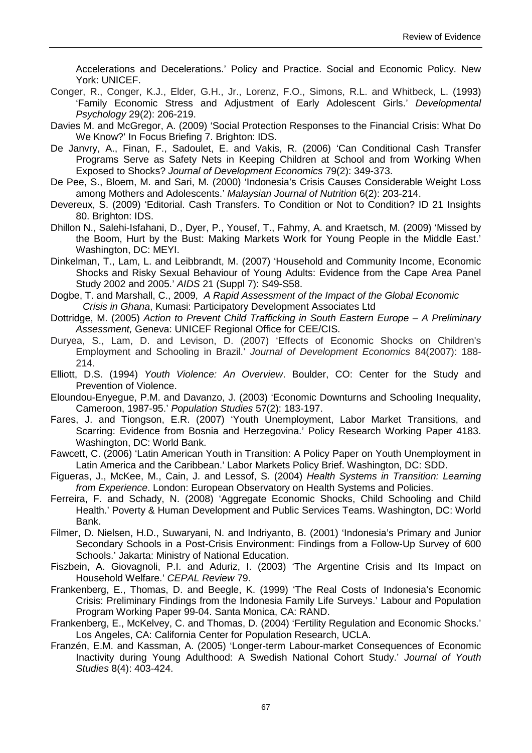Accelerations and Decelerations.' Policy and Practice. Social and Economic Policy. New York: UNICEF.

Conger, R., Conger, K.J., Elder, G.H., Jr., Lorenz, F.O., Simons, R.L. and Whitbeck, L. (1993) 'Family Economic Stress and Adjustment of Early Adolescent Girls.' *Developmental Psychology* 29(2): 206-219.

Davies M. and McGregor, A. (2009) 'Social Protection Responses to the Financial Crisis: What Do We Know?' In Focus Briefing 7. Brighton: IDS.

De Janvry, A., Finan, F., Sadoulet, E. and Vakis, R. (2006) 'Can Conditional Cash Transfer Programs Serve as Safety Nets in Keeping Children at School and from Working When Exposed to Shocks? *Journal of Development Economics* 79(2): 349-373.

De Pee, S., Bloem, M. and Sari, M. (2000) 'Indonesia's Crisis Causes Considerable Weight Loss among Mothers and Adolescents.' *Malaysian Journal of Nutrition* 6(2): 203-214.

Devereux, S. (2009) 'Editorial. Cash Transfers. To Condition or Not to Condition? ID 21 Insights 80. Brighton: IDS.

Dhillon N., Salehi-Isfahani, D., Dyer, P., Yousef, T., Fahmy, A. and Kraetsch, M. (2009) 'Missed by the Boom, Hurt by the Bust: Making Markets Work for Young People in the Middle East.' Washington, DC: MEYI.

Dinkelman, T., Lam, L. and Leibbrandt, M. (2007) 'Household and Community Income, Economic Shocks and Risky Sexual Behaviour of Young Adults: Evidence from the Cape Area Panel Study 2002 and 2005.' *AIDS* 21 (Suppl 7): S49-S58.

Dogbe, T. and Marshall, C., 2009, *A Rapid Assessment of the Impact of the Global Economic Crisis in Ghana*, Kumasi: Participatory Development Associates Ltd

Dottridge, M. (2005) *Action to Prevent Child Trafficking in South Eastern Europe – A Preliminary Assessment,* Geneva: UNICEF Regional Office for CEE/CIS.

Duryea, S., Lam, D. and Levison, D. (2007) 'Effects of Economic Shocks on Children's Employment and Schooling in Brazil.' *Journal of Development Economics* 84(2007): 188-214.

Elliott, D.S. (1994) *Youth Violence: An Overview*. Boulder, CO: Center for the Study and Prevention of Violence.

Eloundou-Enyegue, P.M. and Davanzo, J. (2003) 'Economic Downturns and Schooling Inequality, Cameroon, 1987-95.' *Population Studies* 57(2): 183-197.

Fares, J. and Tiongson, E.R. (2007) 'Youth Unemployment, Labor Market Transitions, and Scarring: Evidence from Bosnia and Herzegovina.' Policy Research Working Paper 4183. Washington, DC: World Bank.

Fawcett, C. (2006) 'Latin American Youth in Transition: A Policy Paper on Youth Unemployment in Latin America and the Caribbean.' Labor Markets Policy Brief. Washington, DC: SDD.

Figueras, J., McKee, M., Cain, J. and Lessof, S. (2004) *Health Systems in Transition: Learning from Experience*. London: European Observatory on Health Systems and Policies.

Ferreira, F. and Schady, N. (2008) 'Aggregate Economic Shocks, Child Schooling and Child Health.' Poverty & Human Development and Public Services Teams. Washington, DC: World Bank.

Filmer, D. Nielsen, H.D., Suwaryani, N. and Indriyanto, B. (2001) 'Indonesia's Primary and Junior Secondary Schools in a Post-Crisis Environment: Findings from a Follow-Up Survey of 600 Schools.' Jakarta: Ministry of National Education.

Fiszbein, A. Giovagnoli, P.I. and Aduriz, I. (2003) 'The Argentine Crisis and Its Impact on Household Welfare.' *CEPAL Review* 79.

Frankenberg, E., Thomas, D. and Beegle, K. (1999) 'The Real Costs of Indonesia's Economic Crisis: Preliminary Findings from the Indonesia Family Life Surveys.' Labour and Population Program Working Paper 99-04. Santa Monica, CA: RAND.

Frankenberg, E., McKelvey, C. and Thomas, D. (2004) 'Fertility Regulation and Economic Shocks.' Los Angeles, CA: California Center for Population Research, UCLA.

Franzén, E.M. and Kassman, A. (2005) 'Longer-term Labour-market Consequences of Economic Inactivity during Young Adulthood: A Swedish National Cohort Study.' *Journal of Youth Studies* 8(4): 403-424.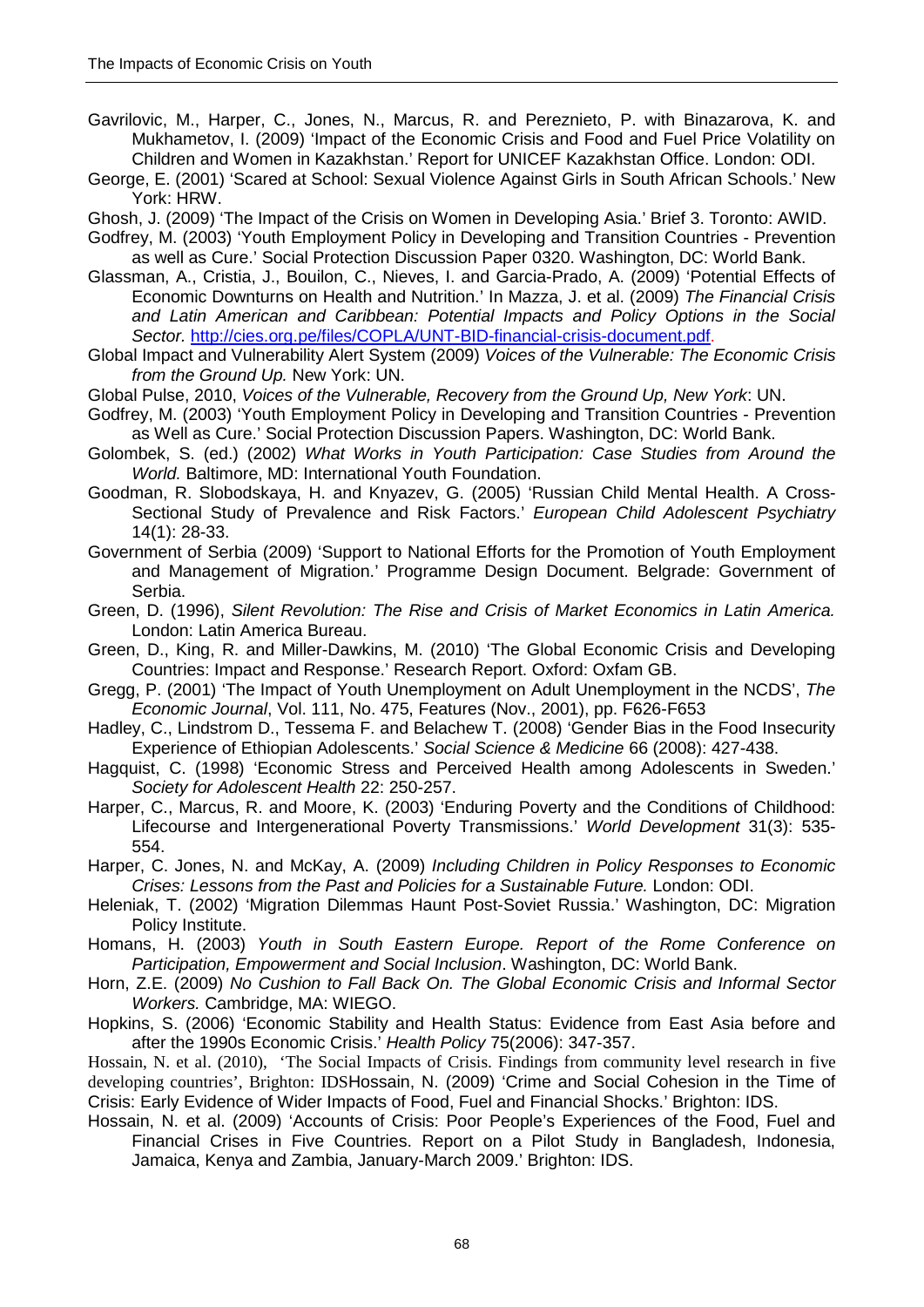Gavrilovic, M., Harper, C., Jones, N., Marcus, R. and Pereznieto, P. with Binazarova, K. and Mukhametov, I. (2009) 'Impact of the Economic Crisis and Food and Fuel Price Volatility on Children and Women in Kazakhstan.' Report for UNICEF Kazakhstan Office. London: ODI.

George, E. (2001) 'Scared at School: Sexual Violence Against Girls in South African Schools.' New York: HRW.

Ghosh, J. (2009) 'The Impact of the Crisis on Women in Developing Asia.' Brief 3. Toronto: AWID.

Godfrey, M. (2003) 'Youth Employment Policy in Developing and Transition Countries - Prevention as well as Cure.' Social Protection Discussion Paper 0320. Washington, DC: World Bank.

Glassman, A., Cristia, J., Bouilon, C., Nieves, I. and Garcia-Prado, A. (2009) 'Potential Effects of Economic Downturns on Health and Nutrition.' In Mazza, J. et al. (2009) *The Financial Crisis and Latin American and Caribbean: Potential Impacts and Policy Options in the Social Sector.* http://cies.org.pe/files/COPLA/UNT-BID-financial-crisis-document.pdf.

Global Impact and Vulnerability Alert System (2009) *Voices of the Vulnerable: The Economic Crisis from the Ground Up.* New York: UN.

Global Pulse, 2010, *Voices of the Vulnerable, Recovery from the Ground Up, New York*: UN.

Godfrey, M. (2003) 'Youth Employment Policy in Developing and Transition Countries - Prevention as Well as Cure.' Social Protection Discussion Papers. Washington, DC: World Bank.

Golombek, S. (ed.) (2002) *What Works in Youth Participation: Case Studies from Around the World.* Baltimore, MD: International Youth Foundation.

Goodman, R. Slobodskaya, H. and Knyazev, G. (2005) 'Russian Child Mental Health. A Cross-Sectional Study of Prevalence and Risk Factors.' *European Child Adolescent Psychiatry* 14(1): 28-33.

Government of Serbia (2009) 'Support to National Efforts for the Promotion of Youth Employment and Management of Migration.' Programme Design Document. Belgrade: Government of Serbia.

Green, D. (1996), *Silent Revolution: The Rise and Crisis of Market Economics in Latin America.* London: Latin America Bureau.

Green, D., King, R. and Miller-Dawkins, M. (2010) 'The Global Economic Crisis and Developing Countries: Impact and Response.' Research Report. Oxford: Oxfam GB.

Gregg, P. (2001) 'The Impact of Youth Unemployment on Adult Unemployment in the NCDS', *The Economic Journal*, Vol. 111, No. 475, Features (Nov., 2001), pp. F626-F653

Hadley, C., Lindstrom D., Tessema F. and Belachew T. (2008) 'Gender Bias in the Food Insecurity Experience of Ethiopian Adolescents.' *Social Science & Medicine* 66 (2008): 427-438.

Hagquist, C. (1998) 'Economic Stress and Perceived Health among Adolescents in Sweden.' *Society for Adolescent Health* 22: 250-257.

Harper, C., Marcus, R. and Moore, K. (2003) 'Enduring Poverty and the Conditions of Childhood: Lifecourse and Intergenerational Poverty Transmissions.' *World Development* 31(3): 535-554.

Harper, C. Jones, N. and McKay, A. (2009) *Including Children in Policy Responses to Economic Crises: Lessons from the Past and Policies for a Sustainable Future.* London: ODI.

Heleniak, T. (2002) 'Migration Dilemmas Haunt Post-Soviet Russia.' Washington, DC: Migration Policy Institute.

Homans, H. (2003) *Youth in South Eastern Europe. Report of the Rome Conference on Participation, Empowerment and Social Inclusion*. Washington, DC: World Bank.

Horn, Z.E. (2009) *No Cushion to Fall Back On. The Global Economic Crisis and Informal Sector Workers.* Cambridge, MA: WIEGO.

Hopkins, S. (2006) 'Economic Stability and Health Status: Evidence from East Asia before and after the 1990s Economic Crisis.' *Health Policy* 75(2006): 347-357.

Hossain, N. et al. (2010), 'The Social Impacts of Crisis. Findings from community level research in five developing countries', Brighton: IDSHossain, N. (2009) 'Crime and Social Cohesion in the Time of Crisis: Early Evidence of Wider Impacts of Food, Fuel and Financial Shocks.' Brighton: IDS.

Hossain, N. et al. (2009) 'Accounts of Crisis: Poor People's Experiences of the Food, Fuel and Financial Crises in Five Countries. Report on a Pilot Study in Bangladesh, Indonesia, Jamaica, Kenya and Zambia, January-March 2009.' Brighton: IDS.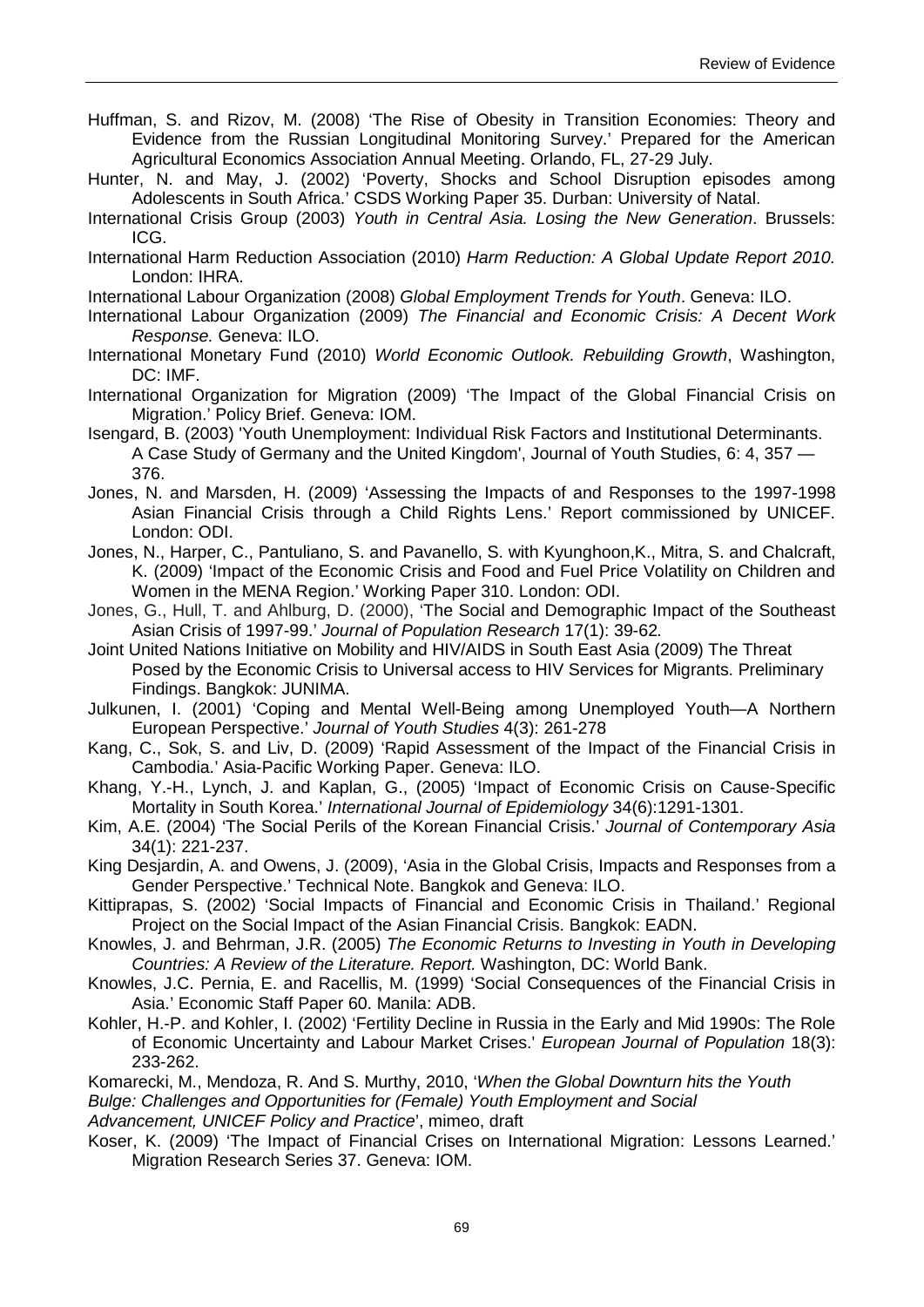Huffman, S. and Rizov, M. (2008) 'The Rise of Obesity in Transition Economies: Theory and Evidence from the Russian Longitudinal Monitoring Survey.' Prepared for the American Agricultural Economics Association Annual Meeting. Orlando, FL, 27-29 July.

Hunter, N. and May, J. (2002) 'Poverty, Shocks and School Disruption episodes among Adolescents in South Africa.' CSDS Working Paper 35. Durban: University of Natal.

International Crisis Group (2003) *Youth in Central Asia. Losing the New Generation*. Brussels: ICG.

International Harm Reduction Association (2010) *Harm Reduction: A Global Update Report 2010.* London: IHRA.

International Labour Organization (2008) *Global Employment Trends for Youth*. Geneva: ILO.

International Labour Organization (2009) *The Financial and Economic Crisis: A Decent Work Response.* Geneva: ILO.

International Monetary Fund (2010) *World Economic Outlook. Rebuilding Growth*, Washington, DC: IMF.

International Organization for Migration (2009) 'The Impact of the Global Financial Crisis on Migration.' Policy Brief. Geneva: IOM.

Isengard, B. (2003) 'Youth Unemployment: Individual Risk Factors and Institutional Determinants. A Case Study of Germany and the United Kingdom', Journal of Youth Studies, 6: 4, 357 — 376.

Jones, N. and Marsden, H. (2009) 'Assessing the Impacts of and Responses to the 1997-1998 Asian Financial Crisis through a Child Rights Lens.' Report commissioned by UNICEF. London: ODI.

Jones, N., Harper, C., Pantuliano, S. and Pavanello, S. with Kyunghoon,K., Mitra, S. and Chalcraft, K. (2009) 'Impact of the Economic Crisis and Food and Fuel Price Volatility on Children and Women in the MENA Region.' Working Paper 310. London: ODI.

Jones, G., Hull, T. and Ahlburg, D. (2000), 'The Social and Demographic Impact of the Southeast Asian Crisis of 1997-99.' *Journal of Population Research* 17(1): 39-62*.*

Joint United Nations Initiative on Mobility and HIV/AIDS in South East Asia (2009) The Threat Posed by the Economic Crisis to Universal access to HIV Services for Migrants. Preliminary Findings. Bangkok: JUNIMA.

Julkunen, I. (2001) 'Coping and Mental Well-Being among Unemployed Youth—A Northern European Perspective.' *Journal of Youth Studies* 4(3): 261-278

Kang, C., Sok, S. and Liv, D. (2009) 'Rapid Assessment of the Impact of the Financial Crisis in Cambodia.' Asia-Pacific Working Paper. Geneva: ILO.

Khang, Y.-H., Lynch, J. and Kaplan, G., (2005) 'Impact of Economic Crisis on Cause-Specific Mortality in South Korea.' *International Journal of Epidemiology* 34(6):1291-1301.

Kim, A.E. (2004) 'The Social Perils of the Korean Financial Crisis.' *Journal of Contemporary Asia* 34(1): 221-237.

King Desjardin, A. and Owens, J. (2009), 'Asia in the Global Crisis, Impacts and Responses from a Gender Perspective.' Technical Note. Bangkok and Geneva: ILO.

Kittiprapas, S. (2002) 'Social Impacts of Financial and Economic Crisis in Thailand.' Regional Project on the Social Impact of the Asian Financial Crisis. Bangkok: EADN.

Knowles, J. and Behrman, J.R. (2005) *The Economic Returns to Investing in Youth in Developing Countries: A Review of the Literature. Report.* Washington, DC: World Bank.

Knowles, J.C. Pernia, E. and Racellis, M. (1999) 'Social Consequences of the Financial Crisis in Asia.' Economic Staff Paper 60. Manila: ADB.

Kohler, H.-P. and Kohler, I. (2002) 'Fertility Decline in Russia in the Early and Mid 1990s: The Role of Economic Uncertainty and Labour Market Crises.' *European Journal of Population* 18(3): 233-262.

Komarecki, M., Mendoza, R. And S. Murthy, 2010, '*When the Global Downturn hits the Youth Bulge: Challenges and Opportunities for (Female) Youth Employment and Social Advancement, UNICEF Policy and Practice*', mimeo, draft

Koser, K. (2009) 'The Impact of Financial Crises on International Migration: Lessons Learned.' Migration Research Series 37. Geneva: IOM.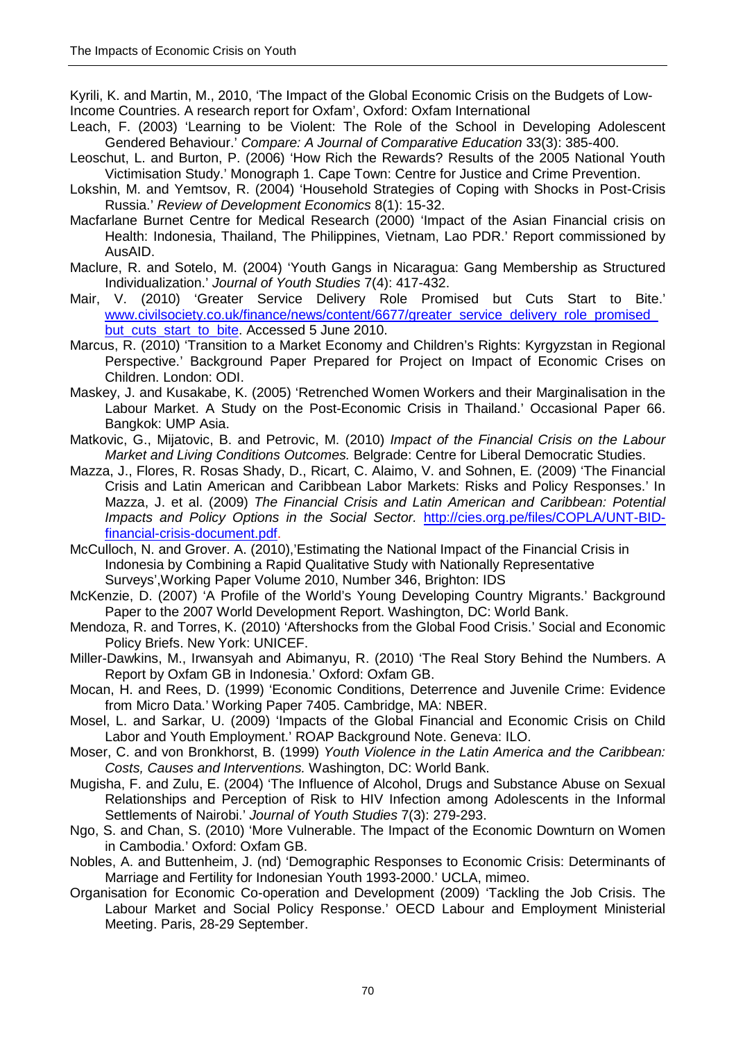Kyrili, K. and Martin, M., 2010, 'The Impact of the Global Economic Crisis on the Budgets of Low-Income Countries. A research report for Oxfam', Oxford: Oxfam International

Leach, F. (2003) 'Learning to be Violent: The Role of the School in Developing Adolescent Gendered Behaviour.' *Compare: A Journal of Comparative Education* 33(3): 385-400.

Leoschut, L. and Burton, P. (2006) 'How Rich the Rewards? Results of the 2005 National Youth Victimisation Study.' Monograph 1. Cape Town: Centre for Justice and Crime Prevention.

Lokshin, M. and Yemtsov, R. (2004) 'Household Strategies of Coping with Shocks in Post-Crisis Russia.' *Review of Development Economics* 8(1): 15-32.

Macfarlane Burnet Centre for Medical Research (2000) 'Impact of the Asian Financial crisis on Health: Indonesia, Thailand, The Philippines, Vietnam, Lao PDR.' Report commissioned by AusAID.

Maclure, R. and Sotelo, M. (2004) 'Youth Gangs in Nicaragua: Gang Membership as Structured Individualization.' *Journal of Youth Studies* 7(4): 417-432.

Mair, V. (2010) 'Greater Service Delivery Role Promised but Cuts Start to Bite.' www.civilsociety.co.uk/finance/news/content/6677/greater_service_delivery_role_promised_but_cuts_start_to_bite. Accessed 5 June 2010.

Marcus, R. (2010) 'Transition to a Market Economy and Children's Rights: Kyrgyzstan in Regional Perspective.' Background Paper Prepared for Project on Impact of Economic Crises on Children. London: ODI.

Maskey, J. and Kusakabe, K. (2005) 'Retrenched Women Workers and their Marginalisation in the Labour Market. A Study on the Post-Economic Crisis in Thailand.' Occasional Paper 66. Bangkok: UMP Asia.

Matkovic, G., Mijatovic, B. and Petrovic, M. (2010) *Impact of the Financial Crisis on the Labour Market and Living Conditions Outcomes.* Belgrade: Centre for Liberal Democratic Studies.

Mazza, J., Flores, R. Rosas Shady, D., Ricart, C. Alaimo, V. and Sohnen, E. (2009) 'The Financial Crisis and Latin American and Caribbean Labor Markets: Risks and Policy Responses.' In Mazza, J. et al. (2009) *The Financial Crisis and Latin American and Caribbean: Potential Impacts and Policy Options in the Social Sector.* http://cies.org.pe/files/COPLA/UNT-BID-financial-crisis-document.pdf.

McCulloch, N. and Grover. A. (2010),'Estimating the National Impact of the Financial Crisis in Indonesia by Combining a Rapid Qualitative Study with Nationally Representative Surveys',Working Paper Volume 2010, Number 346, Brighton: IDS

McKenzie, D. (2007) 'A Profile of the World's Young Developing Country Migrants.' Background Paper to the 2007 World Development Report. Washington, DC: World Bank.

Mendoza, R. and Torres, K. (2010) 'Aftershocks from the Global Food Crisis.' Social and Economic Policy Briefs. New York: UNICEF.

Miller-Dawkins, M., Irwansyah and Abimanyu, R. (2010) 'The Real Story Behind the Numbers. A Report by Oxfam GB in Indonesia.' Oxford: Oxfam GB.

Mocan, H. and Rees, D. (1999) 'Economic Conditions, Deterrence and Juvenile Crime: Evidence from Micro Data.' Working Paper 7405. Cambridge, MA: NBER.

Mosel, L. and Sarkar, U. (2009) 'Impacts of the Global Financial and Economic Crisis on Child Labor and Youth Employment.' ROAP Background Note. Geneva: ILO.

Moser, C. and von Bronkhorst, B. (1999) *Youth Violence in the Latin America and the Caribbean: Costs, Causes and Interventions.* Washington, DC: World Bank.

Mugisha, F. and Zulu, E. (2004) 'The Influence of Alcohol, Drugs and Substance Abuse on Sexual Relationships and Perception of Risk to HIV Infection among Adolescents in the Informal Settlements of Nairobi.' *Journal of Youth Studies* 7(3): 279-293.

Ngo, S. and Chan, S. (2010) 'More Vulnerable. The Impact of the Economic Downturn on Women in Cambodia.' Oxford: Oxfam GB.

Nobles, A. and Buttenheim, J. (nd) 'Demographic Responses to Economic Crisis: Determinants of Marriage and Fertility for Indonesian Youth 1993-2000.' UCLA, mimeo.

Organisation for Economic Co-operation and Development (2009) 'Tackling the Job Crisis. The Labour Market and Social Policy Response.' OECD Labour and Employment Ministerial Meeting. Paris, 28-29 September.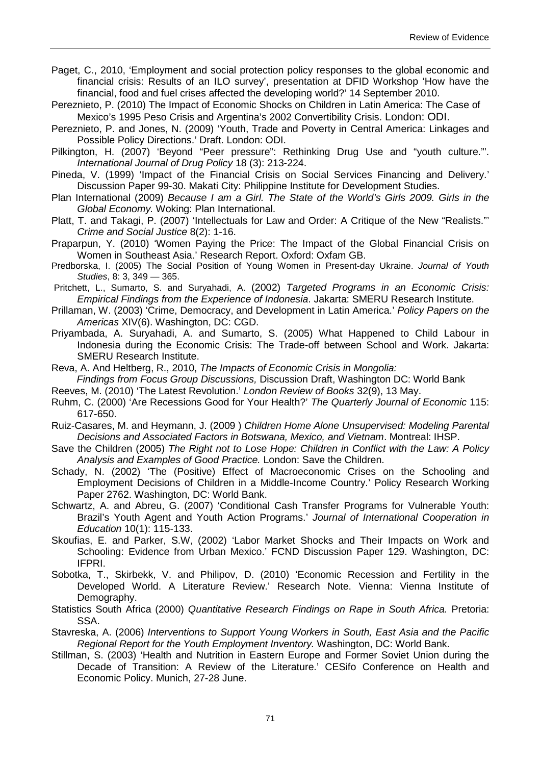Paget, C., 2010, 'Employment and social protection policy responses to the global economic and financial crisis: Results of an ILO survey', presentation at DFID Workshop 'How have the financial, food and fuel crises affected the developing world?' 14 September 2010.

Pereznieto, P. (2010) The Impact of Economic Shocks on Children in Latin America: The Case of Mexico's 1995 Peso Crisis and Argentina's 2002 Convertibility Crisis. London: ODI.

Pereznieto, P. and Jones, N. (2009) 'Youth, Trade and Poverty in Central America: Linkages and Possible Policy Directions.' Draft. London: ODI.

Pilkington, H. (2007) 'Beyond "Peer pressure": Rethinking Drug Use and "youth culture."'. *International Journal of Drug Policy* 18 (3): 213-224.

Pineda, V. (1999) 'Impact of the Financial Crisis on Social Services Financing and Delivery.' Discussion Paper 99-30. Makati City: Philippine Institute for Development Studies.

Plan International (2009) *Because I am a Girl. The State of the World's Girls 2009. Girls in the Global Economy.* Woking: Plan International.

Platt, T. and Takagi, P. (2007) 'Intellectuals for Law and Order: A Critique of the New "Realists."' *Crime and Social Justice* 8(2): 1-16.

Praparpun, Y. (2010) 'Women Paying the Price: The Impact of the Global Financial Crisis on Women in Southeast Asia.' Research Report. Oxford: Oxfam GB.

Predborska, I. (2005) The Social Position of Young Women in Present-day Ukraine. *Journal of Youth Studies*, 8: 3, 349 — 365.

Pritchett, L., Sumarto, S. and Suryahadi, A. (2002) *Targeted Programs in an Economic Crisis: Empirical Findings from the Experience of Indonesia*. Jakarta: SMERU Research Institute.

Prillaman, W. (2003) 'Crime, Democracy, and Development in Latin America.' *Policy Papers on the Americas* XIV(6). Washington, DC: CGD.

Priyambada, A. Suryahadi, A. and Sumarto, S. (2005) What Happened to Child Labour in Indonesia during the Economic Crisis: The Trade-off between School and Work. Jakarta: SMERU Research Institute.

Reva, A. And Heltberg, R., 2010, *The Impacts of Economic Crisis in Mongolia: Findings from Focus Group Discussions,* Discussion Draft, Washington DC: World Bank

Reeves, M. (2010) 'The Latest Revolution.' *London Review of Books* 32(9), 13 May.

Ruhm, C. (2000) 'Are Recessions Good for Your Health?' *The Quarterly Journal of Economic* 115: 617-650.

Ruiz-Casares, M. and Heymann, J. (2009 ) *Children Home Alone Unsupervised: Modeling Parental Decisions and Associated Factors in Botswana, Mexico, and Vietnam*. Montreal: IHSP.

Save the Children (2005) *The Right not to Lose Hope: Children in Conflict with the Law: A Policy Analysis and Examples of Good Practice.* London: Save the Children.

Schady, N. (2002) 'The (Positive) Effect of Macroeconomic Crises on the Schooling and Employment Decisions of Children in a Middle-Income Country.' Policy Research Working Paper 2762. Washington, DC: World Bank.

Schwartz, A. and Abreu, G. (2007) 'Conditional Cash Transfer Programs for Vulnerable Youth: Brazil's Youth Agent and Youth Action Programs.' *Journal of International Cooperation in Education* 10(1): 115-133.

Skoufias, E. and Parker, S.W, (2002) 'Labor Market Shocks and Their Impacts on Work and Schooling: Evidence from Urban Mexico.' FCND Discussion Paper 129. Washington, DC: IFPRI.

Sobotka, T., Skirbekk, V. and Philipov, D. (2010) 'Economic Recession and Fertility in the Developed World. A Literature Review.' Research Note. Vienna: Vienna Institute of Demography.

Statistics South Africa (2000) *Quantitative Research Findings on Rape in South Africa.* Pretoria: SSA.

Stavreska, A. (2006) *Interventions to Support Young Workers in South, East Asia and the Pacific Regional Report for the Youth Employment Inventory.* Washington, DC: World Bank.

Stillman, S. (2003) 'Health and Nutrition in Eastern Europe and Former Soviet Union during the Decade of Transition: A Review of the Literature.' CESifo Conference on Health and Economic Policy. Munich, 27-28 June.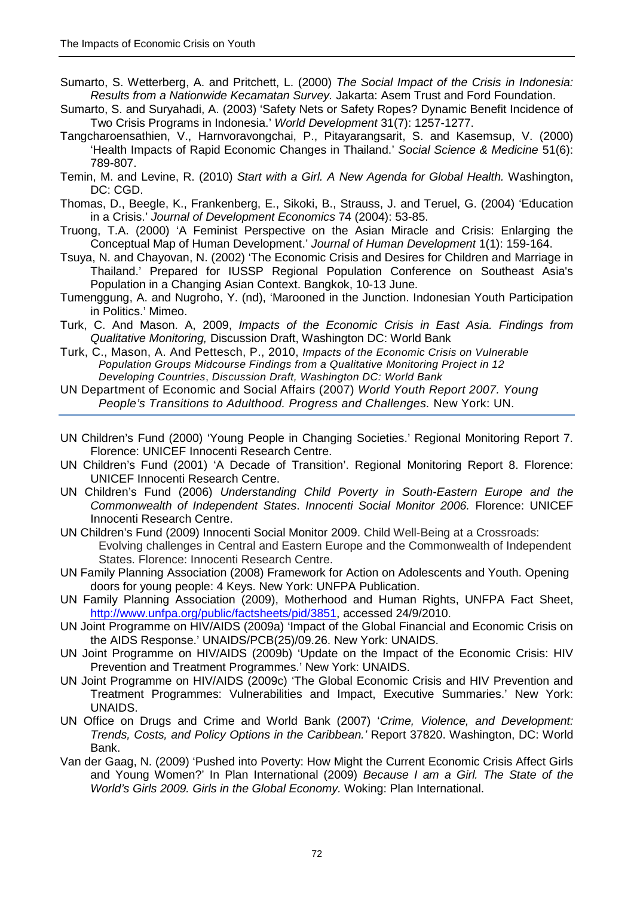Sumarto, S. Wetterberg, A. and Pritchett, L. (2000) *The Social Impact of the Crisis in Indonesia: Results from a Nationwide Kecamatan Survey.* Jakarta: Asem Trust and Ford Foundation.

Sumarto, S. and Suryahadi, A. (2003) 'Safety Nets or Safety Ropes? Dynamic Benefit Incidence of Two Crisis Programs in Indonesia.' *World Development* 31(7): 1257-1277.

Tangcharoensathien, V., Harnvoravongchai, P., Pitayarangsarit, S. and Kasemsup, V. (2000) 'Health Impacts of Rapid Economic Changes in Thailand.' *Social Science & Medicine* 51(6): 789-807.

Temin, M. and Levine, R. (2010) *Start with a Girl. A New Agenda for Global Health.* Washington, DC: CGD.

Thomas, D., Beegle, K., Frankenberg, E., Sikoki, B., Strauss, J. and Teruel, G. (2004) 'Education in a Crisis.' *Journal of Development Economics* 74 (2004): 53-85.

Truong, T.A. (2000) 'A Feminist Perspective on the Asian Miracle and Crisis: Enlarging the Conceptual Map of Human Development.' *Journal of Human Development* 1(1): 159-164.

Tsuya, N. and Chayovan, N. (2002) 'The Economic Crisis and Desires for Children and Marriage in Thailand.' Prepared for IUSSP Regional Population Conference on Southeast Asia's Population in a Changing Asian Context. Bangkok, 10-13 June.

Tumenggung, A. and Nugroho, Y. (nd), 'Marooned in the Junction. Indonesian Youth Participation in Politics.' Mimeo.

Turk, C. And Mason. A, 2009, *Impacts of the Economic Crisis in East Asia. Findings from Qualitative Monitoring,* Discussion Draft, Washington DC: World Bank

Turk, C., Mason, A. And Pettesch, P., 2010, *Impacts of the Economic Crisis on Vulnerable Population Groups Midcourse Findings from a Qualitative Monitoring Project in 12 Developing Countries*, *Discussion Draft, Washington DC: World Bank*

UN Department of Economic and Social Affairs (2007) *World Youth Report 2007. Young People's Transitions to Adulthood. Progress and Challenges.* New York: UN.

UN Children's Fund (2000) 'Young People in Changing Societies.' Regional Monitoring Report 7. Florence: UNICEF Innocenti Research Centre.

UN Children's Fund (2001) 'A Decade of Transition'. Regional Monitoring Report 8. Florence: UNICEF Innocenti Research Centre.

UN Children's Fund (2006) *Understanding Child Poverty in South-Eastern Europe and the Commonwealth of Independent States*. *Innocenti Social Monitor 2006.* Florence: UNICEF Innocenti Research Centre.

UN Children's Fund (2009) Innocenti Social Monitor 2009. Child Well-Being at a Crossroads: Evolving challenges in Central and Eastern Europe and the Commonwealth of Independent States. Florence: Innocenti Research Centre.

UN Family Planning Association (2008) Framework for Action on Adolescents and Youth. Opening doors for young people: 4 Keys. New York: UNFPA Publication.

UN Family Planning Association (2009), Motherhood and Human Rights, UNFPA Fact Sheet, http://www.unfpa.org/public/factsheets/pid/3851, accessed 24/9/2010.

UN Joint Programme on HIV/AIDS (2009a) 'Impact of the Global Financial and Economic Crisis on the AIDS Response.' UNAIDS/PCB(25)/09.26. New York: UNAIDS.

UN Joint Programme on HIV/AIDS (2009b) 'Update on the Impact of the Economic Crisis: HIV Prevention and Treatment Programmes.' New York: UNAIDS.

UN Joint Programme on HIV/AIDS (2009c) 'The Global Economic Crisis and HIV Prevention and Treatment Programmes: Vulnerabilities and Impact, Executive Summaries.' New York: UNAIDS.

UN Office on Drugs and Crime and World Bank (2007) '*Crime, Violence, and Development: Trends, Costs, and Policy Options in the Caribbean.'* Report 37820. Washington, DC: World Bank.

Van der Gaag, N. (2009) 'Pushed into Poverty: How Might the Current Economic Crisis Affect Girls and Young Women?' In Plan International (2009) *Because I am a Girl. The State of the World's Girls 2009. Girls in the Global Economy.* Woking: Plan International.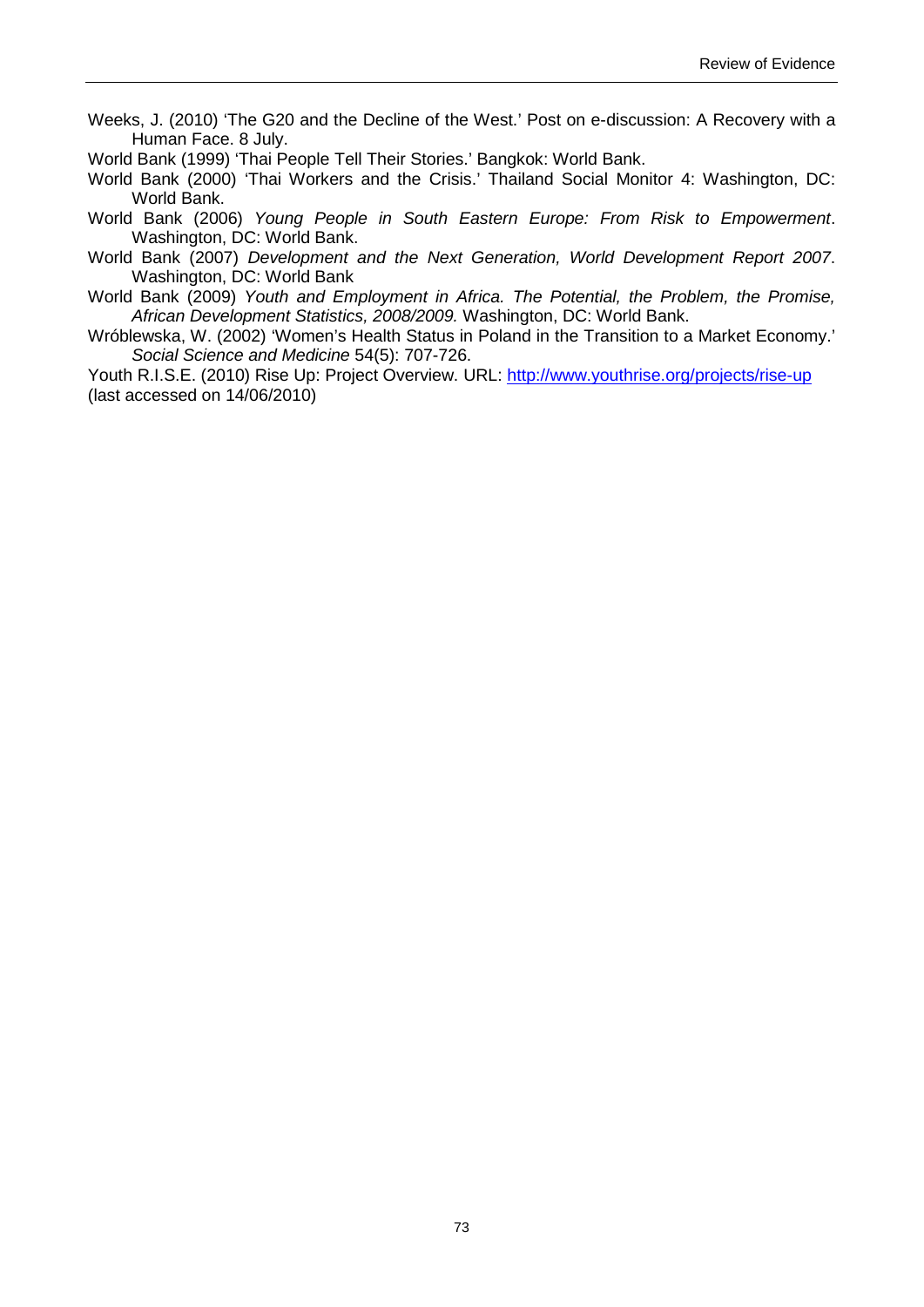Weeks, J. (2010) 'The G20 and the Decline of the West.' Post on e-discussion: A Recovery with a Human Face. 8 July.

World Bank (1999) 'Thai People Tell Their Stories.' Bangkok: World Bank.

World Bank (2000) 'Thai Workers and the Crisis.' Thailand Social Monitor 4: Washington, DC: World Bank.

World Bank (2006) *Young People in South Eastern Europe: From Risk to Empowerment*. Washington, DC: World Bank.

World Bank (2007) *Development and the Next Generation, World Development Report 2007*. Washington, DC: World Bank

World Bank (2009) *Youth and Employment in Africa. The Potential, the Problem, the Promise, African Development Statistics, 2008/2009.* Washington, DC: World Bank.

Wróblewska, W. (2002) 'Women's Health Status in Poland in the Transition to a Market Economy.' *Social Science and Medicine* 54(5): 707-726.

Youth R.I.S.E. (2010) Rise Up: Project Overview. URL: http://www.youthrise.org/projects/rise-up (last accessed on 14/06/2010)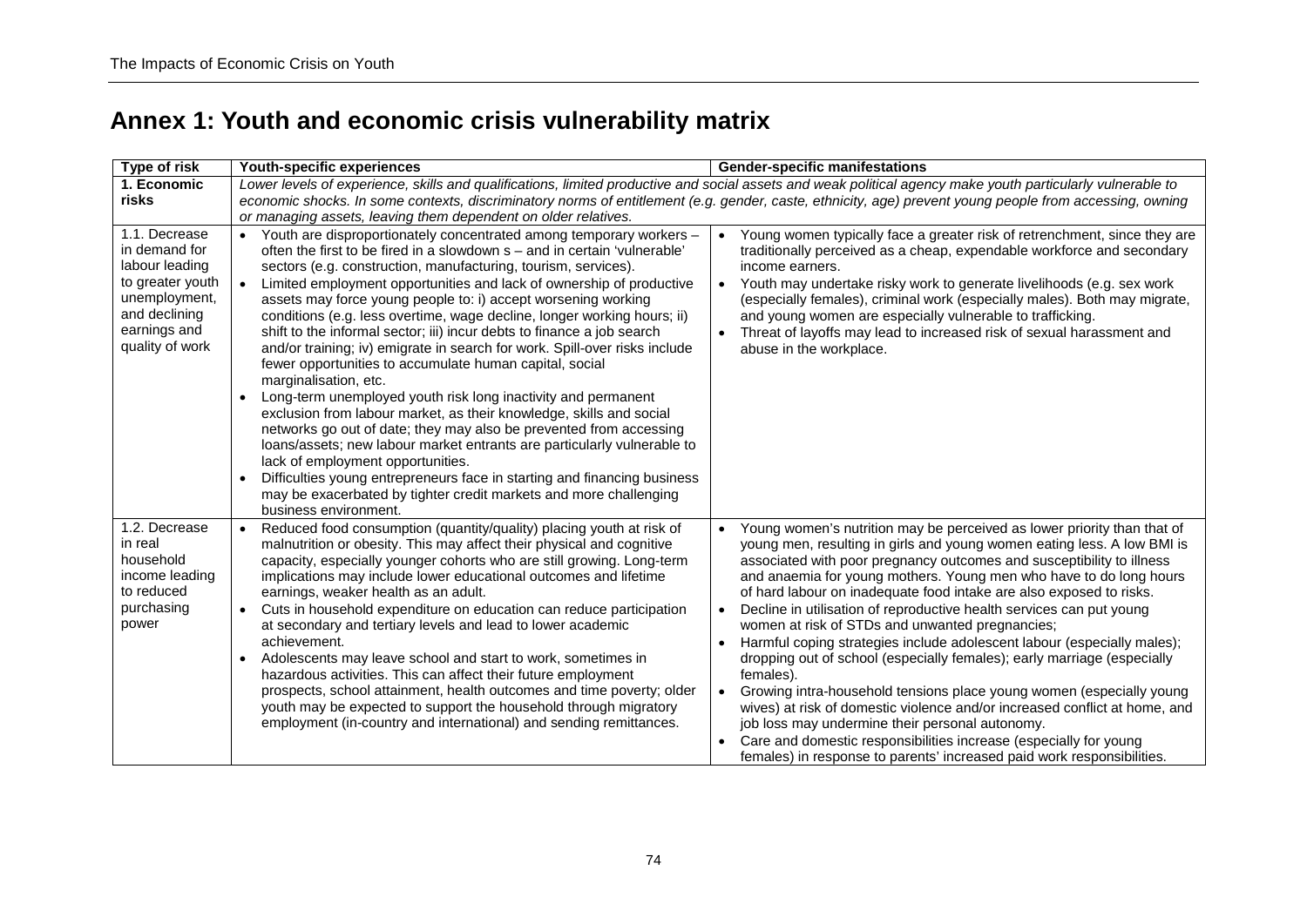# Annex 1: Youth and economic crisis vulnerability matrix

| Type of risk | Youth-specific experiences | Gender-specific manifestations |
|---|---|---|
| **1. Economic risks** | *Lower levels of experience, skills and qualifications, limited productive and social assets and weak political agency make youth particularly vulnerable to economic shocks. In some contexts, discriminatory norms of entitlement (e.g. gender, caste, ethnicity, age) prevent young people from accessing, owning or managing assets, leaving them dependent on older relatives.* | |
| 1.1. Decrease in demand for labour leading to greater youth unemployment, and declining earnings and quality of work | • Youth are disproportionately concentrated among temporary workers – often the first to be fired in a slowdown s – and in certain 'vulnerable' sectors (e.g. construction, manufacturing, tourism, services).<br>• Limited employment opportunities and lack of ownership of productive assets may force young people to: i) accept worsening working conditions (e.g. less overtime, wage decline, longer working hours; ii) shift to the informal sector; iii) incur debts to finance a job search and/or training; iv) emigrate in search for work. Spill-over risks include fewer opportunities to accumulate human capital, social marginalisation, etc.<br>• Long-term unemployed youth risk long inactivity and permanent exclusion from labour market, as their knowledge, skills and social networks go out of date; they may also be prevented from accessing loans/assets; new labour market entrants are particularly vulnerable to lack of employment opportunities.<br>• Difficulties young entrepreneurs face in starting and financing business may be exacerbated by tighter credit markets and more challenging business environment. | • Young women typically face a greater risk of retrenchment, since they are traditionally perceived as a cheap, expendable workforce and secondary income earners.<br>• Youth may undertake risky work to generate livelihoods (e.g. sex work (especially females), criminal work (especially males). Both may migrate, and young women are especially vulnerable to trafficking.<br>• Threat of layoffs may lead to increased risk of sexual harassment and abuse in the workplace. |
| 1.2. Decrease in real household income leading to reduced purchasing power | • Reduced food consumption (quantity/quality) placing youth at risk of malnutrition or obesity. This may affect their physical and cognitive capacity, especially younger cohorts who are still growing. Long-term implications may include lower educational outcomes and lifetime earnings, weaker health as an adult.<br>• Cuts in household expenditure on education can reduce participation at secondary and tertiary levels and lead to lower academic achievement.<br>• Adolescents may leave school and start to work, sometimes in hazardous activities. This can affect their future employment prospects, school attainment, health outcomes and time poverty; older youth may be expected to support the household through migratory employment (in-country and international) and sending remittances. | • Young women's nutrition may be perceived as lower priority than that of young men, resulting in girls and young women eating less. A low BMI is associated with poor pregnancy outcomes and susceptibility to illness and anaemia for young mothers. Young men who have to do long hours of hard labour on inadequate food intake are also exposed to risks.<br>• Decline in utilisation of reproductive health services can put young women at risk of STDs and unwanted pregnancies;<br>• Harmful coping strategies include adolescent labour (especially males); dropping out of school (especially females); early marriage (especially females).<br>• Growing intra-household tensions place young women (especially young wives) at risk of domestic violence and/or increased conflict at home, and job loss may undermine their personal autonomy.<br>• Care and domestic responsibilities increase (especially for young females) in response to parents' increased paid work responsibilities. |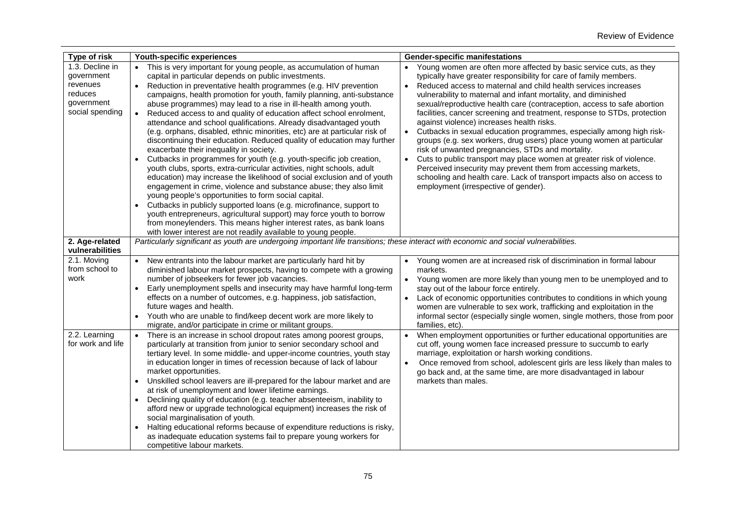| Type of risk | Youth-specific experiences | Gender-specific manifestations |
|---|---|---|
| 1.3. Decline in government revenues reduces government social spending | • This is very important for young people, as accumulation of human capital in particular depends on public investments.<br>• Reduction in preventative health programmes (e.g. HIV prevention campaigns, health promotion for youth, family planning, anti-substance abuse programmes) may lead to a rise in ill-health among youth.<br>• Reduced access to and quality of education affect school enrolment, attendance and school qualifications. Already disadvantaged youth (e.g. orphans, disabled, ethnic minorities, etc) are at particular risk of discontinuing their education. Reduced quality of education may further exacerbate their inequality in society.<br>• Cutbacks in programmes for youth (e.g. youth-specific job creation, youth clubs, sports, extra-curricular activities, night schools, adult education) may increase the likelihood of social exclusion and of youth engagement in crime, violence and substance abuse; they also limit young people's opportunities to form social capital.<br>• Cutbacks in publicly supported loans (e.g. microfinance, support to youth entrepreneurs, agricultural support) may force youth to borrow from moneylenders. This means higher interest rates, as bank loans with lower interest are not readily available to young people. | • Young women are often more affected by basic service cuts, as they typically have greater responsibility for care of family members.<br>• Reduced access to maternal and child health services increases vulnerability to maternal and infant mortality, and diminished sexual/reproductive health care (contraception, access to safe abortion facilities, cancer screening and treatment, response to STDs, protection against violence) increases health risks.<br>• Cutbacks in sexual education programmes, especially among high risk-groups (e.g. sex workers, drug users) place young women at particular risk of unwanted pregnancies, STDs and mortality.<br>• Cuts to public transport may place women at greater risk of violence. Perceived insecurity may prevent them from accessing markets, schooling and health care. Lack of transport impacts also on access to employment (irrespective of gender). |
| **2. Age-related vulnerabilities** | *Particularly significant as youth are undergoing important life transitions; these interact with economic and social vulnerabilities.* | |
| 2.1. Moving from school to work | • New entrants into the labour market are particularly hard hit by diminished labour market prospects, having to compete with a growing number of jobseekers for fewer job vacancies.<br>• Early unemployment spells and insecurity may have harmful long-term effects on a number of outcomes, e.g. happiness, job satisfaction, future wages and health.<br>• Youth who are unable to find/keep decent work are more likely to migrate, and/or participate in crime or militant groups. | • Young women are at increased risk of discrimination in formal labour markets.<br>• Young women are more likely than young men to be unemployed and to stay out of the labour force entirely.<br>• Lack of economic opportunities contributes to conditions in which young women are vulnerable to sex work, trafficking and exploitation in the informal sector (especially single women, single mothers, those from poor families, etc). |
| 2.2. Learning for work and life | • There is an increase in school dropout rates among poorest groups, particularly at transition from junior to senior secondary school and tertiary level. In some middle- and upper-income countries, youth stay in education longer in times of recession because of lack of labour market opportunities.<br>• Unskilled school leavers are ill-prepared for the labour market and are at risk of unemployment and lower lifetime earnings.<br>• Declining quality of education (e.g. teacher absenteeism, inability to afford new or upgrade technological equipment) increases the risk of social marginalisation of youth.<br>• Halting educational reforms because of expenditure reductions is risky, as inadequate education systems fail to prepare young workers for competitive labour markets. | • When employment opportunities or further educational opportunities are cut off, young women face increased pressure to succumb to early marriage, exploitation or harsh working conditions.<br>• Once removed from school, adolescent girls are less likely than males to go back and, at the same time, are more disadvantaged in labour markets than males. |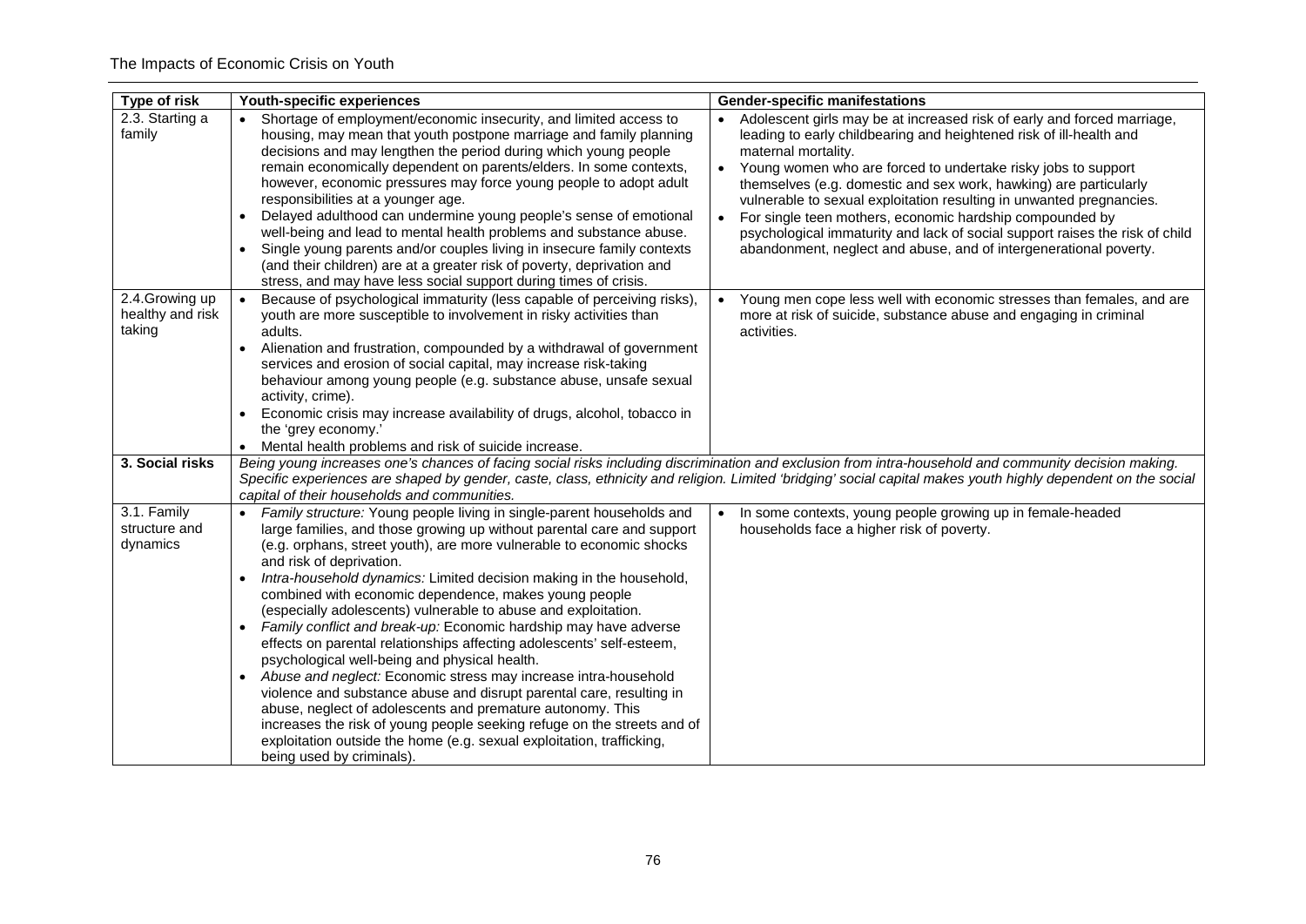| Type of risk | Youth-specific experiences | Gender-specific manifestations |
|---|---|---|
| 2.3. Starting a family | • Shortage of employment/economic insecurity, and limited access to housing, may mean that youth postpone marriage and family planning decisions and may lengthen the period during which young people remain economically dependent on parents/elders. In some contexts, however, economic pressures may force young people to adopt adult responsibilities at a younger age.<br>• Delayed adulthood can undermine young people's sense of emotional well-being and lead to mental health problems and substance abuse.<br>• Single young parents and/or couples living in insecure family contexts (and their children) are at a greater risk of poverty, deprivation and stress, and may have less social support during times of crisis. | • Adolescent girls may be at increased risk of early and forced marriage, leading to early childbearing and heightened risk of ill-health and maternal mortality.<br>• Young women who are forced to undertake risky jobs to support themselves (e.g. domestic and sex work, hawking) are particularly vulnerable to sexual exploitation resulting in unwanted pregnancies.<br>• For single teen mothers, economic hardship compounded by psychological immaturity and lack of social support raises the risk of child abandonment, neglect and abuse, and of intergenerational poverty. |
| 2.4.Growing up healthy and risk taking | • Because of psychological immaturity (less capable of perceiving risks), youth are more susceptible to involvement in risky activities than adults.<br>• Alienation and frustration, compounded by a withdrawal of government services and erosion of social capital, may increase risk-taking behaviour among young people (e.g. substance abuse, unsafe sexual activity, crime).<br>• Economic crisis may increase availability of drugs, alcohol, tobacco in the 'grey economy.'<br>• Mental health problems and risk of suicide increase. | • Young men cope less well with economic stresses than females, and are more at risk of suicide, substance abuse and engaging in criminal activities. |
| **3. Social risks** | *Being young increases one's chances of facing social risks including discrimination and exclusion from intra-household and community decision making. Specific experiences are shaped by gender, caste, class, ethnicity and religion. Limited 'bridging' social capital makes youth highly dependent on the social capital of their households and communities.* | |
| 3.1. Family structure and dynamics | • *Family structure:* Young people living in single-parent households and large families, and those growing up without parental care and support (e.g. orphans, street youth), are more vulnerable to economic shocks and risk of deprivation.<br>• *Intra-household dynamics:* Limited decision making in the household, combined with economic dependence, makes young people (especially adolescents) vulnerable to abuse and exploitation.<br>• *Family conflict and break-up:* Economic hardship may have adverse effects on parental relationships affecting adolescents' self-esteem, psychological well-being and physical health.<br>• *Abuse and neglect:* Economic stress may increase intra-household violence and substance abuse and disrupt parental care, resulting in abuse, neglect of adolescents and premature autonomy. This increases the risk of young people seeking refuge on the streets and of exploitation outside the home (e.g. sexual exploitation, trafficking, being used by criminals). | • In some contexts, young people growing up in female-headed households face a higher risk of poverty. |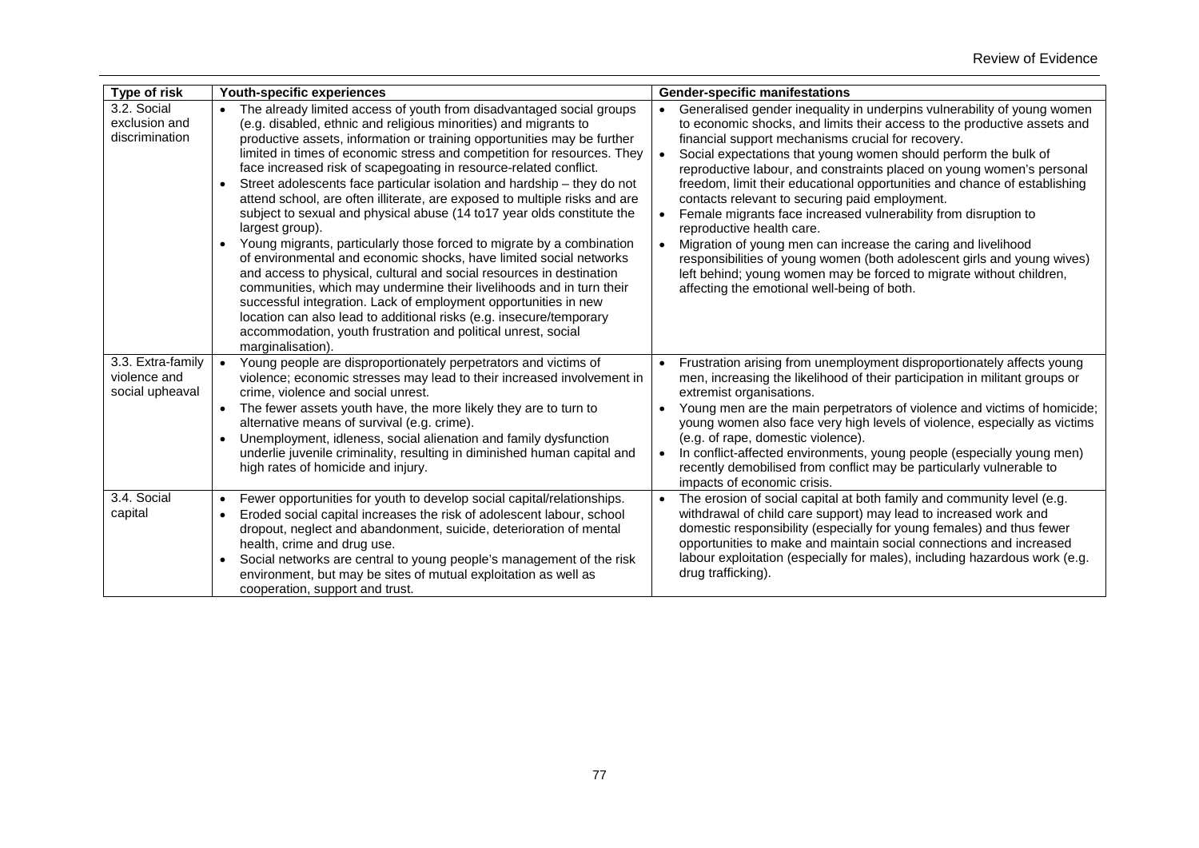| Type of risk | Youth-specific experiences | Gender-specific manifestations |
|---|---|---|
| 3.2. Social exclusion and discrimination | • The already limited access of youth from disadvantaged social groups (e.g. disabled, ethnic and religious minorities) and migrants to productive assets, information or training opportunities may be further limited in times of economic stress and competition for resources. They face increased risk of scapegoating in resource-related conflict.<br>• Street adolescents face particular isolation and hardship – they do not attend school, are often illiterate, are exposed to multiple risks and are subject to sexual and physical abuse (14 to17 year olds constitute the largest group).<br>• Young migrants, particularly those forced to migrate by a combination of environmental and economic shocks, have limited social networks and access to physical, cultural and social resources in destination communities, which may undermine their livelihoods and in turn their successful integration. Lack of employment opportunities in new location can also lead to additional risks (e.g. insecure/temporary accommodation, youth frustration and political unrest, social marginalisation). | • Generalised gender inequality in underpins vulnerability of young women to economic shocks, and limits their access to the productive assets and financial support mechanisms crucial for recovery.<br>• Social expectations that young women should perform the bulk of reproductive labour, and constraints placed on young women's personal freedom, limit their educational opportunities and chance of establishing contacts relevant to securing paid employment.<br>• Female migrants face increased vulnerability from disruption to reproductive health care.<br>• Migration of young men can increase the caring and livelihood responsibilities of young women (both adolescent girls and young wives) left behind; young women may be forced to migrate without children, affecting the emotional well-being of both. |
| 3.3. Extra-family violence and social upheaval | • Young people are disproportionately perpetrators and victims of violence; economic stresses may lead to their increased involvement in crime, violence and social unrest.<br>• The fewer assets youth have, the more likely they are to turn to alternative means of survival (e.g. crime).<br>• Unemployment, idleness, social alienation and family dysfunction underlie juvenile criminality, resulting in diminished human capital and high rates of homicide and injury. | • Frustration arising from unemployment disproportionately affects young men, increasing the likelihood of their participation in militant groups or extremist organisations.<br>• Young men are the main perpetrators of violence and victims of homicide; young women also face very high levels of violence, especially as victims (e.g. of rape, domestic violence).<br>• In conflict-affected environments, young people (especially young men) recently demobilised from conflict may be particularly vulnerable to impacts of economic crisis. |
| 3.4. Social capital | • Fewer opportunities for youth to develop social capital/relationships.<br>• Eroded social capital increases the risk of adolescent labour, school dropout, neglect and abandonment, suicide, deterioration of mental health, crime and drug use.<br>• Social networks are central to young people's management of the risk environment, but may be sites of mutual exploitation as well as cooperation, support and trust. | • The erosion of social capital at both family and community level (e.g. withdrawal of child care support) may lead to increased work and domestic responsibility (especially for young females) and thus fewer opportunities to make and maintain social connections and increased labour exploitation (especially for males), including hazardous work (e.g. drug trafficking). |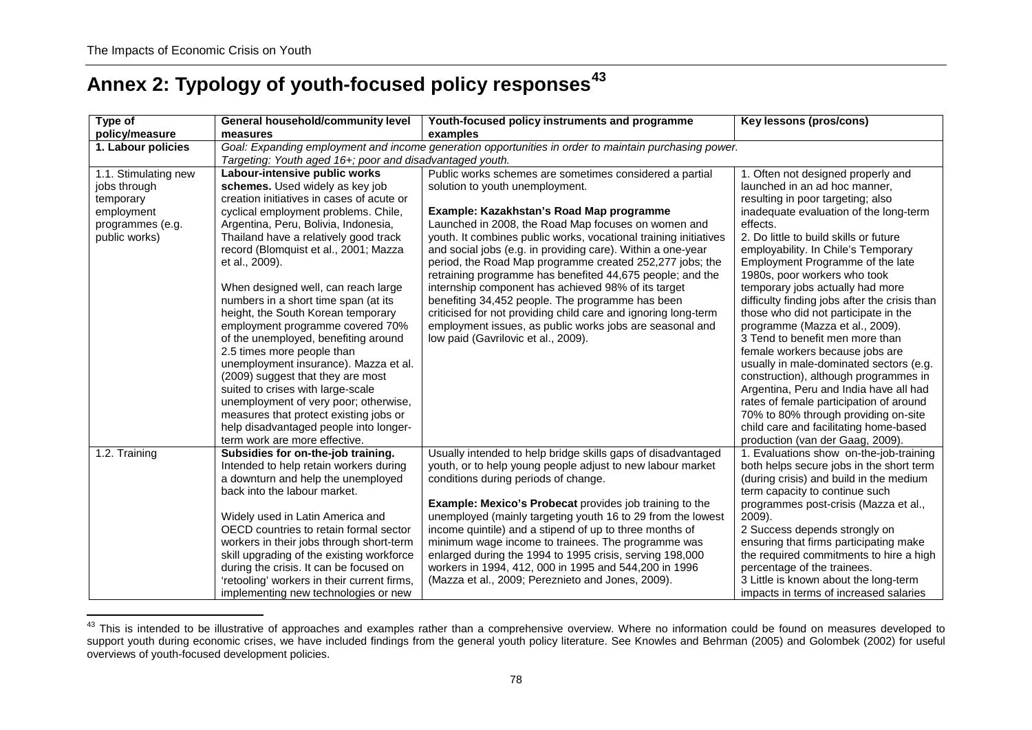# Annex 2: Typology of youth-focused policy responses[43]

| Type of policy/measure | General household/community level measures | Youth-focused policy instruments and programme examples | Key lessons (pros/cons) |
|---|---|---|---|
| **1. Labour policies** | *Goal: Expanding employment and income generation opportunities in order to maintain purchasing power. Targeting: Youth aged 16+; poor and disadvantaged youth.* | | |
| 1.1. Stimulating new jobs through temporary employment programmes (e.g. public works) | **Labour-intensive public works schemes.** Used widely as key job creation initiatives in cases of acute or cyclical employment problems. Chile, Argentina, Peru, Bolivia, Indonesia, Thailand have a relatively good track record (Blomquist et al., 2001; Mazza et al., 2009).<br><br>When designed well, can reach large numbers in a short time span (at its height, the South Korean temporary employment programme covered 70% of the unemployed, benefiting around 2.5 times more people than unemployment insurance). Mazza et al. (2009) suggest that they are most suited to crises with large-scale unemployment of very poor; otherwise, measures that protect existing jobs or help disadvantaged people into longer-term work are more effective. | Public works schemes are sometimes considered a partial solution to youth unemployment.<br><br>**Example: Kazakhstan's Road Map programme**<br>Launched in 2008, the Road Map focuses on women and youth. It combines public works, vocational training initiatives and social jobs (e.g. in providing care). Within a one-year period, the Road Map programme created 252,277 jobs; the retraining programme has benefited 44,675 people; and the internship component has achieved 98% of its target benefiting 34,452 people. The programme has been criticised for not providing child care and ignoring long-term employment issues, as public works jobs are seasonal and low paid (Gavrilovic et al., 2009). | 1. Often not designed properly and launched in an ad hoc manner, resulting in poor targeting; also inadequate evaluation of the long-term effects.<br>2. Do little to build skills or future employability. In Chile's Temporary Employment Programme of the late 1980s, poor workers who took temporary jobs actually had more difficulty finding jobs after the crisis than those who did not participate in the programme (Mazza et al., 2009).<br>3 Tend to benefit men more than female workers because jobs are usually in male-dominated sectors (e.g. construction), although programmes in Argentina, Peru and India have all had rates of female participation of around 70% to 80% through providing on-site child care and facilitating home-based production (van der Gaag, 2009). |
| 1.2. Training | **Subsidies for on-the-job training.** Intended to help retain workers during a downturn and help the unemployed back into the labour market.<br><br>Widely used in Latin America and OECD countries to retain formal sector workers in their jobs through short-term skill upgrading of the existing workforce during the crisis. It can be focused on 'retooling' workers in their current firms, implementing new technologies or new | Usually intended to help bridge skills gaps of disadvantaged youth, or to help young people adjust to new labour market conditions during periods of change.<br><br>**Example: Mexico's Probecat** provides job training to the unemployed (mainly targeting youth 16 to 29 from the lowest income quintile) and a stipend of up to three months of minimum wage income to trainees. The programme was enlarged during the 1994 to 1995 crisis, serving 198,000 workers in 1994, 412, 000 in 1995 and 544,200 in 1996 (Mazza et al., 2009; Pereznieto and Jones, 2009). | 1. Evaluations show on-the-job-training both helps secure jobs in the short term (during crisis) and build in the medium term capacity to continue such programmes post-crisis (Mazza et al., 2009).<br>2 Success depends strongly on ensuring that firms participating make the required commitments to hire a high percentage of the trainees.<br>3 Little is known about the long-term impacts in terms of increased salaries |

[43] This is intended to be illustrative of approaches and examples rather than a comprehensive overview. Where no information could be found on measures developed to support youth during economic crises, we have included findings from the general youth policy literature. See Knowles and Behrman (2005) and Golombek (2002) for useful overviews of youth-focused development policies.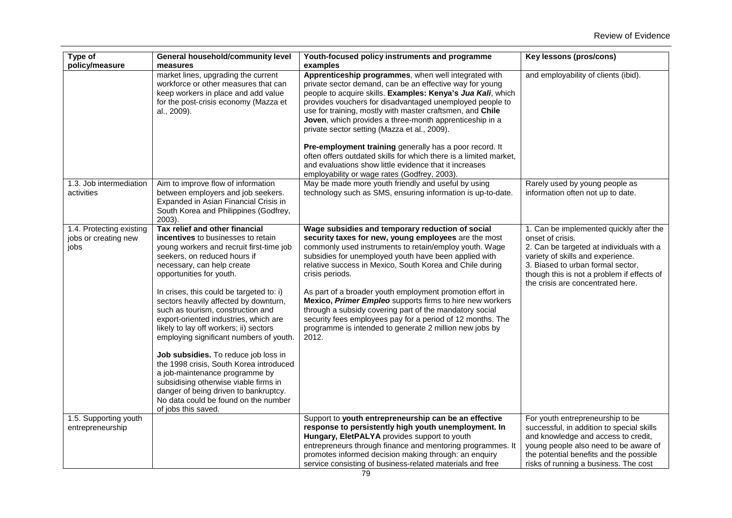| Type of policy/measure | General household/community level measures | Youth-focused policy instruments and programme examples | Key lessons (pros/cons) |
|---|---|---|---|
| | market lines, upgrading the current workforce or other measures that can keep workers in place and add value for the post-crisis economy (Mazza et al., 2009). | **Apprenticeship programmes**, when well integrated with private sector demand, can be an effective way for young people to acquire skills. **Examples: Kenya's *Jua Kali***, which provides vouchers for disadvantaged unemployed people to use for training, mostly with master craftsmen, and **Chile Joven**, which provides a three-month apprenticeship in a private sector setting (Mazza et al., 2009).<br><br>**Pre-employment training** generally has a poor record. It often offers outdated skills for which there is a limited market, and evaluations show little evidence that it increases employability or wage rates (Godfrey, 2003). | and employability of clients (ibid). |
| 1.3. Job intermediation activities | Aim to improve flow of information between employers and job seekers. Expanded in Asian Financial Crisis in South Korea and Philippines (Godfrey, 2003). | May be made more youth friendly and useful by using technology such as SMS, ensuring information is up-to-date. | Rarely used by young people as information often not up to date. |
| 1.4. Protecting existing jobs or creating new jobs | **Tax relief and other financial incentives** to businesses to retain young workers and recruit first-time job seekers, on reduced hours if necessary, can help create opportunities for youth.<br><br>In crises, this could be targeted to: i) sectors heavily affected by downturn, such as tourism, construction and export-oriented industries, which are likely to lay off workers; ii) sectors employing significant numbers of youth.<br><br>**Job subsidies.** To reduce job loss in the 1998 crisis, South Korea introduced a job-maintenance programme by subsidising otherwise viable firms in danger of being driven to bankruptcy. No data could be found on the number of jobs this saved. | **Wage subsidies and temporary reduction of social security taxes for new, young employees** are the most commonly used instruments to retain/employ youth. Wage subsidies for unemployed youth have been applied with relative success in Mexico, South Korea and Chile during crisis periods.<br><br>As part of a broader youth employment promotion effort in **Mexico, *Primer Empleo*** supports firms to hire new workers through a subsidy covering part of the mandatory social security fees employees pay for a period of 12 months. The programme is intended to generate 2 million new jobs by 2012. | 1. Can be implemented quickly after the onset of crisis.<br>2. Can be targeted at individuals with a variety of skills and experience.<br>3. Biased to urban formal sector, though this is not a problem if effects of the crisis are concentrated here. |
| 1.5. Supporting youth entrepreneurship | | Support to **youth entrepreneurship can be an effective response to persistently high youth unemployment. In Hungary, EletPALYA** provides support to youth entrepreneurs through finance and mentoring programmes. It promotes informed decision making through: an enquiry service consisting of business-related materials and free | For youth entrepreneurship to be successful, in addition to special skills and knowledge and access to credit, young people also need to be aware of the potential benefits and the possible risks of running a business. The cost |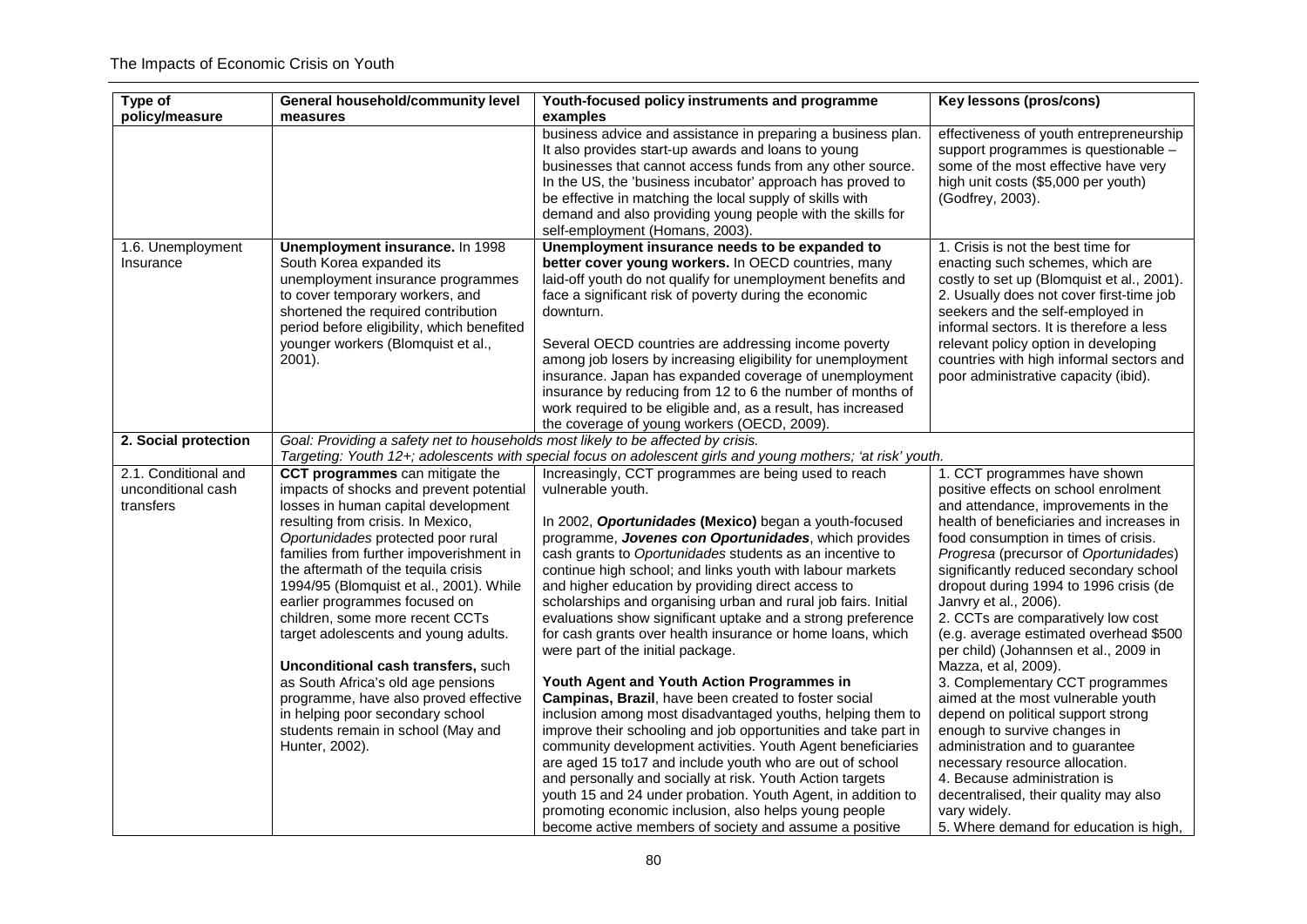| Type of policy/measure | General household/community level measures | Youth-focused policy instruments and programme examples | Key lessons (pros/cons) |
|---|---|---|---|
| | | business advice and assistance in preparing a business plan. It also provides start-up awards and loans to young businesses that cannot access funds from any other source. In the US, the 'business incubator' approach has proved to be effective in matching the local supply of skills with demand and also providing young people with the skills for self-employment (Homans, 2003). | effectiveness of youth entrepreneurship support programmes is questionable – some of the most effective have very high unit costs ($5,000 per youth) (Godfrey, 2003). |
| 1.6. Unemployment Insurance | **Unemployment insurance.** In 1998 South Korea expanded its unemployment insurance programmes to cover temporary workers, and shortened the required contribution period before eligibility, which benefited younger workers (Blomquist et al., 2001). | **Unemployment insurance needs to be expanded to better cover young workers.** In OECD countries, many laid-off youth do not qualify for unemployment benefits and face a significant risk of poverty during the economic downturn.<br><br>Several OECD countries are addressing income poverty among job losers by increasing eligibility for unemployment insurance. Japan has expanded coverage of unemployment insurance by reducing from 12 to 6 the number of months of work required to be eligible and, as a result, has increased the coverage of young workers (OECD, 2009). | 1. Crisis is not the best time for enacting such schemes, which are costly to set up (Blomquist et al., 2001).<br>2. Usually does not cover first-time job seekers and the self-employed in informal sectors. It is therefore a less relevant policy option in developing countries with high informal sectors and poor administrative capacity (ibid). |
| **2. Social protection** | *Goal: Providing a safety net to households most likely to be affected by crisis.*<br>*Targeting: Youth 12+; adolescents with special focus on adolescent girls and young mothers; 'at risk' youth.* | | |
| 2.1. Conditional and unconditional cash transfers | **CCT programmes** can mitigate the impacts of shocks and prevent potential losses in human capital development resulting from crisis. In Mexico, *Oportunidades* protected poor rural families from further impoverishment in the aftermath of the tequila crisis 1994/95 (Blomquist et al., 2001). While earlier programmes focused on children, some more recent CCTs target adolescents and young adults.<br><br>**Unconditional cash transfers,** such as South Africa's old age pensions programme, have also proved effective in helping poor secondary school students remain in school (May and Hunter, 2002). | Increasingly, CCT programmes are being used to reach vulnerable youth.<br><br>In 2002, ***Oportunidades* (Mexico)** began a youth-focused programme, ***Jovenes con Oportunidades***, which provides cash grants to *Oportunidades* students as an incentive to continue high school; and links youth with labour markets and higher education by providing direct access to scholarships and organising urban and rural job fairs. Initial evaluations show significant uptake and a strong preference for cash grants over health insurance or home loans, which were part of the initial package.<br><br>**Youth Agent and Youth Action Programmes in Campinas, Brazil**, have been created to foster social inclusion among most disadvantaged youths, helping them to improve their schooling and job opportunities and take part in community development activities. Youth Agent beneficiaries are aged 15 to17 and include youth who are out of school and personally and socially at risk. Youth Action targets youth 15 and 24 under probation. Youth Agent, in addition to promoting economic inclusion, also helps young people become active members of society and assume a positive | 1. CCT programmes have shown positive effects on school enrolment and attendance, improvements in the health of beneficiaries and increases in food consumption in times of crisis. *Progresa* (precursor of *Oportunidades*) significantly reduced secondary school dropout during 1994 to 1996 crisis (de Janvry et al., 2006).<br>2. CCTs are comparatively low cost (e.g. average estimated overhead $500 per child) (Johannsen et al., 2009 in Mazza, et al, 2009).<br>3. Complementary CCT programmes aimed at the most vulnerable youth depend on political support strong enough to survive changes in administration and to guarantee necessary resource allocation.<br>4. Because administration is decentralised, their quality may also vary widely.<br>5. Where demand for education is high, |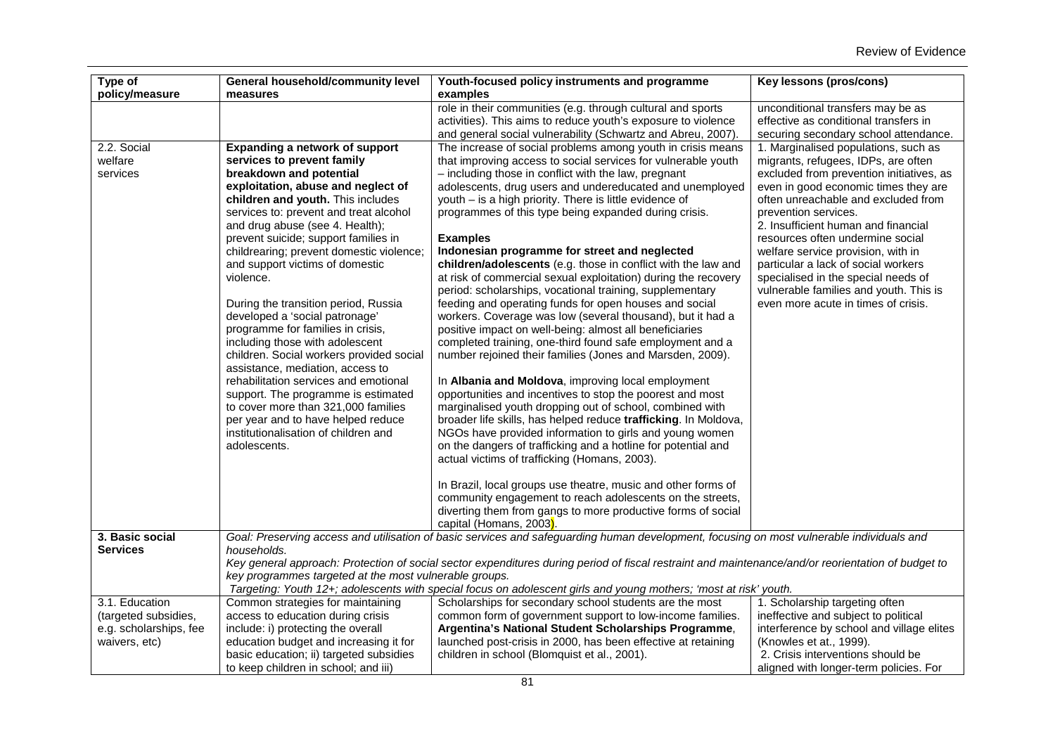| Type of policy/measure | General household/community level measures | Youth-focused policy instruments and programme examples | Key lessons (pros/cons) |
|---|---|---|---|
| | | role in their communities (e.g. through cultural and sports activities). This aims to reduce youth's exposure to violence and general social vulnerability (Schwartz and Abreu, 2007). | unconditional transfers may be as effective as conditional transfers in securing secondary school attendance. |
| 2.2. Social welfare services | **Expanding a network of support services to prevent family breakdown and potential exploitation, abuse and neglect of children and youth.** This includes services to: prevent and treat alcohol and drug abuse (see 4. Health); prevent suicide; support families in childrearing; prevent domestic violence; and support victims of domestic violence.<br><br>During the transition period, Russia developed a 'social patronage' programme for families in crisis, including those with adolescent children. Social workers provided social assistance, mediation, access to rehabilitation services and emotional support. The programme is estimated to cover more than 321,000 families per year and to have helped reduce institutionalisation of children and adolescents. | The increase of social problems among youth in crisis means that improving access to social services for vulnerable youth – including those in conflict with the law, pregnant adolescents, drug users and undereducated and unemployed youth – is a high priority. There is little evidence of programmes of this type being expanded during crisis.<br><br>**Examples**<br>**Indonesian programme for street and neglected children/adolescents** (e.g. those in conflict with the law and at risk of commercial sexual exploitation) during the recovery period: scholarships, vocational training, supplementary feeding and operating funds for open houses and social workers. Coverage was low (several thousand), but it had a positive impact on well-being: almost all beneficiaries completed training, one-third found safe employment and a number rejoined their families (Jones and Marsden, 2009).<br><br>In **Albania and Moldova**, improving local employment opportunities and incentives to stop the poorest and most marginalised youth dropping out of school, combined with broader life skills, has helped reduce **trafficking**. In Moldova, NGOs have provided information to girls and young women on the dangers of trafficking and a hotline for potential and actual victims of trafficking (Homans, 2003).<br><br>In Brazil, local groups use theatre, music and other forms of community engagement to reach adolescents on the streets, diverting them from gangs to more productive forms of social capital (Homans, 2003). | 1. Marginalised populations, such as migrants, refugees, IDPs, are often excluded from prevention initiatives, as even in good economic times they are often unreachable and excluded from prevention services.<br>2. Insufficient human and financial resources often undermine social welfare service provision, with in particular a lack of social workers specialised in the special needs of vulnerable families and youth. This is even more acute in times of crisis. |
| **3. Basic social Services** | *Goal: Preserving access and utilisation of basic services and safeguarding human development, focusing on most vulnerable individuals and households.*<br>*Key general approach: Protection of social sector expenditures during period of fiscal restraint and maintenance/and/or reorientation of budget to key programmes targeted at the most vulnerable groups.*<br>*Targeting: Youth 12+; adolescents with special focus on adolescent girls and young mothers; 'most at risk' youth.* | | |
| 3.1. Education (targeted subsidies, e.g. scholarships, fee waivers, etc) | Common strategies for maintaining access to education during crisis include: i) protecting the overall education budget and increasing it for basic education; ii) targeted subsidies to keep children in school; and iii) | Scholarships for secondary school students are the most common form of government support to low-income families. **Argentina's National Student Scholarships Programme**, launched post-crisis in 2000, has been effective at retaining children in school (Blomquist et al., 2001). | 1. Scholarship targeting often ineffective and subject to political interference by school and village elites (Knowles et al., 1999).<br>2. Crisis interventions should be aligned with longer-term policies. For |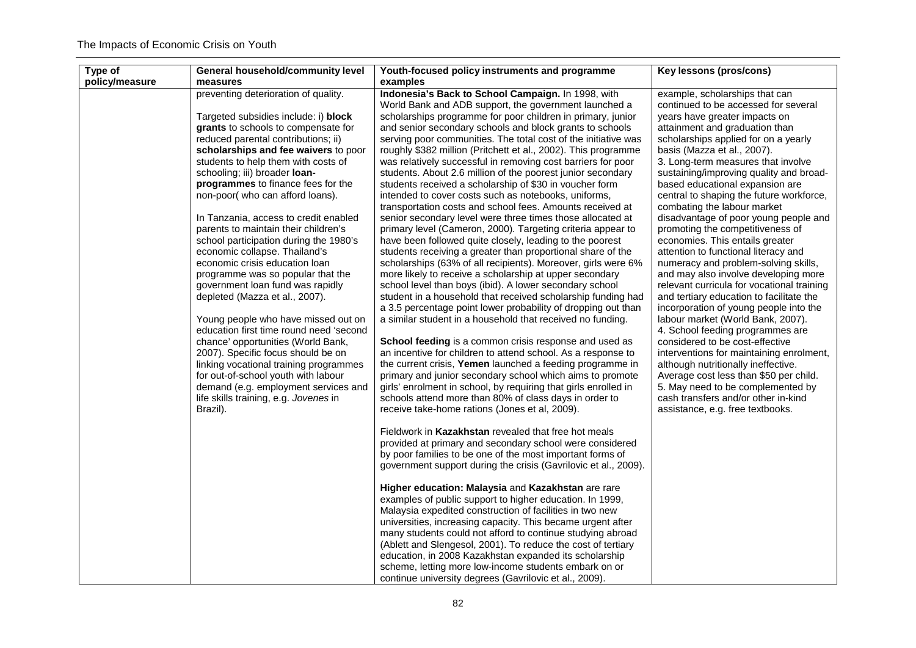| Type of policy/measure | General household/community level measures | Youth-focused policy instruments and programme examples | Key lessons (pros/cons) |
|---|---|---|---|
| | preventing deterioration of quality.<br><br>Targeted subsidies include: i) **block grants** to schools to compensate for reduced parental contributions; ii) **scholarships and fee waivers** to poor students to help them with costs of schooling; iii) broader **loan-programmes** to finance fees for the non-poor( who can afford loans).<br><br>In Tanzania, access to credit enabled parents to maintain their children's school participation during the 1980's economic collapse. Thailand's economic crisis education loan programme was so popular that the government loan fund was rapidly depleted (Mazza et al., 2007).<br><br>Young people who have missed out on education first time round need 'second chance' opportunities (World Bank, 2007). Specific focus should be on linking vocational training programmes for out-of-school youth with labour demand (e.g. employment services and life skills training, e.g. *Jovenes* in Brazil). | **Indonesia's Back to School Campaign.** In 1998, with World Bank and ADB support, the government launched a scholarships programme for poor children in primary, junior and senior secondary schools and block grants to schools serving poor communities. The total cost of the initiative was roughly $382 million (Pritchett et al., 2002). This programme was relatively successful in removing cost barriers for poor students. About 2.6 million of the poorest junior secondary students received a scholarship of $30 in voucher form intended to cover costs such as notebooks, uniforms, transportation costs and school fees. Amounts received at senior secondary level were three times those allocated at primary level (Cameron, 2000). Targeting criteria appear to have been followed quite closely, leading to the poorest students receiving a greater than proportional share of the scholarships (63% of all recipients). Moreover, girls were 6% more likely to receive a scholarship at upper secondary school level than boys (ibid). A lower secondary school student in a household that received scholarship funding had a 3.5 percentage point lower probability of dropping out than a similar student in a household that received no funding.<br><br>**School feeding** is a common crisis response and used as an incentive for children to attend school. As a response to the current crisis, **Yemen** launched a feeding programme in primary and junior secondary school which aims to promote girls' enrolment in school, by requiring that girls enrolled in schools attend more than 80% of class days in order to receive take-home rations (Jones et al, 2009).<br><br>Fieldwork in **Kazakhstan** revealed that free hot meals provided at primary and secondary school were considered by poor families to be one of the most important forms of government support during the crisis (Gavrilovic et al., 2009).<br><br>**Higher education: Malaysia** and **Kazakhstan** are rare examples of public support to higher education. In 1999, Malaysia expedited construction of facilities in two new universities, increasing capacity. This became urgent after many students could not afford to continue studying abroad (Ablett and Slengesol, 2001). To reduce the cost of tertiary education, in 2008 Kazakhstan expanded its scholarship scheme, letting more low-income students embark on or continue university degrees (Gavrilovic et al., 2009). | example, scholarships that can continued to be accessed for several years have greater impacts on attainment and graduation than scholarships applied for on a yearly basis (Mazza et al., 2007).<br>3. Long-term measures that involve sustaining/improving quality and broad-based educational expansion are central to shaping the future workforce, combating the labour market disadvantage of poor young people and promoting the competitiveness of economies. This entails greater attention to functional literacy and numeracy and problem-solving skills, and may also involve developing more relevant curricula for vocational training and tertiary education to facilitate the incorporation of young people into the labour market (World Bank, 2007).<br>4. School feeding programmes are considered to be cost-effective interventions for maintaining enrolment, although nutritionally ineffective. Average cost less than $50 per child.<br>5. May need to be complemented by cash transfers and/or other in-kind assistance, e.g. free textbooks. |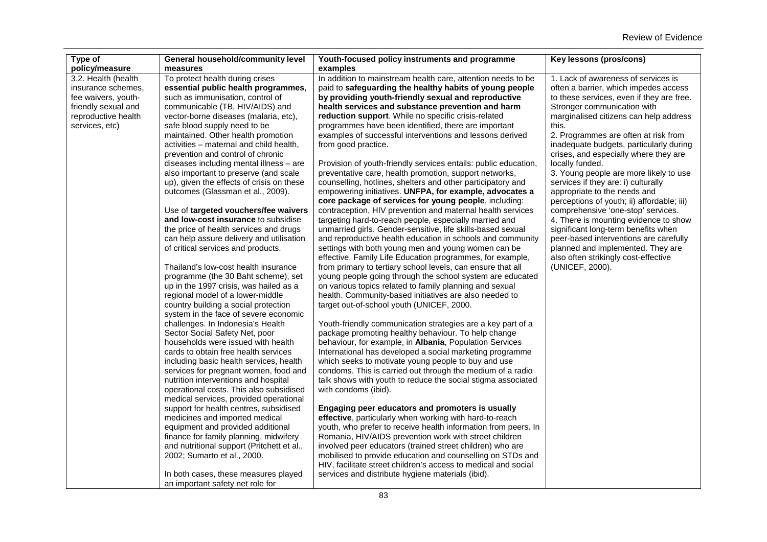| Type of policy/measure | General household/community level measures | Youth-focused policy instruments and programme examples | Key lessons (pros/cons) |
|---|---|---|---|
| 3.2. Health (health insurance schemes, fee waivers, youth-friendly sexual and reproductive health services, etc) | To protect health during crises **essential public health programmes**, such as immunisation, control of communicable (TB, HIV/AIDS) and vector-borne diseases (malaria, etc), safe blood supply need to be maintained. Other health promotion activities – maternal and child health, prevention and control of chronic diseases including mental illness – are also important to preserve (and scale up), given the effects of crisis on these outcomes (Glassman et al., 2009).<br><br>Use of **targeted vouchers/fee waivers and low-cost insurance** to subsidise the price of health services and drugs can help assure delivery and utilisation of critical services and products.<br><br>Thailand's low-cost health insurance programme (the 30 Baht scheme), set up in the 1997 crisis, was hailed as a regional model of a lower-middle country building a social protection system in the face of severe economic challenges. In Indonesia's Health Sector Social Safety Net, poor households were issued with health cards to obtain free health services including basic health services, health services for pregnant women, food and nutrition interventions and hospital operational costs. This also subsidised medical services, provided operational support for health centres, subsidised medicines and imported medical equipment and provided additional finance for family planning, midwifery and nutritional support (Pritchett et al., 2002; Sumarto et al., 2000.<br><br>In both cases, these measures played an important safety net role for | In addition to mainstream health care, attention needs to be paid to **safeguarding the healthy habits of young people by providing youth-friendly sexual and reproductive health services and substance prevention and harm reduction support**. While no specific crisis-related programmes have been identified, there are important examples of successful interventions and lessons derived from good practice.<br><br>Provision of youth-friendly services entails: public education, preventative care, health promotion, support networks, counselling, hotlines, shelters and other participatory and empowering initiatives. **UNFPA, for example, advocates a core package of services for young people**, including: contraception, HIV prevention and maternal health services targeting hard-to-reach people, especially married and unmarried girls. Gender-sensitive, life skills-based sexual and reproductive health education in schools and community settings with both young men and young women can be effective. Family Life Education programmes, for example, from primary to tertiary school levels, can ensure that all young people going through the school system are educated on various topics related to family planning and sexual health. Community-based initiatives are also needed to target out-of-school youth (UNICEF, 2000.<br><br>Youth-friendly communication strategies are a key part of a package promoting healthy behaviour. To help change behaviour, for example, in **Albania**, Population Services International has developed a social marketing programme which seeks to motivate young people to buy and use condoms. This is carried out through the medium of a radio talk shows with youth to reduce the social stigma associated with condoms (ibid).<br><br>**Engaging peer educators and promoters is usually effective**, particularly when working with hard-to-reach youth, who prefer to receive health information from peers. In Romania, HIV/AIDS prevention work with street children involved peer educators (trained street children) who are mobilised to provide education and counselling on STDs and HIV, facilitate street children's access to medical and social services and distribute hygiene materials (ibid). | 1. Lack of awareness of services is often a barrier, which impedes access to these services, even if they are free. Stronger communication with marginalised citizens can help address this.<br>2. Programmes are often at risk from inadequate budgets, particularly during crises, and especially where they are locally funded.<br>3. Young people are more likely to use services if they are: i) culturally appropriate to the needs and perceptions of youth; ii) affordable; iii) comprehensive 'one-stop' services.<br>4. There is mounting evidence to show significant long-term benefits when peer-based interventions are carefully planned and implemented. They are also often strikingly cost-effective (UNICEF, 2000). |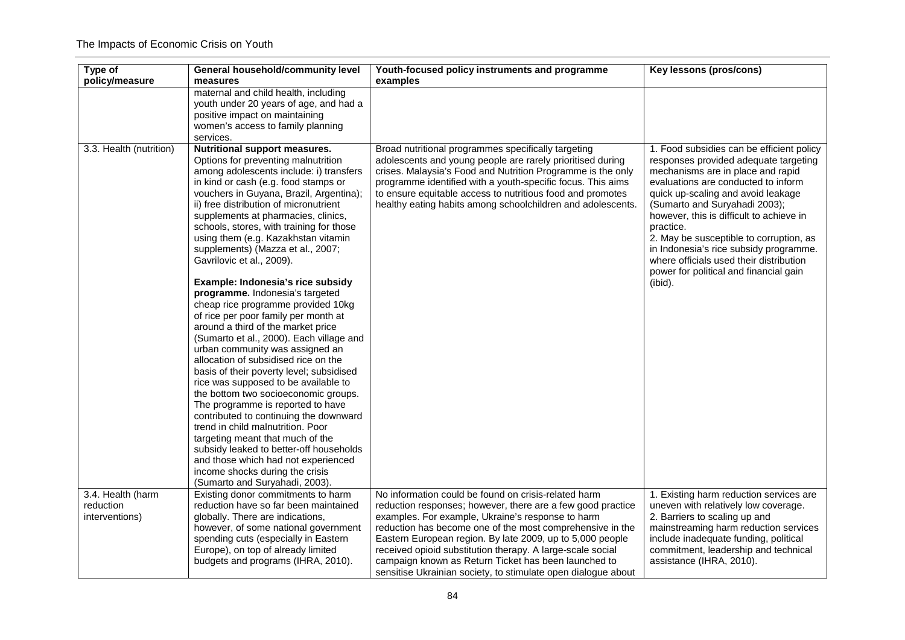| Type of policy/measure | General household/community level measures | Youth-focused policy instruments and programme examples | Key lessons (pros/cons) |
|---|---|---|---|
| | maternal and child health, including youth under 20 years of age, and had a positive impact on maintaining women's access to family planning services. | | |
| 3.3. Health (nutrition) | **Nutritional support measures.** Options for preventing malnutrition among adolescents include: i) transfers in kind or cash (e.g. food stamps or vouchers in Guyana, Brazil, Argentina); ii) free distribution of micronutrient supplements at pharmacies, clinics, schools, stores, with training for those using them (e.g. Kazakhstan vitamin supplements) (Mazza et al., 2007; Gavrilovic et al., 2009).<br><br>**Example: Indonesia's rice subsidy programme.** Indonesia's targeted cheap rice programme provided 10kg of rice per poor family per month at around a third of the market price (Sumarto et al., 2000). Each village and urban community was assigned an allocation of subsidised rice on the basis of their poverty level; subsidised rice was supposed to be available to the bottom two socioeconomic groups. The programme is reported to have contributed to continuing the downward trend in child malnutrition. Poor targeting meant that much of the subsidy leaked to better-off households and those which had not experienced income shocks during the crisis (Sumarto and Suryahadi, 2003). | Broad nutritional programmes specifically targeting adolescents and young people are rarely prioritised during crises. Malaysia's Food and Nutrition Programme is the only programme identified with a youth-specific focus. This aims to ensure equitable access to nutritious food and promotes healthy eating habits among schoolchildren and adolescents. | 1. Food subsidies can be efficient policy responses provided adequate targeting mechanisms are in place and rapid evaluations are conducted to inform quick up-scaling and avoid leakage (Sumarto and Suryahadi 2003); however, this is difficult to achieve in practice.<br>2. May be susceptible to corruption, as in Indonesia's rice subsidy programme. where officials used their distribution power for political and financial gain (ibid). |
| 3.4. Health (harm reduction interventions) | Existing donor commitments to harm reduction have so far been maintained globally. There are indications, however, of some national government spending cuts (especially in Eastern Europe), on top of already limited budgets and programs (IHRA, 2010). | No information could be found on crisis-related harm reduction responses; however, there are a few good practice examples. For example, Ukraine's response to harm reduction has become one of the most comprehensive in the Eastern European region. By late 2009, up to 5,000 people received opioid substitution therapy. A large-scale social campaign known as Return Ticket has been launched to sensitise Ukrainian society, to stimulate open dialogue about | 1. Existing harm reduction services are uneven with relatively low coverage.<br>2. Barriers to scaling up and mainstreaming harm reduction services include inadequate funding, political commitment, leadership and technical assistance (IHRA, 2010). |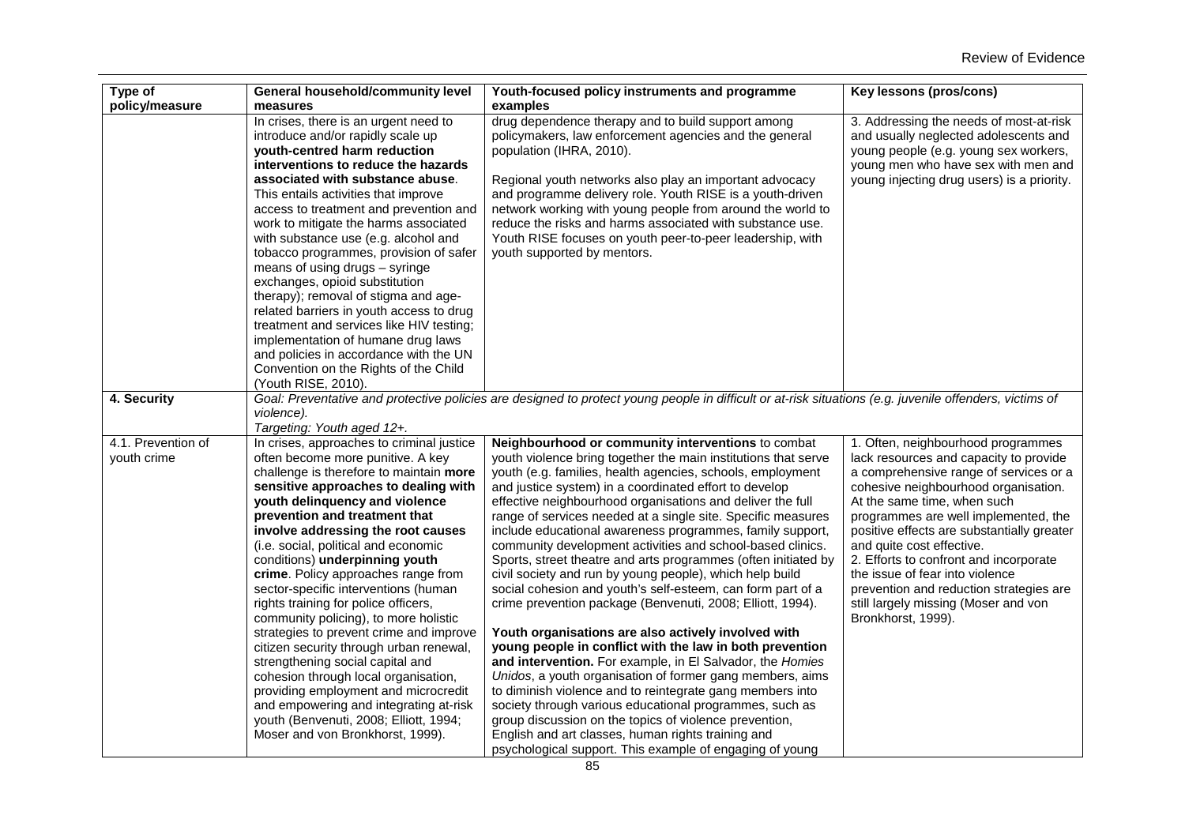| Type of policy/measure | General household/community level measures | Youth-focused policy instruments and programme examples | Key lessons (pros/cons) |
|---|---|---|---|
| | In crises, there is an urgent need to introduce and/or rapidly scale up **youth-centred harm reduction interventions to reduce the hazards associated with substance abuse**. This entails activities that improve access to treatment and prevention and work to mitigate the harms associated with substance use (e.g. alcohol and tobacco programmes, provision of safer means of using drugs – syringe exchanges, opioid substitution therapy); removal of stigma and age-related barriers in youth access to drug treatment and services like HIV testing; implementation of humane drug laws and policies in accordance with the UN Convention on the Rights of the Child (Youth RISE, 2010). | drug dependence therapy and to build support among policymakers, law enforcement agencies and the general population (IHRA, 2010).<br><br>Regional youth networks also play an important advocacy and programme delivery role. Youth RISE is a youth-driven network working with young people from around the world to reduce the risks and harms associated with substance use. Youth RISE focuses on youth peer-to-peer leadership, with youth supported by mentors. | 3. Addressing the needs of most-at-risk and usually neglected adolescents and young people (e.g. young sex workers, young men who have sex with men and young injecting drug users) is a priority. |
| **4. Security** | *Goal: Preventative and protective policies are designed to protect young people in difficult or at-risk situations (e.g. juvenile offenders, victims of violence).*<br>*Targeting: Youth aged 12+.* | | |
| 4.1. Prevention of youth crime | In crises, approaches to criminal justice often become more punitive. A key challenge is therefore to maintain **more sensitive approaches to dealing with youth delinquency and violence prevention and treatment that involve addressing the root causes** (i.e. social, political and economic conditions) **underpinning youth crime**. Policy approaches range from sector-specific interventions (human rights training for police officers, community policing), to more holistic strategies to prevent crime and improve citizen security through urban renewal, strengthening social capital and cohesion through local organisation, providing employment and microcredit and empowering and integrating at-risk youth (Benvenuti, 2008; Elliott, 1994; Moser and von Bronkhorst, 1999). | **Neighbourhood or community interventions** to combat youth violence bring together the main institutions that serve youth (e.g. families, health agencies, schools, employment and justice system) in a coordinated effort to develop effective neighbourhood organisations and deliver the full range of services needed at a single site. Specific measures include educational awareness programmes, family support, community development activities and school-based clinics. Sports, street theatre and arts programmes (often initiated by civil society and run by young people), which help build social cohesion and youth's self-esteem, can form part of a crime prevention package (Benvenuti, 2008; Elliott, 1994).<br><br>**Youth organisations are also actively involved with young people in conflict with the law in both prevention and intervention.** For example, in El Salvador, the *Homies Unidos*, a youth organisation of former gang members, aims to diminish violence and to reintegrate gang members into society through various educational programmes, such as group discussion on the topics of violence prevention, English and art classes, human rights training and psychological support. This example of engaging of young | 1. Often, neighbourhood programmes lack resources and capacity to provide a comprehensive range of services or a cohesive neighbourhood organisation. At the same time, when such programmes are well implemented, the positive effects are substantially greater and quite cost effective.<br>2. Efforts to confront and incorporate the issue of fear into violence prevention and reduction strategies are still largely missing (Moser and von Bronkhorst, 1999). |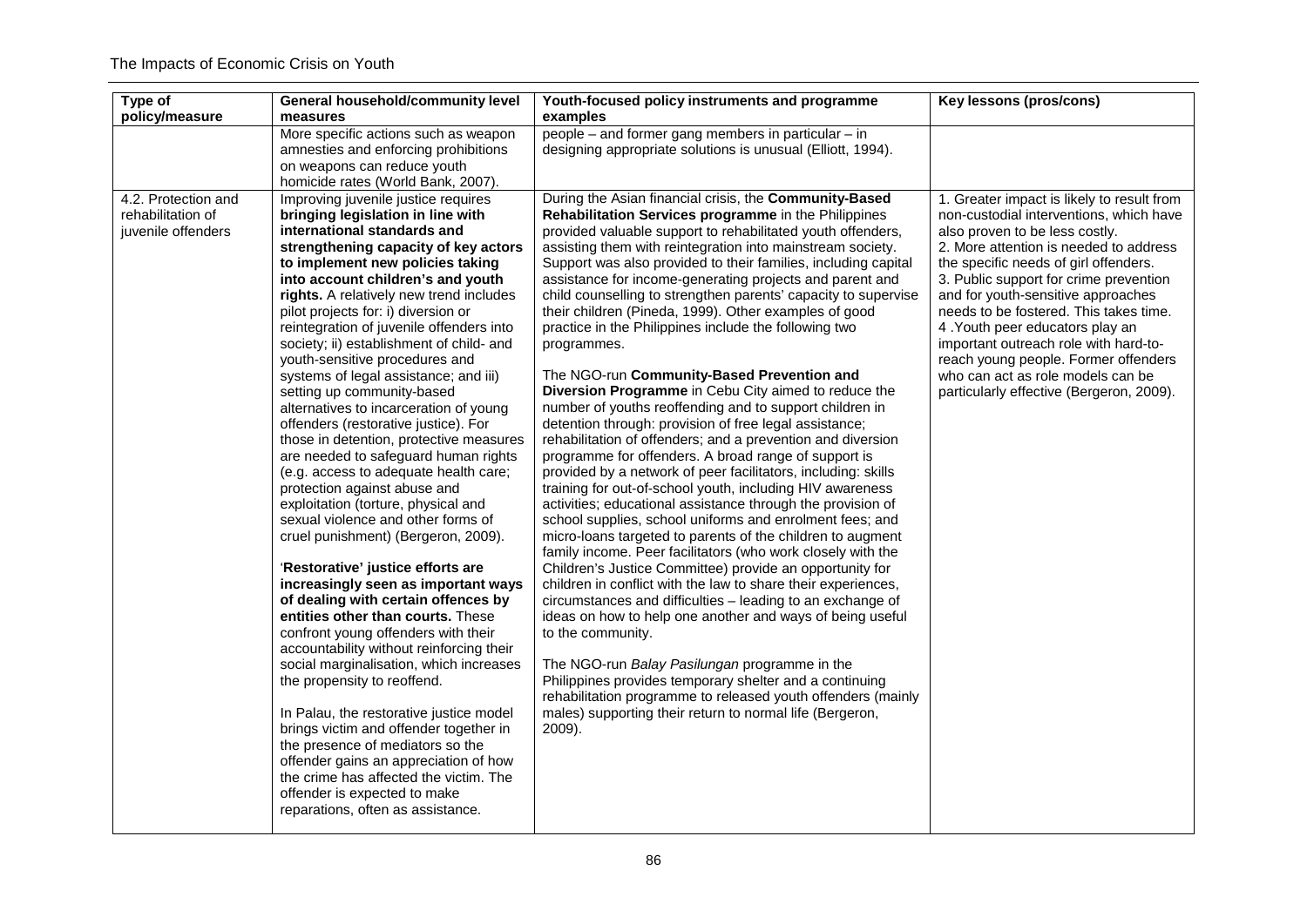| Type of policy/measure | General household/community level measures | Youth-focused policy instruments and programme examples | Key lessons (pros/cons) |
|---|---|---|---|
| | More specific actions such as weapon amnesties and enforcing prohibitions on weapons can reduce youth homicide rates (World Bank, 2007). | people – and former gang members in particular – in designing appropriate solutions is unusual (Elliott, 1994). | |
| 4.2. Protection and rehabilitation of juvenile offenders | Improving juvenile justice requires **bringing legislation in line with international standards and strengthening capacity of key actors to implement new policies taking into account children's and youth rights.** A relatively new trend includes pilot projects for: i) diversion or reintegration of juvenile offenders into society; ii) establishment of child- and youth-sensitive procedures and systems of legal assistance; and iii) setting up community-based alternatives to incarceration of young offenders (restorative justice). For those in detention, protective measures are needed to safeguard human rights (e.g. access to adequate health care; protection against abuse and exploitation (torture, physical and sexual violence and other forms of cruel punishment) (Bergeron, 2009).<br><br>'**Restorative' justice efforts are increasingly seen as important ways of dealing with certain offences by entities other than courts.** These confront young offenders with their accountability without reinforcing their social marginalisation, which increases the propensity to reoffend.<br><br>In Palau, the restorative justice model brings victim and offender together in the presence of mediators so the offender gains an appreciation of how the crime has affected the victim. The offender is expected to make reparations, often as assistance. | During the Asian financial crisis, the **Community-Based Rehabilitation Services programme** in the Philippines provided valuable support to rehabilitated youth offenders, assisting them with reintegration into mainstream society. Support was also provided to their families, including capital assistance for income-generating projects and parent and child counselling to strengthen parents' capacity to supervise their children (Pineda, 1999). Other examples of good practice in the Philippines include the following two programmes.<br><br>The NGO-run **Community-Based Prevention and Diversion Programme** in Cebu City aimed to reduce the number of youths reoffending and to support children in detention through: provision of free legal assistance; rehabilitation of offenders; and a prevention and diversion programme for offenders. A broad range of support is provided by a network of peer facilitators, including: skills training for out-of-school youth, including HIV awareness activities; educational assistance through the provision of school supplies, school uniforms and enrolment fees; and micro-loans targeted to parents of the children to augment family income. Peer facilitators (who work closely with the Children's Justice Committee) provide an opportunity for children in conflict with the law to share their experiences, circumstances and difficulties – leading to an exchange of ideas on how to help one another and ways of being useful to the community.<br><br>The NGO-run *Balay Pasilungan* programme in the Philippines provides temporary shelter and a continuing rehabilitation programme to released youth offenders (mainly males) supporting their return to normal life (Bergeron, 2009). | 1. Greater impact is likely to result from non-custodial interventions, which have also proven to be less costly.<br>2. More attention is needed to address the specific needs of girl offenders.<br>3. Public support for crime prevention and for youth-sensitive approaches needs to be fostered. This takes time.<br>4 .Youth peer educators play an important outreach role with hard-to-reach young people. Former offenders who can act as role models can be particularly effective (Bergeron, 2009). |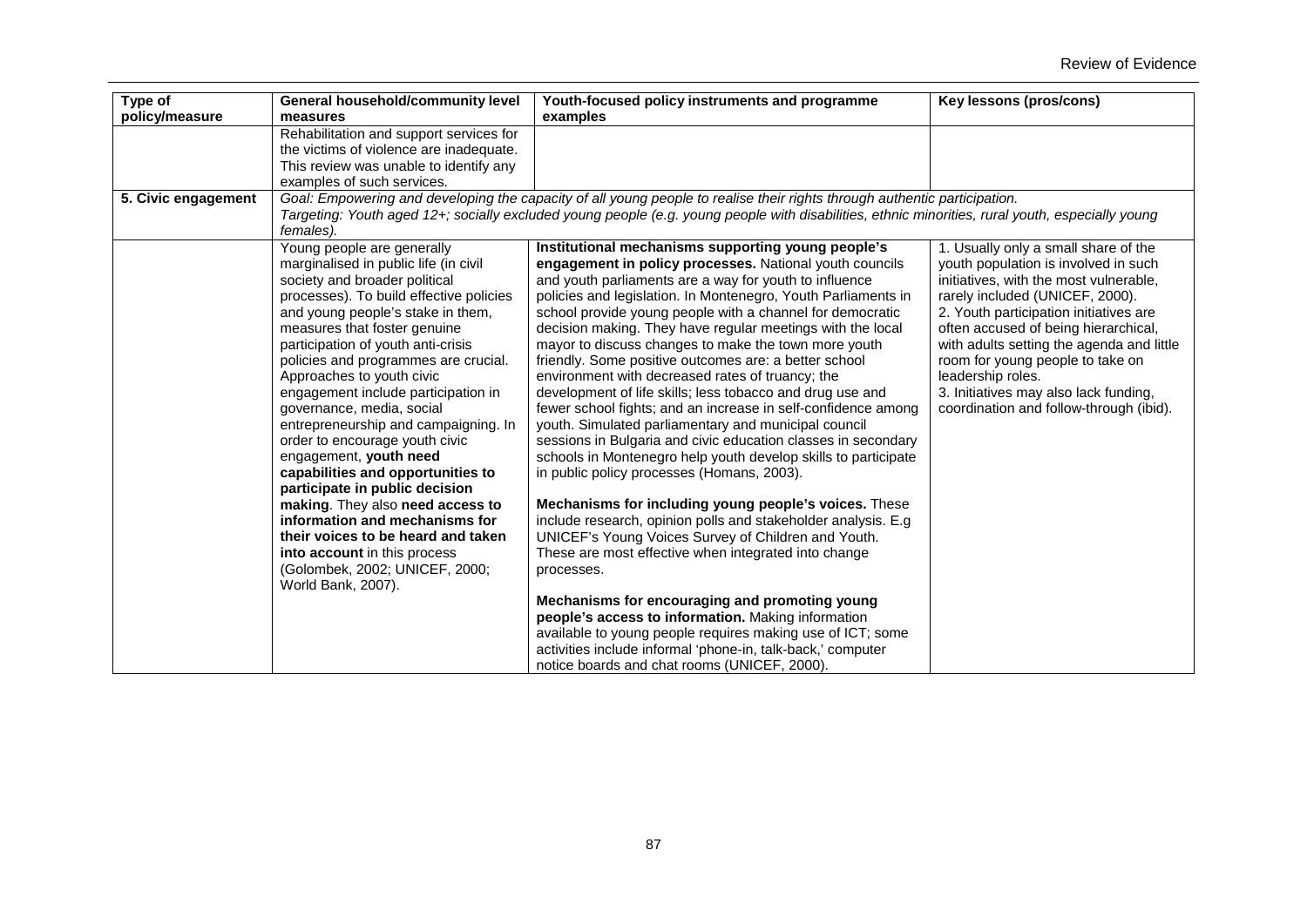| Type of policy/measure | General household/community level measures | Youth-focused policy instruments and programme examples | Key lessons (pros/cons) |
|---|---|---|---|
| | Rehabilitation and support services for the victims of violence are inadequate. This review was unable to identify any examples of such services. | | |
| **5. Civic engagement** | *Goal: Empowering and developing the capacity of all young people to realise their rights through authentic participation.* *Targeting: Youth aged 12+; socially excluded young people (e.g. young people with disabilities, ethnic minorities, rural youth, especially young females).* | | |
| | Young people are generally marginalised in public life (in civil society and broader political processes). To build effective policies and young people's stake in them, measures that foster genuine participation of youth anti-crisis policies and programmes are crucial. Approaches to youth civic engagement include participation in governance, media, social entrepreneurship and campaigning. In order to encourage youth civic engagement, **youth need capabilities and opportunities to participate in public decision making**. They also **need access to information and mechanisms for their voices to be heard and taken into account** in this process (Golombek, 2002; UNICEF, 2000; World Bank, 2007). | **Institutional mechanisms supporting young people's engagement in policy processes.** National youth councils and youth parliaments are a way for youth to influence policies and legislation. In Montenegro, Youth Parliaments in school provide young people with a channel for democratic decision making. They have regular meetings with the local mayor to discuss changes to make the town more youth friendly. Some positive outcomes are: a better school environment with decreased rates of truancy; the development of life skills; less tobacco and drug use and fewer school fights; and an increase in self-confidence among youth. Simulated parliamentary and municipal council sessions in Bulgaria and civic education classes in secondary schools in Montenegro help youth develop skills to participate in public policy processes (Homans, 2003).<br><br>**Mechanisms for including young people's voices.** These include research, opinion polls and stakeholder analysis. E.g UNICEF's Young Voices Survey of Children and Youth. These are most effective when integrated into change processes.<br><br>**Mechanisms for encouraging and promoting young people's access to information.** Making information available to young people requires making use of ICT; some activities include informal 'phone-in, talk-back,' computer notice boards and chat rooms (UNICEF, 2000). | 1. Usually only a small share of the youth population is involved in such initiatives, with the most vulnerable, rarely included (UNICEF, 2000).<br>2. Youth participation initiatives are often accused of being hierarchical, with adults setting the agenda and little room for young people to take on leadership roles.<br>3. Initiatives may also lack funding, coordination and follow-through (ibid). |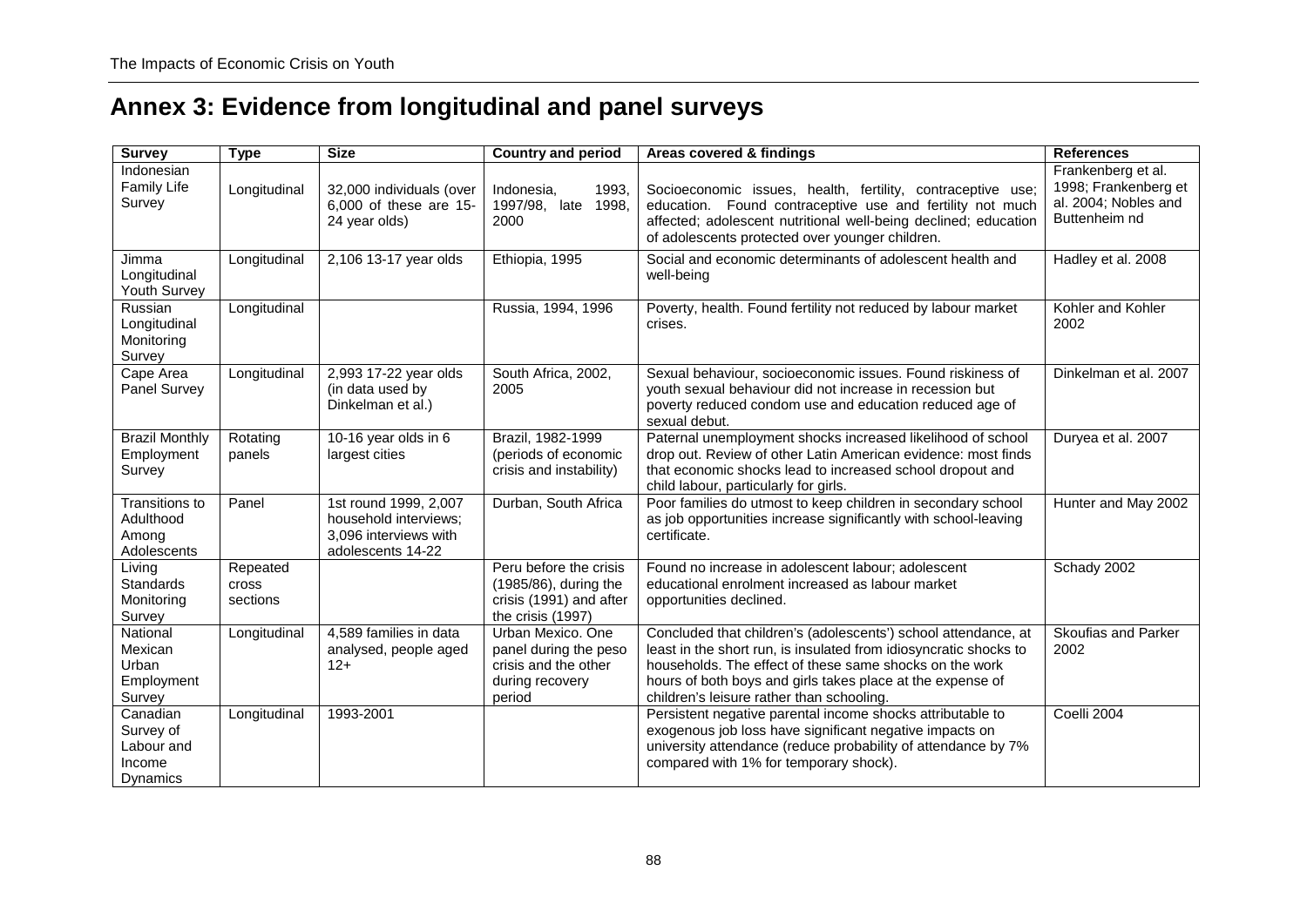# Annex 3: Evidence from longitudinal and panel surveys

| Survey | Type | Size | Country and period | Areas covered & findings | References |
|---|---|---|---|---|---|
| Indonesian Family Life Survey | Longitudinal | 32,000 individuals (over 6,000 of these are 15-24 year olds) | Indonesia, 1993, 1997/98, late 1998, 2000 | Socioeconomic issues, health, fertility, contraceptive use; education. Found contraceptive use and fertility not much affected; adolescent nutritional well-being declined; education of adolescents protected over younger children. | Frankenberg et al. 1998; Frankenberg et al. 2004; Nobles and Buttenheim nd |
| Jimma Longitudinal Youth Survey | Longitudinal | 2,106 13-17 year olds | Ethiopia, 1995 | Social and economic determinants of adolescent health and well-being | Hadley et al. 2008 |
| Russian Longitudinal Monitoring Survey | Longitudinal | | Russia, 1994, 1996 | Poverty, health. Found fertility not reduced by labour market crises. | Kohler and Kohler 2002 |
| Cape Area Panel Survey | Longitudinal | 2,993 17-22 year olds (in data used by Dinkelman et al.) | South Africa, 2002, 2005 | Sexual behaviour, socioeconomic issues. Found riskiness of youth sexual behaviour did not increase in recession but poverty reduced condom use and education reduced age of sexual debut. | Dinkelman et al. 2007 |
| Brazil Monthly Employment Survey | Rotating panels | 10-16 year olds in 6 largest cities | Brazil, 1982-1999 (periods of economic crisis and instability) | Paternal unemployment shocks increased likelihood of school drop out. Review of other Latin American evidence: most finds that economic shocks lead to increased school dropout and child labour, particularly for girls. | Duryea et al. 2007 |
| Transitions to Adulthood Among Adolescents | Panel | 1st round 1999, 2,007 household interviews; 3,096 interviews with adolescents 14-22 | Durban, South Africa | Poor families do utmost to keep children in secondary school as job opportunities increase significantly with school-leaving certificate. | Hunter and May 2002 |
| Living Standards Monitoring Survey | Repeated cross sections | | Peru before the crisis (1985/86), during the crisis (1991) and after the crisis (1997) | Found no increase in adolescent labour; adolescent educational enrolment increased as labour market opportunities declined. | Schady 2002 |
| National Mexican Urban Employment Survey | Longitudinal | 4,589 families in data analysed, people aged 12+ | Urban Mexico. One panel during the peso crisis and the other during recovery period | Concluded that children's (adolescents') school attendance, at least in the short run, is insulated from idiosyncratic shocks to households. The effect of these same shocks on the work hours of both boys and girls takes place at the expense of children's leisure rather than schooling. | Skoufias and Parker 2002 |
| Canadian Survey of Labour and Income Dynamics | Longitudinal | 1993-2001 | | Persistent negative parental income shocks attributable to exogenous job loss have significant negative impacts on university attendance (reduce probability of attendance by 7% compared with 1% for temporary shock). | Coelli 2004 |